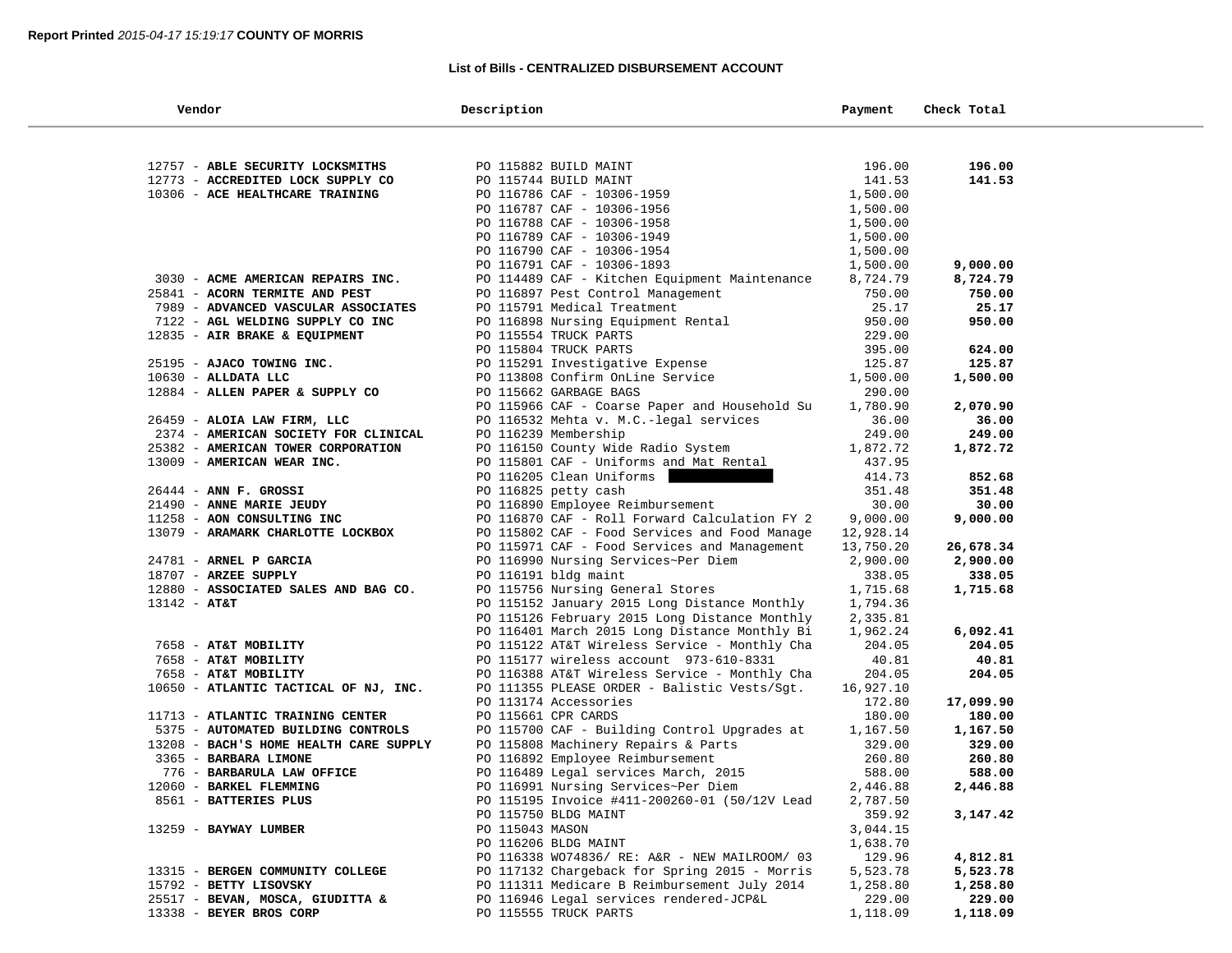**Report Printed** *2015-04-17 15:19:17* **COUNTY OF MORRIS**

## List of Bills - CENTRALIZED DISBURSEMENT ACCOUNT

| Vendor | Description | Payment | Check Total |
|---|---|---|---|
| 12757 - **ABLE SECURITY LOCKSMITHS** | PO 115882 BUILD MAINT | 196.00 | **196.00** |
| 12773 - **ACCREDITED LOCK SUPPLY CO** | PO 115744 BUILD MAINT | 141.53 | **141.53** |
| 10306 - **ACE HEALTHCARE TRAINING** | PO 116786 CAF - 10306-1959 | 1,500.00 | |
| | PO 116787 CAF - 10306-1956 | 1,500.00 | |
| | PO 116788 CAF - 10306-1958 | 1,500.00 | |
| | PO 116789 CAF - 10306-1949 | 1,500.00 | |
| | PO 116790 CAF - 10306-1954 | 1,500.00 | |
| | PO 116791 CAF - 10306-1893 | 1,500.00 | **9,000.00** |
| 3030 - **ACME AMERICAN REPAIRS INC.** | PO 114489 CAF - Kitchen Equipment Maintenance | 8,724.79 | **8,724.79** |
| 25841 - **ACORN TERMITE AND PEST** | PO 116897 Pest Control Management | 750.00 | **750.00** |
| 7989 - **ADVANCED VASCULAR ASSOCIATES** | PO 115791 Medical Treatment | 25.17 | **25.17** |
| 7122 - **AGL WELDING SUPPLY CO INC** | PO 116898 Nursing Equipment Rental | 950.00 | **950.00** |
| 12835 - **AIR BRAKE & EQUIPMENT** | PO 115554 TRUCK PARTS | 229.00 | |
| | PO 115804 TRUCK PARTS | 395.00 | **624.00** |
| 25195 - **AJACO TOWING INC.** | PO 115291 Investigative Expense | 125.87 | **125.87** |
| 10630 - **ALLDATA LLC** | PO 113808 Confirm OnLine Service | 1,500.00 | **1,500.00** |
| 12884 - **ALLEN PAPER & SUPPLY CO** | PO 115662 GARBAGE BAGS | 290.00 | |
| | PO 115966 CAF - Coarse Paper and Household Su | 1,780.90 | **2,070.90** |
| 26459 - **ALOIA LAW FIRM, LLC** | PO 116532 Mehta v. M.C.-legal services | 36.00 | **36.00** |
| 2374 - **AMERICAN SOCIETY FOR CLINICAL** | PO 116239 Membership | 249.00 | **249.00** |
| 25382 - **AMERICAN TOWER CORPORATION** | PO 116150 County Wide Radio System | 1,872.72 | **1,872.72** |
| 13009 - **AMERICAN WEAR INC.** | PO 115801 CAF - Uniforms and Mat Rental | 437.95 | |
| | PO 116205 Clean Uniforms | 414.73 | **852.68** |
| 26444 - **ANN F. GROSSI** | PO 116825 petty cash | 351.48 | **351.48** |
| 21490 - **ANNE MARIE JEUDY** | PO 116890 Employee Reimbursement | 30.00 | **30.00** |
| 11258 - **AON CONSULTING INC** | PO 116870 CAF - Roll Forward Calculation FY 2 | 9,000.00 | **9,000.00** |
| 13079 - **ARAMARK CHARLOTTE LOCKBOX** | PO 115802 CAF - Food Services and Food Manage | 12,928.14 | |
| | PO 115971 CAF - Food Services and Management | 13,750.20 | **26,678.34** |
| 24781 - **ARNEL P GARCIA** | PO 116990 Nursing Services~Per Diem | 2,900.00 | **2,900.00** |
| 18707 - **ARZEE SUPPLY** | PO 116191 bldg maint | 338.05 | **338.05** |
| 12880 - **ASSOCIATED SALES AND BAG CO.** | PO 115756 Nursing General Stores | 1,715.68 | **1,715.68** |
| 13142 - **AT&T** | PO 115152 January 2015 Long Distance Monthly | 1,794.36 | |
| | PO 115126 February 2015 Long Distance Monthly | 2,335.81 | |
| | PO 116401 March 2015 Long Distance Monthly Bi | 1,962.24 | **6,092.41** |
| 7658 - **AT&T MOBILITY** | PO 115122 AT&T Wireless Service - Monthly Cha | 204.05 | **204.05** |
| 7658 - **AT&T MOBILITY** | PO 115177 wireless account 973-610-8331 | 40.81 | **40.81** |
| 7658 - **AT&T MOBILITY** | PO 116388 AT&T Wireless Service - Monthly Cha | 204.05 | **204.05** |
| 10650 - **ATLANTIC TACTICAL OF NJ, INC.** | PO 111355 PLEASE ORDER - Balistic Vests/Sgt. | 16,927.10 | |
| | PO 113174 Accessories | 172.80 | **17,099.90** |
| 11713 - **ATLANTIC TRAINING CENTER** | PO 115661 CPR CARDS | 180.00 | **180.00** |
| 5375 - **AUTOMATED BUILDING CONTROLS** | PO 115700 CAF - Building Control Upgrades at | 1,167.50 | **1,167.50** |
| 13208 - **BACH'S HOME HEALTH CARE SUPPLY** | PO 115808 Machinery Repairs & Parts | 329.00 | **329.00** |
| 3365 - **BARBARA LIMONE** | PO 116892 Employee Reimbursement | 260.80 | **260.80** |
| 776 - **BARBARULA LAW OFFICE** | PO 116489 Legal services March, 2015 | 588.00 | **588.00** |
| 12060 - **BARKEL FLEMMING** | PO 116991 Nursing Services~Per Diem | 2,446.88 | **2,446.88** |
| 8561 - **BATTERIES PLUS** | PO 115195 Invoice #411-200260-01 (50/12V Lead | 2,787.50 | |
| | PO 115750 BLDG MAINT | 359.92 | **3,147.42** |
| 13259 - **BAYWAY LUMBER** | PO 115043 MASON | 3,044.15 | |
| | PO 116206 BLDG MAINT | 1,638.70 | |
| | PO 116338 WO74836/ RE: A&R - NEW MAILROOM/ 03 | 129.96 | **4,812.81** |
| 13315 - **BERGEN COMMUNITY COLLEGE** | PO 117132 Chargeback for Spring 2015 - Morris | 5,523.78 | **5,523.78** |
| 15792 - **BETTY LISOVSKY** | PO 111311 Medicare B Reimbursement July 2014 | 1,258.80 | **1,258.80** |
| 25517 - **BEVAN, MOSCA, GIUDITTA &** | PO 116946 Legal services rendered-JCP&L | 229.00 | **229.00** |
| 13338 - **BEYER BROS CORP** | PO 115555 TRUCK PARTS | 1,118.09 | **1,118.09** |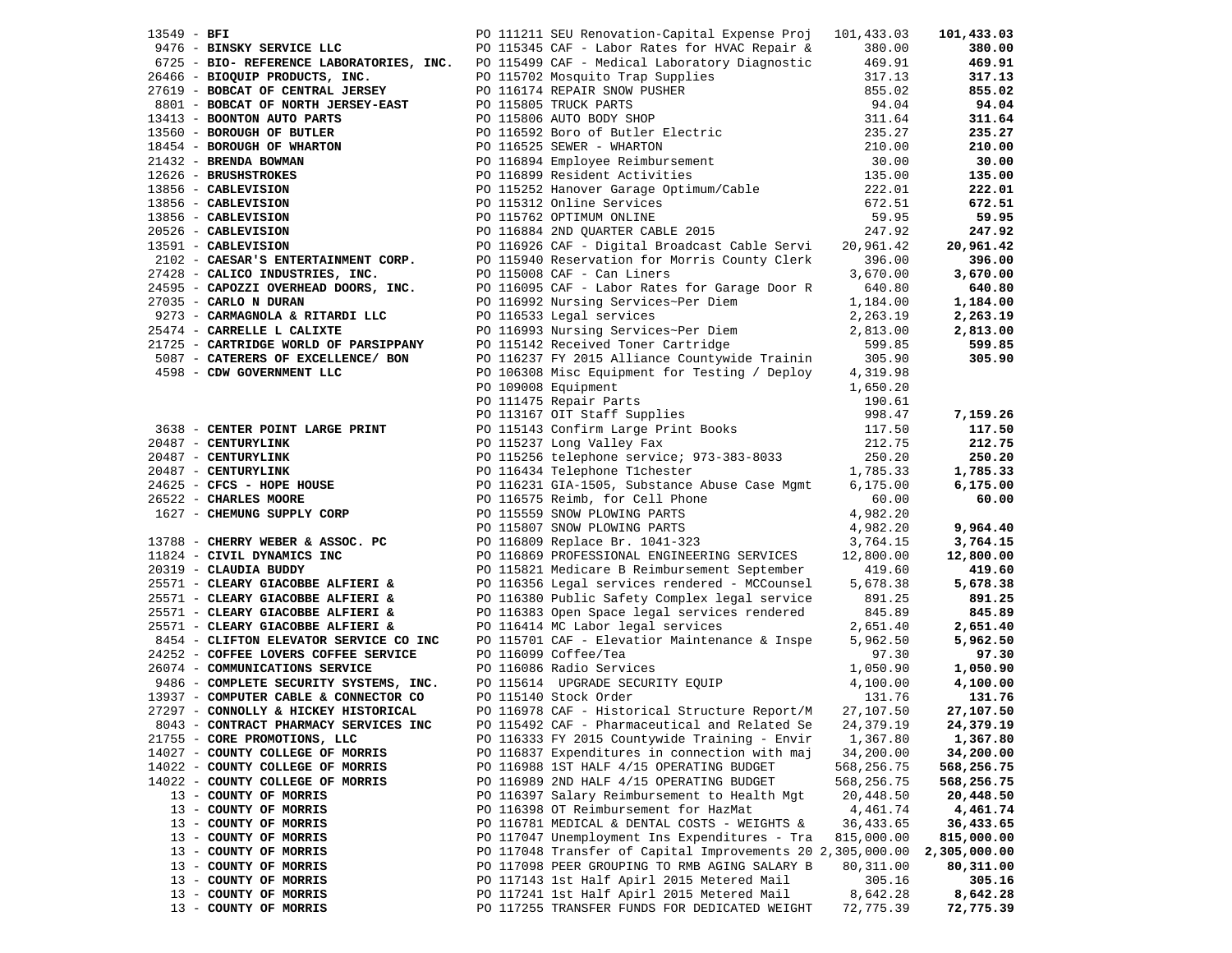| Vendor | PO / Description | Amount | Total |
|---|---|---|---|
| 13549 - **BFI** | PO 111211 SEU Renovation-Capital Expense Proj | 101,433.03 | **101,433.03** |
| 9476 - **BINSKY SERVICE LLC** | PO 115345 CAF - Labor Rates for HVAC Repair & | 380.00 | **380.00** |
| 6725 - **BIO- REFERENCE LABORATORIES, INC.** | PO 115499 CAF - Medical Laboratory Diagnostic | 469.91 | **469.91** |
| 26466 - **BIOQUIP PRODUCTS, INC.** | PO 115702 Mosquito Trap Supplies | 317.13 | **317.13** |
| 27619 - **BOBCAT OF CENTRAL JERSEY** | PO 116174 REPAIR SNOW PUSHER | 855.02 | **855.02** |
| 8801 - **BOBCAT OF NORTH JERSEY-EAST** | PO 115805 TRUCK PARTS | 94.04 | **94.04** |
| 13413 - **BOONTON AUTO PARTS** | PO 115806 AUTO BODY SHOP | 311.64 | **311.64** |
| 13560 - **BOROUGH OF BUTLER** | PO 116592 Boro of Butler Electric | 235.27 | **235.27** |
| 18454 - **BOROUGH OF WHARTON** | PO 116525 SEWER - WHARTON | 210.00 | **210.00** |
| 21432 - **BRENDA BOWMAN** | PO 116894 Employee Reimbursement | 30.00 | **30.00** |
| 12626 - **BRUSHSTROKES** | PO 116899 Resident Activities | 135.00 | **135.00** |
| 13856 - **CABLEVISION** | PO 115252 Hanover Garage Optimum/Cable | 222.01 | **222.01** |
| 13856 - **CABLEVISION** | PO 115312 Online Services | 672.51 | **672.51** |
| 13856 - **CABLEVISION** | PO 115762 OPTIMUM ONLINE | 59.95 | **59.95** |
| 20526 - **CABLEVISION** | PO 116884 2ND QUARTER CABLE 2015 | 247.92 | **247.92** |
| 13591 - **CABLEVISION** | PO 116926 CAF - Digital Broadcast Cable Servi | 20,961.42 | **20,961.42** |
| 2102 - **CAESAR'S ENTERTAINMENT CORP.** | PO 115940 Reservation for Morris County Clerk | 396.00 | **396.00** |
| 27428 - **CALICO INDUSTRIES, INC.** | PO 115008 CAF - Can Liners | 3,670.00 | **3,670.00** |
| 24595 - **CAPOZZI OVERHEAD DOORS, INC.** | PO 116095 CAF - Labor Rates for Garage Door R | 640.80 | **640.80** |
| 27035 - **CARLO N DURAN** | PO 116992 Nursing Services~Per Diem | 1,184.00 | **1,184.00** |
| 9273 - **CARMAGNOLA & RITARDI LLC** | PO 116533 Legal services | 2,263.19 | **2,263.19** |
| 25474 - **CARRELLE L CALIXTE** | PO 116993 Nursing Services~Per Diem | 2,813.00 | **2,813.00** |
| 21725 - **CARTRIDGE WORLD OF PARSIPPANY** | PO 115142 Received Toner Cartridge | 599.85 | **599.85** |
| 5087 - **CATERERS OF EXCELLENCE/ BON** | PO 116237 FY 2015 Alliance Countywide Trainin | 305.90 | **305.90** |
| 4598 - **CDW GOVERNMENT LLC** | PO 106308 Misc Equipment for Testing / Deploy | 4,319.98 | |
| | PO 109008 Equipment | 1,650.20 | |
| | PO 111475 Repair Parts | 190.61 | |
| | PO 113167 OIT Staff Supplies | 998.47 | **7,159.26** |
| 3638 - **CENTER POINT LARGE PRINT** | PO 115143 Confirm Large Print Books | 117.50 | **117.50** |
| 20487 - **CENTURYLINK** | PO 115237 Long Valley Fax | 212.75 | **212.75** |
| 20487 - **CENTURYLINK** | PO 115256 telephone service; 973-383-8033 | 250.20 | **250.20** |
| 20487 - **CENTURYLINK** | PO 116434 Telephone T1chester | 1,785.33 | **1,785.33** |
| 24625 - **CFCS - HOPE HOUSE** | PO 116231 GIA-1505, Substance Abuse Case Mgmt | 6,175.00 | **6,175.00** |
| 26522 - **CHARLES MOORE** | PO 116575 Reimb, for Cell Phone | 60.00 | **60.00** |
| 1627 - **CHEMUNG SUPPLY CORP** | PO 115559 SNOW PLOWING PARTS | 4,982.20 | |
| | PO 115807 SNOW PLOWING PARTS | 4,982.20 | **9,964.40** |
| 13788 - **CHERRY WEBER & ASSOC. PC** | PO 116809 Replace Br. 1041-323 | 3,764.15 | **3,764.15** |
| 11824 - **CIVIL DYNAMICS INC** | PO 116869 PROFESSIONAL ENGINEERING SERVICES | 12,800.00 | **12,800.00** |
| 20319 - **CLAUDIA BUDDY** | PO 115821 Medicare B Reimbursement September | 419.60 | **419.60** |
| 25571 - **CLEARY GIACOBBE ALFIERI &** | PO 116356 Legal services rendered - MCCounsel | 5,678.38 | **5,678.38** |
| 25571 - **CLEARY GIACOBBE ALFIERI &** | PO 116380 Public Safety Complex legal service | 891.25 | **891.25** |
| 25571 - **CLEARY GIACOBBE ALFIERI &** | PO 116383 Open Space legal services rendered | 845.89 | **845.89** |
| 25571 - **CLEARY GIACOBBE ALFIERI &** | PO 116414 MC Labor legal services | 2,651.40 | **2,651.40** |
| 8454 - **CLIFTON ELEVATOR SERVICE CO INC** | PO 115701 CAF - Elevatior Maintenance & Inspe | 5,962.50 | **5,962.50** |
| 24252 - **COFFEE LOVERS COFFEE SERVICE** | PO 116099 Coffee/Tea | 97.30 | **97.30** |
| 26074 - **COMMUNICATIONS SERVICE** | PO 116086 Radio Services | 1,050.90 | **1,050.90** |
| 9486 - **COMPLETE SECURITY SYSTEMS, INC.** | PO 115614 UPGRADE SECURITY EQUIP | 4,100.00 | **4,100.00** |
| 13937 - **COMPUTER CABLE & CONNECTOR CO** | PO 115140 Stock Order | 131.76 | **131.76** |
| 27297 - **CONNOLLY & HICKEY HISTORICAL** | PO 116978 CAF - Historical Structure Report/M | 27,107.50 | **27,107.50** |
| 8043 - **CONTRACT PHARMACY SERVICES INC** | PO 115492 CAF - Pharmaceutical and Related Se | 24,379.19 | **24,379.19** |
| 21755 - **CORE PROMOTIONS, LLC** | PO 116333 FY 2015 Countywide Training - Envir | 1,367.80 | **1,367.80** |
| 14027 - **COUNTY COLLEGE OF MORRIS** | PO 116837 Expenditures in connection with maj | 34,200.00 | **34,200.00** |
| 14022 - **COUNTY COLLEGE OF MORRIS** | PO 116988 1ST HALF 4/15 OPERATING BUDGET | 568,256.75 | **568,256.75** |
| 14022 - **COUNTY COLLEGE OF MORRIS** | PO 116989 2ND HALF 4/15 OPERATING BUDGET | 568,256.75 | **568,256.75** |
| 13 - **COUNTY OF MORRIS** | PO 116397 Salary Reimbursement to Health Mgt | 20,448.50 | **20,448.50** |
| 13 - **COUNTY OF MORRIS** | PO 116398 OT Reimbursement for HazMat | 4,461.74 | **4,461.74** |
| 13 - **COUNTY OF MORRIS** | PO 116781 MEDICAL & DENTAL COSTS - WEIGHTS & | 36,433.65 | **36,433.65** |
| 13 - **COUNTY OF MORRIS** | PO 117047 Unemployment Ins Expenditures - Tra | 815,000.00 | **815,000.00** |
| 13 - **COUNTY OF MORRIS** | PO 117048 Transfer of Capital Improvements 20 | 2,305,000.00 | **2,305,000.00** |
| 13 - **COUNTY OF MORRIS** | PO 117098 PEER GROUPING TO RMB AGING SALARY B | 80,311.00 | **80,311.00** |
| 13 - **COUNTY OF MORRIS** | PO 117143 1st Half Apirl 2015 Metered Mail | 305.16 | **305.16** |
| 13 - **COUNTY OF MORRIS** | PO 117241 1st Half Apirl 2015 Metered Mail | 8,642.28 | **8,642.28** |
| 13 - **COUNTY OF MORRIS** | PO 117255 TRANSFER FUNDS FOR DEDICATED WEIGHT | 72,775.39 | **72,775.39** |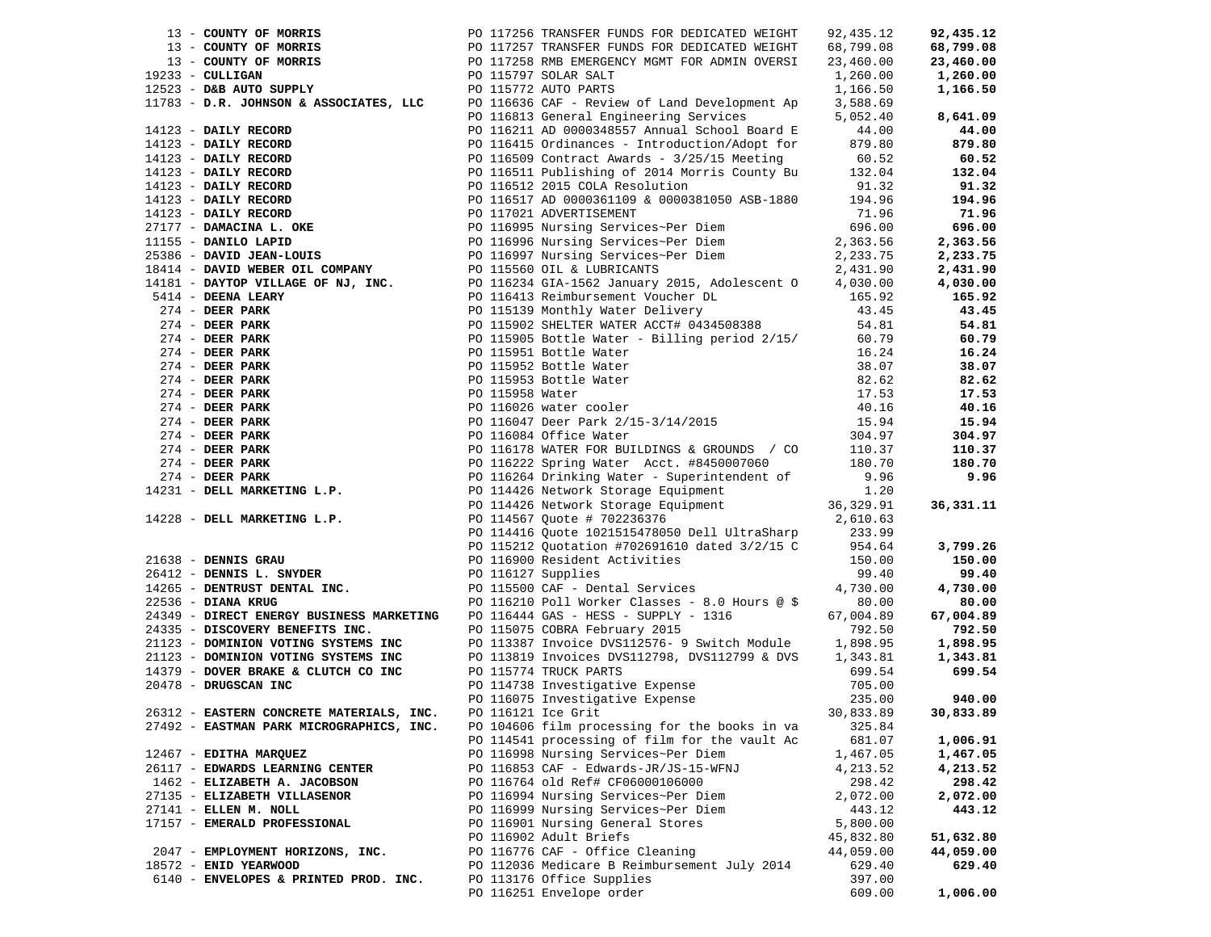| Vendor | PO / Description | Amount | Total |
|---|---|---|---|
| 13 - **COUNTY OF MORRIS** | PO 117256 TRANSFER FUNDS FOR DEDICATED WEIGHT | 92,435.12 | **92,435.12** |
| 13 - **COUNTY OF MORRIS** | PO 117257 TRANSFER FUNDS FOR DEDICATED WEIGHT | 68,799.08 | **68,799.08** |
| 13 - **COUNTY OF MORRIS** | PO 117258 RMB EMERGENCY MGMT FOR ADMIN OVERSI | 23,460.00 | **23,460.00** |
| 19233 - **CULLIGAN** | PO 115797 SOLAR SALT | 1,260.00 | **1,260.00** |
| 12523 - **D&B AUTO SUPPLY** | PO 115772 AUTO PARTS | 1,166.50 | **1,166.50** |
| 11783 - **D.R. JOHNSON & ASSOCIATES, LLC** | PO 116636 CAF - Review of Land Development Ap | 3,588.69 | |
| | PO 116813 General Engineering Services | 5,052.40 | **8,641.09** |
| 14123 - **DAILY RECORD** | PO 116211 AD 0000348557 Annual School Board E | 44.00 | **44.00** |
| 14123 - **DAILY RECORD** | PO 116415 Ordinances - Introduction/Adopt for | 879.80 | **879.80** |
| 14123 - **DAILY RECORD** | PO 116509 Contract Awards - 3/25/15 Meeting | 60.52 | **60.52** |
| 14123 - **DAILY RECORD** | PO 116511 Publishing of 2014 Morris County Bu | 132.04 | **132.04** |
| 14123 - **DAILY RECORD** | PO 116512 2015 COLA Resolution | 91.32 | **91.32** |
| 14123 - **DAILY RECORD** | PO 116517 AD 0000361109 & 0000381050 ASB-1880 | 194.96 | **194.96** |
| 14123 - **DAILY RECORD** | PO 117021 ADVERTISEMENT | 71.96 | **71.96** |
| 27177 - **DAMACINA L. OKE** | PO 116995 Nursing Services~Per Diem | 696.00 | **696.00** |
| 11155 - **DANILO LAPID** | PO 116996 Nursing Services~Per Diem | 2,363.56 | **2,363.56** |
| 25386 - **DAVID JEAN-LOUIS** | PO 116997 Nursing Services~Per Diem | 2,233.75 | **2,233.75** |
| 18414 - **DAVID WEBER OIL COMPANY** | PO 115560 OIL & LUBRICANTS | 2,431.90 | **2,431.90** |
| 14181 - **DAYTOP VILLAGE OF NJ, INC.** | PO 116234 GIA-1562 January 2015, Adolescent O | 4,030.00 | **4,030.00** |
| 5414 - **DEENA LEARY** | PO 116413 Reimbursement Voucher DL | 165.92 | **165.92** |
| 274 - **DEER PARK** | PO 115139 Monthly Water Delivery | 43.45 | **43.45** |
| 274 - **DEER PARK** | PO 115902 SHELTER WATER ACCT# 0434508388 | 54.81 | **54.81** |
| 274 - **DEER PARK** | PO 115905 Bottle Water - Billing period 2/15/ | 60.79 | **60.79** |
| 274 - **DEER PARK** | PO 115951 Bottle Water | 16.24 | **16.24** |
| 274 - **DEER PARK** | PO 115952 Bottle Water | 38.07 | **38.07** |
| 274 - **DEER PARK** | PO 115953 Bottle Water | 82.62 | **82.62** |
| 274 - **DEER PARK** | PO 115958 Water | 17.53 | **17.53** |
| 274 - **DEER PARK** | PO 116026 water cooler | 40.16 | **40.16** |
| 274 - **DEER PARK** | PO 116047 Deer Park 2/15-3/14/2015 | 15.94 | **15.94** |
| 274 - **DEER PARK** | PO 116084 Office Water | 304.97 | **304.97** |
| 274 - **DEER PARK** | PO 116178 WATER FOR BUILDINGS & GROUNDS / CO | 110.37 | **110.37** |
| 274 - **DEER PARK** | PO 116222 Spring Water Acct. #8450007060 | 180.70 | **180.70** |
| 274 - **DEER PARK** | PO 116264 Drinking Water - Superintendent of | 9.96 | **9.96** |
| 14231 - **DELL MARKETING L.P.** | PO 114426 Network Storage Equipment | 1.20 | |
| | PO 114426 Network Storage Equipment | 36,329.91 | **36,331.11** |
| 14228 - **DELL MARKETING L.P.** | PO 114567 Quote # 702236376 | 2,610.63 | |
| | PO 114416 Quote 1021515478050 Dell UltraSharp | 233.99 | |
| | PO 115212 Quotation #702691610 dated 3/2/15 C | 954.64 | **3,799.26** |
| 21638 - **DENNIS GRAU** | PO 116900 Resident Activities | 150.00 | **150.00** |
| 26412 - **DENNIS L. SNYDER** | PO 116127 Supplies | 99.40 | **99.40** |
| 14265 - **DENTRUST DENTAL INC.** | PO 115500 CAF - Dental Services | 4,730.00 | **4,730.00** |
| 22536 - **DIANA KRUG** | PO 116210 Poll Worker Classes - 8.0 Hours @ $ | 80.00 | **80.00** |
| 24349 - **DIRECT ENERGY BUSINESS MARKETING** | PO 116444 GAS - HESS - SUPPLY - 1316 | 67,004.89 | **67,004.89** |
| 24335 - **DISCOVERY BENEFITS INC.** | PO 115075 COBRA February 2015 | 792.50 | **792.50** |
| 21123 - **DOMINION VOTING SYSTEMS INC** | PO 113387 Invoice DVS112576- 9 Switch Module | 1,898.95 | **1,898.95** |
| 21123 - **DOMINION VOTING SYSTEMS INC** | PO 113819 Invoices DVS112798, DVS112799 & DVS | 1,343.81 | **1,343.81** |
| 14379 - **DOVER BRAKE & CLUTCH CO INC** | PO 115774 TRUCK PARTS | 699.54 | **699.54** |
| 20478 - **DRUGSCAN INC** | PO 114738 Investigative Expense | 705.00 | |
| | PO 116075 Investigative Expense | 235.00 | **940.00** |
| 26312 - **EASTERN CONCRETE MATERIALS, INC.** | PO 116121 Ice Grit | 30,833.89 | **30,833.89** |
| 27492 - **EASTMAN PARK MICROGRAPHICS, INC.** | PO 104606 film processing for the books in va | 325.84 | |
| | PO 114541 processing of film for the vault Ac | 681.07 | **1,006.91** |
| 12467 - **EDITHA MARQUEZ** | PO 116998 Nursing Services~Per Diem | 1,467.05 | **1,467.05** |
| 26117 - **EDWARDS LEARNING CENTER** | PO 116853 CAF - Edwards-JR/JS-15-WFNJ | 4,213.52 | **4,213.52** |
| 1462 - **ELIZABETH A. JACOBSON** | PO 116764 old Ref# CF06000106000 | 298.42 | **298.42** |
| 27135 - **ELIZABETH VILLASENOR** | PO 116994 Nursing Services~Per Diem | 2,072.00 | **2,072.00** |
| 27141 - **ELLEN M. NOLL** | PO 116999 Nursing Services~Per Diem | 443.12 | **443.12** |
| 17157 - **EMERALD PROFESSIONAL** | PO 116901 Nursing General Stores | 5,800.00 | |
| | PO 116902 Adult Briefs | 45,832.80 | **51,632.80** |
| 2047 - **EMPLOYMENT HORIZONS, INC.** | PO 116776 CAF - Office Cleaning | 44,059.00 | **44,059.00** |
| 18572 - **ENID YEARWOOD** | PO 112036 Medicare B Reimbursement July 2014 | 629.40 | **629.40** |
| 6140 - **ENVELOPES & PRINTED PROD. INC.** | PO 113176 Office Supplies | 397.00 | |
| | PO 116251 Envelope order | 609.00 | **1,006.00** |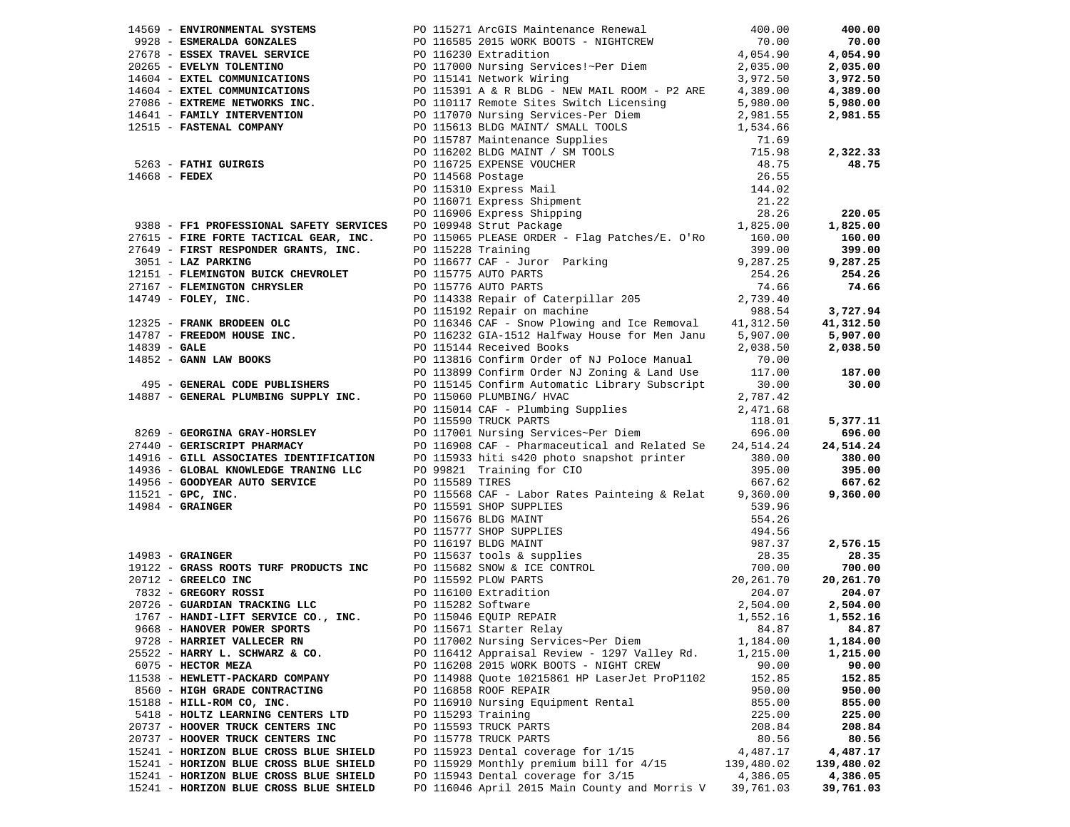| Vendor | PO / Description | Amount | Total |
|---|---|---|---|
| 14569 - **ENVIRONMENTAL SYSTEMS** | PO 115271 ArcGIS Maintenance Renewal | 400.00 | **400.00** |
| 9928 - **ESMERALDA GONZALES** | PO 116585 2015 WORK BOOTS - NIGHTCREW | 70.00 | **70.00** |
| 27678 - **ESSEX TRAVEL SERVICE** | PO 116230 Extradition | 4,054.90 | **4,054.90** |
| 20265 - **EVELYN TOLENTINO** | PO 117000 Nursing Services!~Per Diem | 2,035.00 | **2,035.00** |
| 14604 - **EXTEL COMMUNICATIONS** | PO 115141 Network Wiring | 3,972.50 | **3,972.50** |
| 14604 - **EXTEL COMMUNICATIONS** | PO 115391 A & R BLDG - NEW MAIL ROOM - P2 ARE | 4,389.00 | **4,389.00** |
| 27086 - **EXTREME NETWORKS INC.** | PO 110117 Remote Sites Switch Licensing | 5,980.00 | **5,980.00** |
| 14641 - **FAMILY INTERVENTION** | PO 117070 Nursing Services-Per Diem | 2,981.55 | **2,981.55** |
| 12515 - **FASTENAL COMPANY** | PO 115613 BLDG MAINT/ SMALL TOOLS | 1,534.66 | |
| | PO 115787 Maintenance Supplies | 71.69 | |
| | PO 116202 BLDG MAINT / SM TOOLS | 715.98 | **2,322.33** |
| 5263 - **FATHI GUIRGIS** | PO 116725 EXPENSE VOUCHER | 48.75 | **48.75** |
| 14668 - **FEDEX** | PO 114568 Postage | 26.55 | |
| | PO 115310 Express Mail | 144.02 | |
| | PO 116071 Express Shipment | 21.22 | |
| | PO 116906 Express Shipping | 28.26 | **220.05** |
| 9388 - **FF1 PROFESSIONAL SAFETY SERVICES** | PO 109948 Strut Package | 1,825.00 | **1,825.00** |
| 27615 - **FIRE FORTE TACTICAL GEAR, INC.** | PO 115065 PLEASE ORDER - Flag Patches/E. O'Ro | 160.00 | **160.00** |
| 27649 - **FIRST RESPONDER GRANTS, INC.** | PO 115228 Training | 399.00 | **399.00** |
| 3051 - **LAZ PARKING** | PO 116677 CAF - Juror Parking | 9,287.25 | **9,287.25** |
| 12151 - **FLEMINGTON BUICK CHEVROLET** | PO 115775 AUTO PARTS | 254.26 | **254.26** |
| 27167 - **FLEMINGTON CHRYSLER** | PO 115776 AUTO PARTS | 74.66 | **74.66** |
| 14749 - **FOLEY, INC.** | PO 114338 Repair of Caterpillar 205 | 2,739.40 | |
| | PO 115192 Repair on machine | 988.54 | **3,727.94** |
| 12325 - **FRANK BRODEEN OLC** | PO 116346 CAF - Snow Plowing and Ice Removal | 41,312.50 | **41,312.50** |
| 14787 - **FREEDOM HOUSE INC.** | PO 116232 GIA-1512 Halfway House for Men Janu | 5,907.00 | **5,907.00** |
| 14839 - **GALE** | PO 115144 Received Books | 2,038.50 | **2,038.50** |
| 14852 - **GANN LAW BOOKS** | PO 113816 Confirm Order of NJ Poloce Manual | 70.00 | |
| | PO 113899 Confirm Order NJ Zoning & Land Use | 117.00 | **187.00** |
| 495 - **GENERAL CODE PUBLISHERS** | PO 115145 Confirm Automatic Library Subscript | 30.00 | **30.00** |
| 14887 - **GENERAL PLUMBING SUPPLY INC.** | PO 115060 PLUMBING/ HVAC | 2,787.42 | |
| | PO 115014 CAF - Plumbing Supplies | 2,471.68 | |
| | PO 115590 TRUCK PARTS | 118.01 | **5,377.11** |
| 8269 - **GEORGINA GRAY-HORSLEY** | PO 117001 Nursing Services~Per Diem | 696.00 | **696.00** |
| 27440 - **GERISCRIPT PHARMACY** | PO 116908 CAF - Pharmaceutical and Related Se | 24,514.24 | **24,514.24** |
| 14916 - **GILL ASSOCIATES IDENTIFICATION** | PO 115933 hiti s420 photo snapshot printer | 380.00 | **380.00** |
| 14936 - **GLOBAL KNOWLEDGE TRANING LLC** | PO 99821 Training for CIO | 395.00 | **395.00** |
| 14956 - **GOODYEAR AUTO SERVICE** | PO 115589 TIRES | 667.62 | **667.62** |
| 11521 - **GPC, INC.** | PO 115568 CAF - Labor Rates Painteing & Relat | 9,360.00 | **9,360.00** |
| 14984 - **GRAINGER** | PO 115591 SHOP SUPPLIES | 539.96 | |
| | PO 115676 BLDG MAINT | 554.26 | |
| | PO 115777 SHOP SUPPLIES | 494.56 | |
| | PO 116197 BLDG MAINT | 987.37 | **2,576.15** |
| 14983 - **GRAINGER** | PO 115637 tools & supplies | 28.35 | **28.35** |
| 19122 - **GRASS ROOTS TURF PRODUCTS INC** | PO 115682 SNOW & ICE CONTROL | 700.00 | **700.00** |
| 20712 - **GREELCO INC** | PO 115592 PLOW PARTS | 20,261.70 | **20,261.70** |
| 7832 - **GREGORY ROSSI** | PO 116100 Extradition | 204.07 | **204.07** |
| 20726 - **GUARDIAN TRACKING LLC** | PO 115282 Software | 2,504.00 | **2,504.00** |
| 1767 - **HANDI-LIFT SERVICE CO., INC.** | PO 115046 EQUIP REPAIR | 1,552.16 | **1,552.16** |
| 9668 - **HANOVER POWER SPORTS** | PO 115671 Starter Relay | 84.87 | **84.87** |
| 9728 - **HARRIET VALLECER RN** | PO 117002 Nursing Services~Per Diem | 1,184.00 | **1,184.00** |
| 25522 - **HARRY L. SCHWARZ & CO.** | PO 116412 Appraisal Review - 1297 Valley Rd. | 1,215.00 | **1,215.00** |
| 6075 - **HECTOR MEZA** | PO 116208 2015 WORK BOOTS - NIGHT CREW | 90.00 | **90.00** |
| 11538 - **HEWLETT-PACKARD COMPANY** | PO 114988 Quote 10215861 HP LaserJet ProP1102 | 152.85 | **152.85** |
| 8560 - **HIGH GRADE CONTRACTING** | PO 116858 ROOF REPAIR | 950.00 | **950.00** |
| 15188 - **HILL-ROM CO, INC.** | PO 116910 Nursing Equipment Rental | 855.00 | **855.00** |
| 5418 - **HOLTZ LEARNING CENTERS LTD** | PO 115293 Training | 225.00 | **225.00** |
| 20737 - **HOOVER TRUCK CENTERS INC** | PO 115593 TRUCK PARTS | 208.84 | **208.84** |
| 20737 - **HOOVER TRUCK CENTERS INC** | PO 115778 TRUCK PARTS | 80.56 | **80.56** |
| 15241 - **HORIZON BLUE CROSS BLUE SHIELD** | PO 115923 Dental coverage for 1/15 | 4,487.17 | **4,487.17** |
| 15241 - **HORIZON BLUE CROSS BLUE SHIELD** | PO 115929 Monthly premium bill for 4/15 | 139,480.02 | **139,480.02** |
| 15241 - **HORIZON BLUE CROSS BLUE SHIELD** | PO 115943 Dental coverage for 3/15 | 4,386.05 | **4,386.05** |
| 15241 - **HORIZON BLUE CROSS BLUE SHIELD** | PO 116046 April 2015 Main County and Morris V | 39,761.03 | **39,761.03** |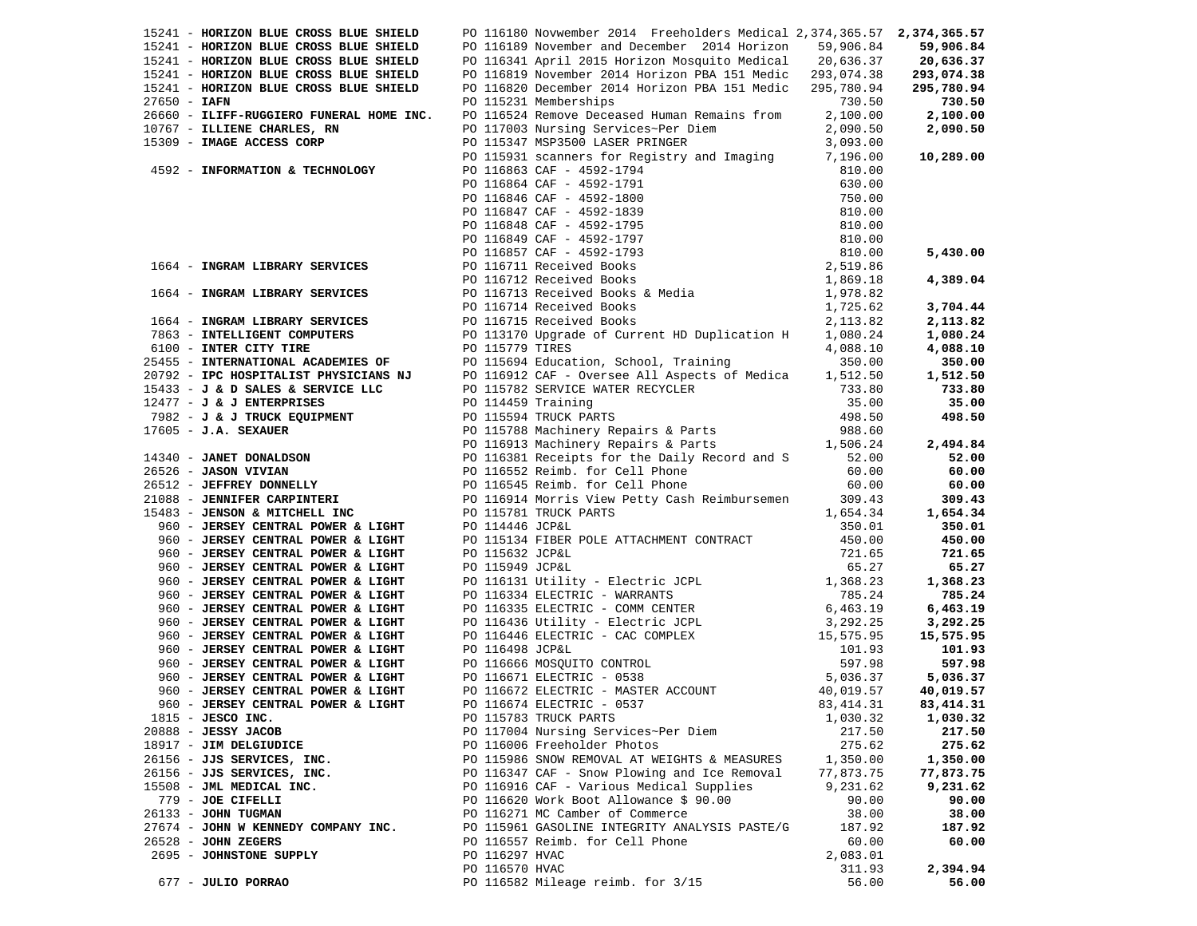| Vendor | PO / Description | Amount | Total |
|---|---|---|---|
| 15241 - **HORIZON BLUE CROSS BLUE SHIELD** | PO 116180 Novwember 2014 Freeholders Medical | 2,374,365.57 | **2,374,365.57** |
| 15241 - **HORIZON BLUE CROSS BLUE SHIELD** | PO 116189 November and December 2014 Horizon | 59,906.84 | **59,906.84** |
| 15241 - **HORIZON BLUE CROSS BLUE SHIELD** | PO 116341 April 2015 Horizon Mosquito Medical | 20,636.37 | **20,636.37** |
| 15241 - **HORIZON BLUE CROSS BLUE SHIELD** | PO 116819 November 2014 Horizon PBA 151 Medic | 293,074.38 | **293,074.38** |
| 15241 - **HORIZON BLUE CROSS BLUE SHIELD** | PO 116820 December 2014 Horizon PBA 151 Medic | 295,780.94 | **295,780.94** |
| 27650 - **IAFN** | PO 115231 Memberships | 730.50 | **730.50** |
| 26660 - **ILIFF-RUGGIERO FUNERAL HOME INC.** | PO 116524 Remove Deceased Human Remains from | 2,100.00 | **2,100.00** |
| 10767 - **ILLIENE CHARLES, RN** | PO 117003 Nursing Services~Per Diem | 2,090.50 | **2,090.50** |
| 15309 - **IMAGE ACCESS CORP** | PO 115347 MSP3500 LASER PRINGER | 3,093.00 | |
| | PO 115931 scanners for Registry and Imaging | 7,196.00 | **10,289.00** |
| 4592 - **INFORMATION & TECHNOLOGY** | PO 116863 CAF - 4592-1794 | 810.00 | |
| | PO 116864 CAF - 4592-1791 | 630.00 | |
| | PO 116846 CAF - 4592-1800 | 750.00 | |
| | PO 116847 CAF - 4592-1839 | 810.00 | |
| | PO 116848 CAF - 4592-1795 | 810.00 | |
| | PO 116849 CAF - 4592-1797 | 810.00 | |
| | PO 116857 CAF - 4592-1793 | 810.00 | **5,430.00** |
| 1664 - **INGRAM LIBRARY SERVICES** | PO 116711 Received Books | 2,519.86 | |
| | PO 116712 Received Books | 1,869.18 | **4,389.04** |
| 1664 - **INGRAM LIBRARY SERVICES** | PO 116713 Received Books & Media | 1,978.82 | |
| | PO 116714 Received Books | 1,725.62 | **3,704.44** |
| 1664 - **INGRAM LIBRARY SERVICES** | PO 116715 Received Books | 2,113.82 | **2,113.82** |
| 7863 - **INTELLIGENT COMPUTERS** | PO 113170 Upgrade of Current HD Duplication H | 1,080.24 | **1,080.24** |
| 6100 - **INTER CITY TIRE** | PO 115779 TIRES | 4,088.10 | **4,088.10** |
| 25455 - **INTERNATIONAL ACADEMIES OF** | PO 115694 Education, School, Training | 350.00 | **350.00** |
| 20792 - **IPC HOSPITALIST PHYSICIANS NJ** | PO 116912 CAF - Oversee All Aspects of Medica | 1,512.50 | **1,512.50** |
| 15433 - **J & D SALES & SERVICE LLC** | PO 115782 SERVICE WATER RECYCLER | 733.80 | **733.80** |
| 12477 - **J & J ENTERPRISES** | PO 114459 Training | 35.00 | **35.00** |
| 7982 - **J & J TRUCK EQUIPMENT** | PO 115594 TRUCK PARTS | 498.50 | **498.50** |
| 17605 - **J.A. SEXAUER** | PO 115788 Machinery Repairs & Parts | 988.60 | |
| | PO 116913 Machinery Repairs & Parts | 1,506.24 | **2,494.84** |
| 14340 - **JANET DONALDSON** | PO 116381 Receipts for the Daily Record and S | 52.00 | **52.00** |
| 26526 - **JASON VIVIAN** | PO 116552 Reimb. for Cell Phone | 60.00 | **60.00** |
| 26512 - **JEFFREY DONNELLY** | PO 116545 Reimb. for Cell Phone | 60.00 | **60.00** |
| 21088 - **JENNIFER CARPINTERI** | PO 116914 Morris View Petty Cash Reimbursemen | 309.43 | **309.43** |
| 15483 - **JENSON & MITCHELL INC** | PO 115781 TRUCK PARTS | 1,654.34 | **1,654.34** |
| 960 - **JERSEY CENTRAL POWER & LIGHT** | PO 114446 JCP&L | 350.01 | **350.01** |
| 960 - **JERSEY CENTRAL POWER & LIGHT** | PO 115134 FIBER POLE ATTACHMENT CONTRACT | 450.00 | **450.00** |
| 960 - **JERSEY CENTRAL POWER & LIGHT** | PO 115632 JCP&L | 721.65 | **721.65** |
| 960 - **JERSEY CENTRAL POWER & LIGHT** | PO 115949 JCP&L | 65.27 | **65.27** |
| 960 - **JERSEY CENTRAL POWER & LIGHT** | PO 116131 Utility - Electric JCPL | 1,368.23 | **1,368.23** |
| 960 - **JERSEY CENTRAL POWER & LIGHT** | PO 116334 ELECTRIC - WARRANTS | 785.24 | **785.24** |
| 960 - **JERSEY CENTRAL POWER & LIGHT** | PO 116335 ELECTRIC - COMM CENTER | 6,463.19 | **6,463.19** |
| 960 - **JERSEY CENTRAL POWER & LIGHT** | PO 116436 Utility - Electric JCPL | 3,292.25 | **3,292.25** |
| 960 - **JERSEY CENTRAL POWER & LIGHT** | PO 116446 ELECTRIC - CAC COMPLEX | 15,575.95 | **15,575.95** |
| 960 - **JERSEY CENTRAL POWER & LIGHT** | PO 116498 JCP&L | 101.93 | **101.93** |
| 960 - **JERSEY CENTRAL POWER & LIGHT** | PO 116666 MOSQUITO CONTROL | 597.98 | **597.98** |
| 960 - **JERSEY CENTRAL POWER & LIGHT** | PO 116671 ELECTRIC - 0538 | 5,036.37 | **5,036.37** |
| 960 - **JERSEY CENTRAL POWER & LIGHT** | PO 116672 ELECTRIC - MASTER ACCOUNT | 40,019.57 | **40,019.57** |
| 960 - **JERSEY CENTRAL POWER & LIGHT** | PO 116674 ELECTRIC - 0537 | 83,414.31 | **83,414.31** |
| 1815 - **JESCO INC.** | PO 115783 TRUCK PARTS | 1,030.32 | **1,030.32** |
| 20888 - **JESSY JACOB** | PO 117004 Nursing Services~Per Diem | 217.50 | **217.50** |
| 18917 - **JIM DELGIUDICE** | PO 116006 Freeholder Photos | 275.62 | **275.62** |
| 26156 - **JJS SERVICES, INC.** | PO 115986 SNOW REMOVAL AT WEIGHTS & MEASURES | 1,350.00 | **1,350.00** |
| 26156 - **JJS SERVICES, INC.** | PO 116347 CAF - Snow Plowing and Ice Removal | 77,873.75 | **77,873.75** |
| 15508 - **JML MEDICAL INC.** | PO 116916 CAF - Various Medical Supplies | 9,231.62 | **9,231.62** |
| 779 - **JOE CIFELLI** | PO 116620 Work Boot Allowance $ 90.00 | 90.00 | **90.00** |
| 26133 - **JOHN TUGMAN** | PO 116271 MC Camber of Commerce | 38.00 | **38.00** |
| 27674 - **JOHN W KENNEDY COMPANY INC.** | PO 115961 GASOLINE INTEGRITY ANALYSIS PASTE/G | 187.92 | **187.92** |
| 26528 - **JOHN ZEGERS** | PO 116557 Reimb. for Cell Phone | 60.00 | **60.00** |
| 2695 - **JOHNSTONE SUPPLY** | PO 116297 HVAC | 2,083.01 | |
| | PO 116570 HVAC | 311.93 | **2,394.94** |
| 677 - **JULIO PORRAO** | PO 116582 Mileage reimb. for 3/15 | 56.00 | **56.00** |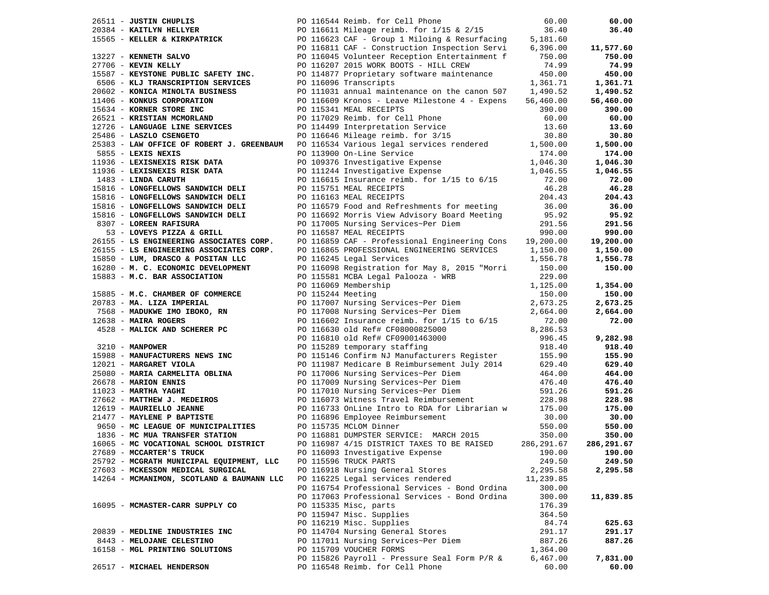| Vendor | PO / Description | Amount | Total |
|---|---|---|---|
| 26511 - **JUSTIN CHUPLIS** | PO 116544 Reimb. for Cell Phone | 60.00 | **60.00** |
| 20384 - **KAITLYN HELLYER** | PO 116611 Mileage reimb. for 1/15 & 2/15 | 36.40 | **36.40** |
| 15565 - **KELLER & KIRKPATRICK** | PO 116623 CAF - Group 1 Miloing & Resurfacing | 5,181.60 | |
| | PO 116811 CAF - Construction Inspection Servi | 6,396.00 | **11,577.60** |
| 13227 - **KENNETH SALVO** | PO 116045 Volunteer Reception Entertainment f | 750.00 | **750.00** |
| 27706 - **KEVIN KELLY** | PO 116207 2015 WORK BOOTS - HILL CREW | 74.99 | **74.99** |
| 15587 - **KEYSTONE PUBLIC SAFETY INC.** | PO 114877 Proprietary software maintenance | 450.00 | **450.00** |
| 6506 - **KLJ TRANSCRIPTION SERVICES** | PO 116096 Transcripts | 1,361.71 | **1,361.71** |
| 20602 - **KONICA MINOLTA BUSINESS** | PO 111031 annual maintenance on the canon 507 | 1,490.52 | **1,490.52** |
| 11406 - **KONKUS CORPORATION** | PO 116609 Kronos - Leave Milestone 4 - Expens | 56,460.00 | **56,460.00** |
| 15634 - **KORNER STORE INC** | PO 115341 MEAL RECEIPTS | 390.00 | **390.00** |
| 26521 - **KRISTIAN MCMORLAND** | PO 117029 Reimb. for Cell Phone | 60.00 | **60.00** |
| 12726 - **LANGUAGE LINE SERVICES** | PO 114499 Interpretation Service | 13.60 | **13.60** |
| 25486 - **LASZLO CSENGETO** | PO 116646 Mileage reimb. for 3/15 | 30.80 | **30.80** |
| 25383 - **LAW OFFICE OF ROBERT J. GREENBAUM** | PO 116534 Various legal services rendered | 1,500.00 | **1,500.00** |
| 5855 - **LEXIS NEXIS** | PO 113900 On-Line Service | 174.00 | **174.00** |
| 11936 - **LEXISNEXIS RISK DATA** | PO 109376 Investigative Expense | 1,046.30 | **1,046.30** |
| 11936 - **LEXISNEXIS RISK DATA** | PO 111244 Investigative Expense | 1,046.55 | **1,046.55** |
| 1483 - **LINDA CARUTH** | PO 116615 Insurance reimb. for 1/15 to 6/15 | 72.00 | **72.00** |
| 15816 - **LONGFELLOWS SANDWICH DELI** | PO 115751 MEAL RECEIPTS | 46.28 | **46.28** |
| 15816 - **LONGFELLOWS SANDWICH DELI** | PO 116163 MEAL RECEIPTS | 204.43 | **204.43** |
| 15816 - **LONGFELLOWS SANDWICH DELI** | PO 116579 Food and Refreshments for meeting | 36.00 | **36.00** |
| 15816 - **LONGFELLOWS SANDWICH DELI** | PO 116692 Morris View Advisory Board Meeting | 95.92 | **95.92** |
| 8307 - **LOREEN RAFISURA** | PO 117005 Nursing Services~Per Diem | 291.56 | **291.56** |
| 53 - **LOVEYS PIZZA & GRILL** | PO 116587 MEAL RECEIPTS | 990.00 | **990.00** |
| 26155 - **LS ENGINEERING ASSOCIATES CORP.** | PO 116859 CAF - Professional Engineering Cons | 19,200.00 | **19,200.00** |
| 26155 - **LS ENGINEERING ASSOCIATES CORP.** | PO 116865 PROFESSIONAL ENGINEERING SERVICES | 1,150.00 | **1,150.00** |
| 15850 - **LUM, DRASCO & POSITAN LLC** | PO 116245 Legal Services | 1,556.78 | **1,556.78** |
| 16280 - **M. C. ECONOMIC DEVELOPMENT** | PO 116098 Registration for May 8, 2015 "Morri | 150.00 | **150.00** |
| 15883 - **M.C. BAR ASSOCIATION** | PO 115581 MCBA Legal Palooza - WRB | 229.00 | |
| | PO 116069 Membership | 1,125.00 | **1,354.00** |
| 15885 - **M.C. CHAMBER OF COMMERCE** | PO 115244 Meeting | 150.00 | **150.00** |
| 20783 - **MA. LIZA IMPERIAL** | PO 117007 Nursing Services~Per Diem | 2,673.25 | **2,673.25** |
| 7568 - **MADUKWE IMO IBOKO, RN** | PO 117008 Nursing Services~Per Diem | 2,664.00 | **2,664.00** |
| 12638 - **MAIRA ROGERS** | PO 116602 Insurance reimb. for 1/15 to 6/15 | 72.00 | **72.00** |
| 4528 - **MALICK AND SCHERER PC** | PO 116630 old Ref# CF08000825000 | 8,286.53 | |
| | PO 116810 old Ref# CF09001463000 | 996.45 | **9,282.98** |
| 3210 - **MANPOWER** | PO 115289 temporary staffing | 918.40 | **918.40** |
| 15988 - **MANUFACTURERS NEWS INC** | PO 115146 Confirm NJ Manufacturers Register | 155.90 | **155.90** |
| 12021 - **MARGARET VIOLA** | PO 111987 Medicare B Reimbursement July 2014 | 629.40 | **629.40** |
| 25080 - **MARIA CARMELITA OBLINA** | PO 117006 Nursing Services~Per Diem | 464.00 | **464.00** |
| 26678 - **MARION ENNIS** | PO 117009 Nursing Services~Per Diem | 476.40 | **476.40** |
| 11023 - **MARTHA YAGHI** | PO 117010 Nursing Services~Per Diem | 591.26 | **591.26** |
| 27662 - **MATTHEW J. MEDEIROS** | PO 116073 Witness Travel Reimbursement | 228.98 | **228.98** |
| 12619 - **MAURIELLO JEANNE** | PO 116733 OnLine Intro to RDA for Librarian w | 175.00 | **175.00** |
| 21477 - **MAYLENE P BAPTISTE** | PO 116896 Employee Reimbursement | 30.00 | **30.00** |
| 9650 - **MC LEAGUE OF MUNICIPALITIES** | PO 115735 MCLOM Dinner | 550.00 | **550.00** |
| 1836 - **MC MUA TRANSFER STATION** | PO 116881 DUMPSTER SERVICE: MARCH 2015 | 350.00 | **350.00** |
| 16065 - **MC VOCATIONAL SCHOOL DISTRICT** | PO 116987 4/15 DISTRICT TAXES TO BE RAISED | 286,291.67 | **286,291.67** |
| 27689 - **MCCARTER'S TRUCK** | PO 116093 Investigative Expense | 190.00 | **190.00** |
| 25792 - **MCGRATH MUNICIPAL EQUIPMENT, LLC** | PO 115596 TRUCK PARTS | 249.50 | **249.50** |
| 27603 - **MCKESSON MEDICAL SURGICAL** | PO 116918 Nursing General Stores | 2,295.58 | **2,295.58** |
| 14264 - **MCMANIMON, SCOTLAND & BAUMANN LLC** | PO 116225 Legal services rendered | 11,239.85 | |
| | PO 116754 Professional Services - Bond Ordina | 300.00 | |
| | PO 117063 Professional Services - Bond Ordina | 300.00 | **11,839.85** |
| 16095 - **MCMASTER-CARR SUPPLY CO** | PO 115335 Misc, parts | 176.39 | |
| | PO 115947 Misc. Supplies | 364.50 | |
| | PO 116219 Misc. Supplies | 84.74 | **625.63** |
| 20839 - **MEDLINE INDUSTRIES INC** | PO 114704 Nursing General Stores | 291.17 | **291.17** |
| 8443 - **MELOJANE CELESTINO** | PO 117011 Nursing Services~Per Diem | 887.26 | **887.26** |
| 16158 - **MGL PRINTING SOLUTIONS** | PO 115709 VOUCHER FORMS | 1,364.00 | |
| | PO 115826 Payroll - Pressure Seal Form P/R & | 6,467.00 | **7,831.00** |
| 26517 - **MICHAEL HENDERSON** | PO 116548 Reimb. for Cell Phone | 60.00 | **60.00** |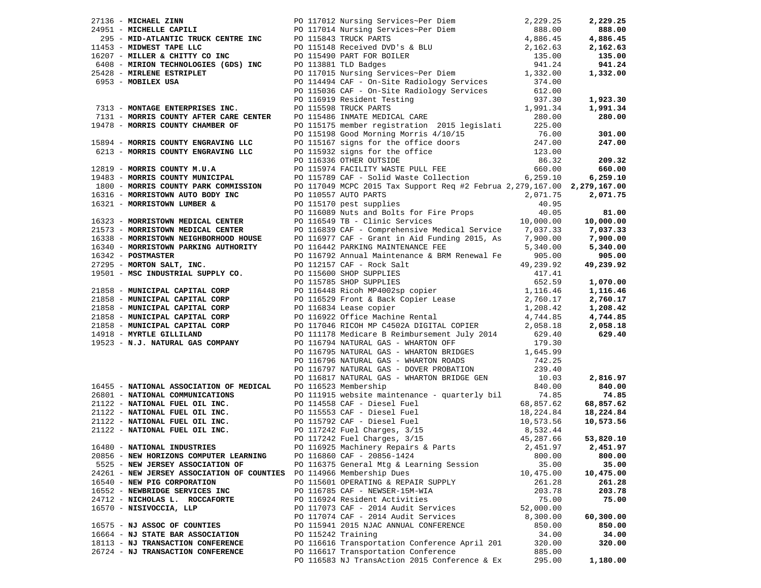| Vendor | PO / Description | Amount | Total |
|---|---|---|---|
| 27136 - **MICHAEL ZINN** | PO 117012 Nursing Services~Per Diem | 2,229.25 | **2,229.25** |
| 24951 - **MICHELLE CAPILI** | PO 117014 Nursing Services~Per Diem | 888.00 | **888.00** |
| 295 - **MID-ATLANTIC TRUCK CENTRE INC** | PO 115843 TRUCK PARTS | 4,886.45 | **4,886.45** |
| 11453 - **MIDWEST TAPE LLC** | PO 115148 Received DVD's & BLU | 2,162.63 | **2,162.63** |
| 16207 - **MILLER & CHITTY CO INC** | PO 115490 PART FOR BOILER | 135.00 | **135.00** |
| 6408 - **MIRION TECHNOLOGIES (GDS) INC** | PO 113881 TLD Badges | 941.24 | **941.24** |
| 25428 - **MIRLENE ESTRIPLET** | PO 117015 Nursing Services~Per Diem | 1,332.00 | **1,332.00** |
| 6953 - **MOBILEX USA** | PO 114494 CAF - On-Site Radiology Services | 374.00 | |
| | PO 115036 CAF - On-Site Radiology Services | 612.00 | |
| | PO 116919 Resident Testing | 937.30 | **1,923.30** |
| 7313 - **MONTAGE ENTERPRISES INC.** | PO 115598 TRUCK PARTS | 1,991.34 | **1,991.34** |
| 7131 - **MORRIS COUNTY AFTER CARE CENTER** | PO 115486 INMATE MEDICAL CARE | 280.00 | **280.00** |
| 19478 - **MORRIS COUNTY CHAMBER OF** | PO 115175 member registration 2015 legislati | 225.00 | |
| | PO 115198 Good Morning Morris 4/10/15 | 76.00 | **301.00** |
| 15894 - **MORRIS COUNTY ENGRAVING LLC** | PO 115167 signs for the office doors | 247.00 | **247.00** |
| 6213 - **MORRIS COUNTY ENGRAVING LLC** | PO 115932 signs for the office | 123.00 | |
| | PO 116336 OTHER OUTSIDE | 86.32 | **209.32** |
| 12819 - **MORRIS COUNTY M.U.A** | PO 115974 FACILITY WASTE PULL FEE | 660.00 | **660.00** |
| 19483 - **MORRIS COUNTY MUNICIPAL** | PO 115789 CAF - Solid Waste Collection | 6,259.10 | **6,259.10** |
| 1800 - **MORRIS COUNTY PARK COMMISSION** | PO 117049 MCPC 2015 Tax Support Req #2 Februa | 2,279,167.00 | **2,279,167.00** |
| 16316 - **MORRISTOWN AUTO BODY INC** | PO 110557 AUTO PARTS | 2,071.75 | **2,071.75** |
| 16321 - **MORRISTOWN LUMBER &** | PO 115170 pest supplies | 40.95 | |
| | PO 116089 Nuts and Bolts for Fire Props | 40.05 | **81.00** |
| 16323 - **MORRISTOWN MEDICAL CENTER** | PO 116549 TB - Clinic Services | 10,000.00 | **10,000.00** |
| 21573 - **MORRISTOWN MEDICAL CENTER** | PO 116839 CAF - Comprehensive Medical Service | 7,037.33 | **7,037.33** |
| 16338 - **MORRISTOWN NEIGHBORHOOD HOUSE** | PO 116977 CAF - Grant in Aid Funding 2015, As | 7,900.00 | **7,900.00** |
| 16340 - **MORRISTOWN PARKING AUTHORITY** | PO 116442 PARKING MAINTENANCE FEE | 5,340.00 | **5,340.00** |
| 16342 - **POSTMASTER** | PO 116792 Annual Maintenance & BRM Renewal Fe | 905.00 | **905.00** |
| 27295 - **MORTON SALT, INC.** | PO 112157 CAF - Rock Salt | 49,239.92 | **49,239.92** |
| 19501 - **MSC INDUSTRIAL SUPPLY CO.** | PO 115600 SHOP SUPPLIES | 417.41 | |
| | PO 115785 SHOP SUPPLIES | 652.59 | **1,070.00** |
| 21858 - **MUNICIPAL CAPITAL CORP** | PO 116448 Ricoh MP4002sp copier | 1,116.46 | **1,116.46** |
| 21858 - **MUNICIPAL CAPITAL CORP** | PO 116529 Front & Back Copier Lease | 2,760.17 | **2,760.17** |
| 21858 - **MUNICIPAL CAPITAL CORP** | PO 116834 Lease copier | 1,208.42 | **1,208.42** |
| 21858 - **MUNICIPAL CAPITAL CORP** | PO 116922 Office Machine Rental | 4,744.85 | **4,744.85** |
| 21858 - **MUNICIPAL CAPITAL CORP** | PO 117046 RICOH MP C4502A DIGITAL COPIER | 2,058.18 | **2,058.18** |
| 14918 - **MYRTLE GILLILAND** | PO 111178 Medicare B Reimbursement July 2014 | 629.40 | **629.40** |
| 19523 - **N.J. NATURAL GAS COMPANY** | PO 116794 NATURAL GAS - WHARTON OFF | 179.30 | |
| | PO 116795 NATURAL GAS - WHARTON BRIDGES | 1,645.99 | |
| | PO 116796 NATURAL GAS - WHARTON ROADS | 742.25 | |
| | PO 116797 NATURAL GAS - DOVER PROBATION | 239.40 | |
| | PO 116817 NATURAL GAS - WHARTON BRIDGE GEN | 10.03 | **2,816.97** |
| 16455 - **NATIONAL ASSOCIATION OF MEDICAL** | PO 116523 Membership | 840.00 | **840.00** |
| 26801 - **NATIONAL COMMUNICATIONS** | PO 111915 website maintenance - quarterly bil | 74.85 | **74.85** |
| 21122 - **NATIONAL FUEL OIL INC.** | PO 114558 CAF - Diesel Fuel | 68,857.62 | **68,857.62** |
| 21122 - **NATIONAL FUEL OIL INC.** | PO 115553 CAF - Diesel Fuel | 18,224.84 | **18,224.84** |
| 21122 - **NATIONAL FUEL OIL INC.** | PO 115792 CAF - Diesel Fuel | 10,573.56 | **10,573.56** |
| 21122 - **NATIONAL FUEL OIL INC.** | PO 117242 Fuel Charges, 3/15 | 8,532.44 | |
| | PO 117242 Fuel Charges, 3/15 | 45,287.66 | **53,820.10** |
| 16480 - **NATIONAL INDUSTRIES** | PO 116925 Machinery Repairs & Parts | 2,451.97 | **2,451.97** |
| 20856 - **NEW HORIZONS COMPUTER LEARNING** | PO 116860 CAF - 20856-1424 | 800.00 | **800.00** |
| 5525 - **NEW JERSEY ASSOCIATION OF** | PO 116375 General Mtg & Learning Session | 35.00 | **35.00** |
| 24261 - **NEW JERSEY ASSOCIATION OF COUNTIES** | PO 114966 Membership Dues | 10,475.00 | **10,475.00** |
| 16540 - **NEW PIG CORPORATION** | PO 115601 OPERATING & REPAIR SUPPLY | 261.28 | **261.28** |
| 16552 - **NEWBRIDGE SERVICES INC** | PO 116785 CAF - NEWSER-15M-WIA | 203.78 | **203.78** |
| 24712 - **NICHOLAS L. ROCCAFORTE** | PO 116924 Resident Activities | 75.00 | **75.00** |
| 16570 - **NISIVOCCIA, LLP** | PO 117073 CAF - 2014 Audit Services | 52,000.00 | |
| | PO 117074 CAF - 2014 Audit Services | 8,300.00 | **60,300.00** |
| 16575 - **NJ ASSOC OF COUNTIES** | PO 115941 2015 NJAC ANNUAL CONFERENCE | 850.00 | **850.00** |
| 16664 - **NJ STATE BAR ASSOCIATION** | PO 115242 Training | 34.00 | **34.00** |
| 18113 - **NJ TRANSACTION CONFERENCE** | PO 116616 Transportation Conference April 201 | 320.00 | **320.00** |
| 26724 - **NJ TRANSACTION CONFERENCE** | PO 116617 Transportation Conference | 885.00 | |
| | PO 116583 NJ TransAction 2015 Conference & Ex | 295.00 | **1,180.00** |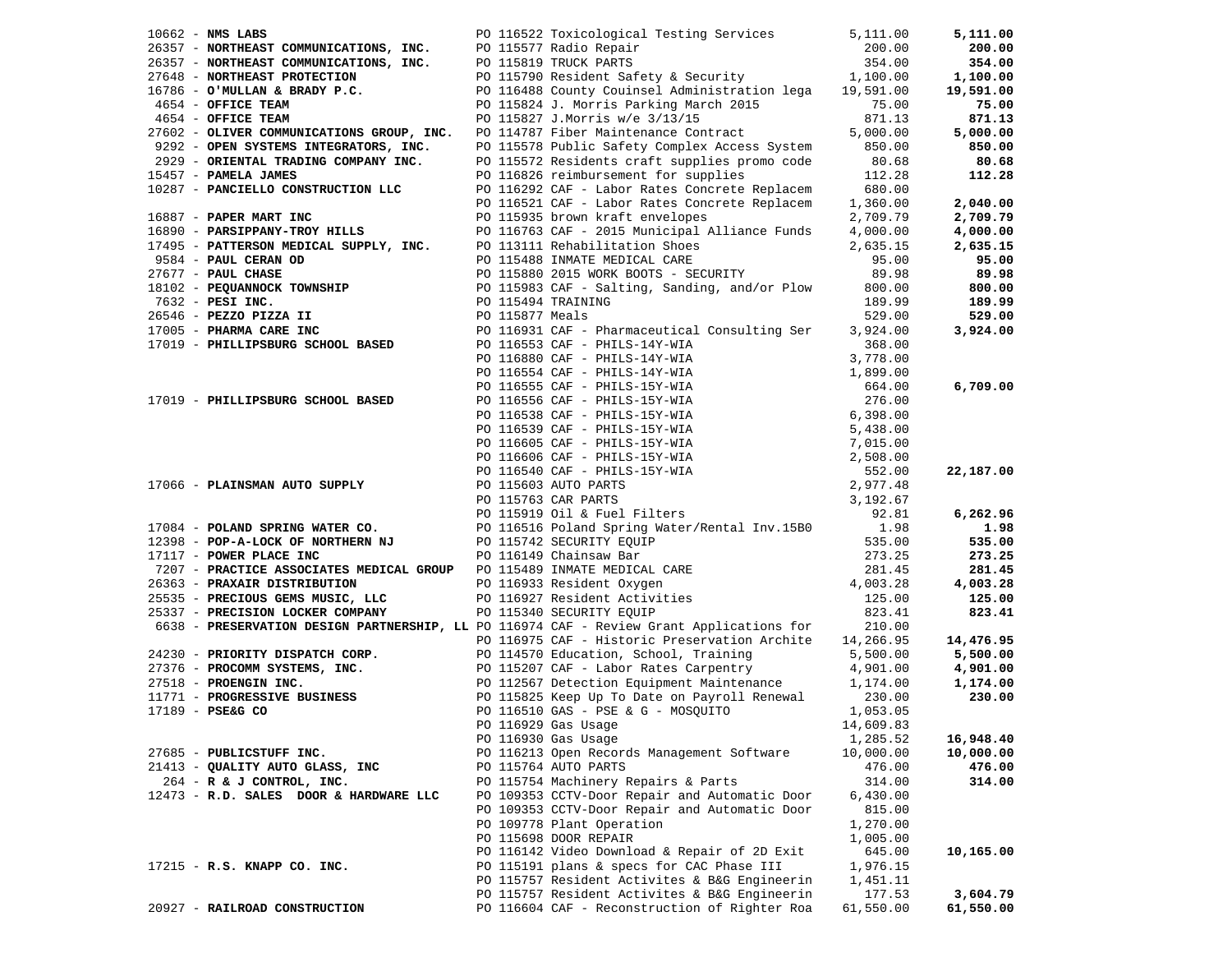| Vendor | PO / Description | Amount | Total |
|---|---|---|---|
| 10662 - **NMS LABS** | PO 116522 Toxicological Testing Services | 5,111.00 | **5,111.00** |
| 26357 - **NORTHEAST COMMUNICATIONS, INC.** | PO 115577 Radio Repair | 200.00 | **200.00** |
| 26357 - **NORTHEAST COMMUNICATIONS, INC.** | PO 115819 TRUCK PARTS | 354.00 | **354.00** |
| 27648 - **NORTHEAST PROTECTION** | PO 115790 Resident Safety & Security | 1,100.00 | **1,100.00** |
| 16786 - **O'MULLAN & BRADY P.C.** | PO 116488 County Couinsel Administration lega | 19,591.00 | **19,591.00** |
| 4654 - **OFFICE TEAM** | PO 115824 J. Morris Parking March 2015 | 75.00 | **75.00** |
| 4654 - **OFFICE TEAM** | PO 115827 J.Morris w/e 3/13/15 | 871.13 | **871.13** |
| 27602 - **OLIVER COMMUNICATIONS GROUP, INC.** | PO 114787 Fiber Maintenance Contract | 5,000.00 | **5,000.00** |
| 9292 - **OPEN SYSTEMS INTEGRATORS, INC.** | PO 115578 Public Safety Complex Access System | 850.00 | **850.00** |
| 2929 - **ORIENTAL TRADING COMPANY INC.** | PO 115572 Residents craft supplies promo code | 80.68 | **80.68** |
| 15457 - **PAMELA JAMES** | PO 116826 reimbursement for supplies | 112.28 | **112.28** |
| 10287 - **PANCIELLO CONSTRUCTION LLC** | PO 116292 CAF - Labor Rates Concrete Replacem | 680.00 | |
| | PO 116521 CAF - Labor Rates Concrete Replacem | 1,360.00 | **2,040.00** |
| 16887 - **PAPER MART INC** | PO 115935 brown kraft envelopes | 2,709.79 | **2,709.79** |
| 16890 - **PARSIPPANY-TROY HILLS** | PO 116763 CAF - 2015 Municipal Alliance Funds | 4,000.00 | **4,000.00** |
| 17495 - **PATTERSON MEDICAL SUPPLY, INC.** | PO 113111 Rehabilitation Shoes | 2,635.15 | **2,635.15** |
| 9584 - **PAUL CERAN OD** | PO 115488 INMATE MEDICAL CARE | 95.00 | **95.00** |
| 27677 - **PAUL CHASE** | PO 115880 2015 WORK BOOTS - SECURITY | 89.98 | **89.98** |
| 18102 - **PEQUANNOCK TOWNSHIP** | PO 115983 CAF - Salting, Sanding, and/or Plow | 800.00 | **800.00** |
| 7632 - **PESI INC.** | PO 115494 TRAINING | 189.99 | **189.99** |
| 26546 - **PEZZO PIZZA II** | PO 115877 Meals | 529.00 | **529.00** |
| 17005 - **PHARMA CARE INC** | PO 116931 CAF - Pharmaceutical Consulting Ser | 3,924.00 | **3,924.00** |
| 17019 - **PHILLIPSBURG SCHOOL BASED** | PO 116553 CAF - PHILS-14Y-WIA | 368.00 | |
| | PO 116880 CAF - PHILS-14Y-WIA | 3,778.00 | |
| | PO 116554 CAF - PHILS-14Y-WIA | 1,899.00 | |
| | PO 116555 CAF - PHILS-15Y-WIA | 664.00 | **6,709.00** |
| 17019 - **PHILLIPSBURG SCHOOL BASED** | PO 116556 CAF - PHILS-15Y-WIA | 276.00 | |
| | PO 116538 CAF - PHILS-15Y-WIA | 6,398.00 | |
| | PO 116539 CAF - PHILS-15Y-WIA | 5,438.00 | |
| | PO 116605 CAF - PHILS-15Y-WIA | 7,015.00 | |
| | PO 116606 CAF - PHILS-15Y-WIA | 2,508.00 | |
| | PO 116540 CAF - PHILS-15Y-WIA | 552.00 | **22,187.00** |
| 17066 - **PLAINSMAN AUTO SUPPLY** | PO 115603 AUTO PARTS | 2,977.48 | |
| | PO 115763 CAR PARTS | 3,192.67 | |
| | PO 115919 Oil & Fuel Filters | 92.81 | **6,262.96** |
| 17084 - **POLAND SPRING WATER CO.** | PO 116516 Poland Spring Water/Rental Inv.15B0 | 1.98 | **1.98** |
| 12398 - **POP-A-LOCK OF NORTHERN NJ** | PO 115742 SECURITY EQUIP | 535.00 | **535.00** |
| 17117 - **POWER PLACE INC** | PO 116149 Chainsaw Bar | 273.25 | **273.25** |
| 7207 - **PRACTICE ASSOCIATES MEDICAL GROUP** | PO 115489 INMATE MEDICAL CARE | 281.45 | **281.45** |
| 26363 - **PRAXAIR DISTRIBUTION** | PO 116933 Resident Oxygen | 4,003.28 | **4,003.28** |
| 25535 - **PRECIOUS GEMS MUSIC, LLC** | PO 116927 Resident Activities | 125.00 | **125.00** |
| 25337 - **PRECISION LOCKER COMPANY** | PO 115340 SECURITY EQUIP | 823.41 | **823.41** |
| 6638 - **PRESERVATION DESIGN PARTNERSHIP, LL** | PO 116974 CAF - Review Grant Applications for | 210.00 | |
| | PO 116975 CAF - Historic Preservation Archite | 14,266.95 | **14,476.95** |
| 24230 - **PRIORITY DISPATCH CORP.** | PO 114570 Education, School, Training | 5,500.00 | **5,500.00** |
| 27376 - **PROCOMM SYSTEMS, INC.** | PO 115207 CAF - Labor Rates Carpentry | 4,901.00 | **4,901.00** |
| 27518 - **PROENGIN INC.** | PO 112567 Detection Equipment Maintenance | 1,174.00 | **1,174.00** |
| 11771 - **PROGRESSIVE BUSINESS** | PO 115825 Keep Up To Date on Payroll Renewal | 230.00 | **230.00** |
| 17189 - **PSE&G CO** | PO 116510 GAS - PSE & G - MOSQUITO | 1,053.05 | |
| | PO 116929 Gas Usage | 14,609.83 | |
| | PO 116930 Gas Usage | 1,285.52 | **16,948.40** |
| 27685 - **PUBLICSTUFF INC.** | PO 116213 Open Records Management Software | 10,000.00 | **10,000.00** |
| 21413 - **QUALITY AUTO GLASS, INC** | PO 115764 AUTO PARTS | 476.00 | **476.00** |
| 264 - **R & J CONTROL, INC.** | PO 115754 Machinery Repairs & Parts | 314.00 | **314.00** |
| 12473 - **R.D. SALES DOOR & HARDWARE LLC** | PO 109353 CCTV-Door Repair and Automatic Door | 6,430.00 | |
| | PO 109353 CCTV-Door Repair and Automatic Door | 815.00 | |
| | PO 109778 Plant Operation | 1,270.00 | |
| | PO 115698 DOOR REPAIR | 1,005.00 | |
| | PO 116142 Video Download & Repair of 2D Exit | 645.00 | **10,165.00** |
| 17215 - **R.S. KNAPP CO. INC.** | PO 115191 plans & specs for CAC Phase III | 1,976.15 | |
| | PO 115757 Resident Activites & B&G Engineerin | 1,451.11 | |
| | PO 115757 Resident Activites & B&G Engineerin | 177.53 | **3,604.79** |
| 20927 - **RAILROAD CONSTRUCTION** | PO 116604 CAF - Reconstruction of Righter Roa | 61,550.00 | **61,550.00** |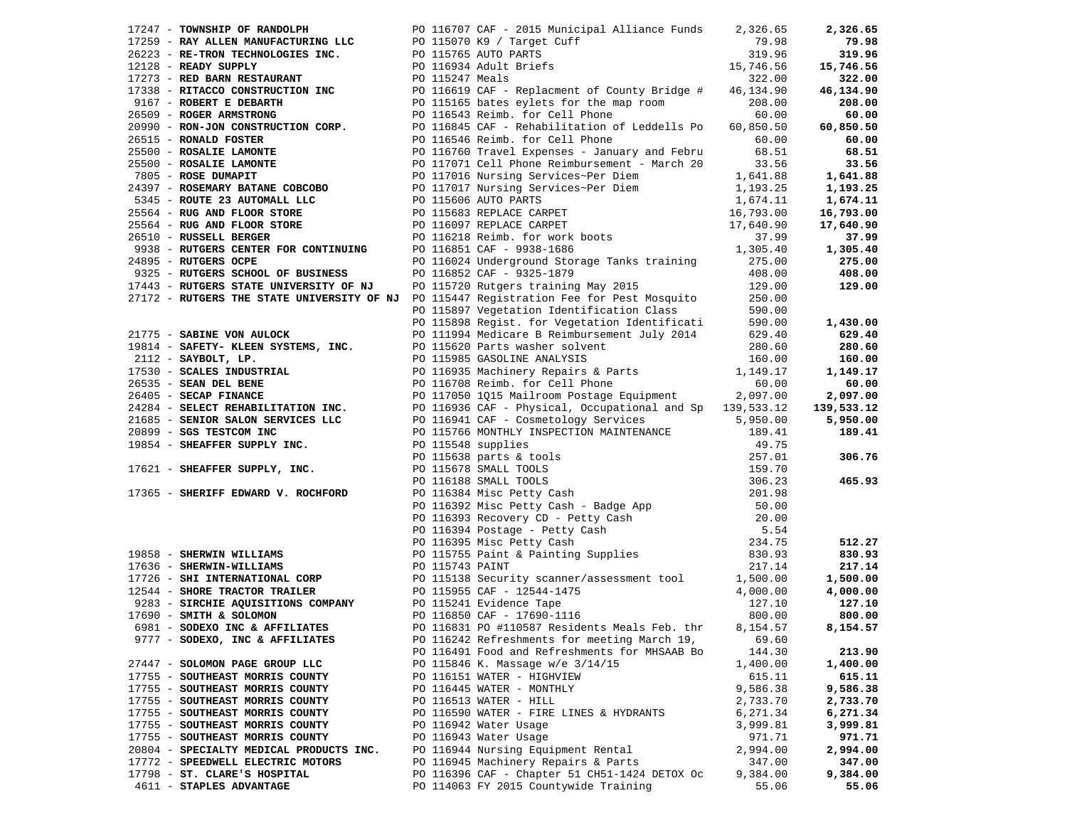| Vendor | PO / Description | Amount | Total |
|---|---|---|---|
| 17247 - **TOWNSHIP OF RANDOLPH** | PO 116707 CAF - 2015 Municipal Alliance Funds | 2,326.65 | **2,326.65** |
| 17259 - **RAY ALLEN MANUFACTURING LLC** | PO 115070 K9 / Target Cuff | 79.98 | **79.98** |
| 26223 - **RE-TRON TECHNOLOGIES INC.** | PO 115765 AUTO PARTS | 319.96 | **319.96** |
| 12128 - **READY SUPPLY** | PO 116934 Adult Briefs | 15,746.56 | **15,746.56** |
| 17273 - **RED BARN RESTAURANT** | PO 115247 Meals | 322.00 | **322.00** |
| 17338 - **RITACCO CONSTRUCTION INC** | PO 116619 CAF - Replacment of County Bridge # | 46,134.90 | **46,134.90** |
| 9167 - **ROBERT E DEBARTH** | PO 115165 bates eylets for the map room | 208.00 | **208.00** |
| 26509 - **ROGER ARMSTRONG** | PO 116543 Reimb. for Cell Phone | 60.00 | **60.00** |
| 20990 - **RON-JON CONSTRUCTION CORP.** | PO 116845 CAF - Rehabilitation of Leddells Po | 60,850.50 | **60,850.50** |
| 26515 - **RONALD FOSTER** | PO 116546 Reimb. for Cell Phone | 60.00 | **60.00** |
| 25500 - **ROSALIE LAMONTE** | PO 116760 Travel Expenses - January and Febru | 68.51 | **68.51** |
| 25500 - **ROSALIE LAMONTE** | PO 117071 Cell Phone Reimbursement - March 20 | 33.56 | **33.56** |
| 7805 - **ROSE DUMAPIT** | PO 117016 Nursing Services~Per Diem | 1,641.88 | **1,641.88** |
| 24397 - **ROSEMARY BATANE COBCOBO** | PO 117017 Nursing Services~Per Diem | 1,193.25 | **1,193.25** |
| 5345 - **ROUTE 23 AUTOMALL LLC** | PO 115606 AUTO PARTS | 1,674.11 | **1,674.11** |
| 25564 - **RUG AND FLOOR STORE** | PO 115683 REPLACE CARPET | 16,793.00 | **16,793.00** |
| 25564 - **RUG AND FLOOR STORE** | PO 116097 REPLACE CARPET | 17,640.90 | **17,640.90** |
| 26510 - **RUSSELL BERGER** | PO 116218 Reimb. for work boots | 37.99 | **37.99** |
| 9938 - **RUTGERS CENTER FOR CONTINUING** | PO 116851 CAF - 9938-1686 | 1,305.40 | **1,305.40** |
| 24895 - **RUTGERS OCPE** | PO 116024 Underground Storage Tanks training | 275.00 | **275.00** |
| 9325 - **RUTGERS SCHOOL OF BUSINESS** | PO 116852 CAF - 9325-1879 | 408.00 | **408.00** |
| 17443 - **RUTGERS STATE UNIVERSITY OF NJ** | PO 115720 Rutgers training May 2015 | 129.00 | **129.00** |
| 27172 - **RUTGERS THE STATE UNIVERSITY OF NJ** | PO 115447 Registration Fee for Pest Mosquito | 250.00 | |
| | PO 115897 Vegetation Identification Class | 590.00 | |
| | PO 115898 Regist. for Vegetation Identificati | 590.00 | **1,430.00** |
| 21775 - **SABINE VON AULOCK** | PO 111994 Medicare B Reimbursement July 2014 | 629.40 | **629.40** |
| 19814 - **SAFETY- KLEEN SYSTEMS, INC.** | PO 115620 Parts washer solvent | 280.60 | **280.60** |
| 2112 - **SAYBOLT, LP.** | PO 115985 GASOLINE ANALYSIS | 160.00 | **160.00** |
| 17530 - **SCALES INDUSTRIAL** | PO 116935 Machinery Repairs & Parts | 1,149.17 | **1,149.17** |
| 26535 - **SEAN DEL BENE** | PO 116708 Reimb. for Cell Phone | 60.00 | **60.00** |
| 26405 - **SECAP FINANCE** | PO 117050 1Q15 Mailroom Postage Equipment | 2,097.00 | **2,097.00** |
| 24284 - **SELECT REHABILITATION INC.** | PO 116936 CAF - Physical, Occupational and Sp | 139,533.12 | **139,533.12** |
| 21685 - **SENIOR SALON SERVICES LLC** | PO 116941 CAF - Cosmetology Services | 5,950.00 | **5,950.00** |
| 20899 - **SGS TESTCOM INC** | PO 115766 MONTHLY INSPECTION MAINTENANCE | 189.41 | **189.41** |
| 19854 - **SHEAFFER SUPPLY INC.** | PO 115548 supplies | 49.75 | |
| | PO 115638 parts & tools | 257.01 | **306.76** |
| 17621 - **SHEAFFER SUPPLY, INC.** | PO 115678 SMALL TOOLS | 159.70 | |
| | PO 116188 SMALL TOOLS | 306.23 | **465.93** |
| 17365 - **SHERIFF EDWARD V. ROCHFORD** | PO 116384 Misc Petty Cash | 201.98 | |
| | PO 116392 Misc Petty Cash - Badge App | 50.00 | |
| | PO 116393 Recovery CD - Petty Cash | 20.00 | |
| | PO 116394 Postage - Petty Cash | 5.54 | |
| | PO 116395 Misc Petty Cash | 234.75 | **512.27** |
| 19858 - **SHERWIN WILLIAMS** | PO 115755 Paint & Painting Supplies | 830.93 | **830.93** |
| 17636 - **SHERWIN-WILLIAMS** | PO 115743 PAINT | 217.14 | **217.14** |
| 17726 - **SHI INTERNATIONAL CORP** | PO 115138 Security scanner/assessment tool | 1,500.00 | **1,500.00** |
| 12544 - **SHORE TRACTOR TRAILER** | PO 115955 CAF - 12544-1475 | 4,000.00 | **4,000.00** |
| 9283 - **SIRCHIE AQUISITIONS COMPANY** | PO 115241 Evidence Tape | 127.10 | **127.10** |
| 17690 - **SMITH & SOLOMON** | PO 116850 CAF - 17690-1116 | 800.00 | **800.00** |
| 6981 - **SODEXO INC & AFFILIATES** | PO 116831 PO #110587 Residents Meals Feb. thr | 8,154.57 | **8,154.57** |
| 9777 - **SODEXO, INC & AFFILIATES** | PO 116242 Refreshments for meeting March 19, | 69.60 | |
| | PO 116491 Food and Refreshments for MHSAAB Bo | 144.30 | **213.90** |
| 27447 - **SOLOMON PAGE GROUP LLC** | PO 115846 K. Massage w/e 3/14/15 | 1,400.00 | **1,400.00** |
| 17755 - **SOUTHEAST MORRIS COUNTY** | PO 116151 WATER - HIGHVIEW | 615.11 | **615.11** |
| 17755 - **SOUTHEAST MORRIS COUNTY** | PO 116445 WATER - MONTHLY | 9,586.38 | **9,586.38** |
| 17755 - **SOUTHEAST MORRIS COUNTY** | PO 116513 WATER - HILL | 2,733.70 | **2,733.70** |
| 17755 - **SOUTHEAST MORRIS COUNTY** | PO 116590 WATER - FIRE LINES & HYDRANTS | 6,271.34 | **6,271.34** |
| 17755 - **SOUTHEAST MORRIS COUNTY** | PO 116942 Water Usage | 3,999.81 | **3,999.81** |
| 17755 - **SOUTHEAST MORRIS COUNTY** | PO 116943 Water Usage | 971.71 | **971.71** |
| 20804 - **SPECIALTY MEDICAL PRODUCTS INC.** | PO 116944 Nursing Equipment Rental | 2,994.00 | **2,994.00** |
| 17772 - **SPEEDWELL ELECTRIC MOTORS** | PO 116945 Machinery Repairs & Parts | 347.00 | **347.00** |
| 17798 - **ST. CLARE'S HOSPITAL** | PO 116396 CAF - Chapter 51 CH51-1424 DETOX Oc | 9,384.00 | **9,384.00** |
| 4611 - **STAPLES ADVANTAGE** | PO 114063 FY 2015 Countywide Training | 55.06 | **55.06** |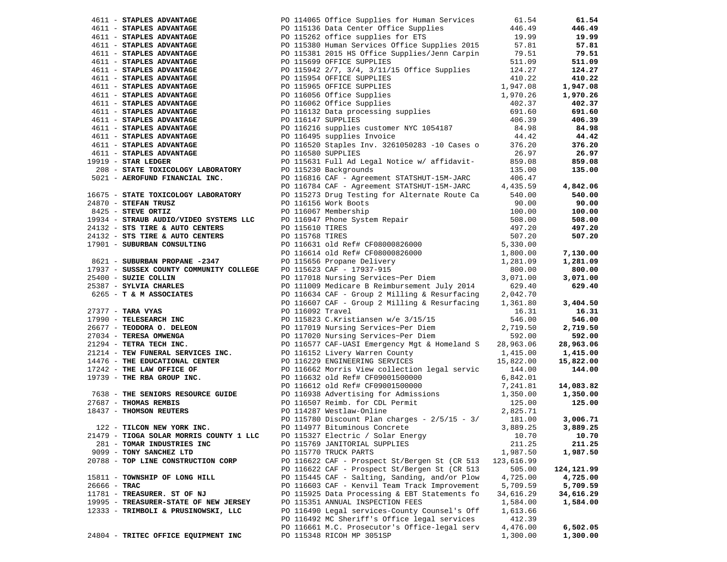| Vendor | Description | Amount | Total |
|---|---|---|---|
| 4611 - **STAPLES ADVANTAGE** | PO 114065 Office Supplies for Human Services | 61.54 | **61.54** |
| 4611 - **STAPLES ADVANTAGE** | PO 115136 Data Center Office Supplies | 446.49 | **446.49** |
| 4611 - **STAPLES ADVANTAGE** | PO 115262 office supplies for ETS | 19.99 | **19.99** |
| 4611 - **STAPLES ADVANTAGE** | PO 115380 Human Services Office Supplies 2015 | 57.81 | **57.81** |
| 4611 - **STAPLES ADVANTAGE** | PO 115381 2015 HS Office Supplies/Jenn Carpin | 79.51 | **79.51** |
| 4611 - **STAPLES ADVANTAGE** | PO 115699 OFFICE SUPPLIES | 511.09 | **511.09** |
| 4611 - **STAPLES ADVANTAGE** | PO 115942 2/7, 3/4, 3/11/15 Office Supplies | 124.27 | **124.27** |
| 4611 - **STAPLES ADVANTAGE** | PO 115954 OFFICE SUPPLIES | 410.22 | **410.22** |
| 4611 - **STAPLES ADVANTAGE** | PO 115965 OFFICE SUPPLIES | 1,947.08 | **1,947.08** |
| 4611 - **STAPLES ADVANTAGE** | PO 116056 Office Supplies | 1,970.26 | **1,970.26** |
| 4611 - **STAPLES ADVANTAGE** | PO 116062 Office Supplies | 402.37 | **402.37** |
| 4611 - **STAPLES ADVANTAGE** | PO 116132 Data processing supplies | 691.60 | **691.60** |
| 4611 - **STAPLES ADVANTAGE** | PO 116147 SUPPLIES | 406.39 | **406.39** |
| 4611 - **STAPLES ADVANTAGE** | PO 116216 supplies customer NYC 1054187 | 84.98 | **84.98** |
| 4611 - **STAPLES ADVANTAGE** | PO 116495 supplies Invoice | 44.42 | **44.42** |
| 4611 - **STAPLES ADVANTAGE** | PO 116520 Staples Inv. 3261050283 -10 Cases o | 376.20 | **376.20** |
| 4611 - **STAPLES ADVANTAGE** | PO 116580 SUPPLIES | 26.97 | **26.97** |
| 19919 - **STAR LEDGER** | PO 115631 Full Ad Legal Notice w/ affidavit- | 859.08 | **859.08** |
| 208 - **STATE TOXICOLOGY LABORATORY** | PO 115230 Backgrounds | 135.00 | **135.00** |
| 5021 - **AEROFUND FINANCIAL INC.** | PO 116816 CAF - Agreement STATSHUT-15M-JARC | 406.47 | |
| | PO 116784 CAF - Agreement STATSHUT-15M-JARC | 4,435.59 | **4,842.06** |
| 16675 - **STATE TOXICOLOGY LABORATORY** | PO 115273 Drug Testing for Alternate Route Ca | 540.00 | **540.00** |
| 24870 - **STEFAN TRUSZ** | PO 116156 Work Boots | 90.00 | **90.00** |
| 8425 - **STEVE ORTIZ** | PO 116067 Membership | 100.00 | **100.00** |
| 19934 - **STRAUB AUDIO/VIDEO SYSTEMS LLC** | PO 116947 Phone System Repair | 508.00 | **508.00** |
| 24132 - **STS TIRE & AUTO CENTERS** | PO 115610 TIRES | 497.20 | **497.20** |
| 24132 - **STS TIRE & AUTO CENTERS** | PO 115768 TIRES | 507.20 | **507.20** |
| 17901 - **SUBURBAN CONSULTING** | PO 116631 old Ref# CF08000826000 | 5,330.00 | |
| | PO 116614 old Ref# CF08000826000 | 1,800.00 | **7,130.00** |
| 8621 - **SUBURBAN PROPANE -2347** | PO 115656 Propane Delivery | 1,281.09 | **1,281.09** |
| 17937 - **SUSSEX COUNTY COMMUNITY COLLEGE** | PO 115623 CAF - 17937-915 | 800.00 | **800.00** |
| 25400 - **SUZIE COLLIN** | PO 117018 Nursing Services~Per Diem | 3,071.00 | **3,071.00** |
| 25387 - **SYLVIA CHARLES** | PO 111009 Medicare B Reimbursement July 2014 | 629.40 | **629.40** |
| 6265 - **T & M ASSOCIATES** | PO 116634 CAF - Group 2 Milling & Resurfacing | 2,042.70 | |
| | PO 116607 CAF - Group 2 Milling & Resurfacing | 1,361.80 | **3,404.50** |
| 27377 - **TARA VYAS** | PO 116092 Travel | 16.31 | **16.31** |
| 17990 - **TELESEARCH INC** | PO 115823 C.Kristiansen w/e 3/15/15 | 546.00 | **546.00** |
| 26677 - **TEODORA O. DELEON** | PO 117019 Nursing Services~Per Diem | 2,719.50 | **2,719.50** |
| 27034 - **TERESA OMWENGA** | PO 117020 Nursing Services~Per Diem | 592.00 | **592.00** |
| 21294 - **TETRA TECH INC.** | PO 116577 CAF-UASI Emergency Mgt & Homeland S | 28,963.06 | **28,963.06** |
| 21214 - **TEW FUNERAL SERVICES INC.** | PO 116152 Livery Warren County | 1,415.00 | **1,415.00** |
| 14476 - **THE EDUCATIONAL CENTER** | PO 116229 ENGINEERING SERVICES | 15,822.00 | **15,822.00** |
| 17242 - **THE LAW OFFICE OF** | PO 116662 Morris View collection legal servic | 144.00 | **144.00** |
| 19739 - **THE RBA GROUP INC.** | PO 116632 old Ref# CF09001500000 | 6,842.01 | |
| | PO 116612 old Ref# CF09001500000 | 7,241.81 | **14,083.82** |
| 7638 - **THE SENIORS RESOURCE GUIDE** | PO 116938 Advertising for Admissions | 1,350.00 | **1,350.00** |
| 27687 - **THOMAS REMBIS** | PO 116507 Reimb. for CDL Permit | 125.00 | **125.00** |
| 18437 - **THOMSON REUTERS** | PO 114287 Westlaw-Online | 2,825.71 | |
| | PO 115780 Discount Plan charges - 2/5/15 - 3/ | 181.00 | **3,006.71** |
| 122 - **TILCON NEW YORK INC.** | PO 114977 Bituminous Concrete | 3,889.25 | **3,889.25** |
| 21479 - **TIOGA SOLAR MORRIS COUNTY 1 LLC** | PO 115327 Electric / Solar Energy | 10.70 | **10.70** |
| 281 - **TOMAR INDUSTRIES INC** | PO 115769 JANITORIAL SUPPLIES | 211.25 | **211.25** |
| 9099 - **TONY SANCHEZ LTD** | PO 115770 TRUCK PARTS | 1,987.50 | **1,987.50** |
| 20788 - **TOP LINE CONSTRUCTION CORP** | PO 116622 CAF - Prospect St/Bergen St (CR 513 | 123,616.99 | |
| | PO 116622 CAF - Prospect St/Bergen St (CR 513 | 505.00 | **124,121.99** |
| 15811 - **TOWNSHIP OF LONG HILL** | PO 115445 CAF - Salting, Sanding, and/or Plow | 4,725.00 | **4,725.00** |
| 26666 - **TRAC** | PO 116603 CAF - Kenvil Team Track Improvement | 5,709.59 | **5,709.59** |
| 11781 - **TREASURER. ST OF NJ** | PO 115925 Data Processing & EBT Statements fo | 34,616.29 | **34,616.29** |
| 19995 - **TREASURER-STATE OF NEW JERSEY** | PO 115351 ANNUAL INSPECTION FEES | 1,584.00 | **1,584.00** |
| 12333 - **TRIMBOLI & PRUSINOWSKI, LLC** | PO 116490 Legal services-County Counsel's Off | 1,613.66 | |
| | PO 116492 MC Sheriff's Office legal services | 412.39 | |
| | PO 116661 M.C. Prosecutor's Office-legal serv | 4,476.00 | **6,502.05** |
| 24804 - **TRITEC OFFICE EQUIPMENT INC** | PO 115348 RICOH MP 3051SP | 1,300.00 | **1,300.00** |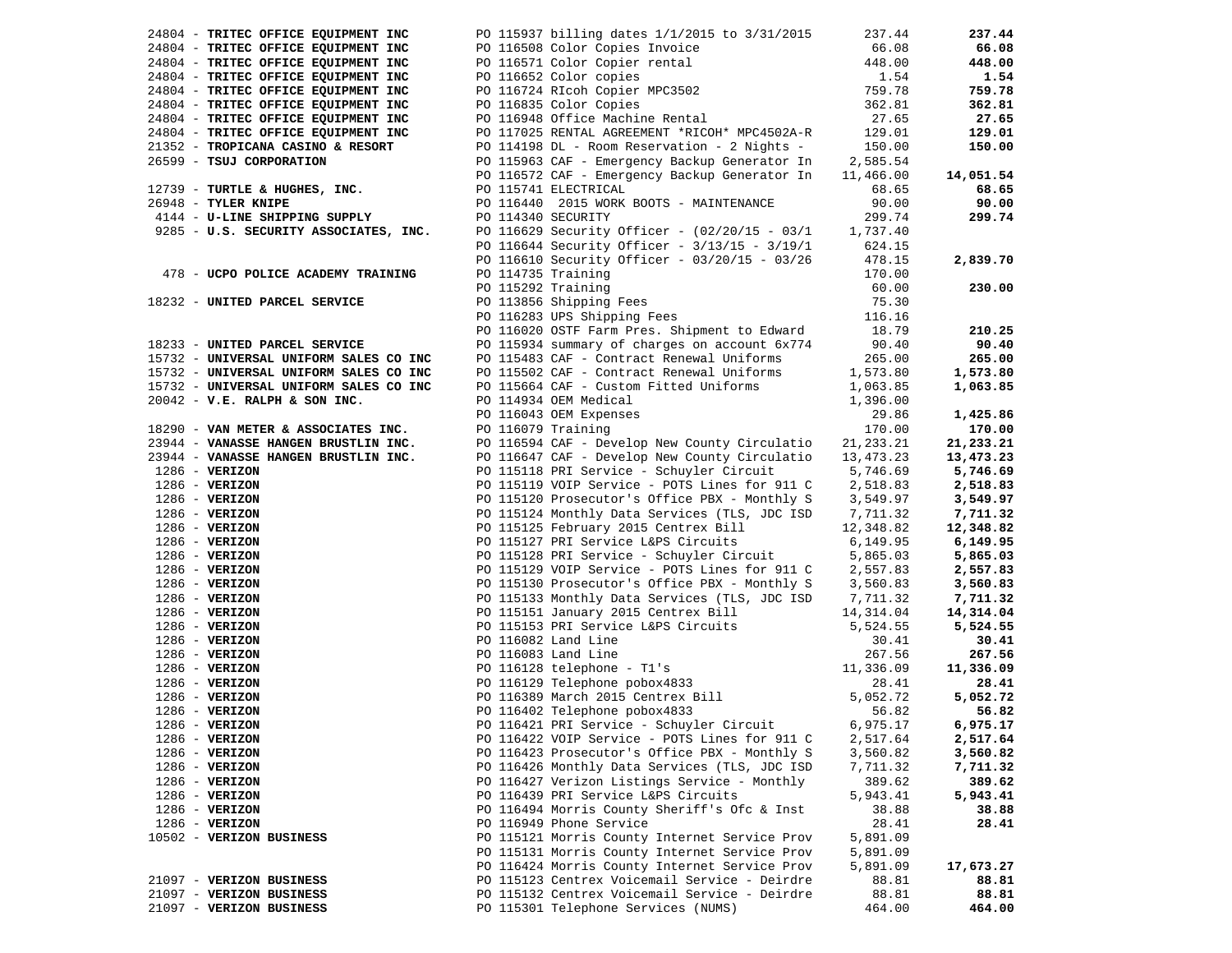| Vendor | Description | Amount | Total |
|---|---|---|---|
| 24804 - **TRITEC OFFICE EQUIPMENT INC** | PO 115937 billing dates 1/1/2015 to 3/31/2015 | 237.44 | **237.44** |
| 24804 - **TRITEC OFFICE EQUIPMENT INC** | PO 116508 Color Copies Invoice | 66.08 | **66.08** |
| 24804 - **TRITEC OFFICE EQUIPMENT INC** | PO 116571 Color Copier rental | 448.00 | **448.00** |
| 24804 - **TRITEC OFFICE EQUIPMENT INC** | PO 116652 Color copies | 1.54 | **1.54** |
| 24804 - **TRITEC OFFICE EQUIPMENT INC** | PO 116724 RIcoh Copier MPC3502 | 759.78 | **759.78** |
| 24804 - **TRITEC OFFICE EQUIPMENT INC** | PO 116835 Color Copies | 362.81 | **362.81** |
| 24804 - **TRITEC OFFICE EQUIPMENT INC** | PO 116948 Office Machine Rental | 27.65 | **27.65** |
| 24804 - **TRITEC OFFICE EQUIPMENT INC** | PO 117025 RENTAL AGREEMENT *RICOH* MPC4502A-R | 129.01 | **129.01** |
| 21352 - **TROPICANA CASINO & RESORT** | PO 114198 DL - Room Reservation - 2 Nights - | 150.00 | **150.00** |
| 26599 - **TSUJ CORPORATION** | PO 115963 CAF - Emergency Backup Generator In | 2,585.54 | |
| | PO 116572 CAF - Emergency Backup Generator In | 11,466.00 | **14,051.54** |
| 12739 - **TURTLE & HUGHES, INC.** | PO 115741 ELECTRICAL | 68.65 | **68.65** |
| 26948 - **TYLER KNIPE** | PO 116440 2015 WORK BOOTS - MAINTENANCE | 90.00 | **90.00** |
| 4144 - **U-LINE SHIPPING SUPPLY** | PO 114340 SECURITY | 299.74 | **299.74** |
| 9285 - **U.S. SECURITY ASSOCIATES, INC.** | PO 116629 Security Officer - (02/20/15 - 03/1 | 1,737.40 | |
| | PO 116644 Security Officer - 3/13/15 - 3/19/1 | 624.15 | |
| | PO 116610 Security Officer - 03/20/15 - 03/26 | 478.15 | **2,839.70** |
| 478 - **UCPO POLICE ACADEMY TRAINING** | PO 114735 Training | 170.00 | |
| | PO 115292 Training | 60.00 | **230.00** |
| 18232 - **UNITED PARCEL SERVICE** | PO 113856 Shipping Fees | 75.30 | |
| | PO 116283 UPS Shipping Fees | 116.16 | |
| | PO 116020 OSTF Farm Pres. Shipment to Edward | 18.79 | **210.25** |
| 18233 - **UNITED PARCEL SERVICE** | PO 115934 summary of charges on account 6x774 | 90.40 | **90.40** |
| 15732 - **UNIVERSAL UNIFORM SALES CO INC** | PO 115483 CAF - Contract Renewal Uniforms | 265.00 | **265.00** |
| 15732 - **UNIVERSAL UNIFORM SALES CO INC** | PO 115502 CAF - Contract Renewal Uniforms | 1,573.80 | **1,573.80** |
| 15732 - **UNIVERSAL UNIFORM SALES CO INC** | PO 115664 CAF - Custom Fitted Uniforms | 1,063.85 | **1,063.85** |
| 20042 - **V.E. RALPH & SON INC.** | PO 114934 OEM Medical | 1,396.00 | |
| | PO 116043 OEM Expenses | 29.86 | **1,425.86** |
| 18290 - **VAN METER & ASSOCIATES INC.** | PO 116079 Training | 170.00 | **170.00** |
| 23944 - **VANASSE HANGEN BRUSTLIN INC.** | PO 116594 CAF - Develop New County Circulatio | 21,233.21 | **21,233.21** |
| 23944 - **VANASSE HANGEN BRUSTLIN INC.** | PO 116647 CAF - Develop New County Circulatio | 13,473.23 | **13,473.23** |
| 1286 - **VERIZON** | PO 115118 PRI Service - Schuyler Circuit | 5,746.69 | **5,746.69** |
| 1286 - **VERIZON** | PO 115119 VOIP Service - POTS Lines for 911 C | 2,518.83 | **2,518.83** |
| 1286 - **VERIZON** | PO 115120 Prosecutor's Office PBX - Monthly S | 3,549.97 | **3,549.97** |
| 1286 - **VERIZON** | PO 115124 Monthly Data Services (TLS, JDC ISD | 7,711.32 | **7,711.32** |
| 1286 - **VERIZON** | PO 115125 February 2015 Centrex Bill | 12,348.82 | **12,348.82** |
| 1286 - **VERIZON** | PO 115127 PRI Service L&PS Circuits | 6,149.95 | **6,149.95** |
| 1286 - **VERIZON** | PO 115128 PRI Service - Schuyler Circuit | 5,865.03 | **5,865.03** |
| 1286 - **VERIZON** | PO 115129 VOIP Service - POTS Lines for 911 C | 2,557.83 | **2,557.83** |
| 1286 - **VERIZON** | PO 115130 Prosecutor's Office PBX - Monthly S | 3,560.83 | **3,560.83** |
| 1286 - **VERIZON** | PO 115133 Monthly Data Services (TLS, JDC ISD | 7,711.32 | **7,711.32** |
| 1286 - **VERIZON** | PO 115151 January 2015 Centrex Bill | 14,314.04 | **14,314.04** |
| 1286 - **VERIZON** | PO 115153 PRI Service L&PS Circuits | 5,524.55 | **5,524.55** |
| 1286 - **VERIZON** | PO 116082 Land Line | 30.41 | **30.41** |
| 1286 - **VERIZON** | PO 116083 Land Line | 267.56 | **267.56** |
| 1286 - **VERIZON** | PO 116128 telephone - T1's | 11,336.09 | **11,336.09** |
| 1286 - **VERIZON** | PO 116129 Telephone pobox4833 | 28.41 | **28.41** |
| 1286 - **VERIZON** | PO 116389 March 2015 Centrex Bill | 5,052.72 | **5,052.72** |
| 1286 - **VERIZON** | PO 116402 Telephone pobox4833 | 56.82 | **56.82** |
| 1286 - **VERIZON** | PO 116421 PRI Service - Schuyler Circuit | 6,975.17 | **6,975.17** |
| 1286 - **VERIZON** | PO 116422 VOIP Service - POTS Lines for 911 C | 2,517.64 | **2,517.64** |
| 1286 - **VERIZON** | PO 116423 Prosecutor's Office PBX - Monthly S | 3,560.82 | **3,560.82** |
| 1286 - **VERIZON** | PO 116426 Monthly Data Services (TLS, JDC ISD | 7,711.32 | **7,711.32** |
| 1286 - **VERIZON** | PO 116427 Verizon Listings Service - Monthly | 389.62 | **389.62** |
| 1286 - **VERIZON** | PO 116439 PRI Service L&PS Circuits | 5,943.41 | **5,943.41** |
| 1286 - **VERIZON** | PO 116494 Morris County Sheriff's Ofc & Inst | 38.88 | **38.88** |
| 1286 - **VERIZON** | PO 116949 Phone Service | 28.41 | **28.41** |
| 10502 - **VERIZON BUSINESS** | PO 115121 Morris County Internet Service Prov | 5,891.09 | |
| | PO 115131 Morris County Internet Service Prov | 5,891.09 | |
| | PO 116424 Morris County Internet Service Prov | 5,891.09 | **17,673.27** |
| 21097 - **VERIZON BUSINESS** | PO 115123 Centrex Voicemail Service - Deirdre | 88.81 | **88.81** |
| 21097 - **VERIZON BUSINESS** | PO 115132 Centrex Voicemail Service - Deirdre | 88.81 | **88.81** |
| 21097 - **VERIZON BUSINESS** | PO 115301 Telephone Services (NUMS) | 464.00 | **464.00** |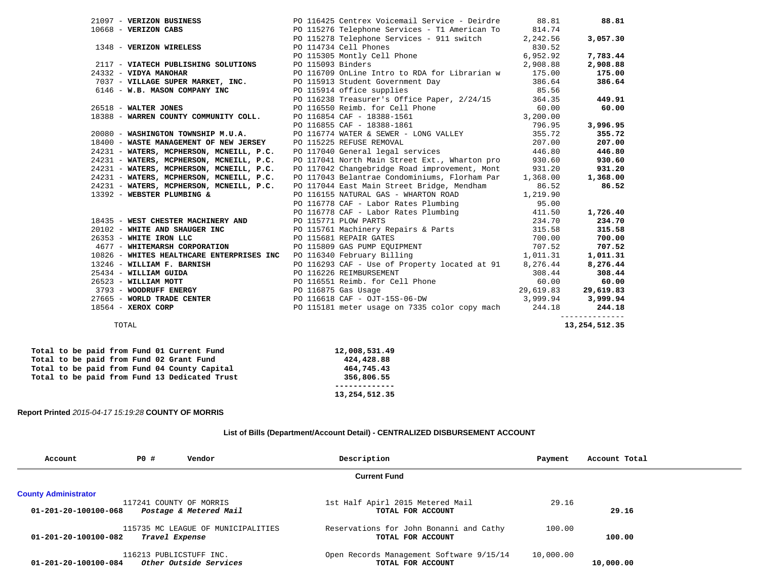| Vendor | Description | Payment | Total |
|---|---|---|---|
| 21097 - **VERIZON BUSINESS** | PO 116425 Centrex Voicemail Service - Deirdre | 88.81 | **88.81** |
| 10668 - **VERIZON CABS** | PO 115276 Telephone Services - T1 American To | 814.74 | |
| | PO 115278 Telephone Services - 911 switch | 2,242.56 | **3,057.30** |
| 1348 - **VERIZON WIRELESS** | PO 114734 Cell Phones | 830.52 | |
| | PO 115305 Montly Cell Phone | 6,952.92 | **7,783.44** |
| 2117 - **VIATECH PUBLISHING SOLUTIONS** | PO 115093 Binders | 2,908.88 | **2,908.88** |
| 24332 - **VIDYA MANOHAR** | PO 116709 OnLine Intro to RDA for Librarian w | 175.00 | **175.00** |
| 7037 - **VILLAGE SUPER MARKET, INC.** | PO 115913 Student Government Day | 386.64 | **386.64** |
| 6146 - **W.B. MASON COMPANY INC** | PO 115914 office supplies | 85.56 | |
| | PO 116238 Treasurer's Office Paper, 2/24/15 | 364.35 | **449.91** |
| 26518 - **WALTER JONES** | PO 116550 Reimb. for Cell Phone | 60.00 | **60.00** |
| 18388 - **WARREN COUNTY COMMUNITY COLL.** | PO 116854 CAF - 18388-1561 | 3,200.00 | |
| | PO 116855 CAF - 18388-1861 | 796.95 | **3,996.95** |
| 20080 - **WASHINGTON TOWNSHIP M.U.A.** | PO 116774 WATER & SEWER - LONG VALLEY | 355.72 | **355.72** |
| 18400 - **WASTE MANAGEMENT OF NEW JERSEY** | PO 115225 REFUSE REMOVAL | 207.00 | **207.00** |
| 24231 - **WATERS, MCPHERSON, MCNEILL, P.C.** | PO 117040 General legal services | 446.80 | **446.80** |
| 24231 - **WATERS, MCPHERSON, MCNEILL, P.C.** | PO 117041 North Main Street Ext., Wharton pro | 930.60 | **930.60** |
| 24231 - **WATERS, MCPHERSON, MCNEILL, P.C.** | PO 117042 Changebridge Road improvement, Mont | 931.20 | **931.20** |
| 24231 - **WATERS, MCPHERSON, MCNEILL, P.C.** | PO 117043 Belantrae Condominiums, Florham Par | 1,368.00 | **1,368.00** |
| 24231 - **WATERS, MCPHERSON, MCNEILL, P.C.** | PO 117044 East Main Street Bridge, Mendham | 86.52 | **86.52** |
| 13392 - **WEBSTER PLUMBING &** | PO 116155 NATURAL GAS - WHARTON ROAD | 1,219.90 | |
| | PO 116778 CAF - Labor Rates Plumbing | 95.00 | |
| | PO 116778 CAF - Labor Rates Plumbing | 411.50 | **1,726.40** |
| 18435 - **WEST CHESTER MACHINERY AND** | PO 115771 PLOW PARTS | 234.70 | **234.70** |
| 20102 - **WHITE AND SHAUGER INC** | PO 115761 Machinery Repairs & Parts | 315.58 | **315.58** |
| 26353 - **WHITE IRON LLC** | PO 115681 REPAIR GATES | 700.00 | **700.00** |
| 4677 - **WHITEMARSH CORPORATION** | PO 115809 GAS PUMP EQUIPMENT | 707.52 | **707.52** |
| 10826 - **WHITES HEALTHCARE ENTERPRISES INC** | PO 116340 February Billing | 1,011.31 | **1,011.31** |
| 13246 - **WILLIAM F. BARNISH** | PO 116293 CAF - Use of Property located at 91 | 8,276.44 | **8,276.44** |
| 25434 - **WILLIAM GUIDA** | PO 116226 REIMBURSEMENT | 308.44 | **308.44** |
| 26523 - **WILLIAM MOTT** | PO 116551 Reimb. for Cell Phone | 60.00 | **60.00** |
| 3793 - **WOODRUFF ENERGY** | PO 116875 Gas Usage | 29,619.83 | **29,619.83** |
| 27665 - **WORLD TRADE CENTER** | PO 116618 CAF - OJT-15S-06-DW | 3,999.94 | **3,999.94** |
| 18564 - **XEROX CORP** | PO 115181 meter usage on 7335 color copy mach | 244.18 | **244.18** |
| TOTAL | | | **13,254,512.35** |

| | |
|---|---|
| **Total to be paid from Fund 01 Current Fund** | **12,008,531.49** |
| **Total to be paid from Fund 02 Grant Fund** | **424,428.88** |
| **Total to be paid from Fund 04 County Capital** | **464,745.43** |
| **Total to be paid from Fund 13 Dedicated Trust** | **356,806.55** |
| | **13,254,512.35** |

**Report Printed** *2015-04-17 15:19:28* **COUNTY OF MORRIS**

## List of Bills (Department/Account Detail) - CENTRALIZED DISBURSEMENT ACCOUNT

| Account | PO # | Vendor | Description | Payment | Account Total |
|---|---|---|---|---|---|
| | | | **Current Fund** | | |
| **County Administrator** | | | | | |
| | 117241 | COUNTY OF MORRIS | 1st Half Apirl 2015 Metered Mail | 29.16 | |
| **01-201-20-100100-068** | | ***Postage & Metered Mail*** | **TOTAL FOR ACCOUNT** | | **29.16** |
| | 115735 | MC LEAGUE OF MUNICIPALITIES | Reservations for John Bonanni and Cathy | 100.00 | |
| **01-201-20-100100-082** | | ***Travel Expense*** | **TOTAL FOR ACCOUNT** | | **100.00** |
| | 116213 | PUBLICSTUFF INC. | Open Records Management Software 9/15/14 | 10,000.00 | |
| **01-201-20-100100-084** | | ***Other Outside Services*** | **TOTAL FOR ACCOUNT** | | **10,000.00** |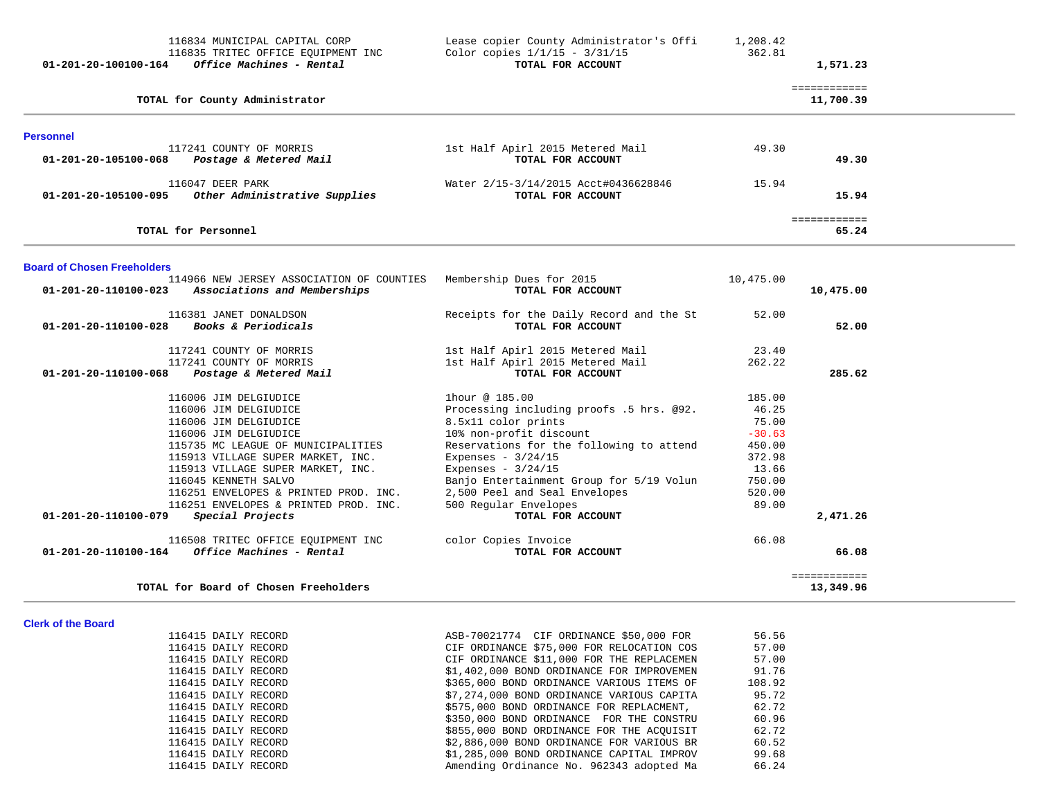| Account | Vendor / Description | Item Description | Amount | Total |
|---|---|---|---|---|
| | 116834 MUNICIPAL CAPITAL CORP | Lease copier County Administrator's Offi | 1,208.42 | |
| | 116835 TRITEC OFFICE EQUIPMENT INC | Color copies 1/1/15 - 3/31/15 | 362.81 | |
| **01-201-20-100100-164** | ***Office Machines - Rental*** | **TOTAL FOR ACCOUNT** | | **1,571.23** |
| | | | | ============ |
| | **TOTAL for County Administrator** | | | **11,700.39** |

### Personnel

| Account | Vendor / Description | Item Description | Amount | Total |
|---|---|---|---|---|
| | 117241 COUNTY OF MORRIS | 1st Half Apirl 2015 Metered Mail | 49.30 | |
| **01-201-20-105100-068** | ***Postage & Metered Mail*** | **TOTAL FOR ACCOUNT** | | **49.30** |
| | 116047 DEER PARK | Water 2/15-3/14/2015 Acct#0436628846 | 15.94 | |
| **01-201-20-105100-095** | ***Other Administrative Supplies*** | **TOTAL FOR ACCOUNT** | | **15.94** |
| | | | | ============ |
| | **TOTAL for Personnel** | | | **65.24** |

### Board of Chosen Freeholders

| Account | Vendor / Description | Item Description | Amount | Total |
|---|---|---|---|---|
| | 114966 NEW JERSEY ASSOCIATION OF COUNTIES | Membership Dues for 2015 | 10,475.00 | |
| **01-201-20-110100-023** | ***Associations and Memberships*** | **TOTAL FOR ACCOUNT** | | **10,475.00** |
| | 116381 JANET DONALDSON | Receipts for the Daily Record and the St | 52.00 | |
| **01-201-20-110100-028** | ***Books & Periodicals*** | **TOTAL FOR ACCOUNT** | | **52.00** |
| | 117241 COUNTY OF MORRIS | 1st Half Apirl 2015 Metered Mail | 23.40 | |
| | 117241 COUNTY OF MORRIS | 1st Half Apirl 2015 Metered Mail | 262.22 | |
| **01-201-20-110100-068** | ***Postage & Metered Mail*** | **TOTAL FOR ACCOUNT** | | **285.62** |
| | 116006 JIM DELGIUDICE | 1hour @ 185.00 | 185.00 | |
| | 116006 JIM DELGIUDICE | Processing including proofs .5 hrs. @92. | 46.25 | |
| | 116006 JIM DELGIUDICE | 8.5x11 color prints | 75.00 | |
| | 116006 JIM DELGIUDICE | 10% non-profit discount | -30.63 | |
| | 115735 MC LEAGUE OF MUNICIPALITIES | Reservations for the following to attend | 450.00 | |
| | 115913 VILLAGE SUPER MARKET, INC. | Expenses - 3/24/15 | 372.98 | |
| | 115913 VILLAGE SUPER MARKET, INC. | Expenses - 3/24/15 | 13.66 | |
| | 116045 KENNETH SALVO | Banjo Entertainment Group for 5/19 Volun | 750.00 | |
| | 116251 ENVELOPES & PRINTED PROD. INC. | 2,500 Peel and Seal Envelopes | 520.00 | |
| | 116251 ENVELOPES & PRINTED PROD. INC. | 500 Regular Envelopes | 89.00 | |
| **01-201-20-110100-079** | ***Special Projects*** | **TOTAL FOR ACCOUNT** | | **2,471.26** |
| | 116508 TRITEC OFFICE EQUIPMENT INC | color Copies Invoice | 66.08 | |
| **01-201-20-110100-164** | ***Office Machines - Rental*** | **TOTAL FOR ACCOUNT** | | **66.08** |
| | | | | ============ |
| | **TOTAL for Board of Chosen Freeholders** | | | **13,349.96** |

### Clerk of the Board

| Account | Vendor / Description | Item Description | Amount | Total |
|---|---|---|---|---|
| | 116415 DAILY RECORD | ASB-70021774 CIF ORDINANCE $50,000 FOR | 56.56 | |
| | 116415 DAILY RECORD | CIF ORDINANCE $75,000 FOR RELOCATION COS | 57.00 | |
| | 116415 DAILY RECORD | CIF ORDINANCE $11,000 FOR THE REPLACEMEN | 57.00 | |
| | 116415 DAILY RECORD | $1,402,000 BOND ORDINANCE FOR IMPROVEMEN | 91.76 | |
| | 116415 DAILY RECORD | $365,000 BOND ORDINANCE VARIOUS ITEMS OF | 108.92 | |
| | 116415 DAILY RECORD | $7,274,000 BOND ORDINANCE VARIOUS CAPITA | 95.72 | |
| | 116415 DAILY RECORD | $575,000 BOND ORDINANCE FOR REPLACMENT, | 62.72 | |
| | 116415 DAILY RECORD | $350,000 BOND ORDINANCE FOR THE CONSTRU | 60.96 | |
| | 116415 DAILY RECORD | $855,000 BOND ORDINANCE FOR THE ACQUISIT | 62.72 | |
| | 116415 DAILY RECORD | $2,886,000 BOND ORDINANCE FOR VARIOUS BR | 60.52 | |
| | 116415 DAILY RECORD | $1,285,000 BOND ORDINANCE CAPITAL IMPROV | 99.68 | |
| | 116415 DAILY RECORD | Amending Ordinance No. 962343 adopted Ma | 66.24 | |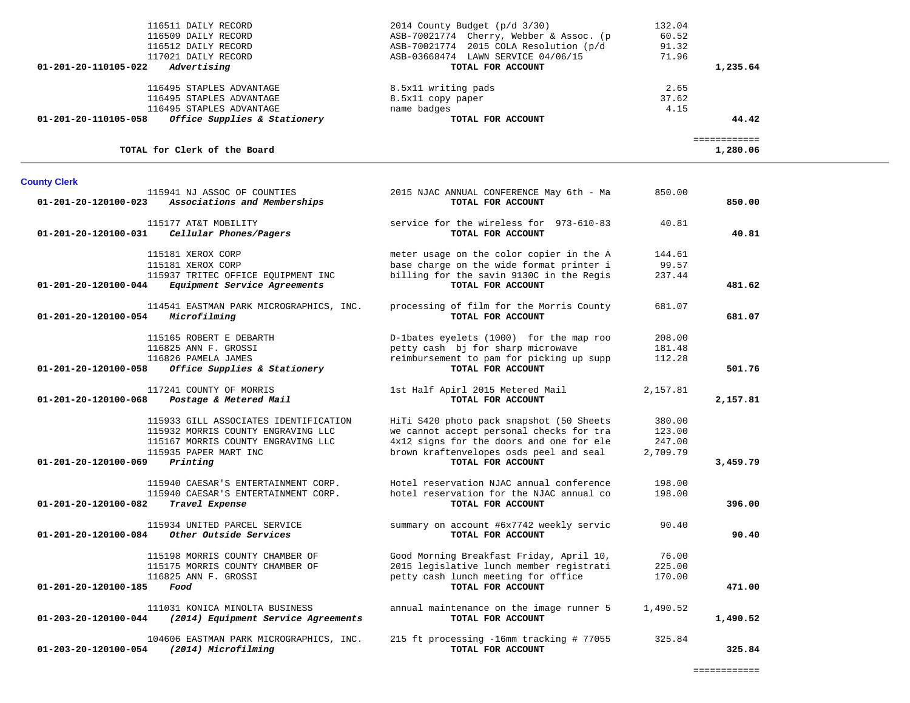| Account | Vendor / Account Name | Description | Amount | Total |
|---|---|---|---|---|
| | 116511 DAILY RECORD | 2014 County Budget (p/d 3/30) | 132.04 | |
| | 116509 DAILY RECORD | ASB-70021774 Cherry, Webber & Assoc. (p | 60.52 | |
| | 116512 DAILY RECORD | ASB-70021774 2015 COLA Resolution (p/d | 91.32 | |
| | 117021 DAILY RECORD | ASB-03668474 LAWN SERVICE 04/06/15 | 71.96 | |
| **01-201-20-110105-022** | ***Advertising*** | **TOTAL FOR ACCOUNT** | | **1,235.64** |
| | 116495 STAPLES ADVANTAGE | 8.5x11 writing pads | 2.65 | |
| | 116495 STAPLES ADVANTAGE | 8.5x11 copy paper | 37.62 | |
| | 116495 STAPLES ADVANTAGE | name badges | 4.15 | |
| **01-201-20-110105-058** | ***Office Supplies & Stationery*** | **TOTAL FOR ACCOUNT** | | **44.42** |
| | | | | ============ |
| | **TOTAL for Clerk of the Board** | | | **1,280.06** |

**County Clerk**

| Account | Vendor / Account Name | Description | Amount | Total |
|---|---|---|---|---|
| | 115941 NJ ASSOC OF COUNTIES | 2015 NJAC ANNUAL CONFERENCE May 6th - Ma | 850.00 | |
| **01-201-20-120100-023** | ***Associations and Memberships*** | **TOTAL FOR ACCOUNT** | | **850.00** |
| | 115177 AT&T MOBILITY | service for the wireless for 973-610-83 | 40.81 | |
| **01-201-20-120100-031** | ***Cellular Phones/Pagers*** | **TOTAL FOR ACCOUNT** | | **40.81** |
| | 115181 XEROX CORP | meter usage on the color copier in the A | 144.61 | |
| | 115181 XEROX CORP | base charge on the wide format printer i | 99.57 | |
| | 115937 TRITEC OFFICE EQUIPMENT INC | billing for the savin 9130C in the Regis | 237.44 | |
| **01-201-20-120100-044** | ***Equipment Service Agreements*** | **TOTAL FOR ACCOUNT** | | **481.62** |
| | 114541 EASTMAN PARK MICROGRAPHICS, INC. | processing of film for the Morris County | 681.07 | |
| **01-201-20-120100-054** | ***Microfilming*** | **TOTAL FOR ACCOUNT** | | **681.07** |
| | 115165 ROBERT E DEBARTH | D-1bates eyelets (1000) for the map roo | 208.00 | |
| | 116825 ANN F. GROSSI | petty cash bj for sharp microwave | 181.48 | |
| | 116826 PAMELA JAMES | reimbursement to pam for picking up supp | 112.28 | |
| **01-201-20-120100-058** | ***Office Supplies & Stationery*** | **TOTAL FOR ACCOUNT** | | **501.76** |
| | 117241 COUNTY OF MORRIS | 1st Half Apirl 2015 Metered Mail | 2,157.81 | |
| **01-201-20-120100-068** | ***Postage & Metered Mail*** | **TOTAL FOR ACCOUNT** | | **2,157.81** |
| | 115933 GILL ASSOCIATES IDENTIFICATION | HiTi S420 photo pack snapshot (50 Sheets | 380.00 | |
| | 115932 MORRIS COUNTY ENGRAVING LLC | we cannot accept personal checks for tra | 123.00 | |
| | 115167 MORRIS COUNTY ENGRAVING LLC | 4x12 signs for the doors and one for ele | 247.00 | |
| | 115935 PAPER MART INC | brown kraftenvelopes osds peel and seal | 2,709.79 | |
| **01-201-20-120100-069** | ***Printing*** | **TOTAL FOR ACCOUNT** | | **3,459.79** |
| | 115940 CAESAR'S ENTERTAINMENT CORP. | Hotel reservation NJAC annual conference | 198.00 | |
| | 115940 CAESAR'S ENTERTAINMENT CORP. | hotel reservation for the NJAC annual co | 198.00 | |
| **01-201-20-120100-082** | ***Travel Expense*** | **TOTAL FOR ACCOUNT** | | **396.00** |
| | 115934 UNITED PARCEL SERVICE | summary on account #6x7742 weekly servic | 90.40 | |
| **01-201-20-120100-084** | ***Other Outside Services*** | **TOTAL FOR ACCOUNT** | | **90.40** |
| | 115198 MORRIS COUNTY CHAMBER OF | Good Morning Breakfast Friday, April 10, | 76.00 | |
| | 115175 MORRIS COUNTY CHAMBER OF | 2015 legislative lunch member registrati | 225.00 | |
| | 116825 ANN F. GROSSI | petty cash lunch meeting for office | 170.00 | |
| **01-201-20-120100-185** | ***Food*** | **TOTAL FOR ACCOUNT** | | **471.00** |
| | 111031 KONICA MINOLTA BUSINESS | annual maintenance on the image runner 5 | 1,490.52 | |
| **01-203-20-120100-044** | ***(2014) Equipment Service Agreements*** | **TOTAL FOR ACCOUNT** | | **1,490.52** |
| | 104606 EASTMAN PARK MICROGRAPHICS, INC. | 215 ft processing -16mm tracking # 77055 | 325.84 | |
| **01-203-20-120100-054** | ***(2014) Microfilming*** | **TOTAL FOR ACCOUNT** | | **325.84** |
| | | | | ============ |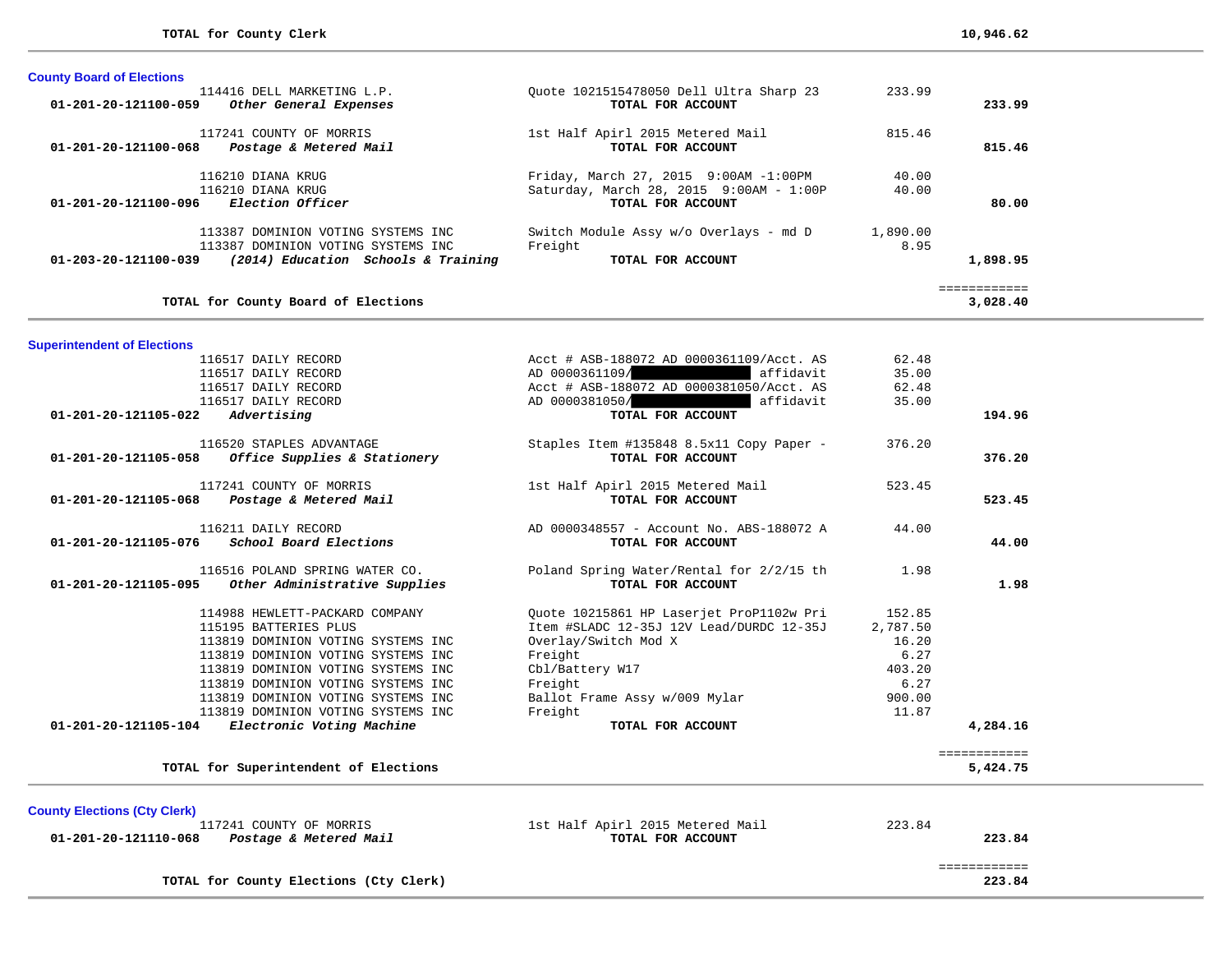**TOTAL for County Clerk** **10,946.62**

---

### County Board of Elections

| Account | Vendor | Description | Amount | Total |
|---|---|---|---|---|
| | 114416 DELL MARKETING L.P. | Quote 1021515478050 Dell Ultra Sharp 23 | 233.99 | |
| **01-201-20-121100-059** | ***Other General Expenses*** | **TOTAL FOR ACCOUNT** | | **233.99** |
| | 117241 COUNTY OF MORRIS | 1st Half Apirl 2015 Metered Mail | 815.46 | |
| **01-201-20-121100-068** | ***Postage & Metered Mail*** | **TOTAL FOR ACCOUNT** | | **815.46** |
| | 116210 DIANA KRUG | Friday, March 27, 2015 9:00AM -1:00PM | 40.00 | |
| | 116210 DIANA KRUG | Saturday, March 28, 2015 9:00AM - 1:00P | 40.00 | |
| **01-201-20-121100-096** | ***Election Officer*** | **TOTAL FOR ACCOUNT** | | **80.00** |
| | 113387 DOMINION VOTING SYSTEMS INC | Switch Module Assy w/o Overlays - md D | 1,890.00 | |
| | 113387 DOMINION VOTING SYSTEMS INC | Freight | 8.95 | |
| **01-203-20-121100-039** | ***(2014) Education Schools & Training*** | **TOTAL FOR ACCOUNT** | | **1,898.95** |

**TOTAL for County Board of Elections** **3,028.40**

---

### Superintendent of Elections

| Account | Vendor | Description | Amount | Total |
|---|---|---|---|---|
| | 116517 DAILY RECORD | Acct # ASB-188072 AD 0000361109/Acct. AS | 62.48 | |
| | 116517 DAILY RECORD | AD 0000361109/[REDACTED] affidavit | 35.00 | |
| | 116517 DAILY RECORD | Acct # ASB-188072 AD 0000381050/Acct. AS | 62.48 | |
| | 116517 DAILY RECORD | AD 0000381050/[REDACTED] affidavit | 35.00 | |
| **01-201-20-121105-022** | ***Advertising*** | **TOTAL FOR ACCOUNT** | | **194.96** |
| | 116520 STAPLES ADVANTAGE | Staples Item #135848 8.5x11 Copy Paper - | 376.20 | |
| **01-201-20-121105-058** | ***Office Supplies & Stationery*** | **TOTAL FOR ACCOUNT** | | **376.20** |
| | 117241 COUNTY OF MORRIS | 1st Half Apirl 2015 Metered Mail | 523.45 | |
| **01-201-20-121105-068** | ***Postage & Metered Mail*** | **TOTAL FOR ACCOUNT** | | **523.45** |
| | 116211 DAILY RECORD | AD 0000348557 - Account No. ABS-188072 A | 44.00 | |
| **01-201-20-121105-076** | ***School Board Elections*** | **TOTAL FOR ACCOUNT** | | **44.00** |
| | 116516 POLAND SPRING WATER CO. | Poland Spring Water/Rental for 2/2/15 th | 1.98 | |
| **01-201-20-121105-095** | ***Other Administrative Supplies*** | **TOTAL FOR ACCOUNT** | | **1.98** |
| | 114988 HEWLETT-PACKARD COMPANY | Quote 10215861 HP Laserjet ProP1102w Pri | 152.85 | |
| | 115195 BATTERIES PLUS | Item #SLADC 12-35J 12V Lead/DURDC 12-35J | 2,787.50 | |
| | 113819 DOMINION VOTING SYSTEMS INC | Overlay/Switch Mod X | 16.20 | |
| | 113819 DOMINION VOTING SYSTEMS INC | Freight | 6.27 | |
| | 113819 DOMINION VOTING SYSTEMS INC | Cbl/Battery W17 | 403.20 | |
| | 113819 DOMINION VOTING SYSTEMS INC | Freight | 6.27 | |
| | 113819 DOMINION VOTING SYSTEMS INC | Ballot Frame Assy w/009 Mylar | 900.00 | |
| | 113819 DOMINION VOTING SYSTEMS INC | Freight | 11.87 | |
| **01-201-20-121105-104** | ***Electronic Voting Machine*** | **TOTAL FOR ACCOUNT** | | **4,284.16** |

**TOTAL for Superintendent of Elections** **5,424.75**

---

### County Elections (Cty Clerk)

| Account | Vendor | Description | Amount | Total |
|---|---|---|---|---|
| | 117241 COUNTY OF MORRIS | 1st Half Apirl 2015 Metered Mail | 223.84 | |
| **01-201-20-121110-068** | ***Postage & Metered Mail*** | **TOTAL FOR ACCOUNT** | | **223.84** |

**TOTAL for County Elections (Cty Clerk)** **223.84**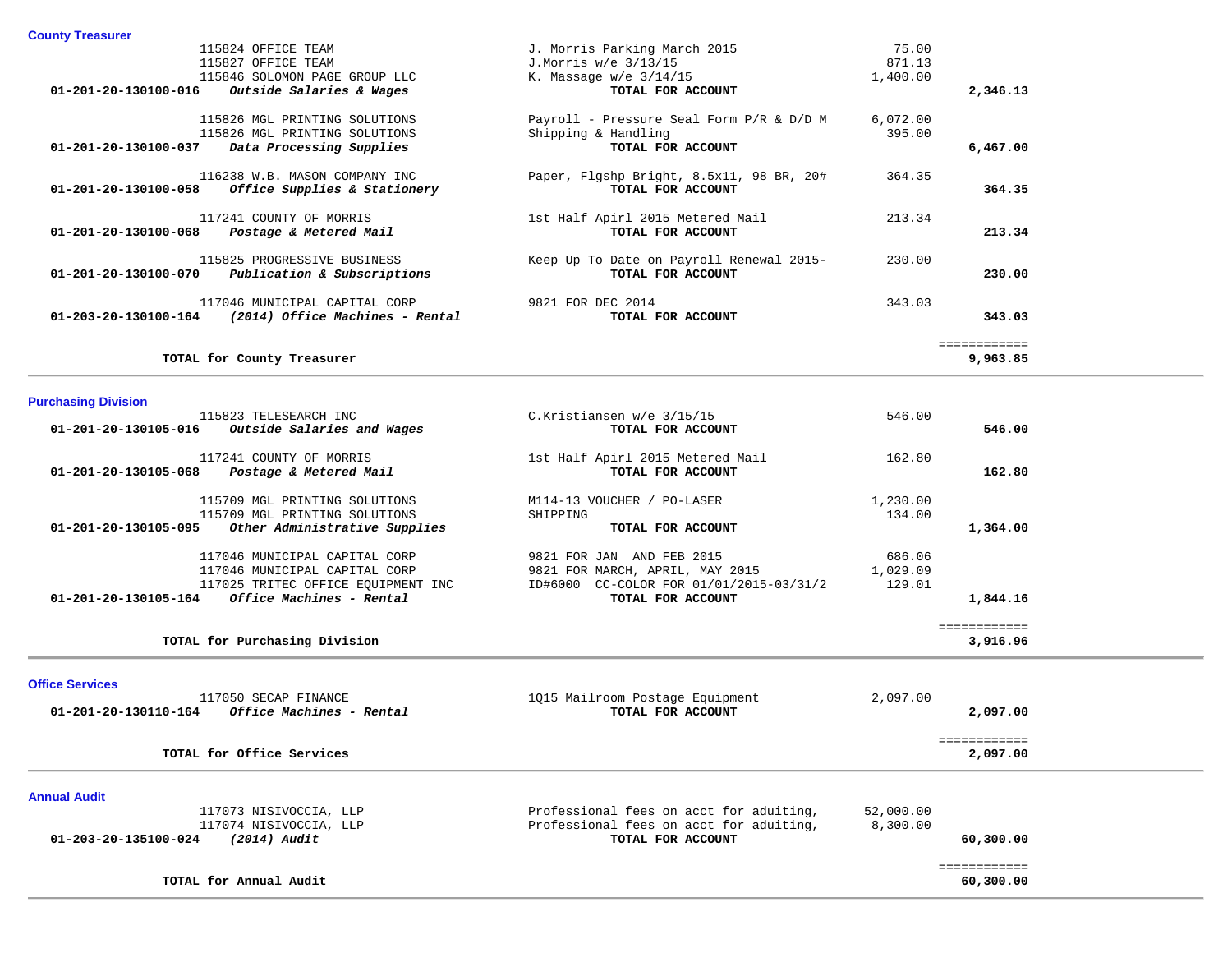## County Treasurer

| Account | Vendor / Description | Item Description | Amount | Total |
|---|---|---|---|---|
| | 115824 OFFICE TEAM | J. Morris Parking March 2015 | 75.00 | |
| | 115827 OFFICE TEAM | J.Morris w/e 3/13/15 | 871.13 | |
| | 115846 SOLOMON PAGE GROUP LLC | K. Massage w/e 3/14/15 | 1,400.00 | |
| **01-201-20-130100-016** | ***Outside Salaries & Wages*** | **TOTAL FOR ACCOUNT** | | **2,346.13** |
| | 115826 MGL PRINTING SOLUTIONS | Payroll - Pressure Seal Form P/R & D/D M | 6,072.00 | |
| | 115826 MGL PRINTING SOLUTIONS | Shipping & Handling | 395.00 | |
| **01-201-20-130100-037** | ***Data Processing Supplies*** | **TOTAL FOR ACCOUNT** | | **6,467.00** |
| | 116238 W.B. MASON COMPANY INC | Paper, Flgshp Bright, 8.5x11, 98 BR, 20# | 364.35 | |
| **01-201-20-130100-058** | ***Office Supplies & Stationery*** | **TOTAL FOR ACCOUNT** | | **364.35** |
| | 117241 COUNTY OF MORRIS | 1st Half Apirl 2015 Metered Mail | 213.34 | |
| **01-201-20-130100-068** | ***Postage & Metered Mail*** | **TOTAL FOR ACCOUNT** | | **213.34** |
| | 115825 PROGRESSIVE BUSINESS | Keep Up To Date on Payroll Renewal 2015- | 230.00 | |
| **01-201-20-130100-070** | ***Publication & Subscriptions*** | **TOTAL FOR ACCOUNT** | | **230.00** |
| | 117046 MUNICIPAL CAPITAL CORP | 9821 FOR DEC 2014 | 343.03 | |
| **01-203-20-130100-164** | ***(2014) Office Machines - Rental*** | **TOTAL FOR ACCOUNT** | | **343.03** |
| | | | | ============ |
| | **TOTAL for County Treasurer** | | | **9,963.85** |

## Purchasing Division

| Account | Vendor / Description | Item Description | Amount | Total |
|---|---|---|---|---|
| | 115823 TELESEARCH INC | C.Kristiansen w/e 3/15/15 | 546.00 | |
| **01-201-20-130105-016** | ***Outside Salaries and Wages*** | **TOTAL FOR ACCOUNT** | | **546.00** |
| | 117241 COUNTY OF MORRIS | 1st Half Apirl 2015 Metered Mail | 162.80 | |
| **01-201-20-130105-068** | ***Postage & Metered Mail*** | **TOTAL FOR ACCOUNT** | | **162.80** |
| | 115709 MGL PRINTING SOLUTIONS | M114-13 VOUCHER / PO-LASER | 1,230.00 | |
| | 115709 MGL PRINTING SOLUTIONS | SHIPPING | 134.00 | |
| **01-201-20-130105-095** | ***Other Administrative Supplies*** | **TOTAL FOR ACCOUNT** | | **1,364.00** |
| | 117046 MUNICIPAL CAPITAL CORP | 9821 FOR JAN AND FEB 2015 | 686.06 | |
| | 117046 MUNICIPAL CAPITAL CORP | 9821 FOR MARCH, APRIL, MAY 2015 | 1,029.09 | |
| | 117025 TRITEC OFFICE EQUIPMENT INC | ID#6000 CC-COLOR FOR 01/01/2015-03/31/2 | 129.01 | |
| **01-201-20-130105-164** | ***Office Machines - Rental*** | **TOTAL FOR ACCOUNT** | | **1,844.16** |
| | | | | ============ |
| | **TOTAL for Purchasing Division** | | | **3,916.96** |

## Office Services

| Account | Vendor / Description | Item Description | Amount | Total |
|---|---|---|---|---|
| | 117050 SECAP FINANCE | 1Q15 Mailroom Postage Equipment | 2,097.00 | |
| **01-201-20-130110-164** | ***Office Machines - Rental*** | **TOTAL FOR ACCOUNT** | | **2,097.00** |
| | | | | ============ |
| | **TOTAL for Office Services** | | | **2,097.00** |

## Annual Audit

| Account | Vendor / Description | Item Description | Amount | Total |
|---|---|---|---|---|
| | 117073 NISIVOCCIA, LLP | Professional fees on acct for aduiting, | 52,000.00 | |
| | 117074 NISIVOCCIA, LLP | Professional fees on acct for aduiting, | 8,300.00 | |
| **01-203-20-135100-024** | ***(2014) Audit*** | **TOTAL FOR ACCOUNT** | | **60,300.00** |
| | | | | ============ |
| | **TOTAL for Annual Audit** | | | **60,300.00** |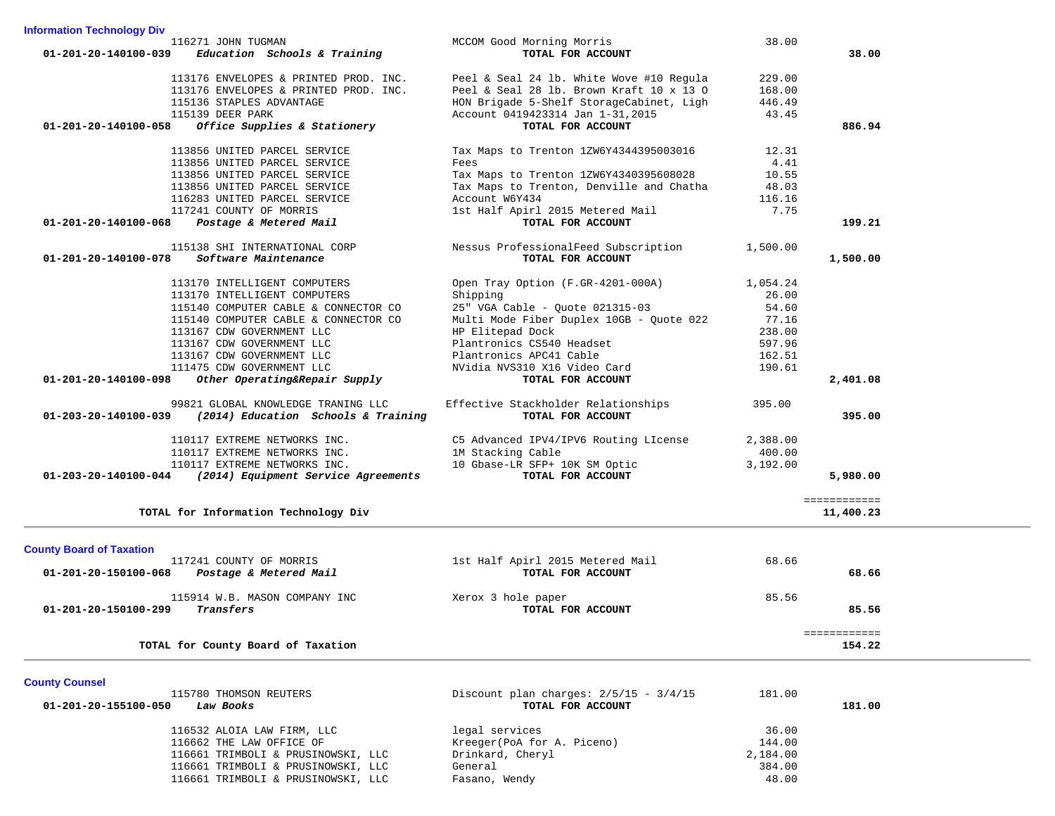## Information Technology Div

| Account | Vendor | Description | Amount | Total |
|---|---|---|---|---|
| | 116271 JOHN TUGMAN | MCCOM Good Morning Morris | 38.00 | |
| 01-201-20-140100-039 | ***Education Schools & Training*** | **TOTAL FOR ACCOUNT** | | **38.00** |
| | 113176 ENVELOPES & PRINTED PROD. INC. | Peel & Seal 24 lb. White Wove #10 Regula | 229.00 | |
| | 113176 ENVELOPES & PRINTED PROD. INC. | Peel & Seal 28 lb. Brown Kraft 10 x 13 O | 168.00 | |
| | 115136 STAPLES ADVANTAGE | HON Brigade 5-Shelf StorageCabinet, Ligh | 446.49 | |
| | 115139 DEER PARK | Account 0419423314 Jan 1-31,2015 | 43.45 | |
| 01-201-20-140100-058 | ***Office Supplies & Stationery*** | **TOTAL FOR ACCOUNT** | | **886.94** |
| | 113856 UNITED PARCEL SERVICE | Tax Maps to Trenton 1ZW6Y4344395003016 | 12.31 | |
| | 113856 UNITED PARCEL SERVICE | Fees | 4.41 | |
| | 113856 UNITED PARCEL SERVICE | Tax Maps to Trenton 1ZW6Y4340395608028 | 10.55 | |
| | 113856 UNITED PARCEL SERVICE | Tax Maps to Trenton, Denville and Chatha | 48.03 | |
| | 116283 UNITED PARCEL SERVICE | Account W6Y434 | 116.16 | |
| | 117241 COUNTY OF MORRIS | 1st Half Apirl 2015 Metered Mail | 7.75 | |
| 01-201-20-140100-068 | ***Postage & Metered Mail*** | **TOTAL FOR ACCOUNT** | | **199.21** |
| | 115138 SHI INTERNATIONAL CORP | Nessus ProfessionalFeed Subscription | 1,500.00 | |
| 01-201-20-140100-078 | ***Software Maintenance*** | **TOTAL FOR ACCOUNT** | | **1,500.00** |
| | 113170 INTELLIGENT COMPUTERS | Open Tray Option (F.GR-4201-000A) | 1,054.24 | |
| | 113170 INTELLIGENT COMPUTERS | Shipping | 26.00 | |
| | 115140 COMPUTER CABLE & CONNECTOR CO | 25" VGA Cable - Quote 021315-03 | 54.60 | |
| | 115140 COMPUTER CABLE & CONNECTOR CO | Multi Mode Fiber Duplex 10GB - Quote 022 | 77.16 | |
| | 113167 CDW GOVERNMENT LLC | HP Elitepad Dock | 238.00 | |
| | 113167 CDW GOVERNMENT LLC | Plantronics CS540 Headset | 597.96 | |
| | 113167 CDW GOVERNMENT LLC | Plantronics APC41 Cable | 162.51 | |
| | 111475 CDW GOVERNMENT LLC | NVidia NVS310 X16 Video Card | 190.61 | |
| 01-201-20-140100-098 | ***Other Operating&Repair Supply*** | **TOTAL FOR ACCOUNT** | | **2,401.08** |
| | 99821 GLOBAL KNOWLEDGE TRANING LLC | Effective Stackholder Relationships | 395.00 | |
| 01-203-20-140100-039 | ***(2014) Education Schools & Training*** | **TOTAL FOR ACCOUNT** | | **395.00** |
| | 110117 EXTREME NETWORKS INC. | C5 Advanced IPV4/IPV6 Routing LIcense | 2,388.00 | |
| | 110117 EXTREME NETWORKS INC. | 1M Stacking Cable | 400.00 | |
| | 110117 EXTREME NETWORKS INC. | 10 Gbase-LR SFP+ 10K SM Optic | 3,192.00 | |
| 01-203-20-140100-044 | ***(2014) Equipment Service Agreements*** | **TOTAL FOR ACCOUNT** | | **5,980.00** |
| | **TOTAL for Information Technology Div** | | | **11,400.23** |

## County Board of Taxation

| Account | Vendor | Description | Amount | Total |
|---|---|---|---|---|
| | 117241 COUNTY OF MORRIS | 1st Half Apirl 2015 Metered Mail | 68.66 | |
| 01-201-20-150100-068 | ***Postage & Metered Mail*** | **TOTAL FOR ACCOUNT** | | **68.66** |
| | 115914 W.B. MASON COMPANY INC | Xerox 3 hole paper | 85.56 | |
| 01-201-20-150100-299 | ***Transfers*** | **TOTAL FOR ACCOUNT** | | **85.56** |
| | **TOTAL for County Board of Taxation** | | | **154.22** |

## County Counsel

| Account | Vendor | Description | Amount | Total |
|---|---|---|---|---|
| | 115780 THOMSON REUTERS | Discount plan charges: 2/5/15 - 3/4/15 | 181.00 | |
| 01-201-20-155100-050 | ***Law Books*** | **TOTAL FOR ACCOUNT** | | **181.00** |
| | 116532 ALOIA LAW FIRM, LLC | legal services | 36.00 | |
| | 116662 THE LAW OFFICE OF | Kreeger(PoA for A. Piceno) | 144.00 | |
| | 116661 TRIMBOLI & PRUSINOWSKI, LLC | Drinkard, Cheryl | 2,184.00 | |
| | 116661 TRIMBOLI & PRUSINOWSKI, LLC | General | 384.00 | |
| | 116661 TRIMBOLI & PRUSINOWSKI, LLC | Fasano, Wendy | 48.00 | |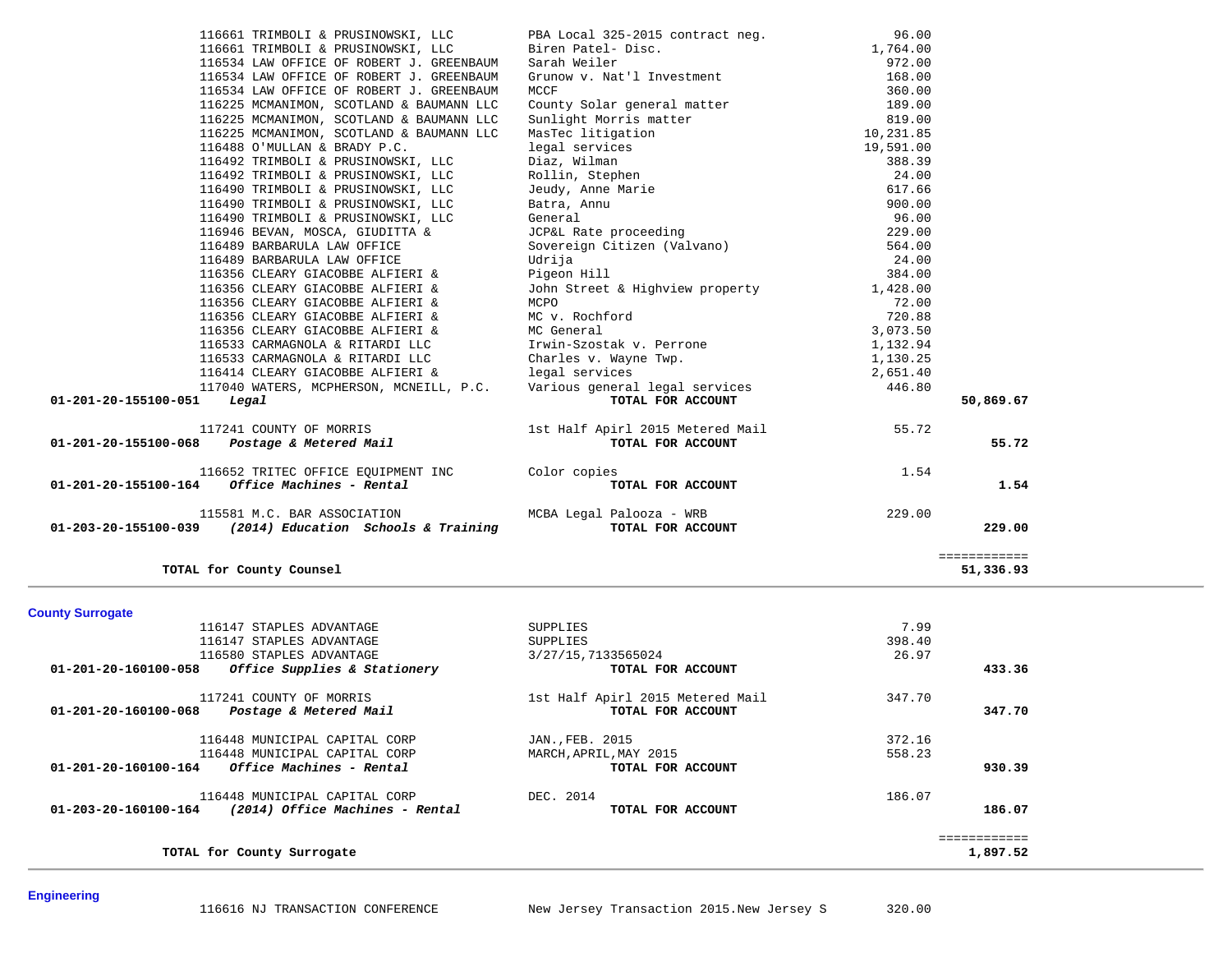| Account | PO / Vendor | Description | Amount | Total |
|---|---|---|---|---|
| | 116661 TRIMBOLI & PRUSINOWSKI, LLC | PBA Local 325-2015 contract neg. | 96.00 | |
| | 116661 TRIMBOLI & PRUSINOWSKI, LLC | Biren Patel- Disc. | 1,764.00 | |
| | 116534 LAW OFFICE OF ROBERT J. GREENBAUM | Sarah Weiler | 972.00 | |
| | 116534 LAW OFFICE OF ROBERT J. GREENBAUM | Grunow v. Nat'l Investment | 168.00 | |
| | 116534 LAW OFFICE OF ROBERT J. GREENBAUM | MCCF | 360.00 | |
| | 116225 MCMANIMON, SCOTLAND & BAUMANN LLC | County Solar general matter | 189.00 | |
| | 116225 MCMANIMON, SCOTLAND & BAUMANN LLC | Sunlight Morris matter | 819.00 | |
| | 116225 MCMANIMON, SCOTLAND & BAUMANN LLC | MasTec litigation | 10,231.85 | |
| | 116488 O'MULLAN & BRADY P.C. | legal services | 19,591.00 | |
| | 116492 TRIMBOLI & PRUSINOWSKI, LLC | Diaz, Wilman | 388.39 | |
| | 116492 TRIMBOLI & PRUSINOWSKI, LLC | Rollin, Stephen | 24.00 | |
| | 116490 TRIMBOLI & PRUSINOWSKI, LLC | Jeudy, Anne Marie | 617.66 | |
| | 116490 TRIMBOLI & PRUSINOWSKI, LLC | Batra, Annu | 900.00 | |
| | 116490 TRIMBOLI & PRUSINOWSKI, LLC | General | 96.00 | |
| | 116946 BEVAN, MOSCA, GIUDITTA & | JCP&L Rate proceeding | 229.00 | |
| | 116489 BARBARULA LAW OFFICE | Sovereign Citizen (Valvano) | 564.00 | |
| | 116489 BARBARULA LAW OFFICE | Udrija | 24.00 | |
| | 116356 CLEARY GIACOBBE ALFIERI & | Pigeon Hill | 384.00 | |
| | 116356 CLEARY GIACOBBE ALFIERI & | John Street & Highview property | 1,428.00 | |
| | 116356 CLEARY GIACOBBE ALFIERI & | MCPO | 72.00 | |
| | 116356 CLEARY GIACOBBE ALFIERI & | MC v. Rochford | 720.88 | |
| | 116356 CLEARY GIACOBBE ALFIERI & | MC General | 3,073.50 | |
| | 116533 CARMAGNOLA & RITARDI LLC | Irwin-Szostak v. Perrone | 1,132.94 | |
| | 116533 CARMAGNOLA & RITARDI LLC | Charles v. Wayne Twp. | 1,130.25 | |
| | 116414 CLEARY GIACOBBE ALFIERI & | legal services | 2,651.40 | |
| | 117040 WATERS, MCPHERSON, MCNEILL, P.C. | Various general legal services | 446.80 | |
| **01-201-20-155100-051** | ***Legal*** | **TOTAL FOR ACCOUNT** | | **50,869.67** |
| | 117241 COUNTY OF MORRIS | 1st Half Apirl 2015 Metered Mail | 55.72 | |
| **01-201-20-155100-068** | ***Postage & Metered Mail*** | **TOTAL FOR ACCOUNT** | | **55.72** |
| | 116652 TRITEC OFFICE EQUIPMENT INC | Color copies | 1.54 | |
| **01-201-20-155100-164** | ***Office Machines - Rental*** | **TOTAL FOR ACCOUNT** | | **1.54** |
| | 115581 M.C. BAR ASSOCIATION | MCBA Legal Palooza - WRB | 229.00 | |
| **01-203-20-155100-039** | ***(2014) Education Schools & Training*** | **TOTAL FOR ACCOUNT** | | **229.00** |
| | **TOTAL for County Counsel** | | | **51,336.93** |

## County Surrogate

| Account | PO / Vendor | Description | Amount | Total |
|---|---|---|---|---|
| | 116147 STAPLES ADVANTAGE | SUPPLIES | 7.99 | |
| | 116147 STAPLES ADVANTAGE | SUPPLIES | 398.40 | |
| | 116580 STAPLES ADVANTAGE | 3/27/15,7133565024 | 26.97 | |
| **01-201-20-160100-058** | ***Office Supplies & Stationery*** | **TOTAL FOR ACCOUNT** | | **433.36** |
| | 117241 COUNTY OF MORRIS | 1st Half Apirl 2015 Metered Mail | 347.70 | |
| **01-201-20-160100-068** | ***Postage & Metered Mail*** | **TOTAL FOR ACCOUNT** | | **347.70** |
| | 116448 MUNICIPAL CAPITAL CORP | JAN.,FEB. 2015 | 372.16 | |
| | 116448 MUNICIPAL CAPITAL CORP | MARCH,APRIL,MAY 2015 | 558.23 | |
| **01-201-20-160100-164** | ***Office Machines - Rental*** | **TOTAL FOR ACCOUNT** | | **930.39** |
| | 116448 MUNICIPAL CAPITAL CORP | DEC. 2014 | 186.07 | |
| **01-203-20-160100-164** | ***(2014) Office Machines - Rental*** | **TOTAL FOR ACCOUNT** | | **186.07** |
| | **TOTAL for County Surrogate** | | | **1,897.52** |

## Engineering

| Account | PO / Vendor | Description | Amount | Total |
|---|---|---|---|---|
| | 116616 NJ TRANSACTION CONFERENCE | New Jersey Transaction 2015.New Jersey S | 320.00 | |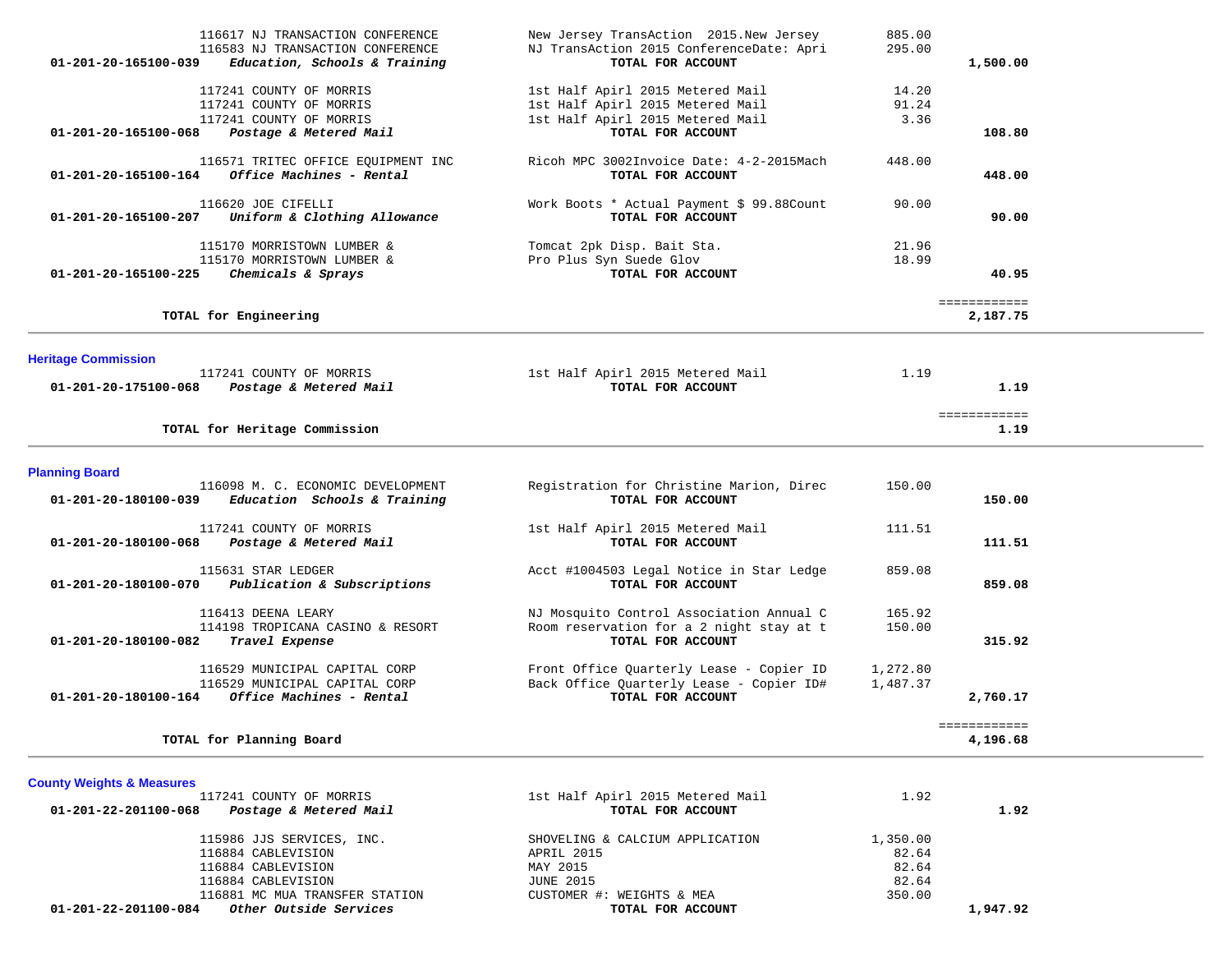| Account | Vendor / Description | Detail | Amount | Total |
|---|---|---|---|---|
| | 116617 NJ TRANSACTION CONFERENCE | New Jersey TransAction 2015.New Jersey | 885.00 | |
| | 116583 NJ TRANSACTION CONFERENCE | NJ TransAction 2015 ConferenceDate: Apri | 295.00 | |
| **01-201-20-165100-039** | ***Education, Schools & Training*** | **TOTAL FOR ACCOUNT** | | **1,500.00** |
| | 117241 COUNTY OF MORRIS | 1st Half Apirl 2015 Metered Mail | 14.20 | |
| | 117241 COUNTY OF MORRIS | 1st Half Apirl 2015 Metered Mail | 91.24 | |
| | 117241 COUNTY OF MORRIS | 1st Half Apirl 2015 Metered Mail | 3.36 | |
| **01-201-20-165100-068** | ***Postage & Metered Mail*** | **TOTAL FOR ACCOUNT** | | **108.80** |
| | 116571 TRITEC OFFICE EQUIPMENT INC | Ricoh MPC 3002Invoice Date: 4-2-2015Mach | 448.00 | |
| **01-201-20-165100-164** | ***Office Machines - Rental*** | **TOTAL FOR ACCOUNT** | | **448.00** |
| | 116620 JOE CIFELLI | Work Boots * Actual Payment $ 99.88Count | 90.00 | |
| **01-201-20-165100-207** | ***Uniform & Clothing Allowance*** | **TOTAL FOR ACCOUNT** | | **90.00** |
| | 115170 MORRISTOWN LUMBER & | Tomcat 2pk Disp. Bait Sta. | 21.96 | |
| | 115170 MORRISTOWN LUMBER & | Pro Plus Syn Suede Glov | 18.99 | |
| **01-201-20-165100-225** | ***Chemicals & Sprays*** | **TOTAL FOR ACCOUNT** | | **40.95** |
| | | | | ============ |
| | **TOTAL for Engineering** | | | **2,187.75** |

## Heritage Commission

| Account | Vendor / Description | Detail | Amount | Total |
|---|---|---|---|---|
| | 117241 COUNTY OF MORRIS | 1st Half Apirl 2015 Metered Mail | 1.19 | |
| **01-201-20-175100-068** | ***Postage & Metered Mail*** | **TOTAL FOR ACCOUNT** | | **1.19** |
| | | | | ============ |
| | **TOTAL for Heritage Commission** | | | **1.19** |

## Planning Board

| Account | Vendor / Description | Detail | Amount | Total |
|---|---|---|---|---|
| | 116098 M. C. ECONOMIC DEVELOPMENT | Registration for Christine Marion, Direc | 150.00 | |
| **01-201-20-180100-039** | ***Education Schools & Training*** | **TOTAL FOR ACCOUNT** | | **150.00** |
| | 117241 COUNTY OF MORRIS | 1st Half Apirl 2015 Metered Mail | 111.51 | |
| **01-201-20-180100-068** | ***Postage & Metered Mail*** | **TOTAL FOR ACCOUNT** | | **111.51** |
| | 115631 STAR LEDGER | Acct #1004503 Legal Notice in Star Ledge | 859.08 | |
| **01-201-20-180100-070** | ***Publication & Subscriptions*** | **TOTAL FOR ACCOUNT** | | **859.08** |
| | 116413 DEENA LEARY | NJ Mosquito Control Association Annual C | 165.92 | |
| | 114198 TROPICANA CASINO & RESORT | Room reservation for a 2 night stay at t | 150.00 | |
| **01-201-20-180100-082** | ***Travel Expense*** | **TOTAL FOR ACCOUNT** | | **315.92** |
| | 116529 MUNICIPAL CAPITAL CORP | Front Office Quarterly Lease - Copier ID | 1,272.80 | |
| | 116529 MUNICIPAL CAPITAL CORP | Back Office Quarterly Lease - Copier ID# | 1,487.37 | |
| **01-201-20-180100-164** | ***Office Machines - Rental*** | **TOTAL FOR ACCOUNT** | | **2,760.17** |
| | | | | ============ |
| | **TOTAL for Planning Board** | | | **4,196.68** |

## County Weights & Measures

| Account | Vendor / Description | Detail | Amount | Total |
|---|---|---|---|---|
| | 117241 COUNTY OF MORRIS | 1st Half Apirl 2015 Metered Mail | 1.92 | |
| **01-201-22-201100-068** | ***Postage & Metered Mail*** | **TOTAL FOR ACCOUNT** | | **1.92** |
| | 115986 JJS SERVICES, INC. | SHOVELING & CALCIUM APPLICATION | 1,350.00 | |
| | 116884 CABLEVISION | APRIL 2015 | 82.64 | |
| | 116884 CABLEVISION | MAY 2015 | 82.64 | |
| | 116884 CABLEVISION | JUNE 2015 | 82.64 | |
| | 116881 MC MUA TRANSFER STATION | CUSTOMER #: WEIGHTS & MEA | 350.00 | |
| **01-201-22-201100-084** | ***Other Outside Services*** | **TOTAL FOR ACCOUNT** | | **1,947.92** |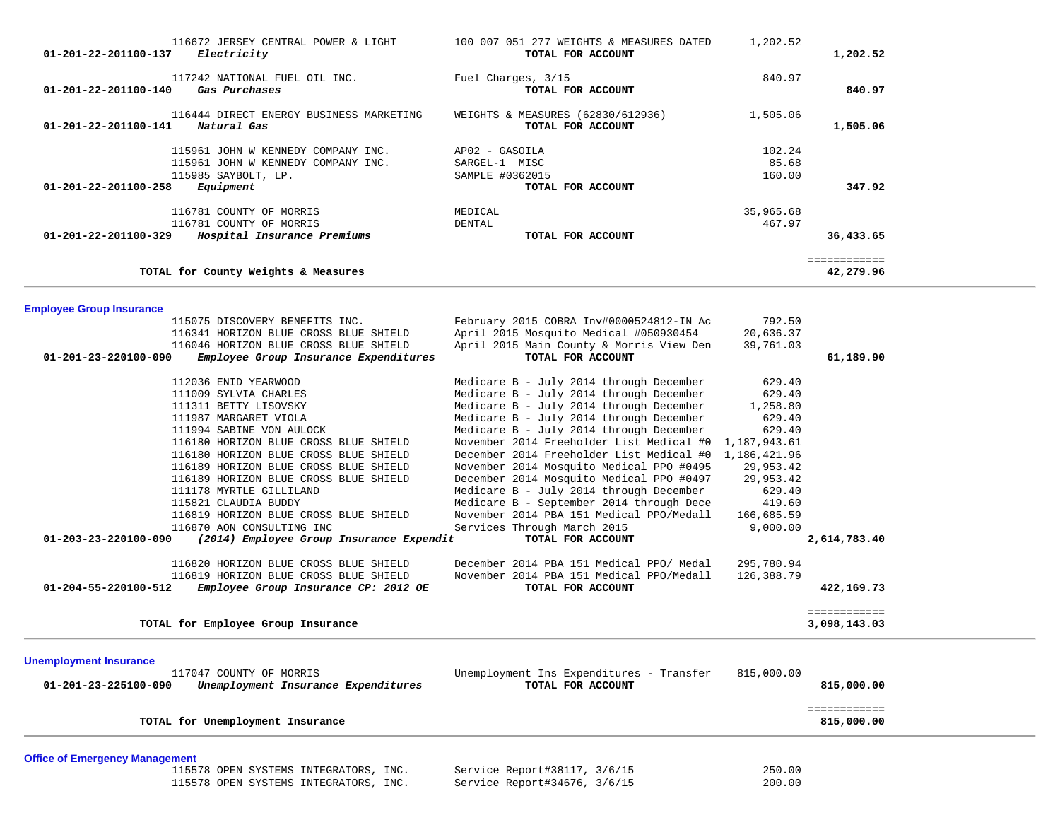| Account | Vendor / Description | Detail | Amount | Total |
|---|---|---|---|---|
| | 116672 JERSEY CENTRAL POWER & LIGHT | 100 007 051 277 WEIGHTS & MEASURES DATED | 1,202.52 | |
| **01-201-22-201100-137** | ***Electricity*** | **TOTAL FOR ACCOUNT** | | **1,202.52** |
| | 117242 NATIONAL FUEL OIL INC. | Fuel Charges, 3/15 | 840.97 | |
| **01-201-22-201100-140** | ***Gas Purchases*** | **TOTAL FOR ACCOUNT** | | **840.97** |
| | 116444 DIRECT ENERGY BUSINESS MARKETING | WEIGHTS & MEASURES (62830/612936) | 1,505.06 | |
| **01-201-22-201100-141** | ***Natural Gas*** | **TOTAL FOR ACCOUNT** | | **1,505.06** |
| | 115961 JOHN W KENNEDY COMPANY INC. | AP02 - GASOILA | 102.24 | |
| | 115961 JOHN W KENNEDY COMPANY INC. | SARGEL-1 MISC | 85.68 | |
| | 115985 SAYBOLT, LP. | SAMPLE #0362015 | 160.00 | |
| **01-201-22-201100-258** | ***Equipment*** | **TOTAL FOR ACCOUNT** | | **347.92** |
| | 116781 COUNTY OF MORRIS | MEDICAL | 35,965.68 | |
| | 116781 COUNTY OF MORRIS | DENTAL | 467.97 | |
| **01-201-22-201100-329** | ***Hospital Insurance Premiums*** | **TOTAL FOR ACCOUNT** | | **36,433.65** |
| | **TOTAL for County Weights & Measures** | | | **42,279.96** |

## Employee Group Insurance

| Account | Vendor / Description | Detail | Amount | Total |
|---|---|---|---|---|
| | 115075 DISCOVERY BENEFITS INC. | February 2015 COBRA Inv#0000524812-IN Ac | 792.50 | |
| | 116341 HORIZON BLUE CROSS BLUE SHIELD | April 2015 Mosquito Medical #050930454 | 20,636.37 | |
| | 116046 HORIZON BLUE CROSS BLUE SHIELD | April 2015 Main County & Morris View Den | 39,761.03 | |
| **01-201-23-220100-090** | ***Employee Group Insurance Expenditures*** | **TOTAL FOR ACCOUNT** | | **61,189.90** |
| | 112036 ENID YEARWOOD | Medicare B - July 2014 through December | 629.40 | |
| | 111009 SYLVIA CHARLES | Medicare B - July 2014 through December | 629.40 | |
| | 111311 BETTY LISOVSKY | Medicare B - July 2014 through December | 1,258.80 | |
| | 111987 MARGARET VIOLA | Medicare B - July 2014 through December | 629.40 | |
| | 111994 SABINE VON AULOCK | Medicare B - July 2014 through December | 629.40 | |
| | 116180 HORIZON BLUE CROSS BLUE SHIELD | November 2014 Freeholder List Medical #0 | 1,187,943.61 | |
| | 116180 HORIZON BLUE CROSS BLUE SHIELD | December 2014 Freeholder List Medical #0 | 1,186,421.96 | |
| | 116189 HORIZON BLUE CROSS BLUE SHIELD | November 2014 Mosquito Medical PPO #0495 | 29,953.42 | |
| | 116189 HORIZON BLUE CROSS BLUE SHIELD | December 2014 Mosquito Medical PPO #0497 | 29,953.42 | |
| | 111178 MYRTLE GILLILAND | Medicare B - July 2014 through December | 629.40 | |
| | 115821 CLAUDIA BUDDY | Medicare B - September 2014 through Dece | 419.60 | |
| | 116819 HORIZON BLUE CROSS BLUE SHIELD | November 2014 PBA 151 Medical PPO/Medall | 166,685.59 | |
| | 116870 AON CONSULTING INC | Services Through March 2015 | 9,000.00 | |
| **01-203-23-220100-090** | ***(2014) Employee Group Insurance Expendit*** | **TOTAL FOR ACCOUNT** | | **2,614,783.40** |
| | 116820 HORIZON BLUE CROSS BLUE SHIELD | December 2014 PBA 151 Medical PPO/ Medal | 295,780.94 | |
| | 116819 HORIZON BLUE CROSS BLUE SHIELD | November 2014 PBA 151 Medical PPO/Medall | 126,388.79 | |
| **01-204-55-220100-512** | ***Employee Group Insurance CP: 2012 OE*** | **TOTAL FOR ACCOUNT** | | **422,169.73** |
| | **TOTAL for Employee Group Insurance** | | | **3,098,143.03** |

## Unemployment Insurance

| Account | Vendor / Description | Detail | Amount | Total |
|---|---|---|---|---|
| | 117047 COUNTY OF MORRIS | Unemployment Ins Expenditures - Transfer | 815,000.00 | |
| **01-201-23-225100-090** | ***Unemployment Insurance Expenditures*** | **TOTAL FOR ACCOUNT** | | **815,000.00** |
| | **TOTAL for Unemployment Insurance** | | | **815,000.00** |

## Office of Emergency Management

| Account | Vendor / Description | Detail | Amount | Total |
|---|---|---|---|---|
| | 115578 OPEN SYSTEMS INTEGRATORS, INC. | Service Report#38117, 3/6/15 | 250.00 | |
| | 115578 OPEN SYSTEMS INTEGRATORS, INC. | Service Report#34676, 3/6/15 | 200.00 | |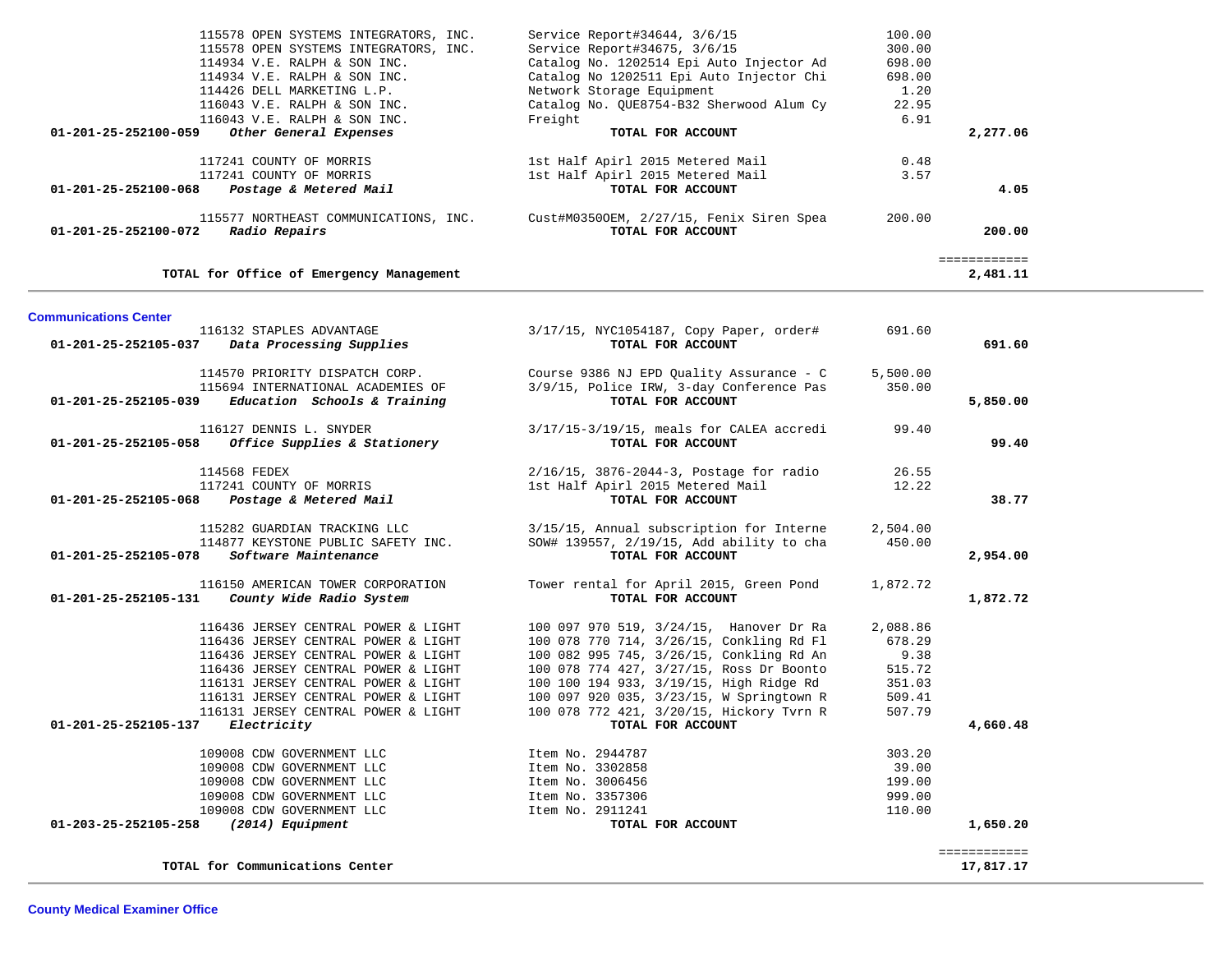| Account | Vendor / Account Name | Description | Amount | Total |
|---|---|---|---|---|
| | 115578 OPEN SYSTEMS INTEGRATORS, INC. | Service Report#34644, 3/6/15 | 100.00 | |
| | 115578 OPEN SYSTEMS INTEGRATORS, INC. | Service Report#34675, 3/6/15 | 300.00 | |
| | 114934 V.E. RALPH & SON INC. | Catalog No. 1202514 Epi Auto Injector Ad | 698.00 | |
| | 114934 V.E. RALPH & SON INC. | Catalog No 1202511 Epi Auto Injector Chi | 698.00 | |
| | 114426 DELL MARKETING L.P. | Network Storage Equipment | 1.20 | |
| | 116043 V.E. RALPH & SON INC. | Catalog No. QUE8754-B32 Sherwood Alum Cy | 22.95 | |
| | 116043 V.E. RALPH & SON INC. | Freight | 6.91 | |
| **01-201-25-252100-059** | ***Other General Expenses*** | **TOTAL FOR ACCOUNT** | | **2,277.06** |
| | 117241 COUNTY OF MORRIS | 1st Half Apirl 2015 Metered Mail | 0.48 | |
| | 117241 COUNTY OF MORRIS | 1st Half Apirl 2015 Metered Mail | 3.57 | |
| **01-201-25-252100-068** | ***Postage & Metered Mail*** | **TOTAL FOR ACCOUNT** | | **4.05** |
| | 115577 NORTHEAST COMMUNICATIONS, INC. | Cust#M0350OEM, 2/27/15, Fenix Siren Spea | 200.00 | |
| **01-201-25-252100-072** | ***Radio Repairs*** | **TOTAL FOR ACCOUNT** | | **200.00** |
| | | | | ============ |
| | **TOTAL for Office of Emergency Management** | | | **2,481.11** |

## Communications Center

| Account | Vendor / Account Name | Description | Amount | Total |
|---|---|---|---|---|
| | 116132 STAPLES ADVANTAGE | 3/17/15, NYC1054187, Copy Paper, order# | 691.60 | |
| **01-201-25-252105-037** | ***Data Processing Supplies*** | **TOTAL FOR ACCOUNT** | | **691.60** |
| | 114570 PRIORITY DISPATCH CORP. | Course 9386 NJ EPD Quality Assurance - C | 5,500.00 | |
| | 115694 INTERNATIONAL ACADEMIES OF | 3/9/15, Police IRW, 3-day Conference Pas | 350.00 | |
| **01-201-25-252105-039** | ***Education Schools & Training*** | **TOTAL FOR ACCOUNT** | | **5,850.00** |
| | 116127 DENNIS L. SNYDER | 3/17/15-3/19/15, meals for CALEA accredi | 99.40 | |
| **01-201-25-252105-058** | ***Office Supplies & Stationery*** | **TOTAL FOR ACCOUNT** | | **99.40** |
| | 114568 FEDEX | 2/16/15, 3876-2044-3, Postage for radio | 26.55 | |
| | 117241 COUNTY OF MORRIS | 1st Half Apirl 2015 Metered Mail | 12.22 | |
| **01-201-25-252105-068** | ***Postage & Metered Mail*** | **TOTAL FOR ACCOUNT** | | **38.77** |
| | 115282 GUARDIAN TRACKING LLC | 3/15/15, Annual subscription for Interne | 2,504.00 | |
| | 114877 KEYSTONE PUBLIC SAFETY INC. | SOW# 139557, 2/19/15, Add ability to cha | 450.00 | |
| **01-201-25-252105-078** | ***Software Maintenance*** | **TOTAL FOR ACCOUNT** | | **2,954.00** |
| | 116150 AMERICAN TOWER CORPORATION | Tower rental for April 2015, Green Pond | 1,872.72 | |
| **01-201-25-252105-131** | ***County Wide Radio System*** | **TOTAL FOR ACCOUNT** | | **1,872.72** |
| | 116436 JERSEY CENTRAL POWER & LIGHT | 100 097 970 519, 3/24/15, Hanover Dr Ra | 2,088.86 | |
| | 116436 JERSEY CENTRAL POWER & LIGHT | 100 078 770 714, 3/26/15, Conkling Rd Fl | 678.29 | |
| | 116436 JERSEY CENTRAL POWER & LIGHT | 100 082 995 745, 3/26/15, Conkling Rd An | 9.38 | |
| | 116436 JERSEY CENTRAL POWER & LIGHT | 100 078 774 427, 3/27/15, Ross Dr Boonto | 515.72 | |
| | 116131 JERSEY CENTRAL POWER & LIGHT | 100 100 194 933, 3/19/15, High Ridge Rd | 351.03 | |
| | 116131 JERSEY CENTRAL POWER & LIGHT | 100 097 920 035, 3/23/15, W Springtown R | 509.41 | |
| | 116131 JERSEY CENTRAL POWER & LIGHT | 100 078 772 421, 3/20/15, Hickory Tvrn R | 507.79 | |
| **01-201-25-252105-137** | ***Electricity*** | **TOTAL FOR ACCOUNT** | | **4,660.48** |
| | 109008 CDW GOVERNMENT LLC | Item No. 2944787 | 303.20 | |
| | 109008 CDW GOVERNMENT LLC | Item No. 3302858 | 39.00 | |
| | 109008 CDW GOVERNMENT LLC | Item No. 3006456 | 199.00 | |
| | 109008 CDW GOVERNMENT LLC | Item No. 3357306 | 999.00 | |
| | 109008 CDW GOVERNMENT LLC | Item No. 2911241 | 110.00 | |
| **01-203-25-252105-258** | ***(2014) Equipment*** | **TOTAL FOR ACCOUNT** | | **1,650.20** |
| | | | | ============ |
| | **TOTAL for Communications Center** | | | **17,817.17** |

## County Medical Examiner Office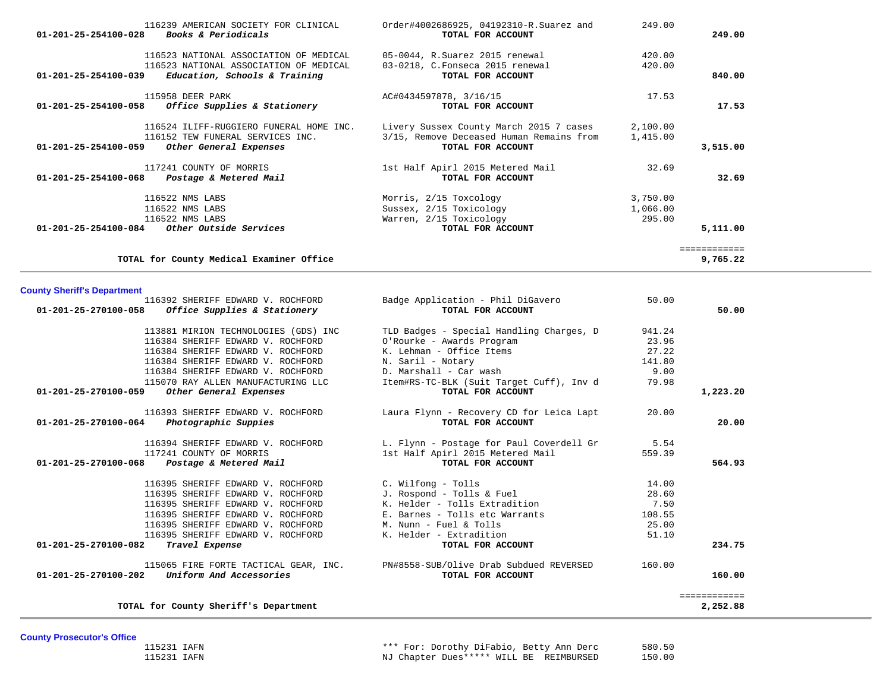| Account | Vendor / Account Name | Description | Amount | Total |
|---|---|---|---|---|
| | 116239 AMERICAN SOCIETY FOR CLINICAL | Order#4002686925, 04192310-R.Suarez and | 249.00 | |
| **01-201-25-254100-028** | ***Books & Periodicals*** | **TOTAL FOR ACCOUNT** | | **249.00** |
| | 116523 NATIONAL ASSOCIATION OF MEDICAL | 05-0044, R.Suarez 2015 renewal | 420.00 | |
| | 116523 NATIONAL ASSOCIATION OF MEDICAL | 03-0218, C.Fonseca 2015 renewal | 420.00 | |
| **01-201-25-254100-039** | ***Education, Schools & Training*** | **TOTAL FOR ACCOUNT** | | **840.00** |
| | 115958 DEER PARK | AC#0434597878, 3/16/15 | 17.53 | |
| **01-201-25-254100-058** | ***Office Supplies & Stationery*** | **TOTAL FOR ACCOUNT** | | **17.53** |
| | 116524 ILIFF-RUGGIERO FUNERAL HOME INC. | Livery Sussex County March 2015 7 cases | 2,100.00 | |
| | 116152 TEW FUNERAL SERVICES INC. | 3/15, Remove Deceased Human Remains from | 1,415.00 | |
| **01-201-25-254100-059** | ***Other General Expenses*** | **TOTAL FOR ACCOUNT** | | **3,515.00** |
| | 117241 COUNTY OF MORRIS | 1st Half Apirl 2015 Metered Mail | 32.69 | |
| **01-201-25-254100-068** | ***Postage & Metered Mail*** | **TOTAL FOR ACCOUNT** | | **32.69** |
| | 116522 NMS LABS | Morris, 2/15 Toxcology | 3,750.00 | |
| | 116522 NMS LABS | Sussex, 2/15 Toxicology | 1,066.00 | |
| | 116522 NMS LABS | Warren, 2/15 Toxicology | 295.00 | |
| **01-201-25-254100-084** | ***Other Outside Services*** | **TOTAL FOR ACCOUNT** | | **5,111.00** |
| | | | | ============ |
| | **TOTAL for County Medical Examiner Office** | | | **9,765.22** |

## County Sheriff's Department

| Account | Vendor / Account Name | Description | Amount | Total |
|---|---|---|---|---|
| | 116392 SHERIFF EDWARD V. ROCHFORD | Badge Application - Phil DiGavero | 50.00 | |
| **01-201-25-270100-058** | ***Office Supplies & Stationery*** | **TOTAL FOR ACCOUNT** | | **50.00** |
| | 113881 MIRION TECHNOLOGIES (GDS) INC | TLD Badges - Special Handling Charges, D | 941.24 | |
| | 116384 SHERIFF EDWARD V. ROCHFORD | O'Rourke - Awards Program | 23.96 | |
| | 116384 SHERIFF EDWARD V. ROCHFORD | K. Lehman - Office Items | 27.22 | |
| | 116384 SHERIFF EDWARD V. ROCHFORD | N. Saril - Notary | 141.80 | |
| | 116384 SHERIFF EDWARD V. ROCHFORD | D. Marshall - Car wash | 9.00 | |
| | 115070 RAY ALLEN MANUFACTURING LLC | Item#RS-TC-BLK (Suit Target Cuff), Inv d | 79.98 | |
| **01-201-25-270100-059** | ***Other General Expenses*** | **TOTAL FOR ACCOUNT** | | **1,223.20** |
| | 116393 SHERIFF EDWARD V. ROCHFORD | Laura Flynn - Recovery CD for Leica Lapt | 20.00 | |
| **01-201-25-270100-064** | ***Photographic Suppies*** | **TOTAL FOR ACCOUNT** | | **20.00** |
| | 116394 SHERIFF EDWARD V. ROCHFORD | L. Flynn - Postage for Paul Coverdell Gr | 5.54 | |
| | 117241 COUNTY OF MORRIS | 1st Half Apirl 2015 Metered Mail | 559.39 | |
| **01-201-25-270100-068** | ***Postage & Metered Mail*** | **TOTAL FOR ACCOUNT** | | **564.93** |
| | 116395 SHERIFF EDWARD V. ROCHFORD | C. Wilfong - Tolls | 14.00 | |
| | 116395 SHERIFF EDWARD V. ROCHFORD | J. Rospond - Tolls & Fuel | 28.60 | |
| | 116395 SHERIFF EDWARD V. ROCHFORD | K. Helder - Tolls Extradition | 7.50 | |
| | 116395 SHERIFF EDWARD V. ROCHFORD | E. Barnes - Tolls etc Warrants | 108.55 | |
| | 116395 SHERIFF EDWARD V. ROCHFORD | M. Nunn - Fuel & Tolls | 25.00 | |
| | 116395 SHERIFF EDWARD V. ROCHFORD | K. Helder - Extradition | 51.10 | |
| **01-201-25-270100-082** | ***Travel Expense*** | **TOTAL FOR ACCOUNT** | | **234.75** |
| | 115065 FIRE FORTE TACTICAL GEAR, INC. | PN#8558-SUB/Olive Drab Subdued REVERSED | 160.00 | |
| **01-201-25-270100-202** | ***Uniform And Accessories*** | **TOTAL FOR ACCOUNT** | | **160.00** |
| | | | | ============ |
| | **TOTAL for County Sheriff's Department** | | | **2,252.88** |

## County Prosecutor's Office

| Account | Vendor / Account Name | Description | Amount | Total |
|---|---|---|---|---|
| | 115231 IAFN | *** For: Dorothy DiFabio, Betty Ann Derc | 580.50 | |
| | 115231 IAFN | NJ Chapter Dues***** WILL BE  REIMBURSED | 150.00 | |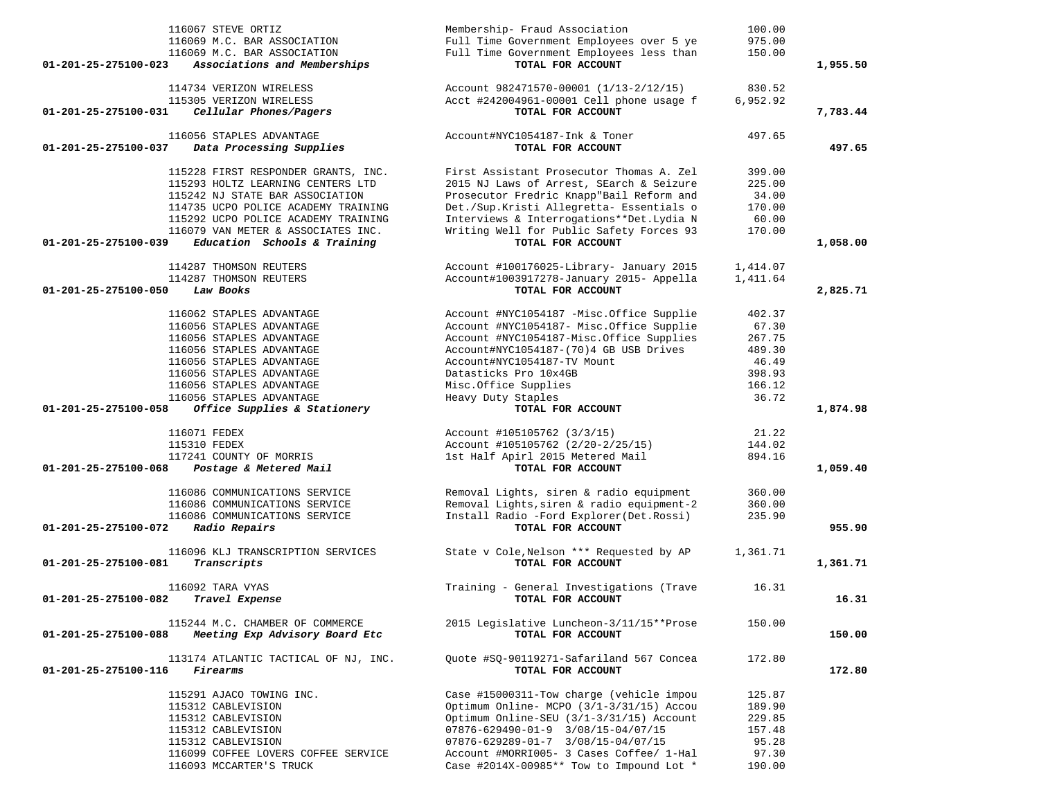| Account | Vendor / Account Name | Description | Amount | Total |
|---|---|---|---|---|
| | 116067 STEVE ORTIZ | Membership- Fraud Association | 100.00 | |
| | 116069 M.C. BAR ASSOCIATION | Full Time Government Employees over 5 ye | 975.00 | |
| | 116069 M.C. BAR ASSOCIATION | Full Time Government Employees less than | 150.00 | |
| **01-201-25-275100-023** | ***Associations and Memberships*** | **TOTAL FOR ACCOUNT** | | **1,955.50** |
| | 114734 VERIZON WIRELESS | Account 982471570-00001 (1/13-2/12/15) | 830.52 | |
| | 115305 VERIZON WIRELESS | Acct #242004961-00001 Cell phone usage f | 6,952.92 | |
| **01-201-25-275100-031** | ***Cellular Phones/Pagers*** | **TOTAL FOR ACCOUNT** | | **7,783.44** |
| | 116056 STAPLES ADVANTAGE | Account#NYC1054187-Ink & Toner | 497.65 | |
| **01-201-25-275100-037** | ***Data Processing Supplies*** | **TOTAL FOR ACCOUNT** | | **497.65** |
| | 115228 FIRST RESPONDER GRANTS, INC. | First Assistant Prosecutor Thomas A. Zel | 399.00 | |
| | 115293 HOLTZ LEARNING CENTERS LTD | 2015 NJ Laws of Arrest, SEarch & Seizure | 225.00 | |
| | 115242 NJ STATE BAR ASSOCIATION | Prosecutor Fredric Knapp"Bail Reform and | 34.00 | |
| | 114735 UCPO POLICE ACADEMY TRAINING | Det./Sup.Kristi Allegretta- Essentials o | 170.00 | |
| | 115292 UCPO POLICE ACADEMY TRAINING | Interviews & Interrogations**Det.Lydia N | 60.00 | |
| | 116079 VAN METER & ASSOCIATES INC. | Writing Well for Public Safety Forces 93 | 170.00 | |
| **01-201-25-275100-039** | ***Education Schools & Training*** | **TOTAL FOR ACCOUNT** | | **1,058.00** |
| | 114287 THOMSON REUTERS | Account #100176025-Library- January 2015 | 1,414.07 | |
| | 114287 THOMSON REUTERS | Account#1003917278-January 2015- Appella | 1,411.64 | |
| **01-201-25-275100-050** | ***Law Books*** | **TOTAL FOR ACCOUNT** | | **2,825.71** |
| | 116062 STAPLES ADVANTAGE | Account #NYC1054187 -Misc.Office Supplie | 402.37 | |
| | 116056 STAPLES ADVANTAGE | Account #NYC1054187- Misc.Office Supplie | 67.30 | |
| | 116056 STAPLES ADVANTAGE | Account #NYC1054187-Misc.Office Supplies | 267.75 | |
| | 116056 STAPLES ADVANTAGE | Account#NYC1054187-(70)4 GB USB Drives | 489.30 | |
| | 116056 STAPLES ADVANTAGE | Account#NYC1054187-TV Mount | 46.49 | |
| | 116056 STAPLES ADVANTAGE | Datasticks Pro 10x4GB | 398.93 | |
| | 116056 STAPLES ADVANTAGE | Misc.Office Supplies | 166.12 | |
| | 116056 STAPLES ADVANTAGE | Heavy Duty Staples | 36.72 | |
| **01-201-25-275100-058** | ***Office Supplies & Stationery*** | **TOTAL FOR ACCOUNT** | | **1,874.98** |
| | 116071 FEDEX | Account #105105762 (3/3/15) | 21.22 | |
| | 115310 FEDEX | Account #105105762 (2/20-2/25/15) | 144.02 | |
| | 117241 COUNTY OF MORRIS | 1st Half Apirl 2015 Metered Mail | 894.16 | |
| **01-201-25-275100-068** | ***Postage & Metered Mail*** | **TOTAL FOR ACCOUNT** | | **1,059.40** |
| | 116086 COMMUNICATIONS SERVICE | Removal Lights, siren & radio equipment | 360.00 | |
| | 116086 COMMUNICATIONS SERVICE | Removal Lights,siren & radio equipment-2 | 360.00 | |
| | 116086 COMMUNICATIONS SERVICE | Install Radio -Ford Explorer(Det.Rossi) | 235.90 | |
| **01-201-25-275100-072** | ***Radio Repairs*** | **TOTAL FOR ACCOUNT** | | **955.90** |
| | 116096 KLJ TRANSCRIPTION SERVICES | State v Cole,Nelson *** Requested by AP | 1,361.71 | |
| **01-201-25-275100-081** | ***Transcripts*** | **TOTAL FOR ACCOUNT** | | **1,361.71** |
| | 116092 TARA VYAS | Training - General Investigations (Trave | 16.31 | |
| **01-201-25-275100-082** | ***Travel Expense*** | **TOTAL FOR ACCOUNT** | | **16.31** |
| | 115244 M.C. CHAMBER OF COMMERCE | 2015 Legislative Luncheon-3/11/15**Prose | 150.00 | |
| **01-201-25-275100-088** | ***Meeting Exp Advisory Board Etc*** | **TOTAL FOR ACCOUNT** | | **150.00** |
| | 113174 ATLANTIC TACTICAL OF NJ, INC. | Quote #SQ-90119271-Safariland 567 Concea | 172.80 | |
| **01-201-25-275100-116** | ***Firearms*** | **TOTAL FOR ACCOUNT** | | **172.80** |
| | 115291 AJACO TOWING INC. | Case #15000311-Tow charge (vehicle impou | 125.87 | |
| | 115312 CABLEVISION | Optimum Online- MCPO (3/1-3/31/15) Accou | 189.90 | |
| | 115312 CABLEVISION | Optimum Online-SEU (3/1-3/31/15) Account | 229.85 | |
| | 115312 CABLEVISION | 07876-629490-01-9 3/08/15-04/07/15 | 157.48 | |
| | 115312 CABLEVISION | 07876-629289-01-7 3/08/15-04/07/15 | 95.28 | |
| | 116099 COFFEE LOVERS COFFEE SERVICE | Account #MORRI005- 3 Cases Coffee/ 1-Hal | 97.30 | |
| | 116093 MCCARTER'S TRUCK | Case #2014X-00985** Tow to Impound Lot * | 190.00 | |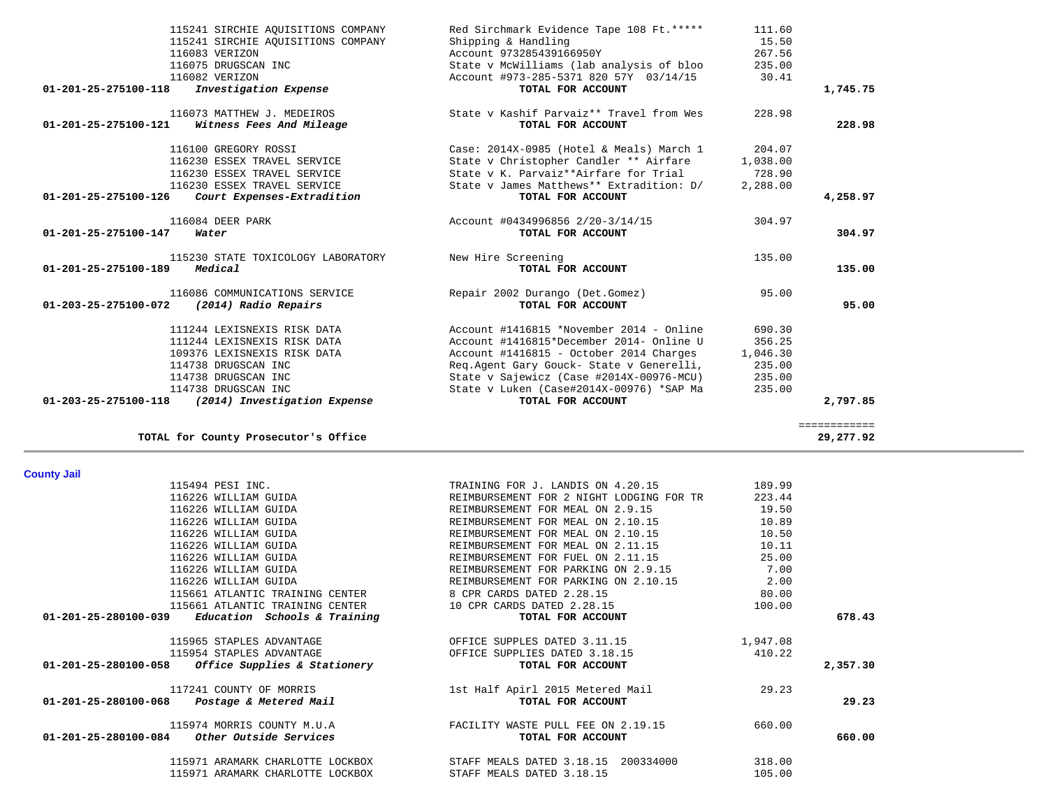| Account | Vendor | Description | Amount | Total |
|---|---|---|---|---|
| | 115241 SIRCHIE AQUISITIONS COMPANY | Red Sirchmark Evidence Tape 108 Ft.***** | 111.60 | |
| | 115241 SIRCHIE AQUISITIONS COMPANY | Shipping & Handling | 15.50 | |
| | 116083 VERIZON | Account 973285439166950Y | 267.56 | |
| | 116075 DRUGSCAN INC | State v McWilliams (lab analysis of bloo | 235.00 | |
| | 116082 VERIZON | Account #973-285-5371 820 57Y 03/14/15 | 30.41 | |
| **01-201-25-275100-118** | ***Investigation Expense*** | **TOTAL FOR ACCOUNT** | | **1,745.75** |
| | 116073 MATTHEW J. MEDEIROS | State v Kashif Parvaiz** Travel from Wes | 228.98 | |
| **01-201-25-275100-121** | ***Witness Fees And Mileage*** | **TOTAL FOR ACCOUNT** | | **228.98** |
| | 116100 GREGORY ROSSI | Case: 2014X-0985 (Hotel & Meals) March 1 | 204.07 | |
| | 116230 ESSEX TRAVEL SERVICE | State v Christopher Candler ** Airfare | 1,038.00 | |
| | 116230 ESSEX TRAVEL SERVICE | State v K. Parvaiz**Airfare for Trial | 728.90 | |
| | 116230 ESSEX TRAVEL SERVICE | State v James Matthews** Extradition: D/ | 2,288.00 | |
| **01-201-25-275100-126** | ***Court Expenses-Extradition*** | **TOTAL FOR ACCOUNT** | | **4,258.97** |
| | 116084 DEER PARK | Account #0434996856 2/20-3/14/15 | 304.97 | |
| **01-201-25-275100-147** | ***Water*** | **TOTAL FOR ACCOUNT** | | **304.97** |
| | 115230 STATE TOXICOLOGY LABORATORY | New Hire Screening | 135.00 | |
| **01-201-25-275100-189** | ***Medical*** | **TOTAL FOR ACCOUNT** | | **135.00** |
| | 116086 COMMUNICATIONS SERVICE | Repair 2002 Durango (Det.Gomez) | 95.00 | |
| **01-203-25-275100-072** | ***(2014) Radio Repairs*** | **TOTAL FOR ACCOUNT** | | **95.00** |
| | 111244 LEXISNEXIS RISK DATA | Account #1416815 *November 2014 - Online | 690.30 | |
| | 111244 LEXISNEXIS RISK DATA | Account #1416815*December 2014- Online U | 356.25 | |
| | 109376 LEXISNEXIS RISK DATA | Account #1416815 - October 2014 Charges | 1,046.30 | |
| | 114738 DRUGSCAN INC | Req.Agent Gary Gouck- State v Generelli, | 235.00 | |
| | 114738 DRUGSCAN INC | State v Sajewicz (Case #2014X-00976-MCU) | 235.00 | |
| | 114738 DRUGSCAN INC | State v Luken (Case#2014X-00976) *SAP Ma | 235.00 | |
| **01-203-25-275100-118** | ***(2014) Investigation Expense*** | **TOTAL FOR ACCOUNT** | | **2,797.85** |
| | | | | ============ |
| | **TOTAL for County Prosecutor's Office** | | | **29,277.92** |

## County Jail

| Account | Vendor | Description | Amount | Total |
|---|---|---|---|---|
| | 115494 PESI INC. | TRAINING FOR J. LANDIS ON 4.20.15 | 189.99 | |
| | 116226 WILLIAM GUIDA | REIMBURSEMENT FOR 2 NIGHT LODGING FOR TR | 223.44 | |
| | 116226 WILLIAM GUIDA | REIMBURSEMENT FOR MEAL ON 2.9.15 | 19.50 | |
| | 116226 WILLIAM GUIDA | REIMBURSEMENT FOR MEAL ON 2.10.15 | 10.89 | |
| | 116226 WILLIAM GUIDA | REIMBURSEMENT FOR MEAL ON 2.10.15 | 10.50 | |
| | 116226 WILLIAM GUIDA | REIMBURSEMENT FOR MEAL ON 2.11.15 | 10.11 | |
| | 116226 WILLIAM GUIDA | REIMBURSEMENT FOR FUEL ON 2.11.15 | 25.00 | |
| | 116226 WILLIAM GUIDA | REIMBURSEMENT FOR PARKING ON 2.9.15 | 7.00 | |
| | 116226 WILLIAM GUIDA | REIMBURSEMENT FOR PARKING ON 2.10.15 | 2.00 | |
| | 115661 ATLANTIC TRAINING CENTER | 8 CPR CARDS DATED 2.28.15 | 80.00 | |
| | 115661 ATLANTIC TRAINING CENTER | 10 CPR CARDS DATED 2.28.15 | 100.00 | |
| **01-201-25-280100-039** | ***Education Schools & Training*** | **TOTAL FOR ACCOUNT** | | **678.43** |
| | 115965 STAPLES ADVANTAGE | OFFICE SUPPLES DATED 3.11.15 | 1,947.08 | |
| | 115954 STAPLES ADVANTAGE | OFFICE SUPPLES DATED 3.18.15 | 410.22 | |
| **01-201-25-280100-058** | ***Office Supplies & Stationery*** | **TOTAL FOR ACCOUNT** | | **2,357.30** |
| | 117241 COUNTY OF MORRIS | 1st Half Apirl 2015 Metered Mail | 29.23 | |
| **01-201-25-280100-068** | ***Postage & Metered Mail*** | **TOTAL FOR ACCOUNT** | | **29.23** |
| | 115974 MORRIS COUNTY M.U.A | FACILITY WASTE PULL FEE ON 2.19.15 | 660.00 | |
| **01-201-25-280100-084** | ***Other Outside Services*** | **TOTAL FOR ACCOUNT** | | **660.00** |
| | 115971 ARAMARK CHARLOTTE LOCKBOX | STAFF MEALS DATED 3.18.15 200334000 | 318.00 | |
| | 115971 ARAMARK CHARLOTTE LOCKBOX | STAFF MEALS DATED 3.18.15 | 105.00 | |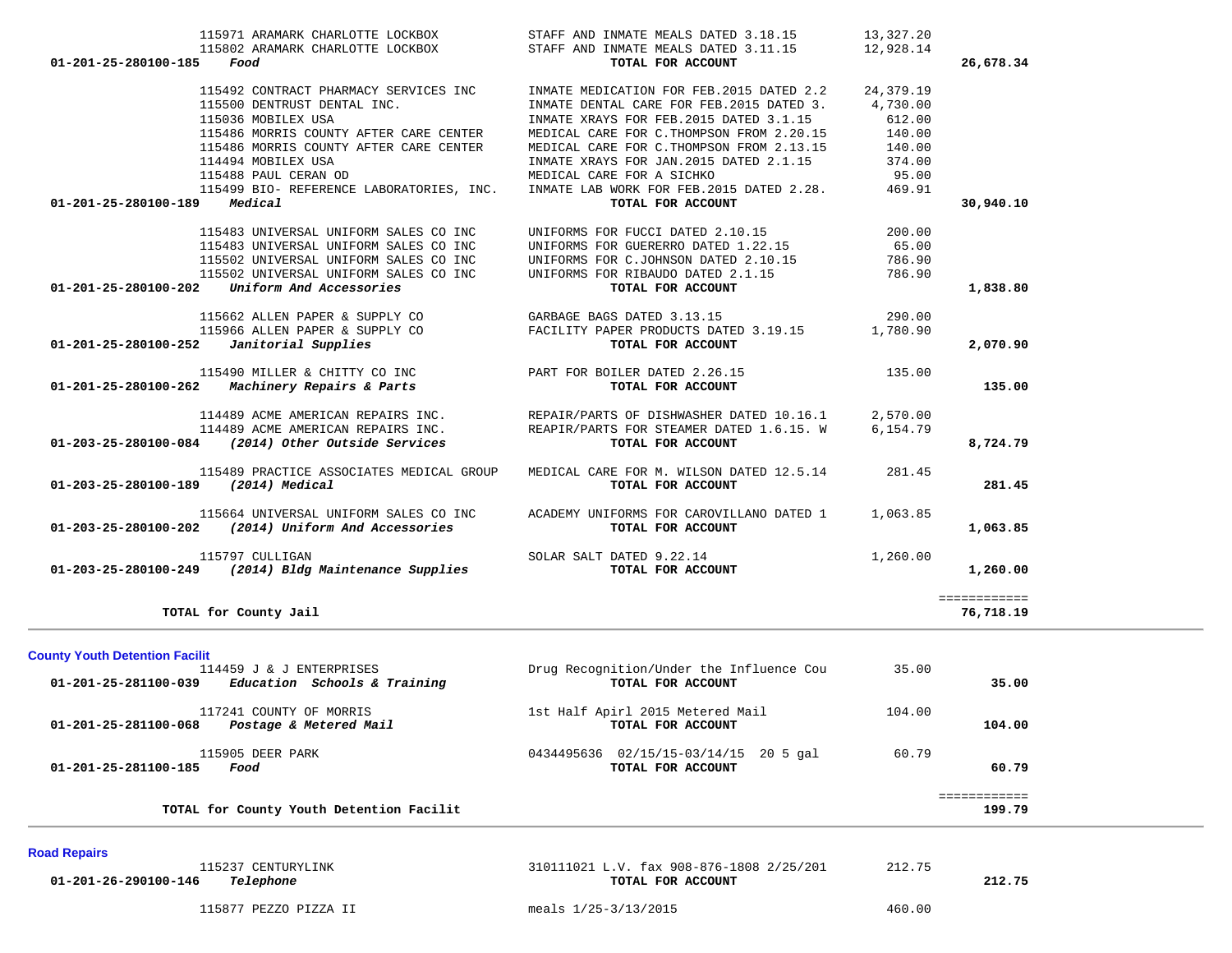| Account | Vendor / Account Name | Description | Amount | Total |
|---|---|---|---|---|
| | 115971 ARAMARK CHARLOTTE LOCKBOX | STAFF AND INMATE MEALS DATED 3.18.15 | 13,327.20 | |
| | 115802 ARAMARK CHARLOTTE LOCKBOX | STAFF AND INMATE MEALS DATED 3.11.15 | 12,928.14 | |
| **01-201-25-280100-185** | ***Food*** | **TOTAL FOR ACCOUNT** | | **26,678.34** |
| | 115492 CONTRACT PHARMACY SERVICES INC | INMATE MEDICATION FOR FEB.2015 DATED 2.2 | 24,379.19 | |
| | 115500 DENTRUST DENTAL INC. | INMATE DENTAL CARE FOR FEB.2015 DATED 3. | 4,730.00 | |
| | 115036 MOBILEX USA | INMATE XRAYS FOR FEB.2015 DATED 3.1.15 | 612.00 | |
| | 115486 MORRIS COUNTY AFTER CARE CENTER | MEDICAL CARE FOR C.THOMPSON FROM 2.20.15 | 140.00 | |
| | 115486 MORRIS COUNTY AFTER CARE CENTER | MEDICAL CARE FOR C.THOMPSON FROM 2.13.15 | 140.00 | |
| | 114494 MOBILEX USA | INMATE XRAYS FOR JAN.2015 DATED 2.1.15 | 374.00 | |
| | 115488 PAUL CERAN OD | MEDICAL CARE FOR A SICHKO | 95.00 | |
| | 115499 BIO- REFERENCE LABORATORIES, INC. | INMATE LAB WORK FOR FEB.2015 DATED 2.28. | 469.91 | |
| **01-201-25-280100-189** | ***Medical*** | **TOTAL FOR ACCOUNT** | | **30,940.10** |
| | 115483 UNIVERSAL UNIFORM SALES CO INC | UNIFORMS FOR FUCCI DATED 2.10.15 | 200.00 | |
| | 115483 UNIVERSAL UNIFORM SALES CO INC | UNIFORMS FOR GUERERRO DATED 1.22.15 | 65.00 | |
| | 115502 UNIVERSAL UNIFORM SALES CO INC | UNIFORMS FOR C.JOHNSON DATED 2.10.15 | 786.90 | |
| | 115502 UNIVERSAL UNIFORM SALES CO INC | UNIFORMS FOR RIBAUDO DATED 2.1.15 | 786.90 | |
| **01-201-25-280100-202** | ***Uniform And Accessories*** | **TOTAL FOR ACCOUNT** | | **1,838.80** |
| | 115662 ALLEN PAPER & SUPPLY CO | GARBAGE BAGS DATED 3.13.15 | 290.00 | |
| | 115966 ALLEN PAPER & SUPPLY CO | FACILITY PAPER PRODUCTS DATED 3.19.15 | 1,780.90 | |
| **01-201-25-280100-252** | ***Janitorial Supplies*** | **TOTAL FOR ACCOUNT** | | **2,070.90** |
| | 115490 MILLER & CHITTY CO INC | PART FOR BOILER DATED 2.26.15 | 135.00 | |
| **01-201-25-280100-262** | ***Machinery Repairs & Parts*** | **TOTAL FOR ACCOUNT** | | **135.00** |
| | 114489 ACME AMERICAN REPAIRS INC. | REPAIR/PARTS OF DISHWASHER DATED 10.16.1 | 2,570.00 | |
| | 114489 ACME AMERICAN REPAIRS INC. | REAPIR/PARTS FOR STEAMER DATED 1.6.15. W | 6,154.79 | |
| **01-203-25-280100-084** | ***(2014) Other Outside Services*** | **TOTAL FOR ACCOUNT** | | **8,724.79** |
| | 115489 PRACTICE ASSOCIATES MEDICAL GROUP | MEDICAL CARE FOR M. WILSON DATED 12.5.14 | 281.45 | |
| **01-203-25-280100-189** | ***(2014) Medical*** | **TOTAL FOR ACCOUNT** | | **281.45** |
| | 115664 UNIVERSAL UNIFORM SALES CO INC | ACADEMY UNIFORMS FOR CAROVILLANO DATED 1 | 1,063.85 | |
| **01-203-25-280100-202** | ***(2014) Uniform And Accessories*** | **TOTAL FOR ACCOUNT** | | **1,063.85** |
| | 115797 CULLIGAN | SOLAR SALT DATED 9.22.14 | 1,260.00 | |
| **01-203-25-280100-249** | ***(2014) Bldg Maintenance Supplies*** | **TOTAL FOR ACCOUNT** | | **1,260.00** |
| | | | | ============ |
| | **TOTAL for County Jail** | | | **76,718.19** |

**County Youth Detention Facilit**

| Account | Vendor / Account Name | Description | Amount | Total |
|---|---|---|---|---|
| | 114459 J & J ENTERPRISES | Drug Recognition/Under the Influence Cou | 35.00 | |
| **01-201-25-281100-039** | ***Education Schools & Training*** | **TOTAL FOR ACCOUNT** | | **35.00** |
| | 117241 COUNTY OF MORRIS | 1st Half Apirl 2015 Metered Mail | 104.00 | |
| **01-201-25-281100-068** | ***Postage & Metered Mail*** | **TOTAL FOR ACCOUNT** | | **104.00** |
| | 115905 DEER PARK | 0434495636 02/15/15-03/14/15 20 5 gal | 60.79 | |
| **01-201-25-281100-185** | ***Food*** | **TOTAL FOR ACCOUNT** | | **60.79** |
| | | | | ============ |
| | **TOTAL for County Youth Detention Facilit** | | | **199.79** |

**Road Repairs**

| Account | Vendor / Account Name | Description | Amount | Total |
|---|---|---|---|---|
| | 115237 CENTURYLINK | 310111021 L.V. fax 908-876-1808 2/25/201 | 212.75 | |
| **01-201-26-290100-146** | ***Telephone*** | **TOTAL FOR ACCOUNT** | | **212.75** |
| | 115877 PEZZO PIZZA II | meals 1/25-3/13/2015 | 460.00 | |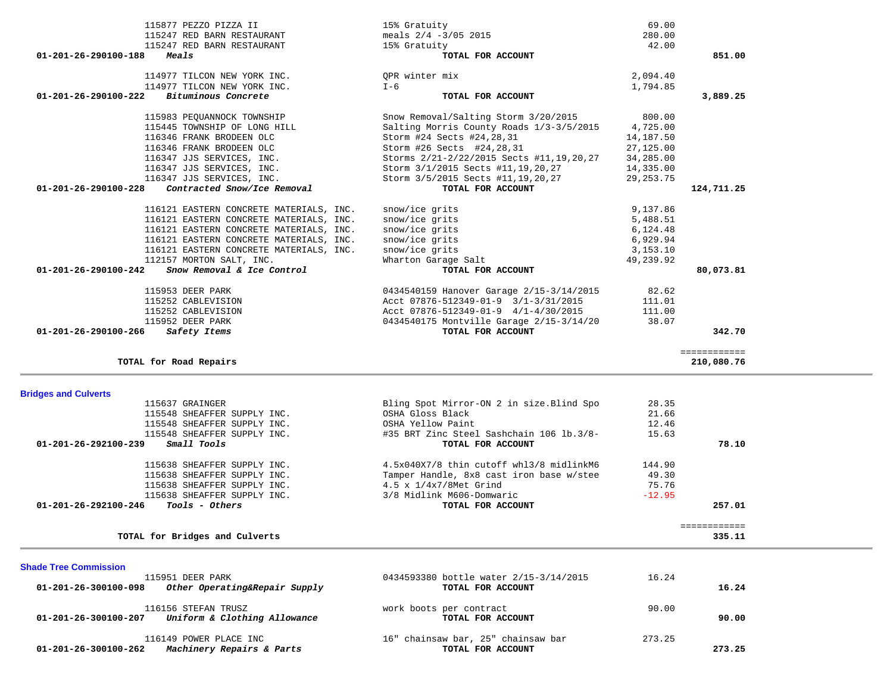| Account | Vendor / Account Name | Description | Amount | Total |
|---|---|---|---|---|
| | 115877 PEZZO PIZZA II | 15% Gratuity | 69.00 | |
| | 115247 RED BARN RESTAURANT | meals 2/4 -3/05 2015 | 280.00 | |
| | 115247 RED BARN RESTAURANT | 15% Gratuity | 42.00 | |
| **01-201-26-290100-188** | ***Meals*** | **TOTAL FOR ACCOUNT** | | **851.00** |
| | 114977 TILCON NEW YORK INC. | QPR winter mix | 2,094.40 | |
| | 114977 TILCON NEW YORK INC. | I-6 | 1,794.85 | |
| **01-201-26-290100-222** | ***Bituminous Concrete*** | **TOTAL FOR ACCOUNT** | | **3,889.25** |
| | 115983 PEQUANNOCK TOWNSHIP | Snow Removal/Salting Storm 3/20/2015 | 800.00 | |
| | 115445 TOWNSHIP OF LONG HILL | Salting Morris County Roads 1/3-3/5/2015 | 4,725.00 | |
| | 116346 FRANK BRODEEN OLC | Storm #24 Sects #24,28,31 | 14,187.50 | |
| | 116346 FRANK BRODEEN OLC | Storm #26 Sects #24,28,31 | 27,125.00 | |
| | 116347 JJS SERVICES, INC. | Storms 2/21-2/22/2015 Sects #11,19,20,27 | 34,285.00 | |
| | 116347 JJS SERVICES, INC. | Storm 3/1/2015 Sects #11,19,20,27 | 14,335.00 | |
| | 116347 JJS SERVICES, INC. | Storm 3/5/2015 Sects #11,19,20,27 | 29,253.75 | |
| **01-201-26-290100-228** | ***Contracted Snow/Ice Removal*** | **TOTAL FOR ACCOUNT** | | **124,711.25** |
| | 116121 EASTERN CONCRETE MATERIALS, INC. | snow/ice grits | 9,137.86 | |
| | 116121 EASTERN CONCRETE MATERIALS, INC. | snow/ice grits | 5,488.51 | |
| | 116121 EASTERN CONCRETE MATERIALS, INC. | snow/ice grits | 6,124.48 | |
| | 116121 EASTERN CONCRETE MATERIALS, INC. | snow/ice grits | 6,929.94 | |
| | 116121 EASTERN CONCRETE MATERIALS, INC. | snow/ice grits | 3,153.10 | |
| | 112157 MORTON SALT, INC. | Wharton Garage Salt | 49,239.92 | |
| **01-201-26-290100-242** | ***Snow Removal & Ice Control*** | **TOTAL FOR ACCOUNT** | | **80,073.81** |
| | 115953 DEER PARK | 0434540159 Hanover Garage 2/15-3/14/2015 | 82.62 | |
| | 115252 CABLEVISION | Acct 07876-512349-01-9 3/1-3/31/2015 | 111.01 | |
| | 115252 CABLEVISION | Acct 07876-512349-01-9 4/1-4/30/2015 | 111.00 | |
| | 115952 DEER PARK | 0434540175 Montville Garage 2/15-3/14/20 | 38.07 | |
| **01-201-26-290100-266** | ***Safety Items*** | **TOTAL FOR ACCOUNT** | | **342.70** |
| | | | | ============ |
| | **TOTAL for Road Repairs** | | | **210,080.76** |

### Bridges and Culverts

| Account | Vendor / Account Name | Description | Amount | Total |
|---|---|---|---|---|
| | 115637 GRAINGER | Bling Spot Mirror-ON 2 in size.Blind Spo | 28.35 | |
| | 115548 SHEAFFER SUPPLY INC. | OSHA Gloss Black | 21.66 | |
| | 115548 SHEAFFER SUPPLY INC. | OSHA Yellow Paint | 12.46 | |
| | 115548 SHEAFFER SUPPLY INC. | #35 BRT Zinc Steel Sashchain 106 lb.3/8- | 15.63 | |
| **01-201-26-292100-239** | ***Small Tools*** | **TOTAL FOR ACCOUNT** | | **78.10** |
| | 115638 SHEAFFER SUPPLY INC. | 4.5x040X7/8 thin cutoff whl3/8 midlinkM6 | 144.90 | |
| | 115638 SHEAFFER SUPPLY INC. | Tamper Handle, 8x8 cast iron base w/stee | 49.30 | |
| | 115638 SHEAFFER SUPPLY INC. | 4.5 x 1/4x7/8Met Grind | 75.76 | |
| | 115638 SHEAFFER SUPPLY INC. | 3/8 Midlink M606-Domwaric | -12.95 | |
| **01-201-26-292100-246** | ***Tools - Others*** | **TOTAL FOR ACCOUNT** | | **257.01** |
| | | | | ============ |
| | **TOTAL for Bridges and Culverts** | | | **335.11** |

### Shade Tree Commission

| Account | Vendor / Account Name | Description | Amount | Total |
|---|---|---|---|---|
| | 115951 DEER PARK | 0434593380 bottle water 2/15-3/14/2015 | 16.24 | |
| **01-201-26-300100-098** | ***Other Operating&Repair Supply*** | **TOTAL FOR ACCOUNT** | | **16.24** |
| | 116156 STEFAN TRUSZ | work boots per contract | 90.00 | |
| **01-201-26-300100-207** | ***Uniform & Clothing Allowance*** | **TOTAL FOR ACCOUNT** | | **90.00** |
| | 116149 POWER PLACE INC | 16" chainsaw bar, 25" chainsaw bar | 273.25 | |
| **01-201-26-300100-262** | ***Machinery Repairs & Parts*** | **TOTAL FOR ACCOUNT** | | **273.25** |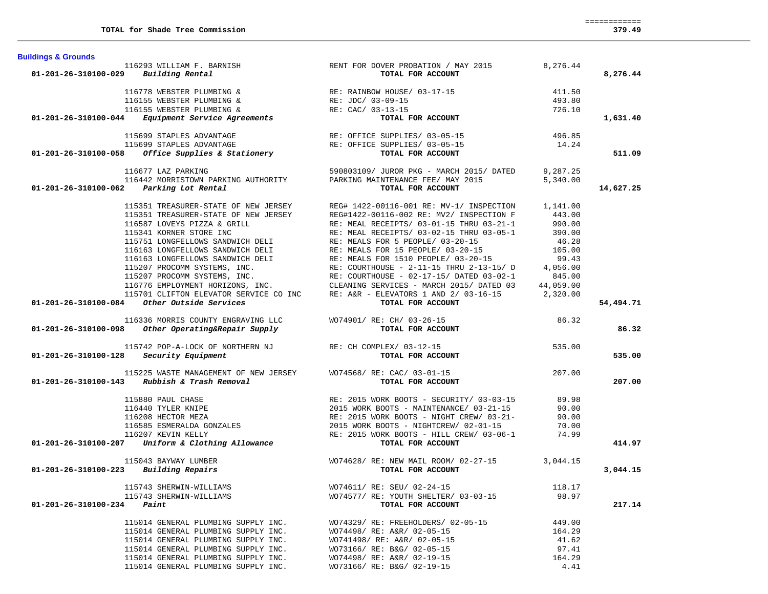| | | | |
|---|---|---|---|
| **TOTAL for Shade Tree Commission** | | | ============ **379.49** |

**Buildings & Grounds**

| Account | Vendor | Description | Amount | Total |
|---|---|---|---|---|
| | 116293 WILLIAM F. BARNISH | RENT FOR DOVER PROBATION / MAY 2015 | 8,276.44 | |
| **01-201-26-310100-029** | ***Building Rental*** | **TOTAL FOR ACCOUNT** | | **8,276.44** |
| | 116778 WEBSTER PLUMBING & | RE: RAINBOW HOUSE/ 03-17-15 | 411.50 | |
| | 116155 WEBSTER PLUMBING & | RE: JDC/ 03-09-15 | 493.80 | |
| | 116155 WEBSTER PLUMBING & | RE: CAC/ 03-13-15 | 726.10 | |
| **01-201-26-310100-044** | ***Equipment Service Agreements*** | **TOTAL FOR ACCOUNT** | | **1,631.40** |
| | 115699 STAPLES ADVANTAGE | RE: OFFICE SUPPLIES/ 03-05-15 | 496.85 | |
| | 115699 STAPLES ADVANTAGE | RE: OFFICE SUPPLIES/ 03-05-15 | 14.24 | |
| **01-201-26-310100-058** | ***Office Supplies & Stationery*** | **TOTAL FOR ACCOUNT** | | **511.09** |
| | 116677 LAZ PARKING | 590803109/ JUROR PKG - MARCH 2015/ DATED | 9,287.25 | |
| | 116442 MORRISTOWN PARKING AUTHORITY | PARKING MAINTENANCE FEE/ MAY 2015 | 5,340.00 | |
| **01-201-26-310100-062** | ***Parking Lot Rental*** | **TOTAL FOR ACCOUNT** | | **14,627.25** |
| | 115351 TREASURER-STATE OF NEW JERSEY | REG# 1422-00116-001 RE: MV-1/ INSPECTION | 1,141.00 | |
| | 115351 TREASURER-STATE OF NEW JERSEY | REG#1422-00116-002 RE: MV2/ INSPECTION F | 443.00 | |
| | 116587 LOVEYS PIZZA & GRILL | RE: MEAL RECEIPTS/ 03-01-15 THRU 03-21-1 | 990.00 | |
| | 115341 KORNER STORE INC | RE: MEAL RECEIPTS/ 03-02-15 THRU 03-05-1 | 390.00 | |
| | 115751 LONGFELLOWS SANDWICH DELI | RE: MEALS FOR 5 PEOPLE/ 03-20-15 | 46.28 | |
| | 116163 LONGFELLOWS SANDWICH DELI | RE: MEALS FOR 15 PEOPLE/ 03-20-15 | 105.00 | |
| | 116163 LONGFELLOWS SANDWICH DELI | RE: MEALS FOR 1510 PEOPLE/ 03-20-15 | 99.43 | |
| | 115207 PROCOMM SYSTEMS, INC. | RE: COURTHOUSE - 2-11-15 THRU 2-13-15/ D | 4,056.00 | |
| | 115207 PROCOMM SYSTEMS, INC. | RE: COURTHOUSE - 02-17-15/ DATED 03-02-1 | 845.00 | |
| | 116776 EMPLOYMENT HORIZONS, INC. | CLEANING SERVICES - MARCH 2015/ DATED 03 | 44,059.00 | |
| | 115701 CLIFTON ELEVATOR SERVICE CO INC | RE: A&R - ELEVATORS 1 AND 2/ 03-16-15 | 2,320.00 | |
| **01-201-26-310100-084** | ***Other Outside Services*** | **TOTAL FOR ACCOUNT** | | **54,494.71** |
| | 116336 MORRIS COUNTY ENGRAVING LLC | WO74901/ RE: CH/ 03-26-15 | 86.32 | |
| **01-201-26-310100-098** | ***Other Operating&Repair Supply*** | **TOTAL FOR ACCOUNT** | | **86.32** |
| | 115742 POP-A-LOCK OF NORTHERN NJ | RE: CH COMPLEX/ 03-12-15 | 535.00 | |
| **01-201-26-310100-128** | ***Security Equipment*** | **TOTAL FOR ACCOUNT** | | **535.00** |
| | 115225 WASTE MANAGEMENT OF NEW JERSEY | WO74568/ RE: CAC/ 03-01-15 | 207.00 | |
| **01-201-26-310100-143** | ***Rubbish & Trash Removal*** | **TOTAL FOR ACCOUNT** | | **207.00** |
| | 115880 PAUL CHASE | RE: 2015 WORK BOOTS - SECURITY/ 03-03-15 | 89.98 | |
| | 116440 TYLER KNIPE | 2015 WORK BOOTS - MAINTENANCE/ 03-21-15 | 90.00 | |
| | 116208 HECTOR MEZA | RE: 2015 WORK BOOTS - NIGHT CREW/ 03-21- | 90.00 | |
| | 116585 ESMERALDA GONZALES | 2015 WORK BOOTS - NIGHTCREW/ 02-01-15 | 70.00 | |
| | 116207 KEVIN KELLY | RE: 2015 WORK BOOTS - HILL CREW/ 03-06-1 | 74.99 | |
| **01-201-26-310100-207** | ***Uniform & Clothing Allowance*** | **TOTAL FOR ACCOUNT** | | **414.97** |
| | 115043 BAYWAY LUMBER | WO74628/ RE: NEW MAIL ROOM/ 02-27-15 | 3,044.15 | |
| **01-201-26-310100-223** | ***Building Repairs*** | **TOTAL FOR ACCOUNT** | | **3,044.15** |
| | 115743 SHERWIN-WILLIAMS | WO74611/ RE: SEU/ 02-24-15 | 118.17 | |
| | 115743 SHERWIN-WILLIAMS | WO74577/ RE: YOUTH SHELTER/ 03-03-15 | 98.97 | |
| **01-201-26-310100-234** | ***Paint*** | **TOTAL FOR ACCOUNT** | | **217.14** |
| | 115014 GENERAL PLUMBING SUPPLY INC. | WO74329/ RE: FREEHOLDERS/ 02-05-15 | 449.00 | |
| | 115014 GENERAL PLUMBING SUPPLY INC. | WO74498/ RE: A&R/ 02-05-15 | 164.29 | |
| | 115014 GENERAL PLUMBING SUPPLY INC. | WO741498/ RE: A&R/ 02-05-15 | 41.62 | |
| | 115014 GENERAL PLUMBING SUPPLY INC. | WO73166/ RE: B&G/ 02-05-15 | 97.41 | |
| | 115014 GENERAL PLUMBING SUPPLY INC. | WO74498/ RE: A&R/ 02-19-15 | 164.29 | |
| | 115014 GENERAL PLUMBING SUPPLY INC. | WO73166/ RE: B&G/ 02-19-15 | 4.41 | |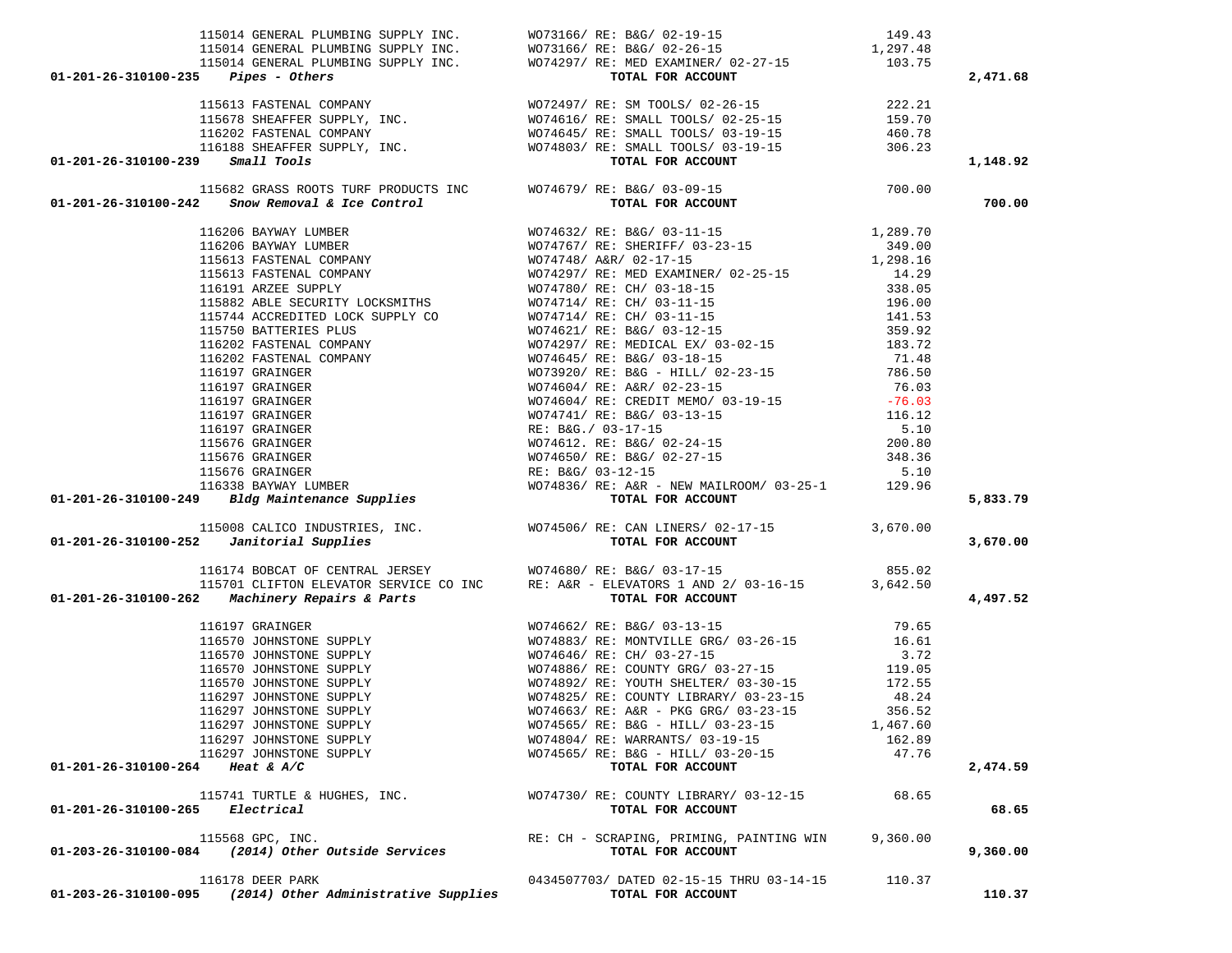| Account | Vendor | Description | Amount | Total |
|---|---|---|---|---|
| | 115014 GENERAL PLUMBING SUPPLY INC. | WO73166/ RE: B&G/ 02-19-15 | 149.43 | |
| | 115014 GENERAL PLUMBING SUPPLY INC. | WO73166/ RE: B&G/ 02-26-15 | 1,297.48 | |
| | 115014 GENERAL PLUMBING SUPPLY INC. | WO74297/ RE: MED EXAMINER/ 02-27-15 | 103.75 | |
| **01-201-26-310100-235** *Pipes - Others* | | **TOTAL FOR ACCOUNT** | | **2,471.68** |
| | 115613 FASTENAL COMPANY | WO72497/ RE: SM TOOLS/ 02-26-15 | 222.21 | |
| | 115678 SHEAFFER SUPPLY, INC. | WO74616/ RE: SMALL TOOLS/ 02-25-15 | 159.70 | |
| | 116202 FASTENAL COMPANY | WO74645/ RE: SMALL TOOLS/ 03-19-15 | 460.78 | |
| | 116188 SHEAFFER SUPPLY, INC. | WO74803/ RE: SMALL TOOLS/ 03-19-15 | 306.23 | |
| **01-201-26-310100-239** *Small Tools* | | **TOTAL FOR ACCOUNT** | | **1,148.92** |
| | 115682 GRASS ROOTS TURF PRODUCTS INC | WO74679/ RE: B&G/ 03-09-15 | 700.00 | |
| **01-201-26-310100-242** *Snow Removal & Ice Control* | | **TOTAL FOR ACCOUNT** | | **700.00** |
| | 116206 BAYWAY LUMBER | WO74632/ RE: B&G/ 03-11-15 | 1,289.70 | |
| | 116206 BAYWAY LUMBER | WO74767/ RE: SHERIFF/ 03-23-15 | 349.00 | |
| | 115613 FASTENAL COMPANY | WO74748/ A&R/ 02-17-15 | 1,298.16 | |
| | 115613 FASTENAL COMPANY | WO74297/ RE: MED EXAMINER/ 02-25-15 | 14.29 | |
| | 116191 ARZEE SUPPLY | WO74780/ RE: CH/ 03-18-15 | 338.05 | |
| | 115882 ABLE SECURITY LOCKSMITHS | WO74714/ RE: CH/ 03-11-15 | 196.00 | |
| | 115744 ACCREDITED LOCK SUPPLY CO | WO74714/ RE: CH/ 03-11-15 | 141.53 | |
| | 115750 BATTERIES PLUS | WO74621/ RE: B&G/ 03-12-15 | 359.92 | |
| | 116202 FASTENAL COMPANY | WO74297/ RE: MEDICAL EX/ 03-02-15 | 183.72 | |
| | 116202 FASTENAL COMPANY | WO74645/ RE: B&G/ 03-18-15 | 71.48 | |
| | 116197 GRAINGER | WO73920/ RE: B&G - HILL/ 02-23-15 | 786.50 | |
| | 116197 GRAINGER | WO74604/ RE: A&R/ 02-23-15 | 76.03 | |
| | 116197 GRAINGER | WO74604/ RE: CREDIT MEMO/ 03-19-15 | -76.03 | |
| | 116197 GRAINGER | WO74741/ RE: B&G/ 03-13-15 | 116.12 | |
| | 116197 GRAINGER | RE: B&G./ 03-17-15 | 5.10 | |
| | 115676 GRAINGER | WO74612. RE: B&G/ 02-24-15 | 200.80 | |
| | 115676 GRAINGER | WO74650/ RE: B&G/ 02-27-15 | 348.36 | |
| | 115676 GRAINGER | RE: B&G/ 03-12-15 | 5.10 | |
| | 116338 BAYWAY LUMBER | WO74836/ RE: A&R - NEW MAILROOM/ 03-25-1 | 129.96 | |
| **01-201-26-310100-249** *Bldg Maintenance Supplies* | | **TOTAL FOR ACCOUNT** | | **5,833.79** |
| | 115008 CALICO INDUSTRIES, INC. | WO74506/ RE: CAN LINERS/ 02-17-15 | 3,670.00 | |
| **01-201-26-310100-252** *Janitorial Supplies* | | **TOTAL FOR ACCOUNT** | | **3,670.00** |
| | 116174 BOBCAT OF CENTRAL JERSEY | WO74680/ RE: B&G/ 03-17-15 | 855.02 | |
| | 115701 CLIFTON ELEVATOR SERVICE CO INC | RE: A&R - ELEVATORS 1 AND 2/ 03-16-15 | 3,642.50 | |
| **01-201-26-310100-262** *Machinery Repairs & Parts* | | **TOTAL FOR ACCOUNT** | | **4,497.52** |
| | 116197 GRAINGER | WO74662/ RE: B&G/ 03-13-15 | 79.65 | |
| | 116570 JOHNSTONE SUPPLY | WO74883/ RE: MONTVILLE GRG/ 03-26-15 | 16.61 | |
| | 116570 JOHNSTONE SUPPLY | WO74646/ RE: CH/ 03-27-15 | 3.72 | |
| | 116570 JOHNSTONE SUPPLY | WO74886/ RE: COUNTY GRG/ 03-27-15 | 119.05 | |
| | 116570 JOHNSTONE SUPPLY | WO74892/ RE: YOUTH SHELTER/ 03-30-15 | 172.55 | |
| | 116297 JOHNSTONE SUPPLY | WO74825/ RE: COUNTY LIBRARY/ 03-23-15 | 48.24 | |
| | 116297 JOHNSTONE SUPPLY | WO74663/ RE: A&R - PKG GRG/ 03-23-15 | 356.52 | |
| | 116297 JOHNSTONE SUPPLY | WO74565/ RE: B&G - HILL/ 03-23-15 | 1,467.60 | |
| | 116297 JOHNSTONE SUPPLY | WO74804/ RE: WARRANTS/ 03-19-15 | 162.89 | |
| | 116297 JOHNSTONE SUPPLY | WO74565/ RE: B&G - HILL/ 03-20-15 | 47.76 | |
| **01-201-26-310100-264** *Heat & A/C* | | **TOTAL FOR ACCOUNT** | | **2,474.59** |
| | 115741 TURTLE & HUGHES, INC. | WO74730/ RE: COUNTY LIBRARY/ 03-12-15 | 68.65 | |
| **01-201-26-310100-265** *Electrical* | | **TOTAL FOR ACCOUNT** | | **68.65** |
| | 115568 GPC, INC. | RE: CH - SCRAPING, PRIMING, PAINTING WIN | 9,360.00 | |
| **01-203-26-310100-084** *(2014) Other Outside Services* | | **TOTAL FOR ACCOUNT** | | **9,360.00** |
| | 116178 DEER PARK | 0434507703/ DATED 02-15-15 THRU 03-14-15 | 110.37 | |
| **01-203-26-310100-095** *(2014) Other Administrative Supplies* | | **TOTAL FOR ACCOUNT** | | **110.37** |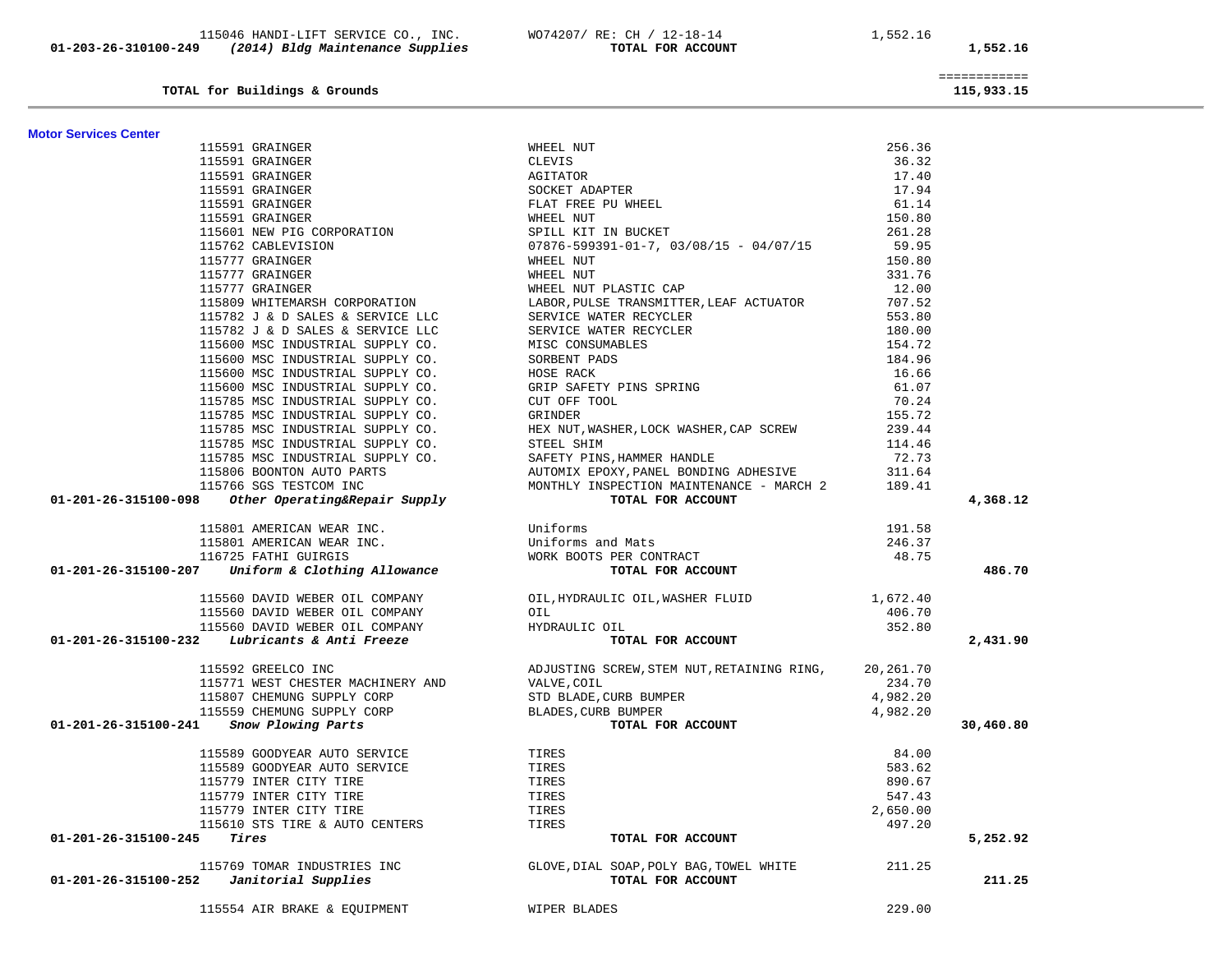| Account | Vendor | Description | Amount | Total |
|---|---|---|---|---|
| | 115046 HANDI-LIFT SERVICE CO., INC. | WO74207/ RE: CH / 12-18-14 | 1,552.16 | |
| 01-203-26-310100-249 | *(2014) Bldg Maintenance Supplies* | **TOTAL FOR ACCOUNT** | | **1,552.16** |
| | | | | ============ |
| | **TOTAL for Buildings & Grounds** | | | **115,933.15** |

## Motor Services Center

| Account | Vendor | Description | Amount | Total |
|---|---|---|---|---|
| | 115591 GRAINGER | WHEEL NUT | 256.36 | |
| | 115591 GRAINGER | CLEVIS | 36.32 | |
| | 115591 GRAINGER | AGITATOR | 17.40 | |
| | 115591 GRAINGER | SOCKET ADAPTER | 17.94 | |
| | 115591 GRAINGER | FLAT FREE PU WHEEL | 61.14 | |
| | 115591 GRAINGER | WHEEL NUT | 150.80 | |
| | 115601 NEW PIG CORPORATION | SPILL KIT IN BUCKET | 261.28 | |
| | 115762 CABLEVISION | 07876-599391-01-7, 03/08/15 - 04/07/15 | 59.95 | |
| | 115777 GRAINGER | WHEEL NUT | 150.80 | |
| | 115777 GRAINGER | WHEEL NUT | 331.76 | |
| | 115777 GRAINGER | WHEEL NUT PLASTIC CAP | 12.00 | |
| | 115809 WHITEMARSH CORPORATION | LABOR,PULSE TRANSMITTER,LEAF ACTUATOR | 707.52 | |
| | 115782 J & D SALES & SERVICE LLC | SERVICE WATER RECYCLER | 553.80 | |
| | 115782 J & D SALES & SERVICE LLC | SERVICE WATER RECYCLER | 180.00 | |
| | 115600 MSC INDUSTRIAL SUPPLY CO. | MISC CONSUMABLES | 154.72 | |
| | 115600 MSC INDUSTRIAL SUPPLY CO. | SORBENT PADS | 184.96 | |
| | 115600 MSC INDUSTRIAL SUPPLY CO. | HOSE RACK | 16.66 | |
| | 115600 MSC INDUSTRIAL SUPPLY CO. | GRIP SAFETY PINS SPRING | 61.07 | |
| | 115785 MSC INDUSTRIAL SUPPLY CO. | CUT OFF TOOL | 70.24 | |
| | 115785 MSC INDUSTRIAL SUPPLY CO. | GRINDER | 155.72 | |
| | 115785 MSC INDUSTRIAL SUPPLY CO. | HEX NUT,WASHER,LOCK WASHER,CAP SCREW | 239.44 | |
| | 115785 MSC INDUSTRIAL SUPPLY CO. | STEEL SHIM | 114.46 | |
| | 115785 MSC INDUSTRIAL SUPPLY CO. | SAFETY PINS,HAMMER HANDLE | 72.73 | |
| | 115806 BOONTON AUTO PARTS | AUTOMIX EPOXY,PANEL BONDING ADHESIVE | 311.64 | |
| | 115766 SGS TESTCOM INC | MONTHLY INSPECTION MAINTENANCE - MARCH 2 | 189.41 | |
| 01-201-26-315100-098 | *Other Operating&Repair Supply* | **TOTAL FOR ACCOUNT** | | **4,368.12** |
| | 115801 AMERICAN WEAR INC. | Uniforms | 191.58 | |
| | 115801 AMERICAN WEAR INC. | Uniforms and Mats | 246.37 | |
| | 116725 FATHI GUIRGIS | WORK BOOTS PER CONTRACT | 48.75 | |
| 01-201-26-315100-207 | *Uniform & Clothing Allowance* | **TOTAL FOR ACCOUNT** | | **486.70** |
| | 115560 DAVID WEBER OIL COMPANY | OIL,HYDRAULIC OIL,WASHER FLUID | 1,672.40 | |
| | 115560 DAVID WEBER OIL COMPANY | OIL | 406.70 | |
| | 115560 DAVID WEBER OIL COMPANY | HYDRAULIC OIL | 352.80 | |
| 01-201-26-315100-232 | *Lubricants & Anti Freeze* | **TOTAL FOR ACCOUNT** | | **2,431.90** |
| | 115592 GREELCO INC | ADJUSTING SCREW,STEM NUT,RETAINING RING, | 20,261.70 | |
| | 115771 WEST CHESTER MACHINERY AND | VALVE,COIL | 234.70 | |
| | 115807 CHEMUNG SUPPLY CORP | STD BLADE,CURB BUMPER | 4,982.20 | |
| | 115559 CHEMUNG SUPPLY CORP | BLADES,CURB BUMPER | 4,982.20 | |
| 01-201-26-315100-241 | *Snow Plowing Parts* | **TOTAL FOR ACCOUNT** | | **30,460.80** |
| | 115589 GOODYEAR AUTO SERVICE | TIRES | 84.00 | |
| | 115589 GOODYEAR AUTO SERVICE | TIRES | 583.62 | |
| | 115779 INTER CITY TIRE | TIRES | 890.67 | |
| | 115779 INTER CITY TIRE | TIRES | 547.43 | |
| | 115779 INTER CITY TIRE | TIRES | 2,650.00 | |
| | 115610 STS TIRE & AUTO CENTERS | TIRES | 497.20 | |
| 01-201-26-315100-245 | *Tires* | **TOTAL FOR ACCOUNT** | | **5,252.92** |
| | 115769 TOMAR INDUSTRIES INC | GLOVE,DIAL SOAP,POLY BAG,TOWEL WHITE | 211.25 | |
| 01-201-26-315100-252 | *Janitorial Supplies* | **TOTAL FOR ACCOUNT** | | **211.25** |
| | 115554 AIR BRAKE & EQUIPMENT | WIPER BLADES | 229.00 | |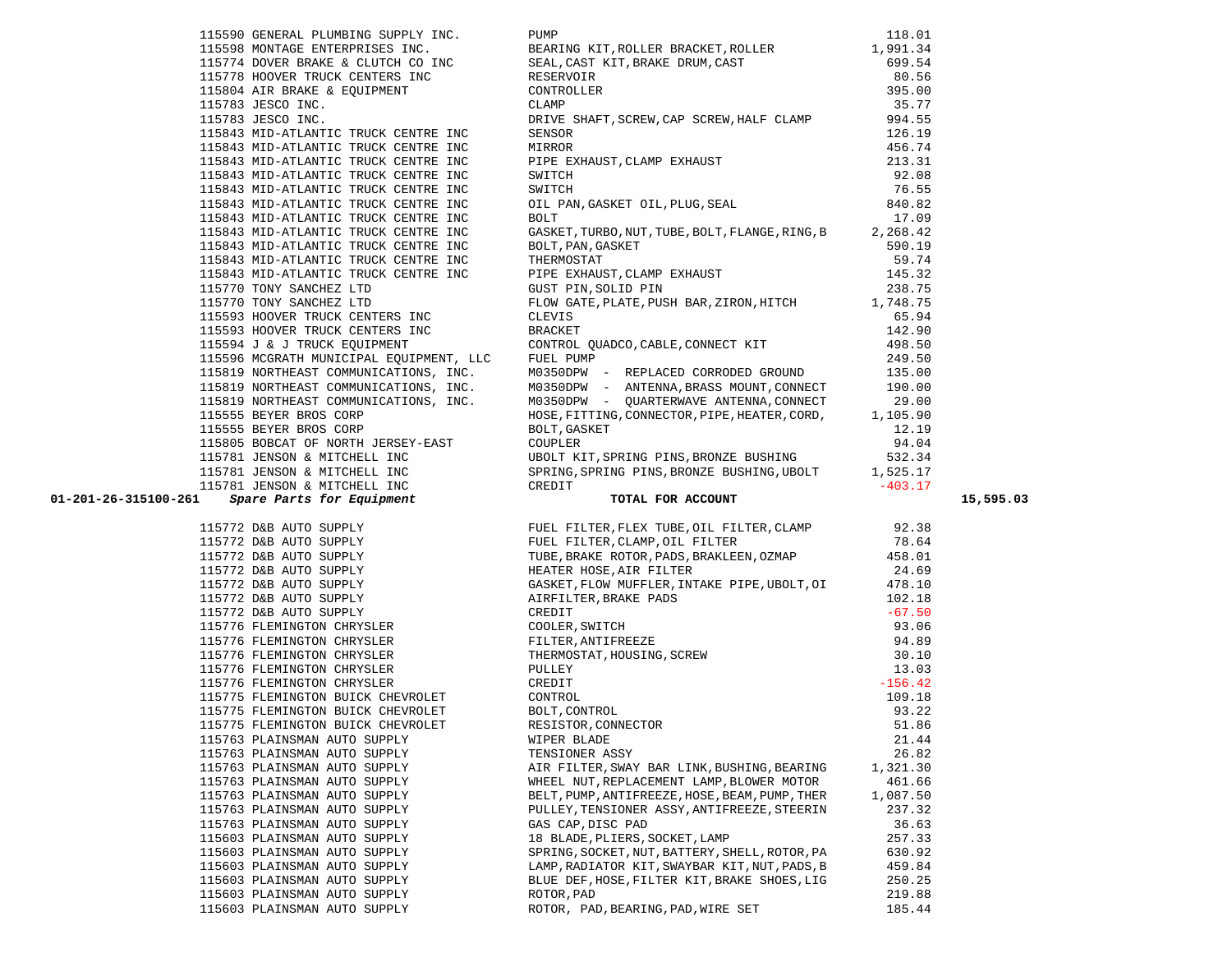| Account | PO # / Vendor | Description | Amount | Total |
|---|---|---|---|---|
| | 115590 GENERAL PLUMBING SUPPLY INC. | PUMP | 118.01 | |
| | 115598 MONTAGE ENTERPRISES INC. | BEARING KIT,ROLLER BRACKET,ROLLER | 1,991.34 | |
| | 115774 DOVER BRAKE & CLUTCH CO INC | SEAL,CAST KIT,BRAKE DRUM,CAST | 699.54 | |
| | 115778 HOOVER TRUCK CENTERS INC | RESERVOIR | 80.56 | |
| | 115804 AIR BRAKE & EQUIPMENT | CONTROLLER | 395.00 | |
| | 115783 JESCO INC. | CLAMP | 35.77 | |
| | 115783 JESCO INC. | DRIVE SHAFT,SCREW,CAP SCREW,HALF CLAMP | 994.55 | |
| | 115843 MID-ATLANTIC TRUCK CENTRE INC | SENSOR | 126.19 | |
| | 115843 MID-ATLANTIC TRUCK CENTRE INC | MIRROR | 456.74 | |
| | 115843 MID-ATLANTIC TRUCK CENTRE INC | PIPE EXHAUST,CLAMP EXHAUST | 213.31 | |
| | 115843 MID-ATLANTIC TRUCK CENTRE INC | SWITCH | 92.08 | |
| | 115843 MID-ATLANTIC TRUCK CENTRE INC | SWITCH | 76.55 | |
| | 115843 MID-ATLANTIC TRUCK CENTRE INC | OIL PAN,GASKET OIL,PLUG,SEAL | 840.82 | |
| | 115843 MID-ATLANTIC TRUCK CENTRE INC | BOLT | 17.09 | |
| | 115843 MID-ATLANTIC TRUCK CENTRE INC | GASKET,TURBO,NUT,TUBE,BOLT,FLANGE,RING,B | 2,268.42 | |
| | 115843 MID-ATLANTIC TRUCK CENTRE INC | BOLT,PAN,GASKET | 590.19 | |
| | 115843 MID-ATLANTIC TRUCK CENTRE INC | THERMOSTAT | 59.74 | |
| | 115843 MID-ATLANTIC TRUCK CENTRE INC | PIPE EXHAUST,CLAMP EXHAUST | 145.32 | |
| | 115770 TONY SANCHEZ LTD | GUST PIN,SOLID PIN | 238.75 | |
| | 115770 TONY SANCHEZ LTD | FLOW GATE,PLATE,PUSH BAR,ZIRON,HITCH | 1,748.75 | |
| | 115593 HOOVER TRUCK CENTERS INC | CLEVIS | 65.94 | |
| | 115593 HOOVER TRUCK CENTERS INC | BRACKET | 142.90 | |
| | 115594 J & J TRUCK EQUIPMENT | CONTROL QUADCO,CABLE,CONNECT KIT | 498.50 | |
| | 115596 MCGRATH MUNICIPAL EQUIPMENT, LLC | FUEL PUMP | 249.50 | |
| | 115819 NORTHEAST COMMUNICATIONS, INC. | M0350DPW - REPLACED CORRODED GROUND | 135.00 | |
| | 115819 NORTHEAST COMMUNICATIONS, INC. | M0350DPW - ANTENNA,BRASS MOUNT,CONNECT | 190.00 | |
| | 115819 NORTHEAST COMMUNICATIONS, INC. | M0350DPW - QUARTERWAVE ANTENNA,CONNECT | 29.00 | |
| | 115555 BEYER BROS CORP | HOSE,FITTING,CONNECTOR,PIPE,HEATER,CORD, | 1,105.90 | |
| | 115555 BEYER BROS CORP | BOLT,GASKET | 12.19 | |
| | 115805 BOBCAT OF NORTH JERSEY-EAST | COUPLER | 94.04 | |
| | 115781 JENSON & MITCHELL INC | UBOLT KIT,SPRING PINS,BRONZE BUSHING | 532.34 | |
| | 115781 JENSON & MITCHELL INC | SPRING,SPRING PINS,BRONZE BUSHING,UBOLT | 1,525.17 | |
| | 115781 JENSON & MITCHELL INC | CREDIT | -403.17 | |
| 01-201-26-315100-261 | *Spare Parts for Equipment* | **TOTAL FOR ACCOUNT** | | 15,595.03 |
| | 115772 D&B AUTO SUPPLY | FUEL FILTER,FLEX TUBE,OIL FILTER,CLAMP | 92.38 | |
| | 115772 D&B AUTO SUPPLY | FUEL FILTER,CLAMP,OIL FILTER | 78.64 | |
| | 115772 D&B AUTO SUPPLY | TUBE,BRAKE ROTOR,PADS,BRAKLEEN,OZMAP | 458.01 | |
| | 115772 D&B AUTO SUPPLY | HEATER HOSE,AIR FILTER | 24.69 | |
| | 115772 D&B AUTO SUPPLY | GASKET,FLOW MUFFLER,INTAKE PIPE,UBOLT,OI | 478.10 | |
| | 115772 D&B AUTO SUPPLY | AIRFILTER,BRAKE PADS | 102.18 | |
| | 115772 D&B AUTO SUPPLY | CREDIT | -67.50 | |
| | 115776 FLEMINGTON CHRYSLER | COOLER,SWITCH | 93.06 | |
| | 115776 FLEMINGTON CHRYSLER | FILTER,ANTIFREEZE | 94.89 | |
| | 115776 FLEMINGTON CHRYSLER | THERMOSTAT,HOUSING,SCREW | 30.10 | |
| | 115776 FLEMINGTON CHRYSLER | PULLEY | 13.03 | |
| | 115776 FLEMINGTON CHRYSLER | CREDIT | -156.42 | |
| | 115775 FLEMINGTON BUICK CHEVROLET | CONTROL | 109.18 | |
| | 115775 FLEMINGTON BUICK CHEVROLET | BOLT,CONTROL | 93.22 | |
| | 115775 FLEMINGTON BUICK CHEVROLET | RESISTOR,CONNECTOR | 51.86 | |
| | 115763 PLAINSMAN AUTO SUPPLY | WIPER BLADE | 21.44 | |
| | 115763 PLAINSMAN AUTO SUPPLY | TENSIONER ASSY | 26.82 | |
| | 115763 PLAINSMAN AUTO SUPPLY | AIR FILTER,SWAY BAR LINK,BUSHING,BEARING | 1,321.30 | |
| | 115763 PLAINSMAN AUTO SUPPLY | WHEEL NUT,REPLACEMENT LAMP,BLOWER MOTOR | 461.66 | |
| | 115763 PLAINSMAN AUTO SUPPLY | BELT,PUMP,ANTIFREEZE,HOSE,BEAM,PUMP,THER | 1,087.50 | |
| | 115763 PLAINSMAN AUTO SUPPLY | PULLEY,TENSIONER ASSY,ANTIFREEZE,STEERIN | 237.32 | |
| | 115763 PLAINSMAN AUTO SUPPLY | GAS CAP,DISC PAD | 36.63 | |
| | 115603 PLAINSMAN AUTO SUPPLY | 18 BLADE,PLIERS,SOCKET,LAMP | 257.33 | |
| | 115603 PLAINSMAN AUTO SUPPLY | SPRING,SOCKET,NUT,BATTERY,SHELL,ROTOR,PA | 630.92 | |
| | 115603 PLAINSMAN AUTO SUPPLY | LAMP,RADIATOR KIT,SWAYBAR KIT,NUT,PADS,B | 459.84 | |
| | 115603 PLAINSMAN AUTO SUPPLY | BLUE DEF,HOSE,FILTER KIT,BRAKE SHOES,LIG | 250.25 | |
| | 115603 PLAINSMAN AUTO SUPPLY | ROTOR,PAD | 219.88 | |
| | 115603 PLAINSMAN AUTO SUPPLY | ROTOR, PAD,BEARING,PAD,WIRE SET | 185.44 | |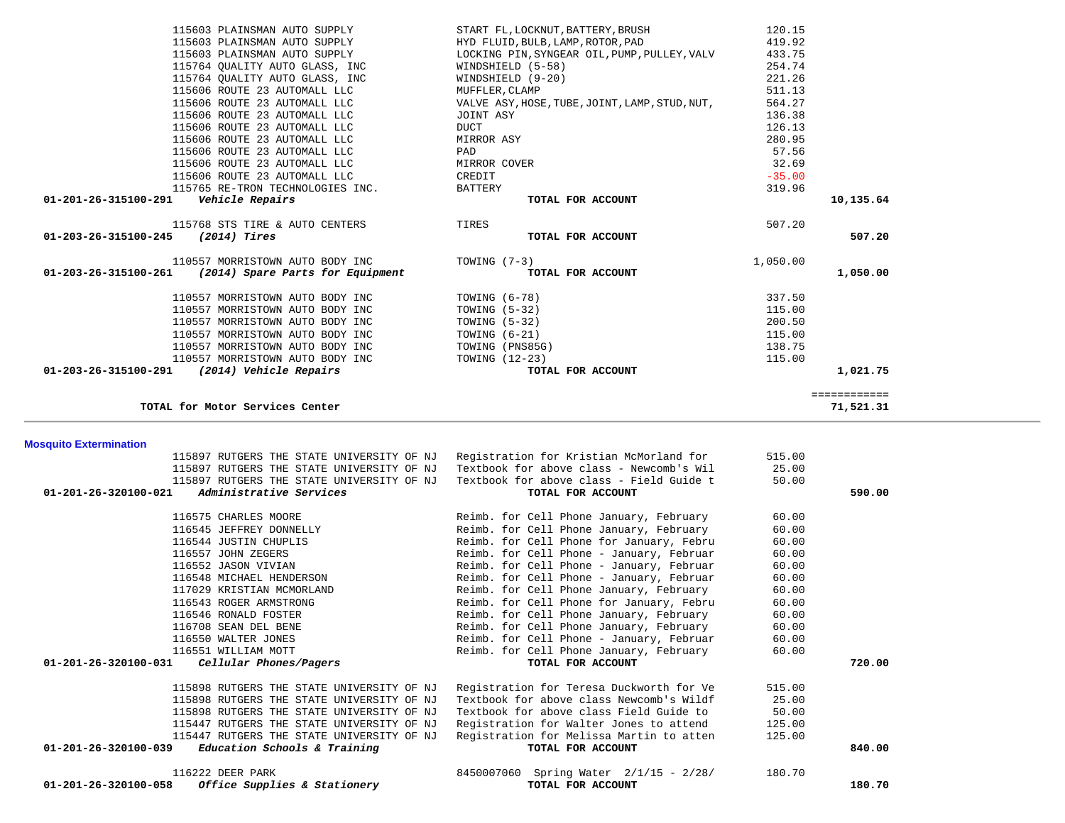| Account | Vendor | Description | Amount | Total |
|---|---|---|---|---|
| | 115603 PLAINSMAN AUTO SUPPLY | START FL,LOCKNUT,BATTERY,BRUSH | 120.15 | |
| | 115603 PLAINSMAN AUTO SUPPLY | HYD FLUID,BULB,LAMP,ROTOR,PAD | 419.92 | |
| | 115603 PLAINSMAN AUTO SUPPLY | LOCKING PIN,SYNGEAR OIL,PUMP,PULLEY,VALV | 433.75 | |
| | 115764 QUALITY AUTO GLASS, INC | WINDSHIELD (5-58) | 254.74 | |
| | 115764 QUALITY AUTO GLASS, INC | WINDSHIELD (9-20) | 221.26 | |
| | 115606 ROUTE 23 AUTOMALL LLC | MUFFLER,CLAMP | 511.13 | |
| | 115606 ROUTE 23 AUTOMALL LLC | VALVE ASY,HOSE,TUBE,JOINT,LAMP,STUD,NUT, | 564.27 | |
| | 115606 ROUTE 23 AUTOMALL LLC | JOINT ASY | 136.38 | |
| | 115606 ROUTE 23 AUTOMALL LLC | DUCT | 126.13 | |
| | 115606 ROUTE 23 AUTOMALL LLC | MIRROR ASY | 280.95 | |
| | 115606 ROUTE 23 AUTOMALL LLC | PAD | 57.56 | |
| | 115606 ROUTE 23 AUTOMALL LLC | MIRROR COVER | 32.69 | |
| | 115606 ROUTE 23 AUTOMALL LLC | CREDIT | -35.00 | |
| | 115765 RE-TRON TECHNOLOGIES INC. | BATTERY | 319.96 | |
| **01-201-26-315100-291** | ***Vehicle Repairs*** | **TOTAL FOR ACCOUNT** | | **10,135.64** |
| | 115768 STS TIRE & AUTO CENTERS | TIRES | 507.20 | |
| **01-203-26-315100-245** | ***(2014) Tires*** | **TOTAL FOR ACCOUNT** | | **507.20** |
| | 110557 MORRISTOWN AUTO BODY INC | TOWING (7-3) | 1,050.00 | |
| **01-203-26-315100-261** | ***(2014) Spare Parts for Equipment*** | **TOTAL FOR ACCOUNT** | | **1,050.00** |
| | 110557 MORRISTOWN AUTO BODY INC | TOWING (6-78) | 337.50 | |
| | 110557 MORRISTOWN AUTO BODY INC | TOWING (5-32) | 115.00 | |
| | 110557 MORRISTOWN AUTO BODY INC | TOWING (5-32) | 200.50 | |
| | 110557 MORRISTOWN AUTO BODY INC | TOWING (6-21) | 115.00 | |
| | 110557 MORRISTOWN AUTO BODY INC | TOWING (PNS85G) | 138.75 | |
| | 110557 MORRISTOWN AUTO BODY INC | TOWING (12-23) | 115.00 | |
| **01-203-26-315100-291** | ***(2014) Vehicle Repairs*** | **TOTAL FOR ACCOUNT** | | **1,021.75** |
| | | | | ============ |
| | **TOTAL for Motor Services Center** | | | **71,521.31** |

---

## Mosquito Extermination

| Account | Vendor | Description | Amount | Total |
|---|---|---|---|---|
| | 115897 RUTGERS THE STATE UNIVERSITY OF NJ | Registration for Kristian McMorland for | 515.00 | |
| | 115897 RUTGERS THE STATE UNIVERSITY OF NJ | Textbook for above class - Newcomb's Wil | 25.00 | |
| | 115897 RUTGERS THE STATE UNIVERSITY OF NJ | Textbook for above class - Field Guide t | 50.00 | |
| **01-201-26-320100-021** | ***Administrative Services*** | **TOTAL FOR ACCOUNT** | | **590.00** |
| | 116575 CHARLES MOORE | Reimb. for Cell Phone January, February | 60.00 | |
| | 116545 JEFFREY DONNELLY | Reimb. for Cell Phone January, February | 60.00 | |
| | 116544 JUSTIN CHUPLIS | Reimb. for Cell Phone for January, Febru | 60.00 | |
| | 116557 JOHN ZEGERS | Reimb. for Cell Phone - January, Februar | 60.00 | |
| | 116552 JASON VIVIAN | Reimb. for Cell Phone - January, Februar | 60.00 | |
| | 116548 MICHAEL HENDERSON | Reimb. for Cell Phone - January, Februar | 60.00 | |
| | 117029 KRISTIAN MCMORLAND | Reimb. for Cell Phone January, February | 60.00 | |
| | 116543 ROGER ARMSTRONG | Reimb. for Cell Phone for January, Febru | 60.00 | |
| | 116546 RONALD FOSTER | Reimb. for Cell Phone January, February | 60.00 | |
| | 116708 SEAN DEL BENE | Reimb. for Cell Phone January, February | 60.00 | |
| | 116550 WALTER JONES | Reimb. for Cell Phone - January, Februar | 60.00 | |
| | 116551 WILLIAM MOTT | Reimb. for Cell Phone January, February | 60.00 | |
| **01-201-26-320100-031** | ***Cellular Phones/Pagers*** | **TOTAL FOR ACCOUNT** | | **720.00** |
| | 115898 RUTGERS THE STATE UNIVERSITY OF NJ | Registration for Teresa Duckworth for Ve | 515.00 | |
| | 115898 RUTGERS THE STATE UNIVERSITY OF NJ | Textbook for above class Newcomb's Wildf | 25.00 | |
| | 115898 RUTGERS THE STATE UNIVERSITY OF NJ | Textbook for above class Field Guide to | 50.00 | |
| | 115447 RUTGERS THE STATE UNIVERSITY OF NJ | Registration for Walter Jones to attend | 125.00 | |
| | 115447 RUTGERS THE STATE UNIVERSITY OF NJ | Registration for Melissa Martin to atten | 125.00 | |
| **01-201-26-320100-039** | ***Education Schools & Training*** | **TOTAL FOR ACCOUNT** | | **840.00** |
| | 116222 DEER PARK | 8450007060 Spring Water 2/1/15 - 2/28/ | 180.70 | |
| **01-201-26-320100-058** | ***Office Supplies & Stationery*** | **TOTAL FOR ACCOUNT** | | **180.70** |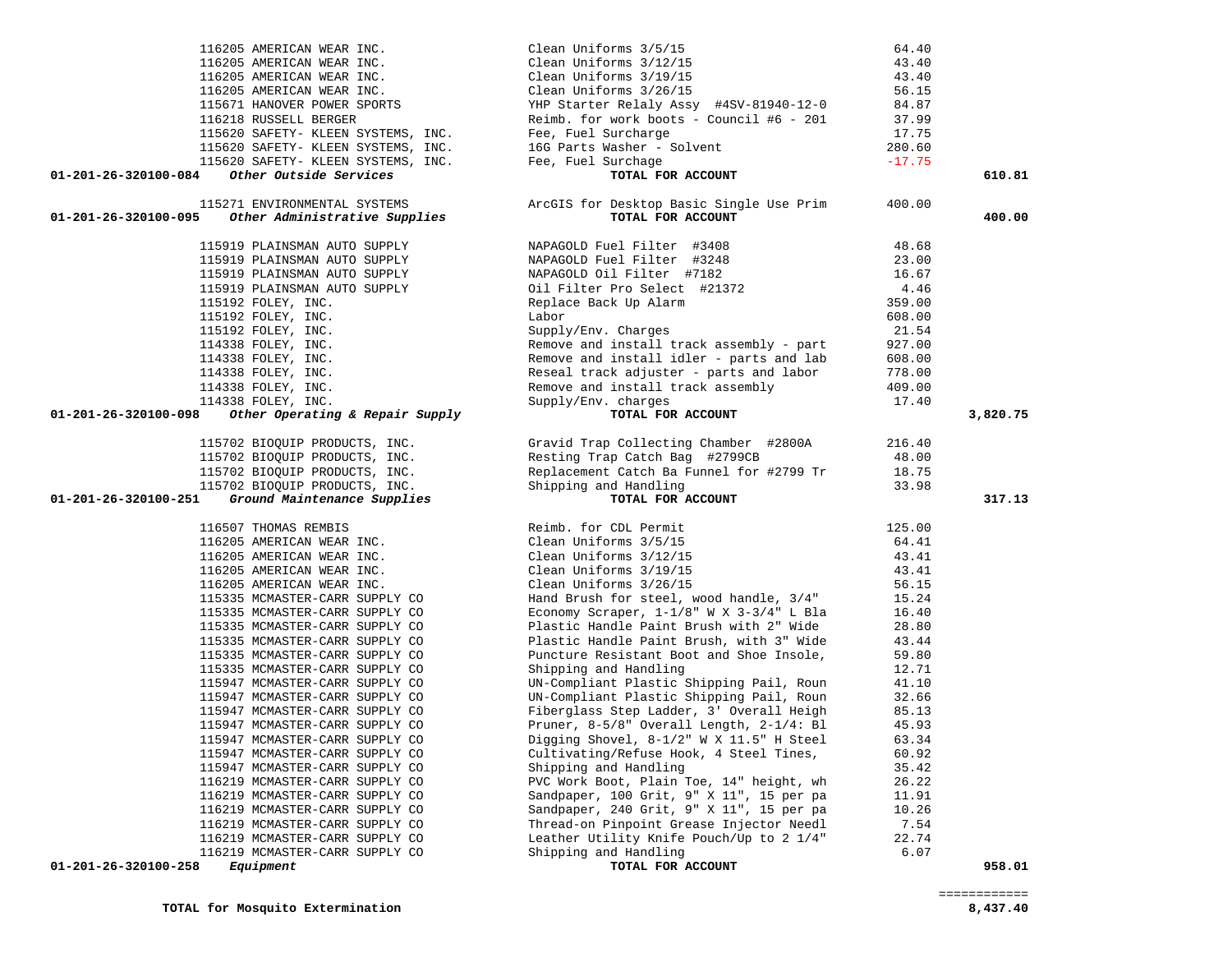| Account | Vendor / Account Name | Description | Amount | Total |
| --- | --- | --- | --- | --- |
| | 116205 AMERICAN WEAR INC. | Clean Uniforms 3/5/15 | 64.40 | |
| | 116205 AMERICAN WEAR INC. | Clean Uniforms 3/12/15 | 43.40 | |
| | 116205 AMERICAN WEAR INC. | Clean Uniforms 3/19/15 | 43.40 | |
| | 116205 AMERICAN WEAR INC. | Clean Uniforms 3/26/15 | 56.15 | |
| | 115671 HANOVER POWER SPORTS | YHP Starter Relaly Assy #4SV-81940-12-0 | 84.87 | |
| | 116218 RUSSELL BERGER | Reimb. for work boots - Council #6 - 201 | 37.99 | |
| | 115620 SAFETY- KLEEN SYSTEMS, INC. | Fee, Fuel Surcharge | 17.75 | |
| | 115620 SAFETY- KLEEN SYSTEMS, INC. | 16G Parts Washer - Solvent | 280.60 | |
| | 115620 SAFETY- KLEEN SYSTEMS, INC. | Fee, Fuel Surchage | -17.75 | |
| **01-201-26-320100-084** | ***Other Outside Services*** | **TOTAL FOR ACCOUNT** | | **610.81** |
| | 115271 ENVIRONMENTAL SYSTEMS | ArcGIS for Desktop Basic Single Use Prim | 400.00 | |
| **01-201-26-320100-095** | ***Other Administrative Supplies*** | **TOTAL FOR ACCOUNT** | | **400.00** |
| | 115919 PLAINSMAN AUTO SUPPLY | NAPAGOLD Fuel Filter #3408 | 48.68 | |
| | 115919 PLAINSMAN AUTO SUPPLY | NAPAGOLD Fuel Filter #3248 | 23.00 | |
| | 115919 PLAINSMAN AUTO SUPPLY | NAPAGOLD Oil Filter #7182 | 16.67 | |
| | 115919 PLAINSMAN AUTO SUPPLY | Oil Filter Pro Select #21372 | 4.46 | |
| | 115192 FOLEY, INC. | Replace Back Up Alarm | 359.00 | |
| | 115192 FOLEY, INC. | Labor | 608.00 | |
| | 115192 FOLEY, INC. | Supply/Env. Charges | 21.54 | |
| | 114338 FOLEY, INC. | Remove and install track assembly - part | 927.00 | |
| | 114338 FOLEY, INC. | Remove and install idler - parts and lab | 608.00 | |
| | 114338 FOLEY, INC. | Reseal track adjuster - parts and labor | 778.00 | |
| | 114338 FOLEY, INC. | Remove and install track assembly | 409.00 | |
| | 114338 FOLEY, INC. | Supply/Env. charges | 17.40 | |
| **01-201-26-320100-098** | ***Other Operating & Repair Supply*** | **TOTAL FOR ACCOUNT** | | **3,820.75** |
| | 115702 BIOQUIP PRODUCTS, INC. | Gravid Trap Collecting Chamber #2800A | 216.40 | |
| | 115702 BIOQUIP PRODUCTS, INC. | Resting Trap Catch Bag #2799CB | 48.00 | |
| | 115702 BIOQUIP PRODUCTS, INC. | Replacement Catch Ba Funnel for #2799 Tr | 18.75 | |
| | 115702 BIOQUIP PRODUCTS, INC. | Shipping and Handling | 33.98 | |
| **01-201-26-320100-251** | ***Ground Maintenance Supplies*** | **TOTAL FOR ACCOUNT** | | **317.13** |
| | 116507 THOMAS REMBIS | Reimb. for CDL Permit | 125.00 | |
| | 116205 AMERICAN WEAR INC. | Clean Uniforms 3/5/15 | 64.41 | |
| | 116205 AMERICAN WEAR INC. | Clean Uniforms 3/12/15 | 43.41 | |
| | 116205 AMERICAN WEAR INC. | Clean Uniforms 3/19/15 | 43.41 | |
| | 116205 AMERICAN WEAR INC. | Clean Uniforms 3/26/15 | 56.15 | |
| | 115335 MCMASTER-CARR SUPPLY CO | Hand Brush for steel, wood handle, 3/4" | 15.24 | |
| | 115335 MCMASTER-CARR SUPPLY CO | Economy Scraper, 1-1/8" W X 3-3/4" L Bla | 16.40 | |
| | 115335 MCMASTER-CARR SUPPLY CO | Plastic Handle Paint Brush with 2" Wide | 28.80 | |
| | 115335 MCMASTER-CARR SUPPLY CO | Plastic Handle Paint Brush, with 3" Wide | 43.44 | |
| | 115335 MCMASTER-CARR SUPPLY CO | Puncture Resistant Boot and Shoe Insole, | 59.80 | |
| | 115335 MCMASTER-CARR SUPPLY CO | Shipping and Handling | 12.71 | |
| | 115947 MCMASTER-CARR SUPPLY CO | UN-Compliant Plastic Shipping Pail, Roun | 41.10 | |
| | 115947 MCMASTER-CARR SUPPLY CO | UN-Compliant Plastic Shipping Pail, Roun | 32.66 | |
| | 115947 MCMASTER-CARR SUPPLY CO | Fiberglass Step Ladder, 3' Overall Heigh | 85.13 | |
| | 115947 MCMASTER-CARR SUPPLY CO | Pruner, 8-5/8" Overall Length, 2-1/4: Bl | 45.93 | |
| | 115947 MCMASTER-CARR SUPPLY CO | Digging Shovel, 8-1/2" W X 11.5" H Steel | 63.34 | |
| | 115947 MCMASTER-CARR SUPPLY CO | Cultivating/Refuse Hook, 4 Steel Tines, | 60.92 | |
| | 115947 MCMASTER-CARR SUPPLY CO | Shipping and Handling | 35.42 | |
| | 116219 MCMASTER-CARR SUPPLY CO | PVC Work Boot, Plain Toe, 14" height, wh | 26.22 | |
| | 116219 MCMASTER-CARR SUPPLY CO | Sandpaper, 100 Grit, 9" X 11", 15 per pa | 11.91 | |
| | 116219 MCMASTER-CARR SUPPLY CO | Sandpaper, 240 Grit, 9" X 11", 15 per pa | 10.26 | |
| | 116219 MCMASTER-CARR SUPPLY CO | Thread-on Pinpoint Grease Injector Needl | 7.54 | |
| | 116219 MCMASTER-CARR SUPPLY CO | Leather Utility Knife Pouch/Up to 2 1/4" | 22.74 | |
| | 116219 MCMASTER-CARR SUPPLY CO | Shipping and Handling | 6.07 | |
| **01-201-26-320100-258** | ***Equipment*** | **TOTAL FOR ACCOUNT** | | **958.01** |

============

**TOTAL for Mosquito Extermination** **8,437.40**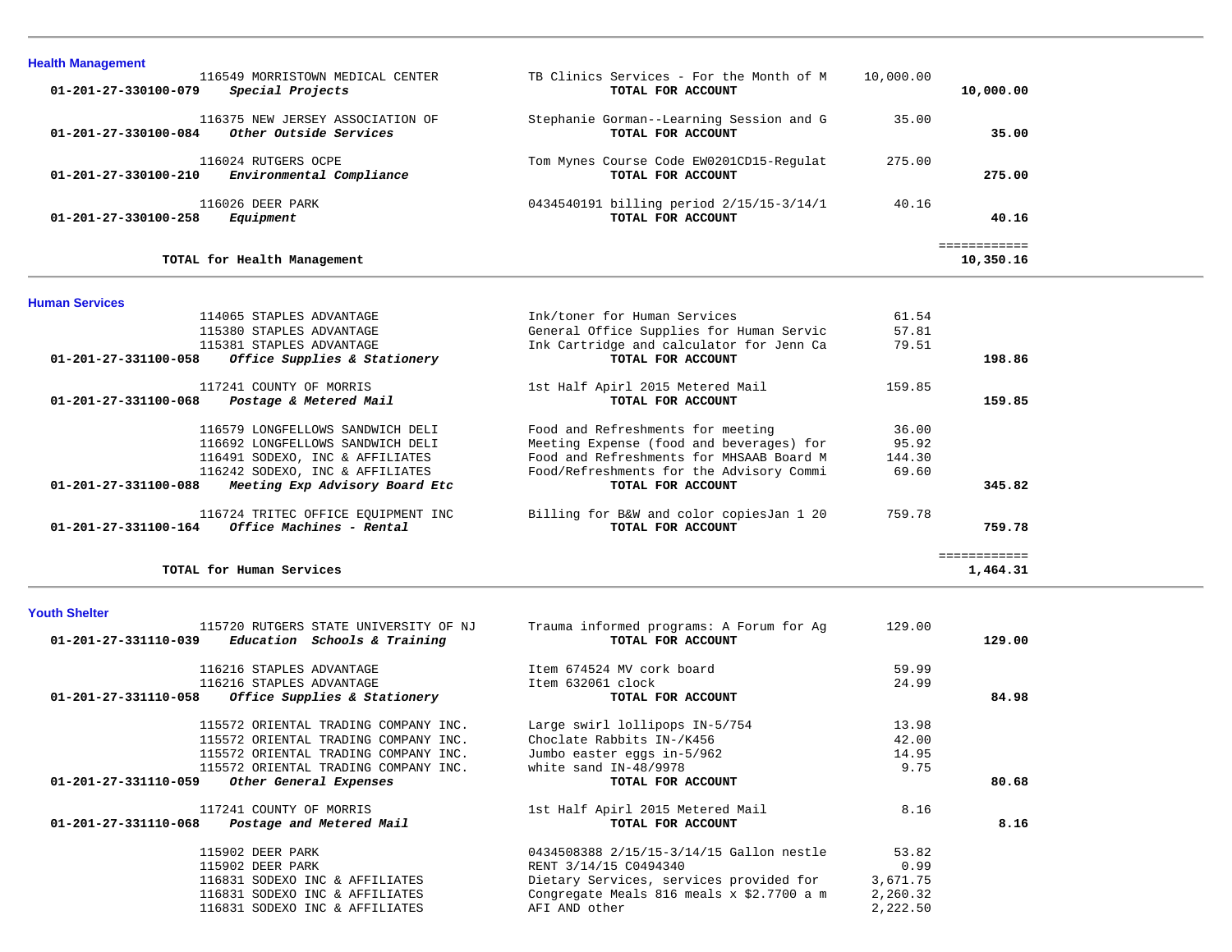## Health Management

| Account | Vendor | Description | Amount | Total |
|---|---|---|---|---|
| | 116549 MORRISTOWN MEDICAL CENTER | TB Clinics Services - For the Month of M | 10,000.00 | |
| **01-201-27-330100-079** | ***Special Projects*** | **TOTAL FOR ACCOUNT** | | **10,000.00** |
| | 116375 NEW JERSEY ASSOCIATION OF | Stephanie Gorman--Learning Session and G | 35.00 | |
| **01-201-27-330100-084** | ***Other Outside Services*** | **TOTAL FOR ACCOUNT** | | **35.00** |
| | 116024 RUTGERS OCPE | Tom Mynes Course Code EW0201CD15-Regulat | 275.00 | |
| **01-201-27-330100-210** | ***Environmental Compliance*** | **TOTAL FOR ACCOUNT** | | **275.00** |
| | 116026 DEER PARK | 0434540191 billing period 2/15/15-3/14/1 | 40.16 | |
| **01-201-27-330100-258** | ***Equipment*** | **TOTAL FOR ACCOUNT** | | **40.16** |
| | | | | ============ |
| | **TOTAL for Health Management** | | | **10,350.16** |

## Human Services

| Account | Vendor | Description | Amount | Total |
|---|---|---|---|---|
| | 114065 STAPLES ADVANTAGE | Ink/toner for Human Services | 61.54 | |
| | 115380 STAPLES ADVANTAGE | General Office Supplies for Human Servic | 57.81 | |
| | 115381 STAPLES ADVANTAGE | Ink Cartridge and calculator for Jenn Ca | 79.51 | |
| **01-201-27-331100-058** | ***Office Supplies & Stationery*** | **TOTAL FOR ACCOUNT** | | **198.86** |
| | 117241 COUNTY OF MORRIS | 1st Half Apirl 2015 Metered Mail | 159.85 | |
| **01-201-27-331100-068** | ***Postage & Metered Mail*** | **TOTAL FOR ACCOUNT** | | **159.85** |
| | 116579 LONGFELLOWS SANDWICH DELI | Food and Refreshments for meeting | 36.00 | |
| | 116692 LONGFELLOWS SANDWICH DELI | Meeting Expense (food and beverages) for | 95.92 | |
| | 116491 SODEXO, INC & AFFILIATES | Food and Refreshments for MHSAAB Board M | 144.30 | |
| | 116242 SODEXO, INC & AFFILIATES | Food/Refreshments for the Advisory Commi | 69.60 | |
| **01-201-27-331100-088** | ***Meeting Exp Advisory Board Etc*** | **TOTAL FOR ACCOUNT** | | **345.82** |
| | 116724 TRITEC OFFICE EQUIPMENT INC | Billing for B&W and color copiesJan 1 20 | 759.78 | |
| **01-201-27-331100-164** | ***Office Machines - Rental*** | **TOTAL FOR ACCOUNT** | | **759.78** |
| | | | | ============ |
| | **TOTAL for Human Services** | | | **1,464.31** |

## Youth Shelter

| Account | Vendor | Description | Amount | Total |
|---|---|---|---|---|
| | 115720 RUTGERS STATE UNIVERSITY OF NJ | Trauma informed programs: A Forum for Ag | 129.00 | |
| **01-201-27-331110-039** | ***Education Schools & Training*** | **TOTAL FOR ACCOUNT** | | **129.00** |
| | 116216 STAPLES ADVANTAGE | Item 674524 MV cork board | 59.99 | |
| | 116216 STAPLES ADVANTAGE | Item 632061 clock | 24.99 | |
| **01-201-27-331110-058** | ***Office Supplies & Stationery*** | **TOTAL FOR ACCOUNT** | | **84.98** |
| | 115572 ORIENTAL TRADING COMPANY INC. | Large swirl lollipops IN-5/754 | 13.98 | |
| | 115572 ORIENTAL TRADING COMPANY INC. | Choclate Rabbits IN-/K456 | 42.00 | |
| | 115572 ORIENTAL TRADING COMPANY INC. | Jumbo easter eggs in-5/962 | 14.95 | |
| | 115572 ORIENTAL TRADING COMPANY INC. | white sand IN-48/9978 | 9.75 | |
| **01-201-27-331110-059** | ***Other General Expenses*** | **TOTAL FOR ACCOUNT** | | **80.68** |
| | 117241 COUNTY OF MORRIS | 1st Half Apirl 2015 Metered Mail | 8.16 | |
| **01-201-27-331110-068** | ***Postage and Metered Mail*** | **TOTAL FOR ACCOUNT** | | **8.16** |
| | 115902 DEER PARK | 0434508388 2/15/15-3/14/15 Gallon nestle | 53.82 | |
| | 115902 DEER PARK | RENT 3/14/15 C0494340 | 0.99 | |
| | 116831 SODEXO INC & AFFILIATES | Dietary Services, services provided for | 3,671.75 | |
| | 116831 SODEXO INC & AFFILIATES | Congregate Meals 816 meals x $2.7700 a m | 2,260.32 | |
| | 116831 SODEXO INC & AFFILIATES | AFI AND other | 2,222.50 | |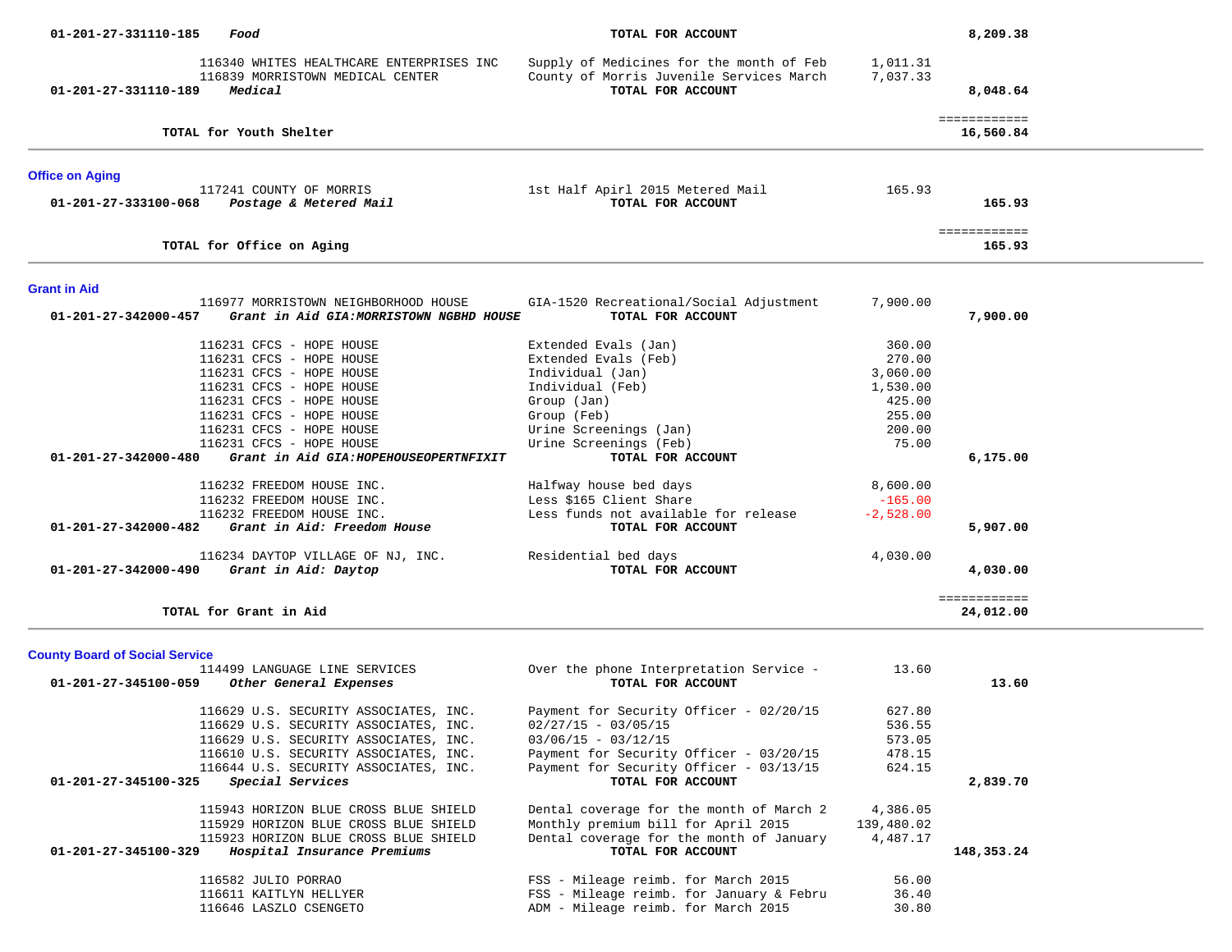| Account | Vendor | Description | Amount | Total |
|---|---|---|---|---|
| 01-201-27-331110-185 | ***Food*** | **TOTAL FOR ACCOUNT** | | **8,209.38** |
| | 116340 WHITES HEALTHCARE ENTERPRISES INC | Supply of Medicines for the month of Feb | 1,011.31 | |
| | 116839 MORRISTOWN MEDICAL CENTER | County of Morris Juvenile Services March | 7,037.33 | |
| 01-201-27-331110-189 | ***Medical*** | **TOTAL FOR ACCOUNT** | | **8,048.64** |
| | **TOTAL for Youth Shelter** | | | **16,560.84** |

## Office on Aging

| Account | Vendor | Description | Amount | Total |
|---|---|---|---|---|
| | 117241 COUNTY OF MORRIS | 1st Half Apirl 2015 Metered Mail | 165.93 | |
| 01-201-27-333100-068 | ***Postage & Metered Mail*** | **TOTAL FOR ACCOUNT** | | **165.93** |
| | **TOTAL for Office on Aging** | | | **165.93** |

## Grant in Aid

| Account | Vendor | Description | Amount | Total |
|---|---|---|---|---|
| | 116977 MORRISTOWN NEIGHBORHOOD HOUSE | GIA-1520 Recreational/Social Adjustment | 7,900.00 | |
| 01-201-27-342000-457 | ***Grant in Aid GIA:MORRISTOWN NGBHD HOUSE*** | **TOTAL FOR ACCOUNT** | | **7,900.00** |
| | 116231 CFCS - HOPE HOUSE | Extended Evals (Jan) | 360.00 | |
| | 116231 CFCS - HOPE HOUSE | Extended Evals (Feb) | 270.00 | |
| | 116231 CFCS - HOPE HOUSE | Individual (Jan) | 3,060.00 | |
| | 116231 CFCS - HOPE HOUSE | Individual (Feb) | 1,530.00 | |
| | 116231 CFCS - HOPE HOUSE | Group (Jan) | 425.00 | |
| | 116231 CFCS - HOPE HOUSE | Group (Feb) | 255.00 | |
| | 116231 CFCS - HOPE HOUSE | Urine Screenings (Jan) | 200.00 | |
| | 116231 CFCS - HOPE HOUSE | Urine Screenings (Feb) | 75.00 | |
| 01-201-27-342000-480 | ***Grant in Aid GIA:HOPEHOUSEOPERTNFIXIT*** | **TOTAL FOR ACCOUNT** | | **6,175.00** |
| | 116232 FREEDOM HOUSE INC. | Halfway house bed days | 8,600.00 | |
| | 116232 FREEDOM HOUSE INC. | Less $165 Client Share | -165.00 | |
| | 116232 FREEDOM HOUSE INC. | Less funds not available for release | -2,528.00 | |
| 01-201-27-342000-482 | ***Grant in Aid: Freedom House*** | **TOTAL FOR ACCOUNT** | | **5,907.00** |
| | 116234 DAYTOP VILLAGE OF NJ, INC. | Residential bed days | 4,030.00 | |
| 01-201-27-342000-490 | ***Grant in Aid: Daytop*** | **TOTAL FOR ACCOUNT** | | **4,030.00** |
| | **TOTAL for Grant in Aid** | | | **24,012.00** |

## County Board of Social Service

| Account | Vendor | Description | Amount | Total |
|---|---|---|---|---|
| | 114499 LANGUAGE LINE SERVICES | Over the phone Interpretation Service - | 13.60 | |
| 01-201-27-345100-059 | ***Other General Expenses*** | **TOTAL FOR ACCOUNT** | | **13.60** |
| | 116629 U.S. SECURITY ASSOCIATES, INC. | Payment for Security Officer - 02/20/15 | 627.80 | |
| | 116629 U.S. SECURITY ASSOCIATES, INC. | 02/27/15 - 03/05/15 | 536.55 | |
| | 116629 U.S. SECURITY ASSOCIATES, INC. | 03/06/15 - 03/12/15 | 573.05 | |
| | 116610 U.S. SECURITY ASSOCIATES, INC. | Payment for Security Officer - 03/20/15 | 478.15 | |
| | 116644 U.S. SECURITY ASSOCIATES, INC. | Payment for Security Officer - 03/13/15 | 624.15 | |
| 01-201-27-345100-325 | ***Special Services*** | **TOTAL FOR ACCOUNT** | | **2,839.70** |
| | 115943 HORIZON BLUE CROSS BLUE SHIELD | Dental coverage for the month of March 2 | 4,386.05 | |
| | 115929 HORIZON BLUE CROSS BLUE SHIELD | Monthly premium bill for April 2015 | 139,480.02 | |
| | 115923 HORIZON BLUE CROSS BLUE SHIELD | Dental coverage for the month of January | 4,487.17 | |
| 01-201-27-345100-329 | ***Hospital Insurance Premiums*** | **TOTAL FOR ACCOUNT** | | **148,353.24** |
| | 116582 JULIO PORRAO | FSS - Mileage reimb. for March 2015 | 56.00 | |
| | 116611 KAITLYN HELLYER | FSS - Mileage reimb. for January & Febru | 36.40 | |
| | 116646 LASZLO CSENGETO | ADM - Mileage reimb. for March 2015 | 30.80 | |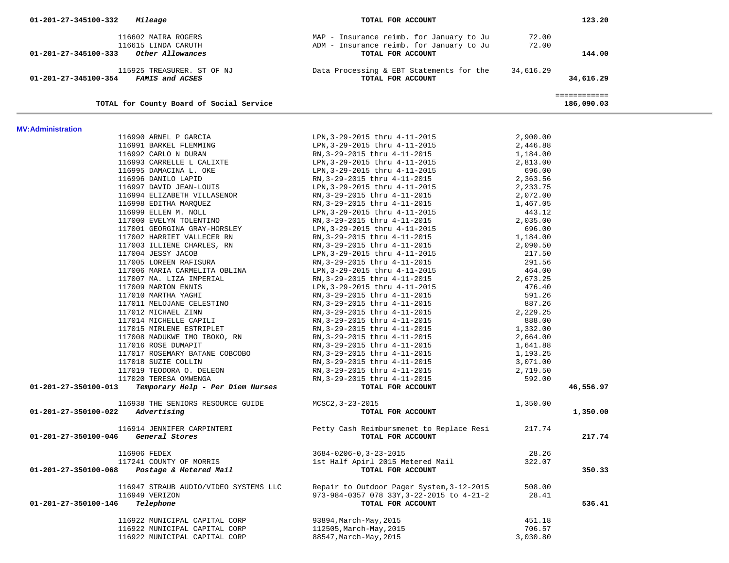| Account / Vendor | Description | Amount | Total |
|---|---|---|---|
| 01-201-27-345100-332 *Mileage* | **TOTAL FOR ACCOUNT** | | **123.20** |
| 116602 MAIRA ROGERS | MAP - Insurance reimb. for January to Ju | 72.00 | |
| 116615 LINDA CARUTH | ADM - Insurance reimb. for January to Ju | 72.00 | |
| 01-201-27-345100-333 *Other Allowances* | **TOTAL FOR ACCOUNT** | | **144.00** |
| 115925 TREASURER. ST OF NJ | Data Processing & EBT Statements for the | 34,616.29 | |
| 01-201-27-345100-354 *FAMIS and ACSES* | **TOTAL FOR ACCOUNT** | | **34,616.29** |
| | | | ============ |
| **TOTAL for County Board of Social Service** | | | **186,090.03** |

**MV:Administration**

| Account / Vendor | Description | Amount | Total |
|---|---|---|---|
| 116990 ARNEL P GARCIA | LPN,3-29-2015 thru 4-11-2015 | 2,900.00 | |
| 116991 BARKEL FLEMMING | LPN,3-29-2015 thru 4-11-2015 | 2,446.88 | |
| 116992 CARLO N DURAN | RN,3-29-2015 thru 4-11-2015 | 1,184.00 | |
| 116993 CARRELLE L CALIXTE | LPN,3-29-2015 thru 4-11-2015 | 2,813.00 | |
| 116995 DAMACINA L. OKE | LPN,3-29-2015 thru 4-11-2015 | 696.00 | |
| 116996 DANILO LAPID | RN,3-29-2015 thru 4-11-2015 | 2,363.56 | |
| 116997 DAVID JEAN-LOUIS | LPN,3-29-2015 thru 4-11-2015 | 2,233.75 | |
| 116994 ELIZABETH VILLASENOR | RN,3-29-2015 thru 4-11-2015 | 2,072.00 | |
| 116998 EDITHA MARQUEZ | RN,3-29-2015 thru 4-11-2015 | 1,467.05 | |
| 116999 ELLEN M. NOLL | LPN,3-29-2015 thru 4-11-2015 | 443.12 | |
| 117000 EVELYN TOLENTINO | RN,3-29-2015 thru 4-11-2015 | 2,035.00 | |
| 117001 GEORGINA GRAY-HORSLEY | LPN,3-29-2015 thru 4-11-2015 | 696.00 | |
| 117002 HARRIET VALLECER RN | RN,3-29-2015 thru 4-11-2015 | 1,184.00 | |
| 117003 ILLIENE CHARLES, RN | RN,3-29-2015 thru 4-11-2015 | 2,090.50 | |
| 117004 JESSY JACOB | LPN,3-29-2015 thru 4-11-2015 | 217.50 | |
| 117005 LOREEN RAFISURA | RN,3-29-2015 thru 4-11-2015 | 291.56 | |
| 117006 MARIA CARMELITA OBLINA | LPN,3-29-2015 thru 4-11-2015 | 464.00 | |
| 117007 MA. LIZA IMPERIAL | RN,3-29-2015 thru 4-11-2015 | 2,673.25 | |
| 117009 MARION ENNIS | LPN,3-29-2015 thru 4-11-2015 | 476.40 | |
| 117010 MARTHA YAGHI | RN,3-29-2015 thru 4-11-2015 | 591.26 | |
| 117011 MELOJANE CELESTINO | RN,3-29-2015 thru 4-11-2015 | 887.26 | |
| 117012 MICHAEL ZINN | RN,3-29-2015 thru 4-11-2015 | 2,229.25 | |
| 117014 MICHELLE CAPILI | RN,3-29-2015 thru 4-11-2015 | 888.00 | |
| 117015 MIRLENE ESTRIPLET | RN,3-29-2015 thru 4-11-2015 | 1,332.00 | |
| 117008 MADUKWE IMO IBOKO, RN | RN,3-29-2015 thru 4-11-2015 | 2,664.00 | |
| 117016 ROSE DUMAPIT | RN,3-29-2015 thru 4-11-2015 | 1,641.88 | |
| 117017 ROSEMARY BATANE COBCOBO | RN,3-29-2015 thru 4-11-2015 | 1,193.25 | |
| 117018 SUZIE COLLIN | RN,3-29-2015 thru 4-11-2015 | 3,071.00 | |
| 117019 TEODORA O. DELEON | RN,3-29-2015 thru 4-11-2015 | 2,719.50 | |
| 117020 TERESA OMWENGA | RN,3-29-2015 thru 4-11-2015 | 592.00 | |
| 01-201-27-350100-013 *Temporary Help - Per Diem Nurses* | **TOTAL FOR ACCOUNT** | | **46,556.97** |
| 116938 THE SENIORS RESOURCE GUIDE | MCSC2,3-23-2015 | 1,350.00 | |
| 01-201-27-350100-022 *Advertising* | **TOTAL FOR ACCOUNT** | | **1,350.00** |
| 116914 JENNIFER CARPINTERI | Petty Cash Reimbursmenet to Replace Resi | 217.74 | |
| 01-201-27-350100-046 *General Stores* | **TOTAL FOR ACCOUNT** | | **217.74** |
| 116906 FEDEX | 3684-0206-0,3-23-2015 | 28.26 | |
| 117241 COUNTY OF MORRIS | 1st Half Apirl 2015 Metered Mail | 322.07 | |
| 01-201-27-350100-068 *Postage & Metered Mail* | **TOTAL FOR ACCOUNT** | | **350.33** |
| 116947 STRAUB AUDIO/VIDEO SYSTEMS LLC | Repair to Outdoor Pager System,3-12-2015 | 508.00 | |
| 116949 VERIZON | 973-984-0357 078 33Y,3-22-2015 to 4-21-2 | 28.41 | |
| 01-201-27-350100-146 *Telephone* | **TOTAL FOR ACCOUNT** | | **536.41** |
| 116922 MUNICIPAL CAPITAL CORP | 93894,March-May,2015 | 451.18 | |
| 116922 MUNICIPAL CAPITAL CORP | 112505,March-May,2015 | 706.57 | |
| 116922 MUNICIPAL CAPITAL CORP | 88547,March-May,2015 | 3,030.80 | |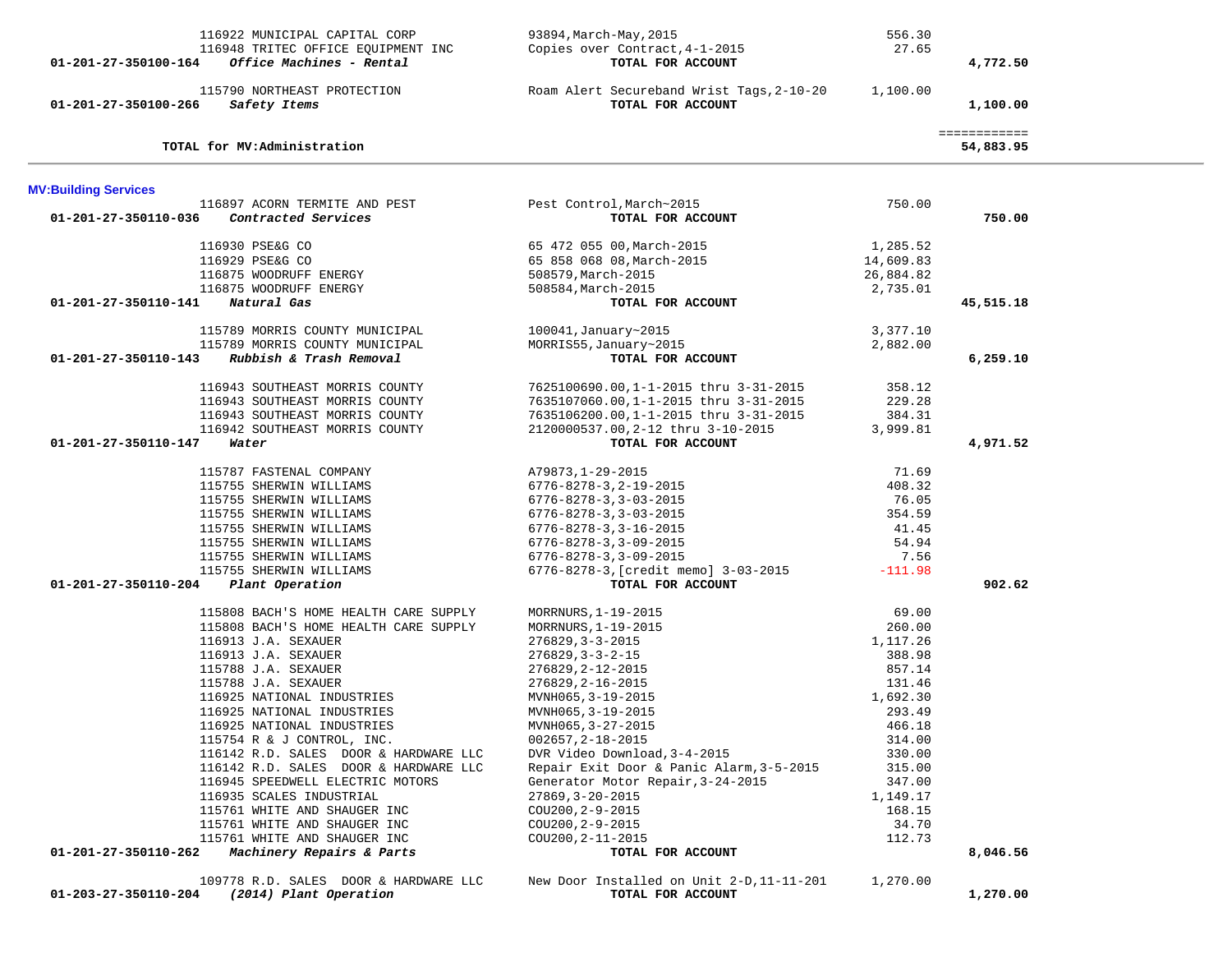| Account | Vendor / Description | Detail | Amount | Total |
|---|---|---|---|---|
| | 116922 MUNICIPAL CAPITAL CORP | 93894,March-May,2015 | 556.30 | |
| | 116948 TRITEC OFFICE EQUIPMENT INC | Copies over Contract,4-1-2015 | 27.65 | |
| 01-201-27-350100-164 | ***Office Machines - Rental*** | **TOTAL FOR ACCOUNT** | | **4,772.50** |
| | 115790 NORTHEAST PROTECTION | Roam Alert Secureband Wrist Tags,2-10-20 | 1,100.00 | |
| 01-201-27-350100-266 | ***Safety Items*** | **TOTAL FOR ACCOUNT** | | **1,100.00** |
| | | | | ============ |
| | **TOTAL for MV:Administration** | | | **54,883.95** |

## MV:Building Services

| Account | Vendor / Description | Detail | Amount | Total |
|---|---|---|---|---|
| | 116897 ACORN TERMITE AND PEST | Pest Control,March~2015 | 750.00 | |
| 01-201-27-350110-036 | ***Contracted Services*** | **TOTAL FOR ACCOUNT** | | **750.00** |
| | 116930 PSE&G CO | 65 472 055 00,March-2015 | 1,285.52 | |
| | 116929 PSE&G CO | 65 858 068 08,March-2015 | 14,609.83 | |
| | 116875 WOODRUFF ENERGY | 508579,March-2015 | 26,884.82 | |
| | 116875 WOODRUFF ENERGY | 508584,March-2015 | 2,735.01 | |
| 01-201-27-350110-141 | ***Natural Gas*** | **TOTAL FOR ACCOUNT** | | **45,515.18** |
| | 115789 MORRIS COUNTY MUNICIPAL | 100041,January~2015 | 3,377.10 | |
| | 115789 MORRIS COUNTY MUNICIPAL | MORRIS55,January~2015 | 2,882.00 | |
| 01-201-27-350110-143 | ***Rubbish & Trash Removal*** | **TOTAL FOR ACCOUNT** | | **6,259.10** |
| | 116943 SOUTHEAST MORRIS COUNTY | 7625100690.00,1-1-2015 thru 3-31-2015 | 358.12 | |
| | 116943 SOUTHEAST MORRIS COUNTY | 7635107060.00,1-1-2015 thru 3-31-2015 | 229.28 | |
| | 116943 SOUTHEAST MORRIS COUNTY | 7635106200.00,1-1-2015 thru 3-31-2015 | 384.31 | |
| | 116942 SOUTHEAST MORRIS COUNTY | 2120000537.00,2-12 thru 3-10-2015 | 3,999.81 | |
| 01-201-27-350110-147 | ***Water*** | **TOTAL FOR ACCOUNT** | | **4,971.52** |
| | 115787 FASTENAL COMPANY | A79873,1-29-2015 | 71.69 | |
| | 115755 SHERWIN WILLIAMS | 6776-8278-3,2-19-2015 | 408.32 | |
| | 115755 SHERWIN WILLIAMS | 6776-8278-3,3-03-2015 | 76.05 | |
| | 115755 SHERWIN WILLIAMS | 6776-8278-3,3-03-2015 | 354.59 | |
| | 115755 SHERWIN WILLIAMS | 6776-8278-3,3-16-2015 | 41.45 | |
| | 115755 SHERWIN WILLIAMS | 6776-8278-3,3-09-2015 | 54.94 | |
| | 115755 SHERWIN WILLIAMS | 6776-8278-3,3-09-2015 | 7.56 | |
| | 115755 SHERWIN WILLIAMS | 6776-8278-3,[credit memo] 3-03-2015 | -111.98 | |
| 01-201-27-350110-204 | ***Plant Operation*** | **TOTAL FOR ACCOUNT** | | **902.62** |
| | 115808 BACH'S HOME HEALTH CARE SUPPLY | MORRNURS,1-19-2015 | 69.00 | |
| | 115808 BACH'S HOME HEALTH CARE SUPPLY | MORRNURS,1-19-2015 | 260.00 | |
| | 116913 J.A. SEXAUER | 276829,3-3-2015 | 1,117.26 | |
| | 116913 J.A. SEXAUER | 276829,3-3-2-15 | 388.98 | |
| | 115788 J.A. SEXAUER | 276829,2-12-2015 | 857.14 | |
| | 115788 J.A. SEXAUER | 276829,2-16-2015 | 131.46 | |
| | 116925 NATIONAL INDUSTRIES | MVNH065,3-19-2015 | 1,692.30 | |
| | 116925 NATIONAL INDUSTRIES | MVNH065,3-19-2015 | 293.49 | |
| | 116925 NATIONAL INDUSTRIES | MVNH065,3-27-2015 | 466.18 | |
| | 115754 R & J CONTROL, INC. | 002657,2-18-2015 | 314.00 | |
| | 116142 R.D. SALES DOOR & HARDWARE LLC | DVR Video Download,3-4-2015 | 330.00 | |
| | 116142 R.D. SALES DOOR & HARDWARE LLC | Repair Exit Door & Panic Alarm,3-5-2015 | 315.00 | |
| | 116945 SPEEDWELL ELECTRIC MOTORS | Generator Motor Repair,3-24-2015 | 347.00 | |
| | 116935 SCALES INDUSTRIAL | 27869,3-20-2015 | 1,149.17 | |
| | 115761 WHITE AND SHAUGER INC | COU200,2-9-2015 | 168.15 | |
| | 115761 WHITE AND SHAUGER INC | COU200,2-9-2015 | 34.70 | |
| | 115761 WHITE AND SHAUGER INC | COU200,2-11-2015 | 112.73 | |
| 01-201-27-350110-262 | ***Machinery Repairs & Parts*** | **TOTAL FOR ACCOUNT** | | **8,046.56** |
| | 109778 R.D. SALES DOOR & HARDWARE LLC | New Door Installed on Unit 2-D,11-11-201 | 1,270.00 | |
| 01-203-27-350110-204 | ***(2014) Plant Operation*** | **TOTAL FOR ACCOUNT** | | **1,270.00** |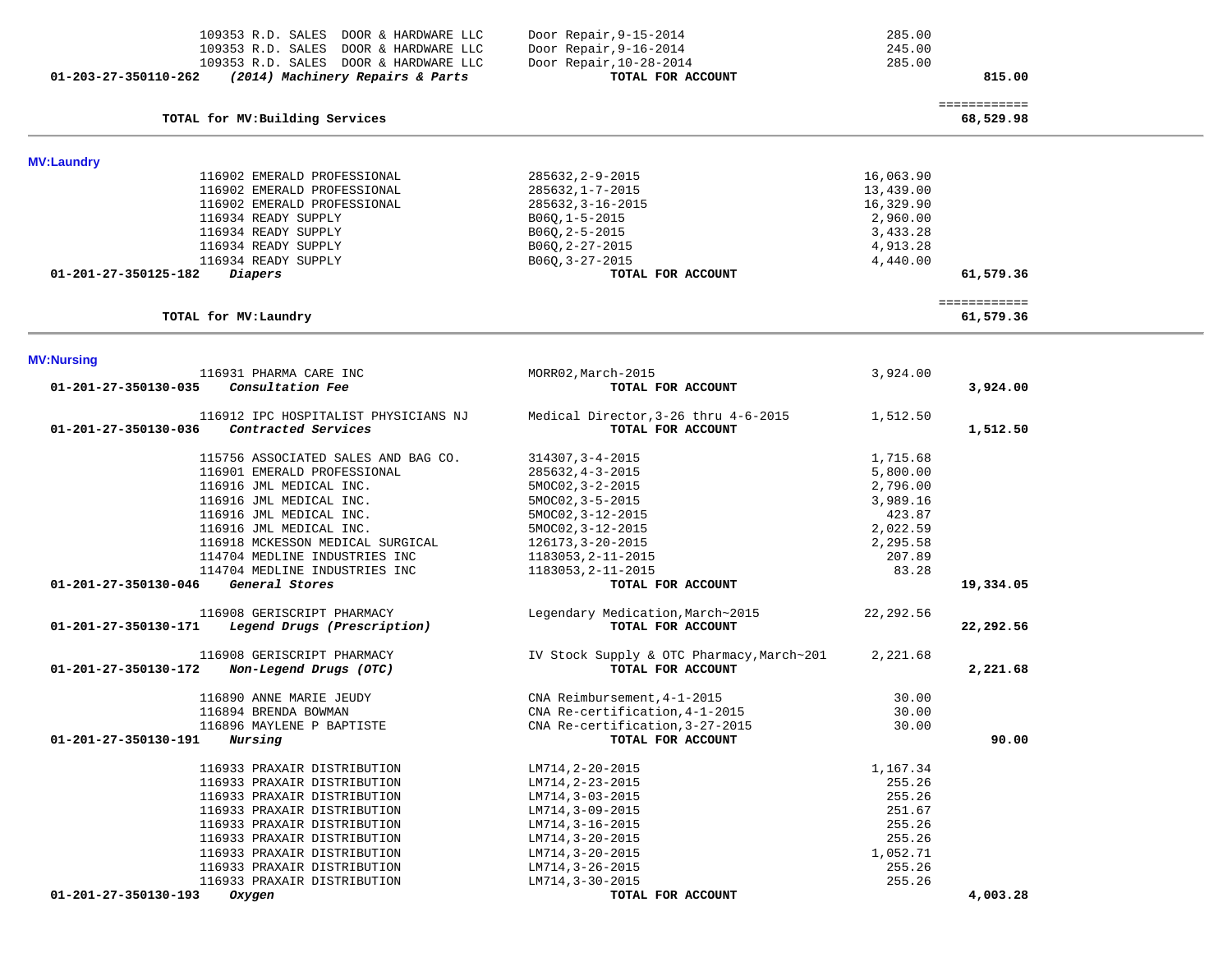| Account | Vendor / Description | Invoice / Description | Amount | Total |
|---|---|---|---|---|
| | 109353 R.D. SALES DOOR & HARDWARE LLC | Door Repair,9-15-2014 | 285.00 | |
| | 109353 R.D. SALES DOOR & HARDWARE LLC | Door Repair,9-16-2014 | 245.00 | |
| | 109353 R.D. SALES DOOR & HARDWARE LLC | Door Repair,10-28-2014 | 285.00 | |
| **01-203-27-350110-262** | ***(2014) Machinery Repairs & Parts*** | **TOTAL FOR ACCOUNT** | | **815.00** |
| | | | | ============ |
| | **TOTAL for MV:Building Services** | | | **68,529.98** |

## MV:Laundry

| Account | Vendor / Description | Invoice / Description | Amount | Total |
|---|---|---|---|---|
| | 116902 EMERALD PROFESSIONAL | 285632,2-9-2015 | 16,063.90 | |
| | 116902 EMERALD PROFESSIONAL | 285632,1-7-2015 | 13,439.00 | |
| | 116902 EMERALD PROFESSIONAL | 285632,3-16-2015 | 16,329.90 | |
| | 116934 READY SUPPLY | B06Q,1-5-2015 | 2,960.00 | |
| | 116934 READY SUPPLY | B06Q,2-5-2015 | 3,433.28 | |
| | 116934 READY SUPPLY | B06Q,2-27-2015 | 4,913.28 | |
| | 116934 READY SUPPLY | B06Q,3-27-2015 | 4,440.00 | |
| **01-201-27-350125-182** | ***Diapers*** | **TOTAL FOR ACCOUNT** | | **61,579.36** |
| | | | | ============ |
| | **TOTAL for MV:Laundry** | | | **61,579.36** |

## MV:Nursing

| Account | Vendor / Description | Invoice / Description | Amount | Total |
|---|---|---|---|---|
| | 116931 PHARMA CARE INC | MORR02,March-2015 | 3,924.00 | |
| **01-201-27-350130-035** | ***Consultation Fee*** | **TOTAL FOR ACCOUNT** | | **3,924.00** |
| | 116912 IPC HOSPITALIST PHYSICIANS NJ | Medical Director,3-26 thru 4-6-2015 | 1,512.50 | |
| **01-201-27-350130-036** | ***Contracted Services*** | **TOTAL FOR ACCOUNT** | | **1,512.50** |
| | 115756 ASSOCIATED SALES AND BAG CO. | 314307,3-4-2015 | 1,715.68 | |
| | 116901 EMERALD PROFESSIONAL | 285632,4-3-2015 | 5,800.00 | |
| | 116916 JML MEDICAL INC. | 5MOC02,3-2-2015 | 2,796.00 | |
| | 116916 JML MEDICAL INC. | 5MOC02,3-5-2015 | 3,989.16 | |
| | 116916 JML MEDICAL INC. | 5MOC02,3-12-2015 | 423.87 | |
| | 116916 JML MEDICAL INC. | 5MOC02,3-12-2015 | 2,022.59 | |
| | 116918 MCKESSON MEDICAL SURGICAL | 126173,3-20-2015 | 2,295.58 | |
| | 114704 MEDLINE INDUSTRIES INC | 1183053,2-11-2015 | 207.89 | |
| | 114704 MEDLINE INDUSTRIES INC | 1183053,2-11-2015 | 83.28 | |
| **01-201-27-350130-046** | ***General Stores*** | **TOTAL FOR ACCOUNT** | | **19,334.05** |
| | 116908 GERISCRIPT PHARMACY | Legendary Medication,March~2015 | 22,292.56 | |
| **01-201-27-350130-171** | ***Legend Drugs (Prescription)*** | **TOTAL FOR ACCOUNT** | | **22,292.56** |
| | 116908 GERISCRIPT PHARMACY | IV Stock Supply & OTC Pharmacy,March~201 | 2,221.68 | |
| **01-201-27-350130-172** | ***Non-Legend Drugs (OTC)*** | **TOTAL FOR ACCOUNT** | | **2,221.68** |
| | 116890 ANNE MARIE JEUDY | CNA Reimbursement,4-1-2015 | 30.00 | |
| | 116894 BRENDA BOWMAN | CNA Re-certification,4-1-2015 | 30.00 | |
| | 116896 MAYLENE P BAPTISTE | CNA Re-certification,3-27-2015 | 30.00 | |
| **01-201-27-350130-191** | ***Nursing*** | **TOTAL FOR ACCOUNT** | | **90.00** |
| | 116933 PRAXAIR DISTRIBUTION | LM714,2-20-2015 | 1,167.34 | |
| | 116933 PRAXAIR DISTRIBUTION | LM714,2-23-2015 | 255.26 | |
| | 116933 PRAXAIR DISTRIBUTION | LM714,3-03-2015 | 255.26 | |
| | 116933 PRAXAIR DISTRIBUTION | LM714,3-09-2015 | 251.67 | |
| | 116933 PRAXAIR DISTRIBUTION | LM714,3-16-2015 | 255.26 | |
| | 116933 PRAXAIR DISTRIBUTION | LM714,3-20-2015 | 255.26 | |
| | 116933 PRAXAIR DISTRIBUTION | LM714,3-20-2015 | 1,052.71 | |
| | 116933 PRAXAIR DISTRIBUTION | LM714,3-26-2015 | 255.26 | |
| | 116933 PRAXAIR DISTRIBUTION | LM714,3-30-2015 | 255.26 | |
| **01-201-27-350130-193** | ***Oxygen*** | **TOTAL FOR ACCOUNT** | | **4,003.28** |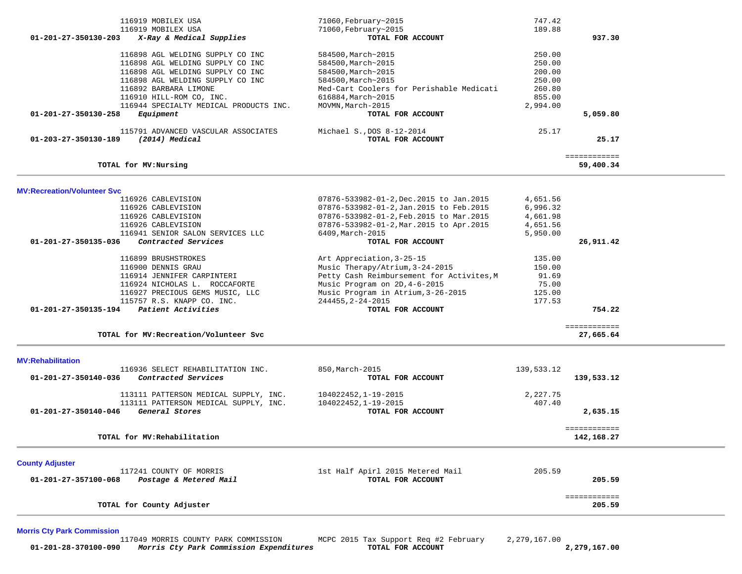| Account | Vendor | Description | Amount | Total |
|---|---|---|---|---|
| | 116919 MOBILEX USA | 71060,February~2015 | 747.42 | |
| | 116919 MOBILEX USA | 71060,February~2015 | 189.88 | |
| 01-201-27-350130-203 | *X-Ray & Medical Supplies* | **TOTAL FOR ACCOUNT** | | **937.30** |
| | 116898 AGL WELDING SUPPLY CO INC | 584500,March~2015 | 250.00 | |
| | 116898 AGL WELDING SUPPLY CO INC | 584500,March~2015 | 250.00 | |
| | 116898 AGL WELDING SUPPLY CO INC | 584500,March~2015 | 200.00 | |
| | 116898 AGL WELDING SUPPLY CO INC | 584500,March~2015 | 250.00 | |
| | 116892 BARBARA LIMONE | Med-Cart Coolers for Perishable Medicati | 260.80 | |
| | 116910 HILL-ROM CO, INC. | 616884,March~2015 | 855.00 | |
| | 116944 SPECIALTY MEDICAL PRODUCTS INC. | MOVMN,March-2015 | 2,994.00 | |
| 01-201-27-350130-258 | *Equipment* | **TOTAL FOR ACCOUNT** | | **5,059.80** |
| | 115791 ADVANCED VASCULAR ASSOCIATES | Michael S.,DOS 8-12-2014 | 25.17 | |
| 01-203-27-350130-189 | *(2014) Medical* | **TOTAL FOR ACCOUNT** | | **25.17** |
| | **TOTAL for MV:Nursing** | | | **59,400.34** |

## MV:Recreation/Volunteer Svc

| Account | Vendor | Description | Amount | Total |
|---|---|---|---|---|
| | 116926 CABLEVISION | 07876-533982-01-2,Dec.2015 to Jan.2015 | 4,651.56 | |
| | 116926 CABLEVISION | 07876-533982-01-2,Jan.2015 to Feb.2015 | 6,996.32 | |
| | 116926 CABLEVISION | 07876-533982-01-2,Feb.2015 to Mar.2015 | 4,661.98 | |
| | 116926 CABLEVISION | 07876-533982-01-2,Mar.2015 to Apr.2015 | 4,651.56 | |
| | 116941 SENIOR SALON SERVICES LLC | 6409,March-2015 | 5,950.00 | |
| 01-201-27-350135-036 | *Contracted Services* | **TOTAL FOR ACCOUNT** | | **26,911.42** |
| | 116899 BRUSHSTROKES | Art Appreciation,3-25-15 | 135.00 | |
| | 116900 DENNIS GRAU | Music Therapy/Atrium,3-24-2015 | 150.00 | |
| | 116914 JENNIFER CARPINTERI | Petty Cash Reimbursement for Activites,M | 91.69 | |
| | 116924 NICHOLAS L. ROCCAFORTE | Music Program on 2D,4-6-2015 | 75.00 | |
| | 116927 PRECIOUS GEMS MUSIC, LLC | Music Program in Atrium,3-26-2015 | 125.00 | |
| | 115757 R.S. KNAPP CO. INC. | 244455,2-24-2015 | 177.53 | |
| 01-201-27-350135-194 | *Patient Activities* | **TOTAL FOR ACCOUNT** | | **754.22** |
| | **TOTAL for MV:Recreation/Volunteer Svc** | | | **27,665.64** |

## MV:Rehabilitation

| Account | Vendor | Description | Amount | Total |
|---|---|---|---|---|
| | 116936 SELECT REHABILITATION INC. | 850,March-2015 | 139,533.12 | |
| 01-201-27-350140-036 | *Contracted Services* | **TOTAL FOR ACCOUNT** | | **139,533.12** |
| | 113111 PATTERSON MEDICAL SUPPLY, INC. | 104022452,1-19-2015 | 2,227.75 | |
| | 113111 PATTERSON MEDICAL SUPPLY, INC. | 104022452,1-19-2015 | 407.40 | |
| 01-201-27-350140-046 | *General Stores* | **TOTAL FOR ACCOUNT** | | **2,635.15** |
| | **TOTAL for MV:Rehabilitation** | | | **142,168.27** |

## County Adjuster

| Account | Vendor | Description | Amount | Total |
|---|---|---|---|---|
| | 117241 COUNTY OF MORRIS | 1st Half Apirl 2015 Metered Mail | 205.59 | |
| 01-201-27-357100-068 | *Postage & Metered Mail* | **TOTAL FOR ACCOUNT** | | **205.59** |
| | **TOTAL for County Adjuster** | | | **205.59** |

## Morris Cty Park Commission

| Account | Vendor | Description | Amount | Total |
|---|---|---|---|---|
| | 117049 MORRIS COUNTY PARK COMMISSION | MCPC 2015 Tax Support Req #2 February | 2,279,167.00 | |
| 01-201-28-370100-090 | *Morris Cty Park Commission Expenditures* | **TOTAL FOR ACCOUNT** | | **2,279,167.00** |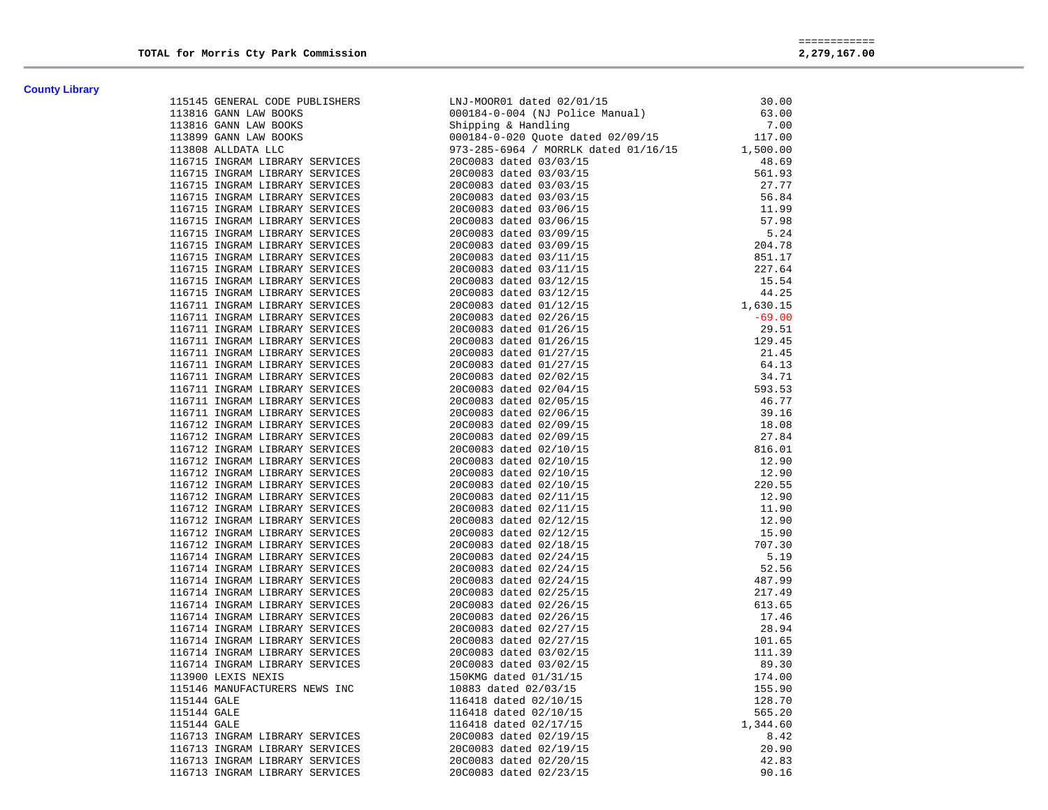**TOTAL for Morris Cty Park Commission** ============ **2,279,167.00**

## County Library

| PO | Vendor | Description | Amount |
|---|---|---|---|
| 115145 | GENERAL CODE PUBLISHERS | LNJ-MOOR01 dated 02/01/15 | 30.00 |
| 113816 | GANN LAW BOOKS | 000184-0-004 (NJ Police Manual) | 63.00 |
| 113816 | GANN LAW BOOKS | Shipping & Handling | 7.00 |
| 113899 | GANN LAW BOOKS | 000184-0-020 Quote dated 02/09/15 | 117.00 |
| 113808 | ALLDATA LLC | 973-285-6964 / MORRLK dated 01/16/15 | 1,500.00 |
| 116715 | INGRAM LIBRARY SERVICES | 20C0083 dated 03/03/15 | 48.69 |
| 116715 | INGRAM LIBRARY SERVICES | 20C0083 dated 03/03/15 | 561.93 |
| 116715 | INGRAM LIBRARY SERVICES | 20C0083 dated 03/03/15 | 27.77 |
| 116715 | INGRAM LIBRARY SERVICES | 20C0083 dated 03/03/15 | 56.84 |
| 116715 | INGRAM LIBRARY SERVICES | 20C0083 dated 03/06/15 | 11.99 |
| 116715 | INGRAM LIBRARY SERVICES | 20C0083 dated 03/06/15 | 57.98 |
| 116715 | INGRAM LIBRARY SERVICES | 20C0083 dated 03/09/15 | 5.24 |
| 116715 | INGRAM LIBRARY SERVICES | 20C0083 dated 03/09/15 | 204.78 |
| 116715 | INGRAM LIBRARY SERVICES | 20C0083 dated 03/11/15 | 851.17 |
| 116715 | INGRAM LIBRARY SERVICES | 20C0083 dated 03/11/15 | 227.64 |
| 116715 | INGRAM LIBRARY SERVICES | 20C0083 dated 03/12/15 | 15.54 |
| 116715 | INGRAM LIBRARY SERVICES | 20C0083 dated 03/12/15 | 44.25 |
| 116711 | INGRAM LIBRARY SERVICES | 20C0083 dated 01/12/15 | 1,630.15 |
| 116711 | INGRAM LIBRARY SERVICES | 20C0083 dated 02/26/15 | -69.00 |
| 116711 | INGRAM LIBRARY SERVICES | 20C0083 dated 01/26/15 | 29.51 |
| 116711 | INGRAM LIBRARY SERVICES | 20C0083 dated 01/26/15 | 129.45 |
| 116711 | INGRAM LIBRARY SERVICES | 20C0083 dated 01/27/15 | 21.45 |
| 116711 | INGRAM LIBRARY SERVICES | 20C0083 dated 01/27/15 | 64.13 |
| 116711 | INGRAM LIBRARY SERVICES | 20C0083 dated 02/02/15 | 34.71 |
| 116711 | INGRAM LIBRARY SERVICES | 20C0083 dated 02/04/15 | 593.53 |
| 116711 | INGRAM LIBRARY SERVICES | 20C0083 dated 02/05/15 | 46.77 |
| 116711 | INGRAM LIBRARY SERVICES | 20C0083 dated 02/06/15 | 39.16 |
| 116712 | INGRAM LIBRARY SERVICES | 20C0083 dated 02/09/15 | 18.08 |
| 116712 | INGRAM LIBRARY SERVICES | 20C0083 dated 02/09/15 | 27.84 |
| 116712 | INGRAM LIBRARY SERVICES | 20C0083 dated 02/10/15 | 816.01 |
| 116712 | INGRAM LIBRARY SERVICES | 20C0083 dated 02/10/15 | 12.90 |
| 116712 | INGRAM LIBRARY SERVICES | 20C0083 dated 02/10/15 | 12.90 |
| 116712 | INGRAM LIBRARY SERVICES | 20C0083 dated 02/10/15 | 220.55 |
| 116712 | INGRAM LIBRARY SERVICES | 20C0083 dated 02/11/15 | 12.90 |
| 116712 | INGRAM LIBRARY SERVICES | 20C0083 dated 02/11/15 | 11.90 |
| 116712 | INGRAM LIBRARY SERVICES | 20C0083 dated 02/12/15 | 12.90 |
| 116712 | INGRAM LIBRARY SERVICES | 20C0083 dated 02/12/15 | 15.90 |
| 116712 | INGRAM LIBRARY SERVICES | 20C0083 dated 02/18/15 | 707.30 |
| 116714 | INGRAM LIBRARY SERVICES | 20C0083 dated 02/24/15 | 5.19 |
| 116714 | INGRAM LIBRARY SERVICES | 20C0083 dated 02/24/15 | 52.56 |
| 116714 | INGRAM LIBRARY SERVICES | 20C0083 dated 02/24/15 | 487.99 |
| 116714 | INGRAM LIBRARY SERVICES | 20C0083 dated 02/25/15 | 217.49 |
| 116714 | INGRAM LIBRARY SERVICES | 20C0083 dated 02/26/15 | 613.65 |
| 116714 | INGRAM LIBRARY SERVICES | 20C0083 dated 02/26/15 | 17.46 |
| 116714 | INGRAM LIBRARY SERVICES | 20C0083 dated 02/27/15 | 28.94 |
| 116714 | INGRAM LIBRARY SERVICES | 20C0083 dated 02/27/15 | 101.65 |
| 116714 | INGRAM LIBRARY SERVICES | 20C0083 dated 03/02/15 | 111.39 |
| 116714 | INGRAM LIBRARY SERVICES | 20C0083 dated 03/02/15 | 89.30 |
| 113900 | LEXIS NEXIS | 150KMG dated 01/31/15 | 174.00 |
| 115146 | MANUFACTURERS NEWS INC | 10883 dated 02/03/15 | 155.90 |
| 115144 | GALE | 116418 dated 02/10/15 | 128.70 |
| 115144 | GALE | 116418 dated 02/10/15 | 565.20 |
| 115144 | GALE | 116418 dated 02/17/15 | 1,344.60 |
| 116713 | INGRAM LIBRARY SERVICES | 20C0083 dated 02/19/15 | 8.42 |
| 116713 | INGRAM LIBRARY SERVICES | 20C0083 dated 02/19/15 | 20.90 |
| 116713 | INGRAM LIBRARY SERVICES | 20C0083 dated 02/20/15 | 42.83 |
| 116713 | INGRAM LIBRARY SERVICES | 20C0083 dated 02/23/15 | 90.16 |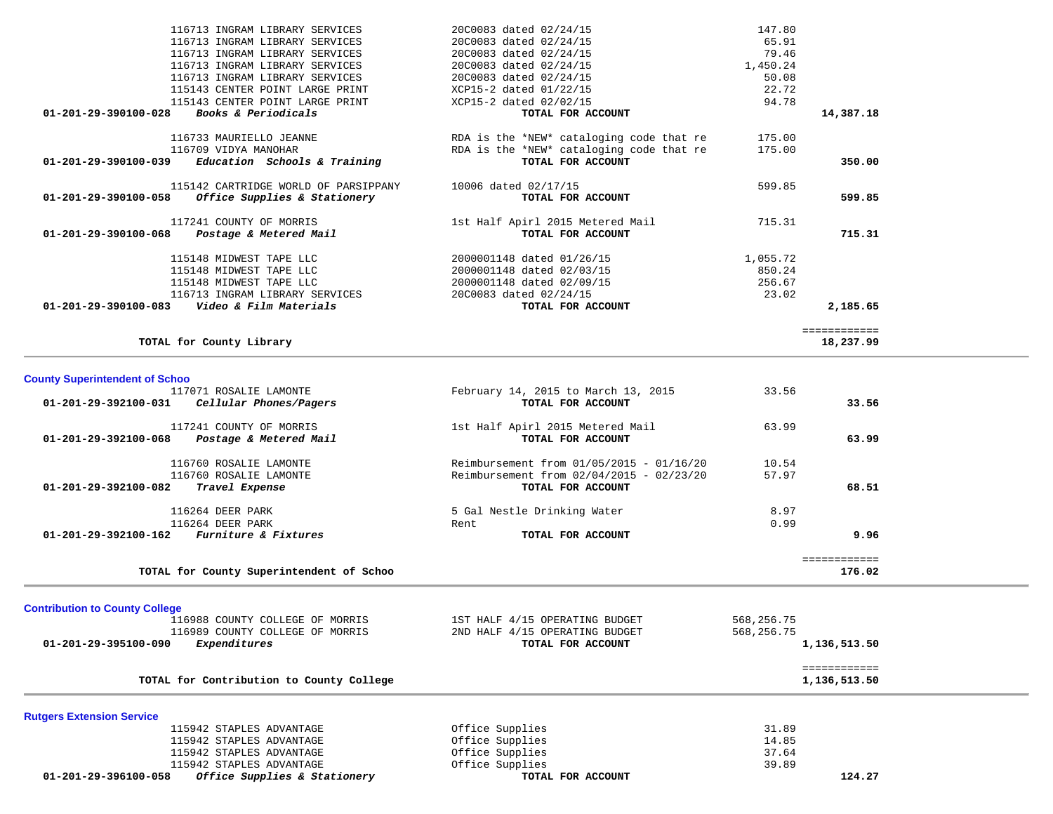| Account | Vendor / Description | Detail | Amount | Total |
|---|---|---|---|---|
| | 116713 INGRAM LIBRARY SERVICES | 20C0083 dated 02/24/15 | 147.80 | |
| | 116713 INGRAM LIBRARY SERVICES | 20C0083 dated 02/24/15 | 65.91 | |
| | 116713 INGRAM LIBRARY SERVICES | 20C0083 dated 02/24/15 | 79.46 | |
| | 116713 INGRAM LIBRARY SERVICES | 20C0083 dated 02/24/15 | 1,450.24 | |
| | 116713 INGRAM LIBRARY SERVICES | 20C0083 dated 02/24/15 | 50.08 | |
| | 115143 CENTER POINT LARGE PRINT | XCP15-2 dated 01/22/15 | 22.72 | |
| | 115143 CENTER POINT LARGE PRINT | XCP15-2 dated 02/02/15 | 94.78 | |
| **01-201-29-390100-028** | ***Books & Periodicals*** | **TOTAL FOR ACCOUNT** | | **14,387.18** |
| | 116733 MAURIELLO JEANNE | RDA is the \*NEW\* cataloging code that re | 175.00 | |
| | 116709 VIDYA MANOHAR | RDA is the \*NEW\* cataloging code that re | 175.00 | |
| **01-201-29-390100-039** | ***Education Schools & Training*** | **TOTAL FOR ACCOUNT** | | **350.00** |
| | 115142 CARTRIDGE WORLD OF PARSIPPANY | 10006 dated 02/17/15 | 599.85 | |
| **01-201-29-390100-058** | ***Office Supplies & Stationery*** | **TOTAL FOR ACCOUNT** | | **599.85** |
| | 117241 COUNTY OF MORRIS | 1st Half Apirl 2015 Metered Mail | 715.31 | |
| **01-201-29-390100-068** | ***Postage & Metered Mail*** | **TOTAL FOR ACCOUNT** | | **715.31** |
| | 115148 MIDWEST TAPE LLC | 2000001148 dated 01/26/15 | 1,055.72 | |
| | 115148 MIDWEST TAPE LLC | 2000001148 dated 02/03/15 | 850.24 | |
| | 115148 MIDWEST TAPE LLC | 2000001148 dated 02/09/15 | 256.67 | |
| | 116713 INGRAM LIBRARY SERVICES | 20C0083 dated 02/24/15 | 23.02 | |
| **01-201-29-390100-083** | ***Video & Film Materials*** | **TOTAL FOR ACCOUNT** | | **2,185.65** |
| | **TOTAL for County Library** | | | **18,237.99** |

**County Superintendent of Schoo**

| Account | Vendor / Description | Detail | Amount | Total |
|---|---|---|---|---|
| | 117071 ROSALIE LAMONTE | February 14, 2015 to March 13, 2015 | 33.56 | |
| **01-201-29-392100-031** | ***Cellular Phones/Pagers*** | **TOTAL FOR ACCOUNT** | | **33.56** |
| | 117241 COUNTY OF MORRIS | 1st Half Apirl 2015 Metered Mail | 63.99 | |
| **01-201-29-392100-068** | ***Postage & Metered Mail*** | **TOTAL FOR ACCOUNT** | | **63.99** |
| | 116760 ROSALIE LAMONTE | Reimbursement from 01/05/2015 - 01/16/20 | 10.54 | |
| | 116760 ROSALIE LAMONTE | Reimbursement from 02/04/2015 - 02/23/20 | 57.97 | |
| **01-201-29-392100-082** | ***Travel Expense*** | **TOTAL FOR ACCOUNT** | | **68.51** |
| | 116264 DEER PARK | 5 Gal Nestle Drinking Water | 8.97 | |
| | 116264 DEER PARK | Rent | 0.99 | |
| **01-201-29-392100-162** | ***Furniture & Fixtures*** | **TOTAL FOR ACCOUNT** | | **9.96** |
| | **TOTAL for County Superintendent of Schoo** | | | **176.02** |

**Contribution to County College**

| Account | Vendor / Description | Detail | Amount | Total |
|---|---|---|---|---|
| | 116988 COUNTY COLLEGE OF MORRIS | 1ST HALF 4/15 OPERATING BUDGET | 568,256.75 | |
| | 116989 COUNTY COLLEGE OF MORRIS | 2ND HALF 4/15 OPERATING BUDGET | 568,256.75 | |
| **01-201-29-395100-090** | ***Expenditures*** | **TOTAL FOR ACCOUNT** | | **1,136,513.50** |
| | **TOTAL for Contribution to County College** | | | **1,136,513.50** |

**Rutgers Extension Service**

| Account | Vendor / Description | Detail | Amount | Total |
|---|---|---|---|---|
| | 115942 STAPLES ADVANTAGE | Office Supplies | 31.89 | |
| | 115942 STAPLES ADVANTAGE | Office Supplies | 14.85 | |
| | 115942 STAPLES ADVANTAGE | Office Supplies | 37.64 | |
| | 115942 STAPLES ADVANTAGE | Office Supplies | 39.89 | |
| **01-201-29-396100-058** | ***Office Supplies & Stationery*** | **TOTAL FOR ACCOUNT** | | **124.27** |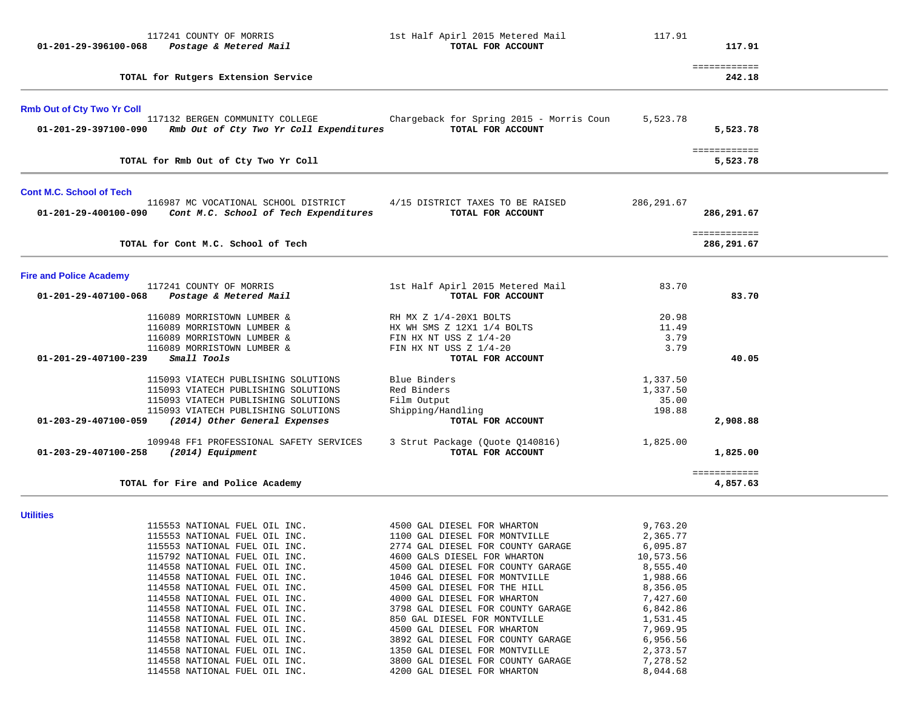| | | | |
|---|---|---|---|
| 117241 COUNTY OF MORRIS | 1st Half Apirl 2015 Metered Mail | 117.91 | |
| **01-201-29-396100-068** *Postage & Metered Mail* | **TOTAL FOR ACCOUNT** | | **117.91** |
| | | | ============ |
| **TOTAL for Rutgers Extension Service** | | | **242.18** |

**Rmb Out of Cty Two Yr Coll**

| | | | |
|---|---|---|---|
| 117132 BERGEN COMMUNITY COLLEGE | Chargeback for Spring 2015 - Morris Coun | 5,523.78 | |
| **01-201-29-397100-090** *Rmb Out of Cty Two Yr Coll Expenditures* | **TOTAL FOR ACCOUNT** | | **5,523.78** |
| | | | ============ |
| **TOTAL for Rmb Out of Cty Two Yr Coll** | | | **5,523.78** |

**Cont M.C. School of Tech**

| | | | |
|---|---|---|---|
| 116987 MC VOCATIONAL SCHOOL DISTRICT | 4/15 DISTRICT TAXES TO BE RAISED | 286,291.67 | |
| **01-201-29-400100-090** *Cont M.C. School of Tech Expenditures* | **TOTAL FOR ACCOUNT** | | **286,291.67** |
| | | | ============ |
| **TOTAL for Cont M.C. School of Tech** | | | **286,291.67** |

**Fire and Police Academy**

| | | | |
|---|---|---|---|
| 117241 COUNTY OF MORRIS | 1st Half Apirl 2015 Metered Mail | 83.70 | |
| **01-201-29-407100-068** *Postage & Metered Mail* | **TOTAL FOR ACCOUNT** | | **83.70** |
| 116089 MORRISTOWN LUMBER & | RH MX Z 1/4-20X1 BOLTS | 20.98 | |
| 116089 MORRISTOWN LUMBER & | HX WH SMS Z 12X1 1/4 BOLTS | 11.49 | |
| 116089 MORRISTOWN LUMBER & | FIN HX NT USS Z 1/4-20 | 3.79 | |
| 116089 MORRISTOWN LUMBER & | FIN HX NT USS Z 1/4-20 | 3.79 | |
| **01-201-29-407100-239** *Small Tools* | **TOTAL FOR ACCOUNT** | | **40.05** |
| 115093 VIATECH PUBLISHING SOLUTIONS | Blue Binders | 1,337.50 | |
| 115093 VIATECH PUBLISHING SOLUTIONS | Red Binders | 1,337.50 | |
| 115093 VIATECH PUBLISHING SOLUTIONS | Film Output | 35.00 | |
| 115093 VIATECH PUBLISHING SOLUTIONS | Shipping/Handling | 198.88 | |
| **01-203-29-407100-059** *(2014) Other General Expenses* | **TOTAL FOR ACCOUNT** | | **2,908.88** |
| 109948 FF1 PROFESSIONAL SAFETY SERVICES | 3 Strut Package (Quote Q140816) | 1,825.00 | |
| **01-203-29-407100-258** *(2014) Equipment* | **TOTAL FOR ACCOUNT** | | **1,825.00** |
| | | | ============ |
| **TOTAL for Fire and Police Academy** | | | **4,857.63** |

**Utilities**

| | | | |
|---|---|---|---|
| 115553 NATIONAL FUEL OIL INC. | 4500 GAL DIESEL FOR WHARTON | 9,763.20 | |
| 115553 NATIONAL FUEL OIL INC. | 1100 GAL DIESEL FOR MONTVILLE | 2,365.77 | |
| 115553 NATIONAL FUEL OIL INC. | 2774 GAL DIESEL FOR COUNTY GARAGE | 6,095.87 | |
| 115792 NATIONAL FUEL OIL INC. | 4600 GALS DIESEL FOR WHARTON | 10,573.56 | |
| 114558 NATIONAL FUEL OIL INC. | 4500 GAL DIESEL FOR COUNTY GARAGE | 8,555.40 | |
| 114558 NATIONAL FUEL OIL INC. | 1046 GAL DIESEL FOR MONTVILLE | 1,988.66 | |
| 114558 NATIONAL FUEL OIL INC. | 4500 GAL DIESEL FOR THE HILL | 8,356.05 | |
| 114558 NATIONAL FUEL OIL INC. | 4000 GAL DIESEL FOR WHARTON | 7,427.60 | |
| 114558 NATIONAL FUEL OIL INC. | 3798 GAL DIESEL FOR COUNTY GARAGE | 6,842.86 | |
| 114558 NATIONAL FUEL OIL INC. | 850 GAL DIESEL FOR MONTVILLE | 1,531.45 | |
| 114558 NATIONAL FUEL OIL INC. | 4500 GAL DIESEL FOR WHARTON | 7,969.95 | |
| 114558 NATIONAL FUEL OIL INC. | 3892 GAL DIESEL FOR COUNTY GARAGE | 6,956.56 | |
| 114558 NATIONAL FUEL OIL INC. | 1350 GAL DIESEL FOR MONTVILLE | 2,373.57 | |
| 114558 NATIONAL FUEL OIL INC. | 3800 GAL DIESEL FOR COUNTY GARAGE | 7,278.52 | |
| 114558 NATIONAL FUEL OIL INC. | 4200 GAL DIESEL FOR WHARTON | 8,044.68 | |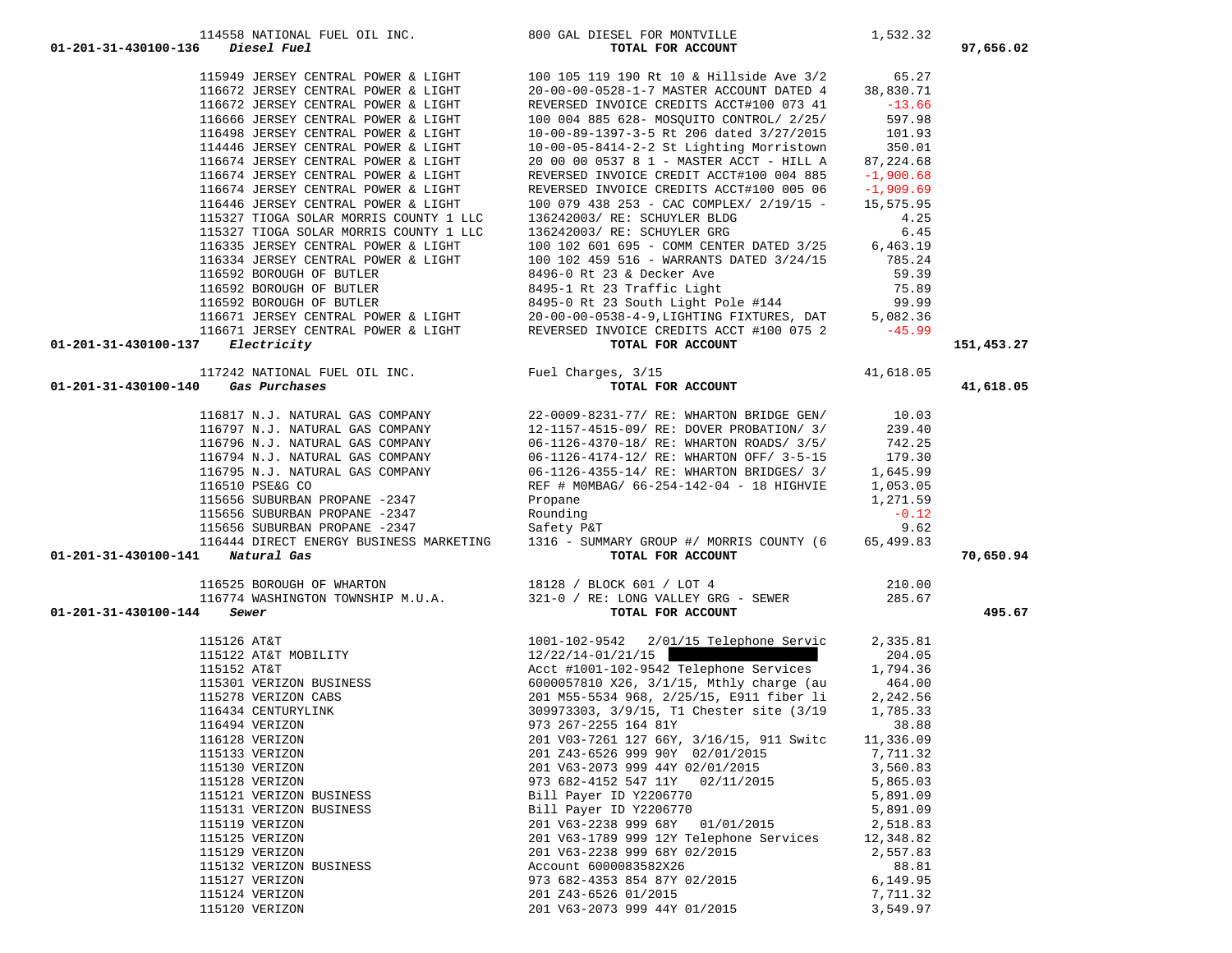| Account | Vendor | Description | Amount | Total |
|---|---|---|---|---|
| | 114558 NATIONAL FUEL OIL INC. | 800 GAL DIESEL FOR MONTVILLE | 1,532.32 | |
| 01-201-31-430100-136 *Diesel Fuel* | | **TOTAL FOR ACCOUNT** | | 97,656.02 |
| | 115949 JERSEY CENTRAL POWER & LIGHT | 100 105 119 190 Rt 10 & Hillside Ave 3/2 | 65.27 | |
| | 116672 JERSEY CENTRAL POWER & LIGHT | 20-00-00-0528-1-7 MASTER ACCOUNT DATED 4 | 38,830.71 | |
| | 116672 JERSEY CENTRAL POWER & LIGHT | REVERSED INVOICE CREDITS ACCT#100 073 41 | -13.66 | |
| | 116666 JERSEY CENTRAL POWER & LIGHT | 100 004 885 628- MOSQUITO CONTROL/ 2/25/ | 597.98 | |
| | 116498 JERSEY CENTRAL POWER & LIGHT | 10-00-89-1397-3-5 Rt 206 dated 3/27/2015 | 101.93 | |
| | 114446 JERSEY CENTRAL POWER & LIGHT | 10-00-05-8414-2-2 St Lighting Morristown | 350.01 | |
| | 116674 JERSEY CENTRAL POWER & LIGHT | 20 00 00 0537 8 1 - MASTER ACCT - HILL A | 87,224.68 | |
| | 116674 JERSEY CENTRAL POWER & LIGHT | REVERSED INVOICE CREDIT ACCT#100 004 885 | -1,900.68 | |
| | 116674 JERSEY CENTRAL POWER & LIGHT | REVERSED INVOICE CREDITS ACCT#100 005 06 | -1,909.69 | |
| | 116446 JERSEY CENTRAL POWER & LIGHT | 100 079 438 253 - CAC COMPLEX/ 2/19/15 - | 15,575.95 | |
| | 115327 TIOGA SOLAR MORRIS COUNTY 1 LLC | 136242003/ RE: SCHUYLER BLDG | 4.25 | |
| | 115327 TIOGA SOLAR MORRIS COUNTY 1 LLC | 136242003/ RE: SCHUYLER GRG | 6.45 | |
| | 116335 JERSEY CENTRAL POWER & LIGHT | 100 102 601 695 - COMM CENTER DATED 3/25 | 6,463.19 | |
| | 116334 JERSEY CENTRAL POWER & LIGHT | 100 102 459 516 - WARRANTS DATED 3/24/15 | 785.24 | |
| | 116592 BOROUGH OF BUTLER | 8496-0 Rt 23 & Decker Ave | 59.39 | |
| | 116592 BOROUGH OF BUTLER | 8495-1 Rt 23 Traffic Light | 75.89 | |
| | 116592 BOROUGH OF BUTLER | 8495-0 Rt 23 South Light Pole #144 | 99.99 | |
| | 116671 JERSEY CENTRAL POWER & LIGHT | 20-00-00-0538-4-9,LIGHTING FIXTURES, DAT | 5,082.36 | |
| | 116671 JERSEY CENTRAL POWER & LIGHT | REVERSED INVOICE CREDITS ACCT #100 075 2 | -45.99 | |
| 01-201-31-430100-137 *Electricity* | | **TOTAL FOR ACCOUNT** | | 151,453.27 |
| | 117242 NATIONAL FUEL OIL INC. | Fuel Charges, 3/15 | 41,618.05 | |
| 01-201-31-430100-140 *Gas Purchases* | | **TOTAL FOR ACCOUNT** | | 41,618.05 |
| | 116817 N.J. NATURAL GAS COMPANY | 22-0009-8231-77/ RE: WHARTON BRIDGE GEN/ | 10.03 | |
| | 116797 N.J. NATURAL GAS COMPANY | 12-1157-4515-09/ RE: DOVER PROBATION/ 3/ | 239.40 | |
| | 116796 N.J. NATURAL GAS COMPANY | 06-1126-4370-18/ RE: WHARTON ROADS/ 3/5/ | 742.25 | |
| | 116794 N.J. NATURAL GAS COMPANY | 06-1126-4174-12/ RE: WHARTON OFF/ 3-5-15 | 179.30 | |
| | 116795 N.J. NATURAL GAS COMPANY | 06-1126-4355-14/ RE: WHARTON BRIDGES/ 3/ | 1,645.99 | |
| | 116510 PSE&G CO | REF # M0MBAG/ 66-254-142-04 - 18 HIGHVIE | 1,053.05 | |
| | 115656 SUBURBAN PROPANE -2347 | Propane | 1,271.59 | |
| | 115656 SUBURBAN PROPANE -2347 | Rounding | -0.12 | |
| | 115656 SUBURBAN PROPANE -2347 | Safety P&T | 9.62 | |
| | 116444 DIRECT ENERGY BUSINESS MARKETING | 1316 - SUMMARY GROUP #/ MORRIS COUNTY (6 | 65,499.83 | |
| 01-201-31-430100-141 *Natural Gas* | | **TOTAL FOR ACCOUNT** | | 70,650.94 |
| | 116525 BOROUGH OF WHARTON | 18128 / BLOCK 601 / LOT 4 | 210.00 | |
| | 116774 WASHINGTON TOWNSHIP M.U.A. | 321-0 / RE: LONG VALLEY GRG - SEWER | 285.67 | |
| 01-201-31-430100-144 *Sewer* | | **TOTAL FOR ACCOUNT** | | 495.67 |
| | 115126 AT&T | 1001-102-9542 2/01/15 Telephone Servic | 2,335.81 | |
| | 115122 AT&T MOBILITY | 12/22/14-01/21/15 [REDACTED] | 204.05 | |
| | 115152 AT&T | Acct #1001-102-9542 Telephone Services | 1,794.36 | |
| | 115301 VERIZON BUSINESS | 6000057810 X26, 3/1/15, Mthly charge (au | 464.00 | |
| | 115278 VERIZON CABS | 201 M55-5534 968, 2/25/15, E911 fiber li | 2,242.56 | |
| | 116434 CENTURYLINK | 309973303, 3/9/15, T1 Chester site (3/19 | 1,785.33 | |
| | 116494 VERIZON | 973 267-2255 164 81Y | 38.88 | |
| | 116128 VERIZON | 201 V03-7261 127 66Y, 3/16/15, 911 Switc | 11,336.09 | |
| | 115133 VERIZON | 201 Z43-6526 999 90Y 02/01/2015 | 7,711.32 | |
| | 115130 VERIZON | 201 V63-2073 999 44Y 02/01/2015 | 3,560.83 | |
| | 115128 VERIZON | 973 682-4152 547 11Y 02/11/2015 | 5,865.03 | |
| | 115121 VERIZON BUSINESS | Bill Payer ID Y2206770 | 5,891.09 | |
| | 115131 VERIZON BUSINESS | Bill Payer ID Y2206770 | 5,891.09 | |
| | 115119 VERIZON | 201 V63-2238 999 68Y 01/01/2015 | 2,518.83 | |
| | 115125 VERIZON | 201 V63-1789 999 12Y Telephone Services | 12,348.82 | |
| | 115129 VERIZON | 201 V63-2238 999 68Y 02/2015 | 2,557.83 | |
| | 115132 VERIZON BUSINESS | Account 6000083582X26 | 88.81 | |
| | 115127 VERIZON | 973 682-4353 854 87Y 02/2015 | 6,149.95 | |
| | 115124 VERIZON | 201 Z43-6526 01/2015 | 7,711.32 | |
| | 115120 VERIZON | 201 V63-2073 999 44Y 01/2015 | 3,549.97 | |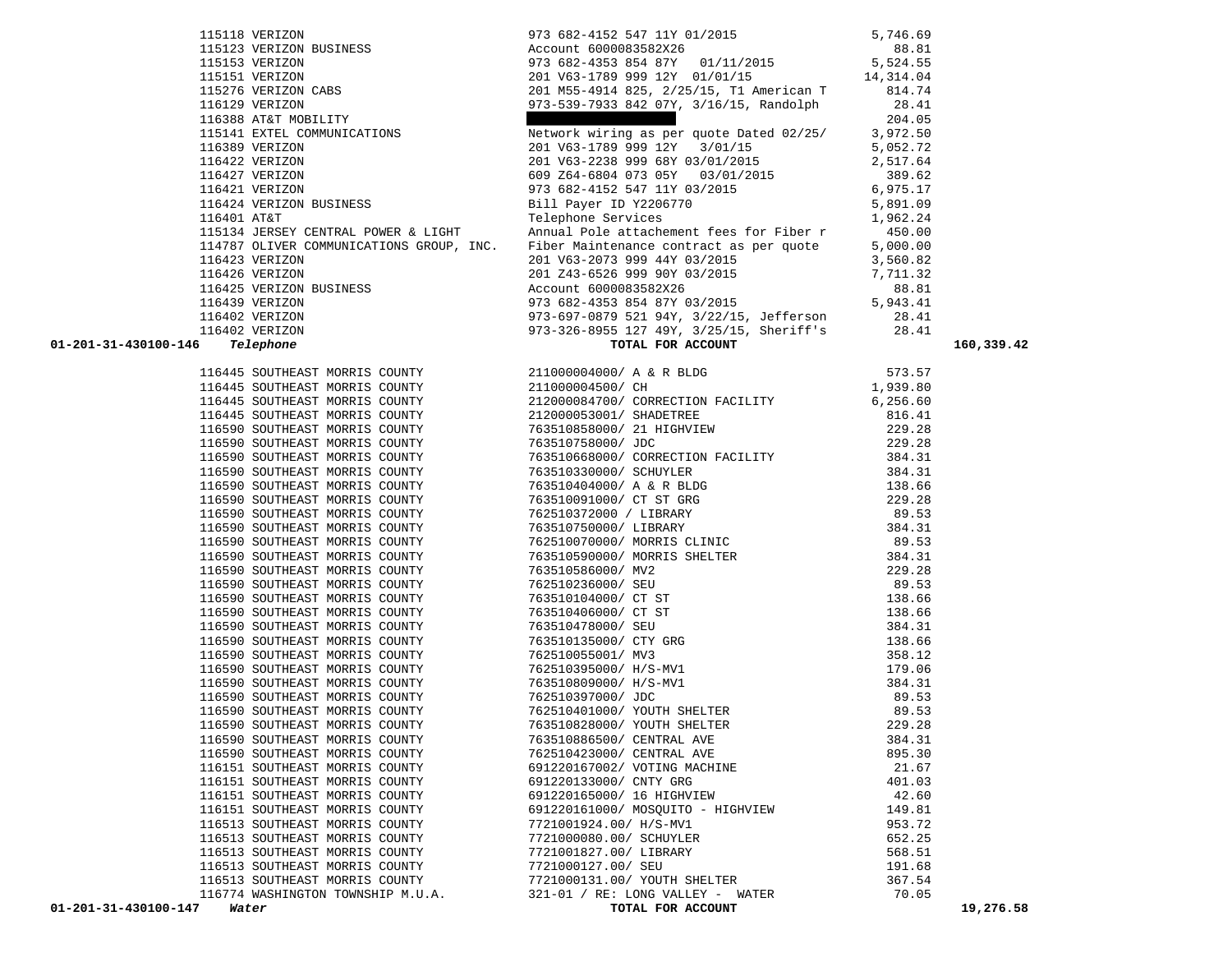| Account | Vendor | Description | Amount | Total |
|---|---|---|---|---|
| | 115118 VERIZON | 973 682-4152 547 11Y 01/2015 | 5,746.69 | |
| | 115123 VERIZON BUSINESS | Account 6000083582X26 | 88.81 | |
| | 115153 VERIZON | 973 682-4353 854 87Y 01/11/2015 | 5,524.55 | |
| | 115151 VERIZON | 201 V63-1789 999 12Y 01/01/15 | 14,314.04 | |
| | 115276 VERIZON CABS | 201 M55-4914 825, 2/25/15, T1 American T | 814.74 | |
| | 116129 VERIZON | 973-539-7933 842 07Y, 3/16/15, Randolph | 28.41 | |
| | 116388 AT&T MOBILITY | | 204.05 | |
| | 115141 EXTEL COMMUNICATIONS | Network wiring as per quote Dated 02/25/ | 3,972.50 | |
| | 116389 VERIZON | 201 V63-1789 999 12Y 3/01/15 | 5,052.72 | |
| | 116422 VERIZON | 201 V63-2238 999 68Y 03/01/2015 | 2,517.64 | |
| | 116427 VERIZON | 609 Z64-6804 073 05Y 03/01/2015 | 389.62 | |
| | 116421 VERIZON | 973 682-4152 547 11Y 03/2015 | 6,975.17 | |
| | 116424 VERIZON BUSINESS | Bill Payer ID Y2206770 | 5,891.09 | |
| | 116401 AT&T | Telephone Services | 1,962.24 | |
| | 115134 JERSEY CENTRAL POWER & LIGHT | Annual Pole attachement fees for Fiber r | 450.00 | |
| | 114787 OLIVER COMMUNICATIONS GROUP, INC. | Fiber Maintenance contract as per quote | 5,000.00 | |
| | 116423 VERIZON | 201 V63-2073 999 44Y 03/2015 | 3,560.82 | |
| | 116426 VERIZON | 201 Z43-6526 999 90Y 03/2015 | 7,711.32 | |
| | 116425 VERIZON BUSINESS | Account 6000083582X26 | 88.81 | |
| | 116439 VERIZON | 973 682-4353 854 87Y 03/2015 | 5,943.41 | |
| | 116402 VERIZON | 973-697-0879 521 94Y, 3/22/15, Jefferson | 28.41 | |
| | 116402 VERIZON | 973-326-8955 127 49Y, 3/25/15, Sheriff's | 28.41 | |
| **01-201-31-430100-146** | ***Telephone*** | **TOTAL FOR ACCOUNT** | | **160,339.42** |
| | 116445 SOUTHEAST MORRIS COUNTY | 211000004000/ A & R BLDG | 573.57 | |
| | 116445 SOUTHEAST MORRIS COUNTY | 211000004500/ CH | 1,939.80 | |
| | 116445 SOUTHEAST MORRIS COUNTY | 212000084700/ CORRECTION FACILITY | 6,256.60 | |
| | 116445 SOUTHEAST MORRIS COUNTY | 212000053001/ SHADETREE | 816.41 | |
| | 116590 SOUTHEAST MORRIS COUNTY | 763510858000/ 21 HIGHVIEW | 229.28 | |
| | 116590 SOUTHEAST MORRIS COUNTY | 763510758000/ JDC | 229.28 | |
| | 116590 SOUTHEAST MORRIS COUNTY | 763510668000/ CORRECTION FACILITY | 384.31 | |
| | 116590 SOUTHEAST MORRIS COUNTY | 763510330000/ SCHUYLER | 384.31 | |
| | 116590 SOUTHEAST MORRIS COUNTY | 763510404000/ A & R BLDG | 138.66 | |
| | 116590 SOUTHEAST MORRIS COUNTY | 763510091000/ CT ST GRG | 229.28 | |
| | 116590 SOUTHEAST MORRIS COUNTY | 762510372000 / LIBRARY | 89.53 | |
| | 116590 SOUTHEAST MORRIS COUNTY | 763510750000/ LIBRARY | 384.31 | |
| | 116590 SOUTHEAST MORRIS COUNTY | 762510070000/ MORRIS CLINIC | 89.53 | |
| | 116590 SOUTHEAST MORRIS COUNTY | 763510590000/ MORRIS SHELTER | 384.31 | |
| | 116590 SOUTHEAST MORRIS COUNTY | 763510586000/ MV2 | 229.28 | |
| | 116590 SOUTHEAST MORRIS COUNTY | 762510236000/ SEU | 89.53 | |
| | 116590 SOUTHEAST MORRIS COUNTY | 763510104000/ CT ST | 138.66 | |
| | 116590 SOUTHEAST MORRIS COUNTY | 763510406000/ CT ST | 138.66 | |
| | 116590 SOUTHEAST MORRIS COUNTY | 763510478000/ SEU | 384.31 | |
| | 116590 SOUTHEAST MORRIS COUNTY | 763510135000/ CTY GRG | 138.66 | |
| | 116590 SOUTHEAST MORRIS COUNTY | 762510055001/ MV3 | 358.12 | |
| | 116590 SOUTHEAST MORRIS COUNTY | 762510395000/ H/S-MV1 | 179.06 | |
| | 116590 SOUTHEAST MORRIS COUNTY | 763510809000/ H/S-MV1 | 384.31 | |
| | 116590 SOUTHEAST MORRIS COUNTY | 762510397000/ JDC | 89.53 | |
| | 116590 SOUTHEAST MORRIS COUNTY | 762510401000/ YOUTH SHELTER | 89.53 | |
| | 116590 SOUTHEAST MORRIS COUNTY | 763510828000/ YOUTH SHELTER | 229.28 | |
| | 116590 SOUTHEAST MORRIS COUNTY | 763510886500/ CENTRAL AVE | 384.31 | |
| | 116590 SOUTHEAST MORRIS COUNTY | 762510423000/ CENTRAL AVE | 895.30 | |
| | 116151 SOUTHEAST MORRIS COUNTY | 691220167002/ VOTING MACHINE | 21.67 | |
| | 116151 SOUTHEAST MORRIS COUNTY | 691220133000/ CNTY GRG | 401.03 | |
| | 116151 SOUTHEAST MORRIS COUNTY | 691220165000/ 16 HIGHVIEW | 42.60 | |
| | 116151 SOUTHEAST MORRIS COUNTY | 691220161000/ MOSQUITO - HIGHVIEW | 149.81 | |
| | 116513 SOUTHEAST MORRIS COUNTY | 7721001924.00/ H/S-MV1 | 953.72 | |
| | 116513 SOUTHEAST MORRIS COUNTY | 7721000080.00/ SCHUYLER | 652.25 | |
| | 116513 SOUTHEAST MORRIS COUNTY | 7721001827.00/ LIBRARY | 568.51 | |
| | 116513 SOUTHEAST MORRIS COUNTY | 7721000127.00/ SEU | 191.68 | |
| | 116513 SOUTHEAST MORRIS COUNTY | 7721000131.00/ YOUTH SHELTER | 367.54 | |
| | 116774 WASHINGTON TOWNSHIP M.U.A. | 321-01 / RE: LONG VALLEY - WATER | 70.05 | |
| **01-201-31-430100-147** | ***Water*** | **TOTAL FOR ACCOUNT** | | **19,276.58** |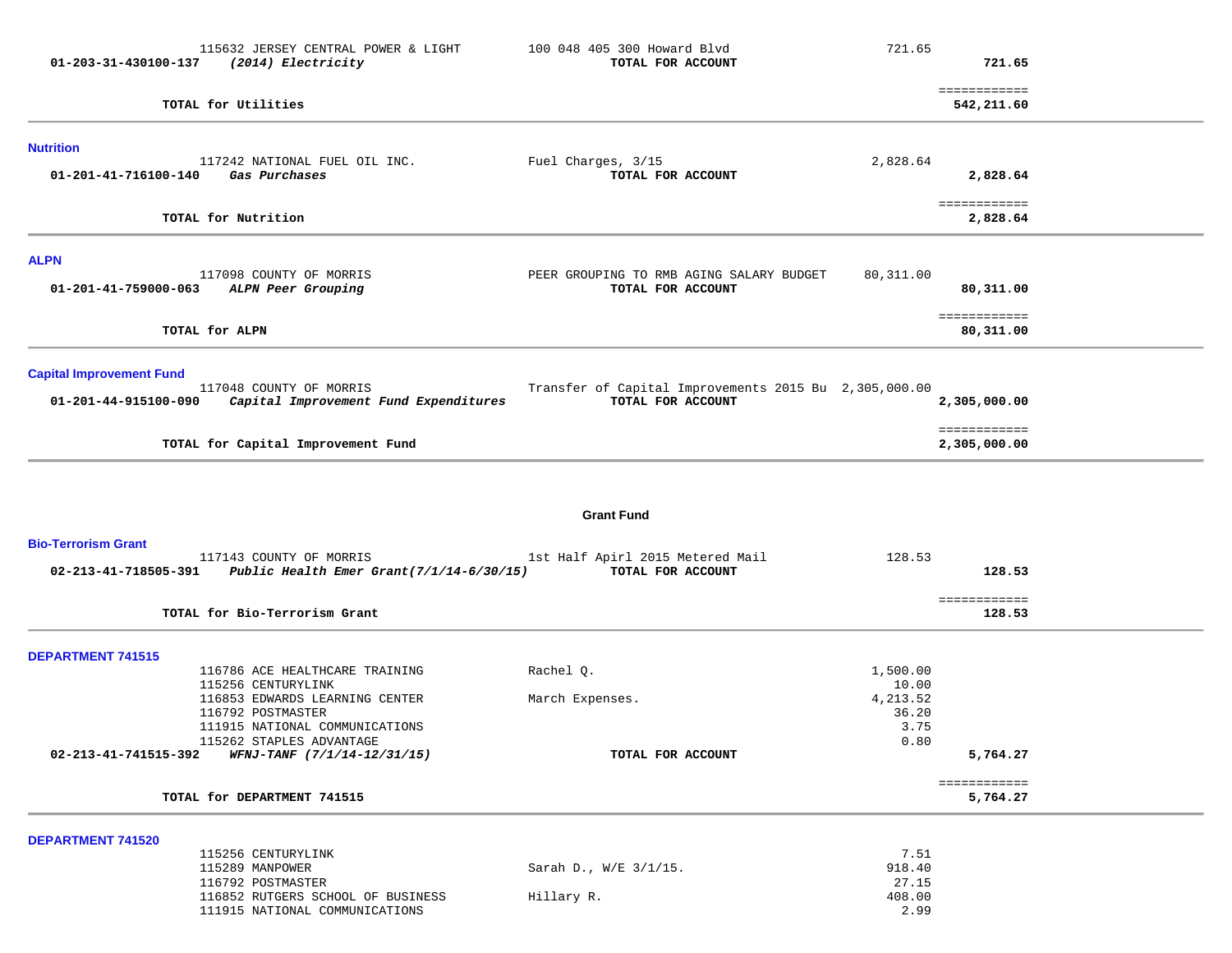| Account | Vendor / Description | Detail | Amount | Total |
|---|---|---|---|---|
| | 115632 JERSEY CENTRAL POWER & LIGHT | 100 048 405 300 Howard Blvd | 721.65 | |
| 01-203-31-430100-137 | *(2014) Electricity* | **TOTAL FOR ACCOUNT** | | **721.65** |
| | | | | ============ |
| | **TOTAL for Utilities** | | | **542,211.60** |

**Nutrition**

| Account | Vendor / Description | Detail | Amount | Total |
|---|---|---|---|---|
| | 117242 NATIONAL FUEL OIL INC. | Fuel Charges, 3/15 | 2,828.64 | |
| 01-201-41-716100-140 | *Gas Purchases* | **TOTAL FOR ACCOUNT** | | **2,828.64** |
| | | | | ============ |
| | **TOTAL for Nutrition** | | | **2,828.64** |

**ALPN**

| Account | Vendor / Description | Detail | Amount | Total |
|---|---|---|---|---|
| | 117098 COUNTY OF MORRIS | PEER GROUPING TO RMB AGING SALARY BUDGET | 80,311.00 | |
| 01-201-41-759000-063 | *ALPN Peer Grouping* | **TOTAL FOR ACCOUNT** | | **80,311.00** |
| | | | | ============ |
| | **TOTAL for ALPN** | | | **80,311.00** |

**Capital Improvement Fund**

| Account | Vendor / Description | Detail | Amount | Total |
|---|---|---|---|---|
| | 117048 COUNTY OF MORRIS | Transfer of Capital Improvements 2015 Bu | 2,305,000.00 | |
| 01-201-44-915100-090 | *Capital Improvement Fund Expenditures* | **TOTAL FOR ACCOUNT** | | **2,305,000.00** |
| | | | | ============ |
| | **TOTAL for Capital Improvement Fund** | | | **2,305,000.00** |

## Grant Fund

**Bio-Terrorism Grant**

| Account | Vendor / Description | Detail | Amount | Total |
|---|---|---|---|---|
| | 117143 COUNTY OF MORRIS | 1st Half Apirl 2015 Metered Mail | 128.53 | |
| 02-213-41-718505-391 | *Public Health Emer Grant(7/1/14-6/30/15)* | **TOTAL FOR ACCOUNT** | | **128.53** |
| | | | | ============ |
| | **TOTAL for Bio-Terrorism Grant** | | | **128.53** |

**DEPARTMENT 741515**

| Account | Vendor / Description | Detail | Amount | Total |
|---|---|---|---|---|
| | 116786 ACE HEALTHCARE TRAINING | Rachel Q. | 1,500.00 | |
| | 115256 CENTURYLINK | | 10.00 | |
| | 116853 EDWARDS LEARNING CENTER | March Expenses. | 4,213.52 | |
| | 116792 POSTMASTER | | 36.20 | |
| | 111915 NATIONAL COMMUNICATIONS | | 3.75 | |
| | 115262 STAPLES ADVANTAGE | | 0.80 | |
| 02-213-41-741515-392 | *WFNJ-TANF (7/1/14-12/31/15)* | **TOTAL FOR ACCOUNT** | | **5,764.27** |
| | | | | ============ |
| | **TOTAL for DEPARTMENT 741515** | | | **5,764.27** |

**DEPARTMENT 741520**

| Account | Vendor / Description | Detail | Amount | Total |
|---|---|---|---|---|
| | 115256 CENTURYLINK | | 7.51 | |
| | 115289 MANPOWER | Sarah D., W/E 3/1/15. | 918.40 | |
| | 116792 POSTMASTER | | 27.15 | |
| | 116852 RUTGERS SCHOOL OF BUSINESS | Hillary R. | 408.00 | |
| | 111915 NATIONAL COMMUNICATIONS | | 2.99 | |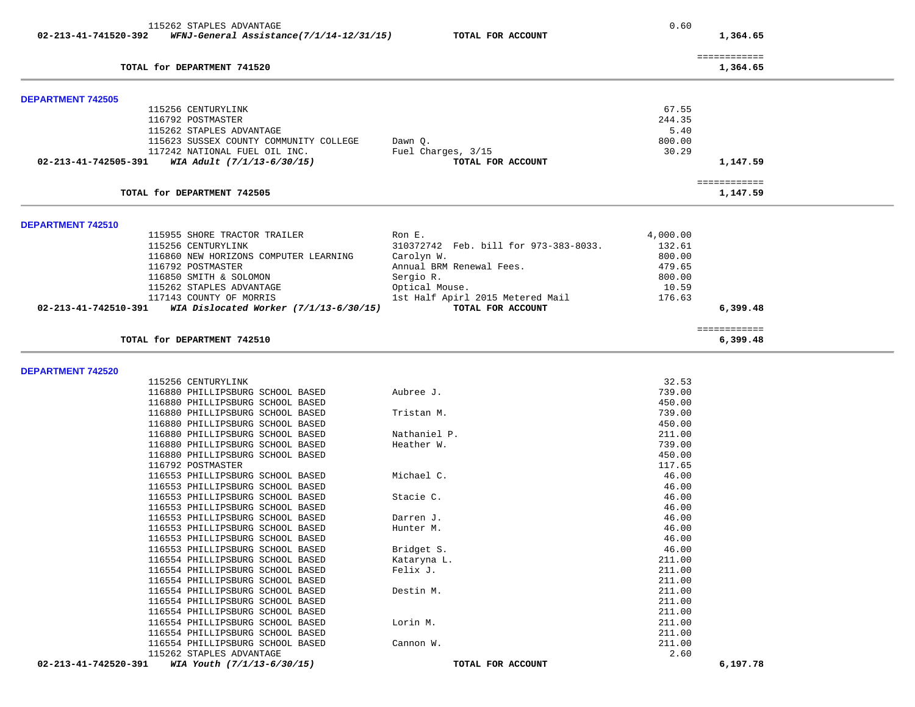| | | | | |
|---|---|---|---|---|
| | 115262 STAPLES ADVANTAGE | | 0.60 | |
| **02-213-41-741520-392** | ***WFNJ-General Assistance(7/1/14-12/31/15)*** | **TOTAL FOR ACCOUNT** | | **1,364.65** |
| | | | | ============ |
| | **TOTAL for DEPARTMENT 741520** | | | **1,364.65** |

**DEPARTMENT 742505**

| | | | | |
|---|---|---|---|---|
| | 115256 CENTURYLINK | | 67.55 | |
| | 116792 POSTMASTER | | 244.35 | |
| | 115262 STAPLES ADVANTAGE | | 5.40 | |
| | 115623 SUSSEX COUNTY COMMUNITY COLLEGE | Dawn Q. | 800.00 | |
| | 117242 NATIONAL FUEL OIL INC. | Fuel Charges, 3/15 | 30.29 | |
| **02-213-41-742505-391** | ***WIA Adult (7/1/13-6/30/15)*** | **TOTAL FOR ACCOUNT** | | **1,147.59** |
| | | | | ============ |
| | **TOTAL for DEPARTMENT 742505** | | | **1,147.59** |

**DEPARTMENT 742510**

| | | | | |
|---|---|---|---|---|
| | 115955 SHORE TRACTOR TRAILER | Ron E. | 4,000.00 | |
| | 115256 CENTURYLINK | 310372742 Feb. bill for 973-383-8033. | 132.61 | |
| | 116860 NEW HORIZONS COMPUTER LEARNING | Carolyn W. | 800.00 | |
| | 116792 POSTMASTER | Annual BRM Renewal Fees. | 479.65 | |
| | 116850 SMITH & SOLOMON | Sergio R. | 800.00 | |
| | 115262 STAPLES ADVANTAGE | Optical Mouse. | 10.59 | |
| | 117143 COUNTY OF MORRIS | 1st Half Apirl 2015 Metered Mail | 176.63 | |
| **02-213-41-742510-391** | ***WIA Dislocated Worker (7/1/13-6/30/15)*** | **TOTAL FOR ACCOUNT** | | **6,399.48** |
| | | | | ============ |
| | **TOTAL for DEPARTMENT 742510** | | | **6,399.48** |

**DEPARTMENT 742520**

| | | | | |
|---|---|---|---|---|
| | 115256 CENTURYLINK | | 32.53 | |
| | 116880 PHILLIPSBURG SCHOOL BASED | Aubree J. | 739.00 | |
| | 116880 PHILLIPSBURG SCHOOL BASED | | 450.00 | |
| | 116880 PHILLIPSBURG SCHOOL BASED | Tristan M. | 739.00 | |
| | 116880 PHILLIPSBURG SCHOOL BASED | | 450.00 | |
| | 116880 PHILLIPSBURG SCHOOL BASED | Nathaniel P. | 211.00 | |
| | 116880 PHILLIPSBURG SCHOOL BASED | Heather W. | 739.00 | |
| | 116880 PHILLIPSBURG SCHOOL BASED | | 450.00 | |
| | 116792 POSTMASTER | | 117.65 | |
| | 116553 PHILLIPSBURG SCHOOL BASED | Michael C. | 46.00 | |
| | 116553 PHILLIPSBURG SCHOOL BASED | | 46.00 | |
| | 116553 PHILLIPSBURG SCHOOL BASED | Stacie C. | 46.00 | |
| | 116553 PHILLIPSBURG SCHOOL BASED | | 46.00 | |
| | 116553 PHILLIPSBURG SCHOOL BASED | Darren J. | 46.00 | |
| | 116553 PHILLIPSBURG SCHOOL BASED | Hunter M. | 46.00 | |
| | 116553 PHILLIPSBURG SCHOOL BASED | | 46.00 | |
| | 116553 PHILLIPSBURG SCHOOL BASED | Bridget S. | 46.00 | |
| | 116554 PHILLIPSBURG SCHOOL BASED | Kataryna L. | 211.00 | |
| | 116554 PHILLIPSBURG SCHOOL BASED | Felix J. | 211.00 | |
| | 116554 PHILLIPSBURG SCHOOL BASED | | 211.00 | |
| | 116554 PHILLIPSBURG SCHOOL BASED | Destin M. | 211.00 | |
| | 116554 PHILLIPSBURG SCHOOL BASED | | 211.00 | |
| | 116554 PHILLIPSBURG SCHOOL BASED | | 211.00 | |
| | 116554 PHILLIPSBURG SCHOOL BASED | Lorin M. | 211.00 | |
| | 116554 PHILLIPSBURG SCHOOL BASED | | 211.00 | |
| | 116554 PHILLIPSBURG SCHOOL BASED | Cannon W. | 211.00 | |
| | 115262 STAPLES ADVANTAGE | | 2.60 | |
| **02-213-41-742520-391** | ***WIA Youth (7/1/13-6/30/15)*** | **TOTAL FOR ACCOUNT** | | **6,197.78** |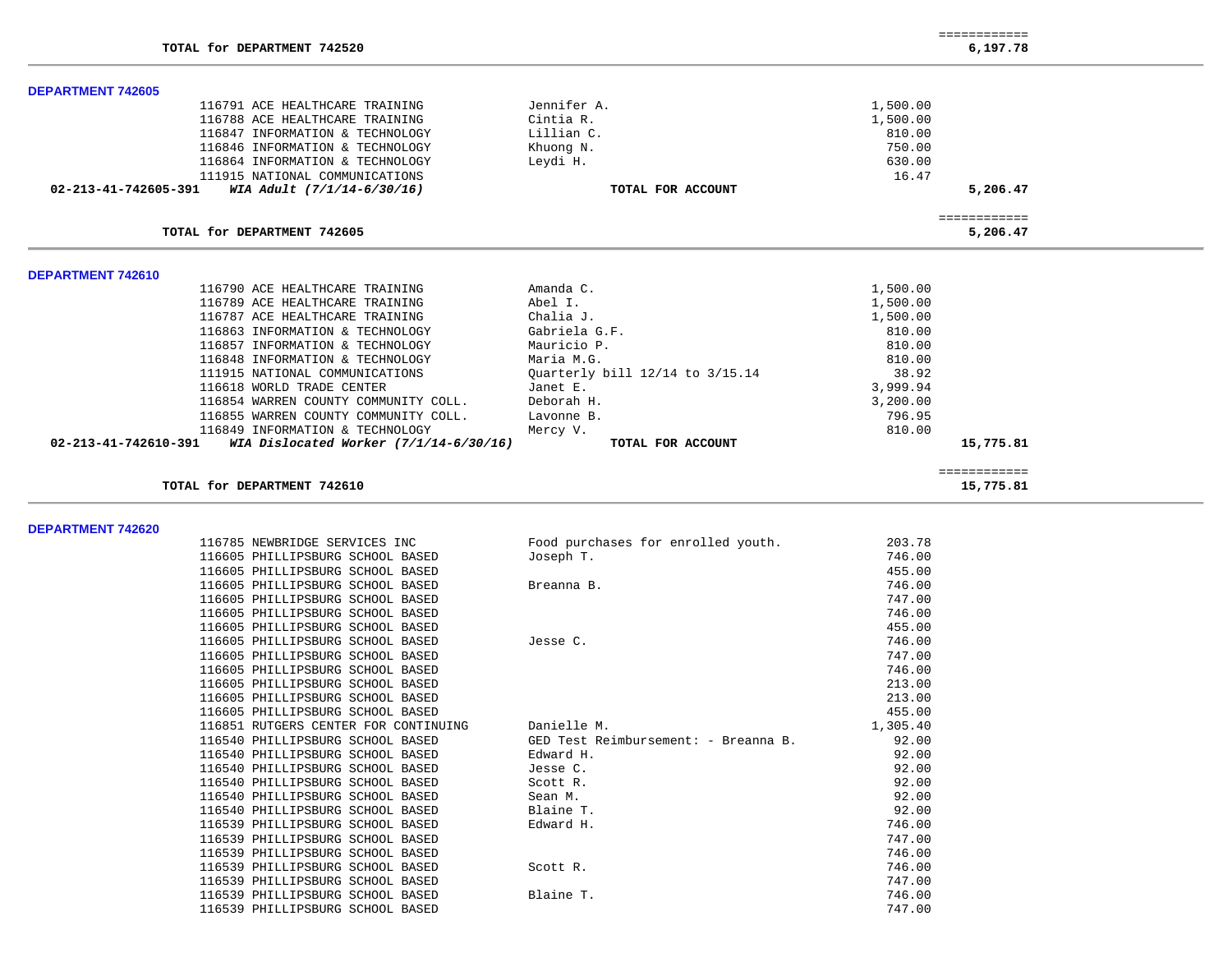| | | | |
|---|---|---|---|
| **TOTAL for DEPARTMENT 742520** | | | ============ **6,197.78** |

**DEPARTMENT 742605**

| Account / Vendor | Description | Amount | Total |
|---|---|---|---|
| 116791 ACE HEALTHCARE TRAINING | Jennifer A. | 1,500.00 | |
| 116788 ACE HEALTHCARE TRAINING | Cintia R. | 1,500.00 | |
| 116847 INFORMATION & TECHNOLOGY | Lillian C. | 810.00 | |
| 116846 INFORMATION & TECHNOLOGY | Khuong N. | 750.00 | |
| 116864 INFORMATION & TECHNOLOGY | Leydi H. | 630.00 | |
| 111915 NATIONAL COMMUNICATIONS | | 16.47 | |
| **02-213-41-742605-391** *WIA Adult (7/1/14-6/30/16)* | **TOTAL FOR ACCOUNT** | | **5,206.47** |
| **TOTAL for DEPARTMENT 742605** | | | ============ **5,206.47** |

**DEPARTMENT 742610**

| Account / Vendor | Description | Amount | Total |
|---|---|---|---|
| 116790 ACE HEALTHCARE TRAINING | Amanda C. | 1,500.00 | |
| 116789 ACE HEALTHCARE TRAINING | Abel I. | 1,500.00 | |
| 116787 ACE HEALTHCARE TRAINING | Chalia J. | 1,500.00 | |
| 116863 INFORMATION & TECHNOLOGY | Gabriela G.F. | 810.00 | |
| 116857 INFORMATION & TECHNOLOGY | Mauricio P. | 810.00 | |
| 116848 INFORMATION & TECHNOLOGY | Maria M.G. | 810.00 | |
| 111915 NATIONAL COMMUNICATIONS | Quarterly bill 12/14 to 3/15.14 | 38.92 | |
| 116618 WORLD TRADE CENTER | Janet E. | 3,999.94 | |
| 116854 WARREN COUNTY COMMUNITY COLL. | Deborah H. | 3,200.00 | |
| 116855 WARREN COUNTY COMMUNITY COLL. | Lavonne B. | 796.95 | |
| 116849 INFORMATION & TECHNOLOGY | Mercy V. | 810.00 | |
| **02-213-41-742610-391** *WIA Dislocated Worker (7/1/14-6/30/16)* | **TOTAL FOR ACCOUNT** | | **15,775.81** |
| **TOTAL for DEPARTMENT 742610** | | | ============ **15,775.81** |

**DEPARTMENT 742620**

| Account / Vendor | Description | Amount | Total |
|---|---|---|---|
| 116785 NEWBRIDGE SERVICES INC | Food purchases for enrolled youth. | 203.78 | |
| 116605 PHILLIPSBURG SCHOOL BASED | Joseph T. | 746.00 | |
| 116605 PHILLIPSBURG SCHOOL BASED | | 455.00 | |
| 116605 PHILLIPSBURG SCHOOL BASED | Breanna B. | 746.00 | |
| 116605 PHILLIPSBURG SCHOOL BASED | | 747.00 | |
| 116605 PHILLIPSBURG SCHOOL BASED | | 746.00 | |
| 116605 PHILLIPSBURG SCHOOL BASED | | 455.00 | |
| 116605 PHILLIPSBURG SCHOOL BASED | Jesse C. | 746.00 | |
| 116605 PHILLIPSBURG SCHOOL BASED | | 747.00 | |
| 116605 PHILLIPSBURG SCHOOL BASED | | 746.00 | |
| 116605 PHILLIPSBURG SCHOOL BASED | | 213.00 | |
| 116605 PHILLIPSBURG SCHOOL BASED | | 213.00 | |
| 116605 PHILLIPSBURG SCHOOL BASED | | 455.00 | |
| 116851 RUTGERS CENTER FOR CONTINUING | Danielle M. | 1,305.40 | |
| 116540 PHILLIPSBURG SCHOOL BASED | GED Test Reimbursement: - Breanna B. | 92.00 | |
| 116540 PHILLIPSBURG SCHOOL BASED | Edward H. | 92.00 | |
| 116540 PHILLIPSBURG SCHOOL BASED | Jesse C. | 92.00 | |
| 116540 PHILLIPSBURG SCHOOL BASED | Scott R. | 92.00 | |
| 116540 PHILLIPSBURG SCHOOL BASED | Sean M. | 92.00 | |
| 116540 PHILLIPSBURG SCHOOL BASED | Blaine T. | 92.00 | |
| 116539 PHILLIPSBURG SCHOOL BASED | Edward H. | 746.00 | |
| 116539 PHILLIPSBURG SCHOOL BASED | | 747.00 | |
| 116539 PHILLIPSBURG SCHOOL BASED | | 746.00 | |
| 116539 PHILLIPSBURG SCHOOL BASED | Scott R. | 746.00 | |
| 116539 PHILLIPSBURG SCHOOL BASED | | 747.00 | |
| 116539 PHILLIPSBURG SCHOOL BASED | Blaine T. | 746.00 | |
| 116539 PHILLIPSBURG SCHOOL BASED | | 747.00 | |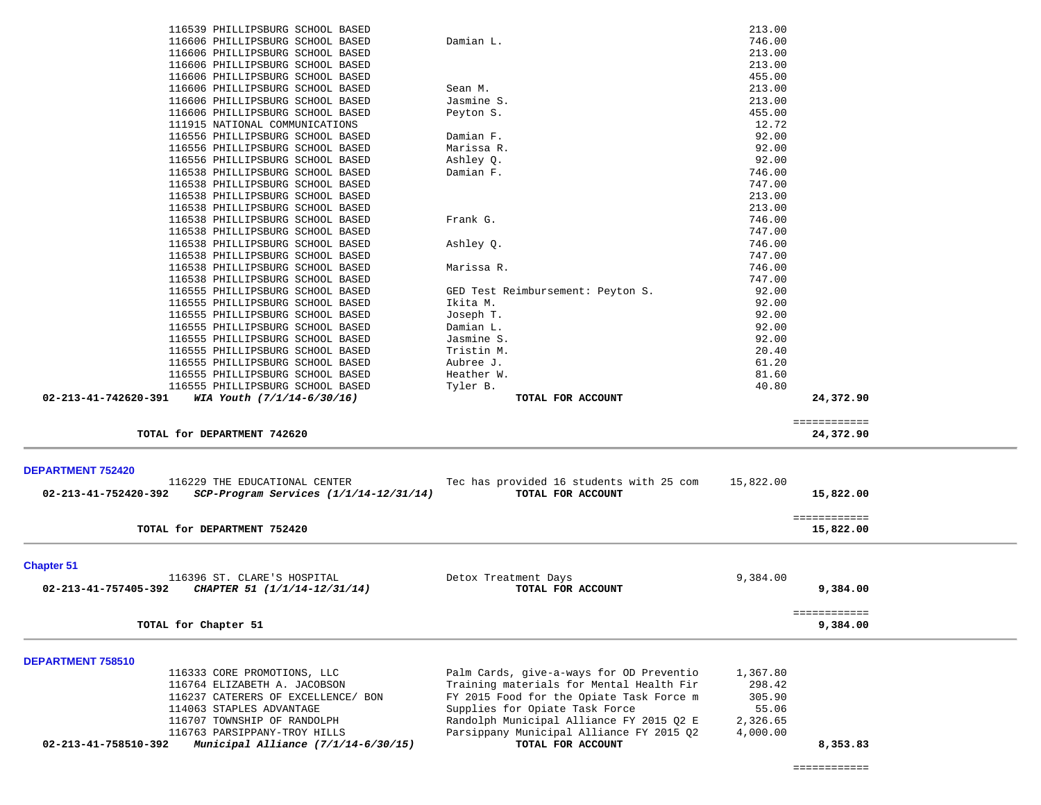| Account | Vendor | Description | Amount | Total |
|---|---|---|---|---|
| | 116539 PHILLIPSBURG SCHOOL BASED | | 213.00 | |
| | 116606 PHILLIPSBURG SCHOOL BASED | Damian L. | 746.00 | |
| | 116606 PHILLIPSBURG SCHOOL BASED | | 213.00 | |
| | 116606 PHILLIPSBURG SCHOOL BASED | | 213.00 | |
| | 116606 PHILLIPSBURG SCHOOL BASED | | 455.00 | |
| | 116606 PHILLIPSBURG SCHOOL BASED | Sean M. | 213.00 | |
| | 116606 PHILLIPSBURG SCHOOL BASED | Jasmine S. | 213.00 | |
| | 116606 PHILLIPSBURG SCHOOL BASED | Peyton S. | 455.00 | |
| | 111915 NATIONAL COMMUNICATIONS | | 12.72 | |
| | 116556 PHILLIPSBURG SCHOOL BASED | Damian F. | 92.00 | |
| | 116556 PHILLIPSBURG SCHOOL BASED | Marissa R. | 92.00 | |
| | 116556 PHILLIPSBURG SCHOOL BASED | Ashley Q. | 92.00 | |
| | 116538 PHILLIPSBURG SCHOOL BASED | Damian F. | 746.00 | |
| | 116538 PHILLIPSBURG SCHOOL BASED | | 747.00 | |
| | 116538 PHILLIPSBURG SCHOOL BASED | | 213.00 | |
| | 116538 PHILLIPSBURG SCHOOL BASED | | 213.00 | |
| | 116538 PHILLIPSBURG SCHOOL BASED | Frank G. | 746.00 | |
| | 116538 PHILLIPSBURG SCHOOL BASED | | 747.00 | |
| | 116538 PHILLIPSBURG SCHOOL BASED | Ashley Q. | 746.00 | |
| | 116538 PHILLIPSBURG SCHOOL BASED | | 747.00 | |
| | 116538 PHILLIPSBURG SCHOOL BASED | Marissa R. | 746.00 | |
| | 116538 PHILLIPSBURG SCHOOL BASED | | 747.00 | |
| | 116555 PHILLIPSBURG SCHOOL BASED | GED Test Reimbursement: Peyton S. | 92.00 | |
| | 116555 PHILLIPSBURG SCHOOL BASED | Ikita M. | 92.00 | |
| | 116555 PHILLIPSBURG SCHOOL BASED | Joseph T. | 92.00 | |
| | 116555 PHILLIPSBURG SCHOOL BASED | Damian L. | 92.00 | |
| | 116555 PHILLIPSBURG SCHOOL BASED | Jasmine S. | 92.00 | |
| | 116555 PHILLIPSBURG SCHOOL BASED | Tristin M. | 20.40 | |
| | 116555 PHILLIPSBURG SCHOOL BASED | Aubree J. | 61.20 | |
| | 116555 PHILLIPSBURG SCHOOL BASED | Heather W. | 81.60 | |
| | 116555 PHILLIPSBURG SCHOOL BASED | Tyler B. | 40.80 | |
| **02-213-41-742620-391** | ***WIA Youth (7/1/14-6/30/16)*** | **TOTAL FOR ACCOUNT** | | **24,372.90** |

**TOTAL for DEPARTMENT 742620** — ============ **24,372.90**

**DEPARTMENT 752420**

| Account | Vendor | Description | Amount | Total |
|---|---|---|---|---|
| | 116229 THE EDUCATIONAL CENTER | Tec has provided 16 students with 25 com | 15,822.00 | |
| **02-213-41-752420-392** | ***SCP-Program Services (1/1/14-12/31/14)*** | **TOTAL FOR ACCOUNT** | | **15,822.00** |

**TOTAL for DEPARTMENT 752420** — ============ **15,822.00**

**Chapter 51**

| Account | Vendor | Description | Amount | Total |
|---|---|---|---|---|
| | 116396 ST. CLARE'S HOSPITAL | Detox Treatment Days | 9,384.00 | |
| **02-213-41-757405-392** | ***CHAPTER 51 (1/1/14-12/31/14)*** | **TOTAL FOR ACCOUNT** | | **9,384.00** |

**TOTAL for Chapter 51** — ============ **9,384.00**

**DEPARTMENT 758510**

| Account | Vendor | Description | Amount | Total |
|---|---|---|---|---|
| | 116333 CORE PROMOTIONS, LLC | Palm Cards, give-a-ways for OD Preventio | 1,367.80 | |
| | 116764 ELIZABETH A. JACOBSON | Training materials for Mental Health Fir | 298.42 | |
| | 116237 CATERERS OF EXCELLENCE/ BON | FY 2015 Food for the Opiate Task Force m | 305.90 | |
| | 114063 STAPLES ADVANTAGE | Supplies for Opiate Task Force | 55.06 | |
| | 116707 TOWNSHIP OF RANDOLPH | Randolph Municipal Alliance FY 2015 Q2 E | 2,326.65 | |
| | 116763 PARSIPPANY-TROY HILLS | Parsippany Municipal Alliance FY 2015 Q2 | 4,000.00 | |
| **02-213-41-758510-392** | ***Municipal Alliance (7/1/14-6/30/15)*** | **TOTAL FOR ACCOUNT** | | **8,353.83** |

============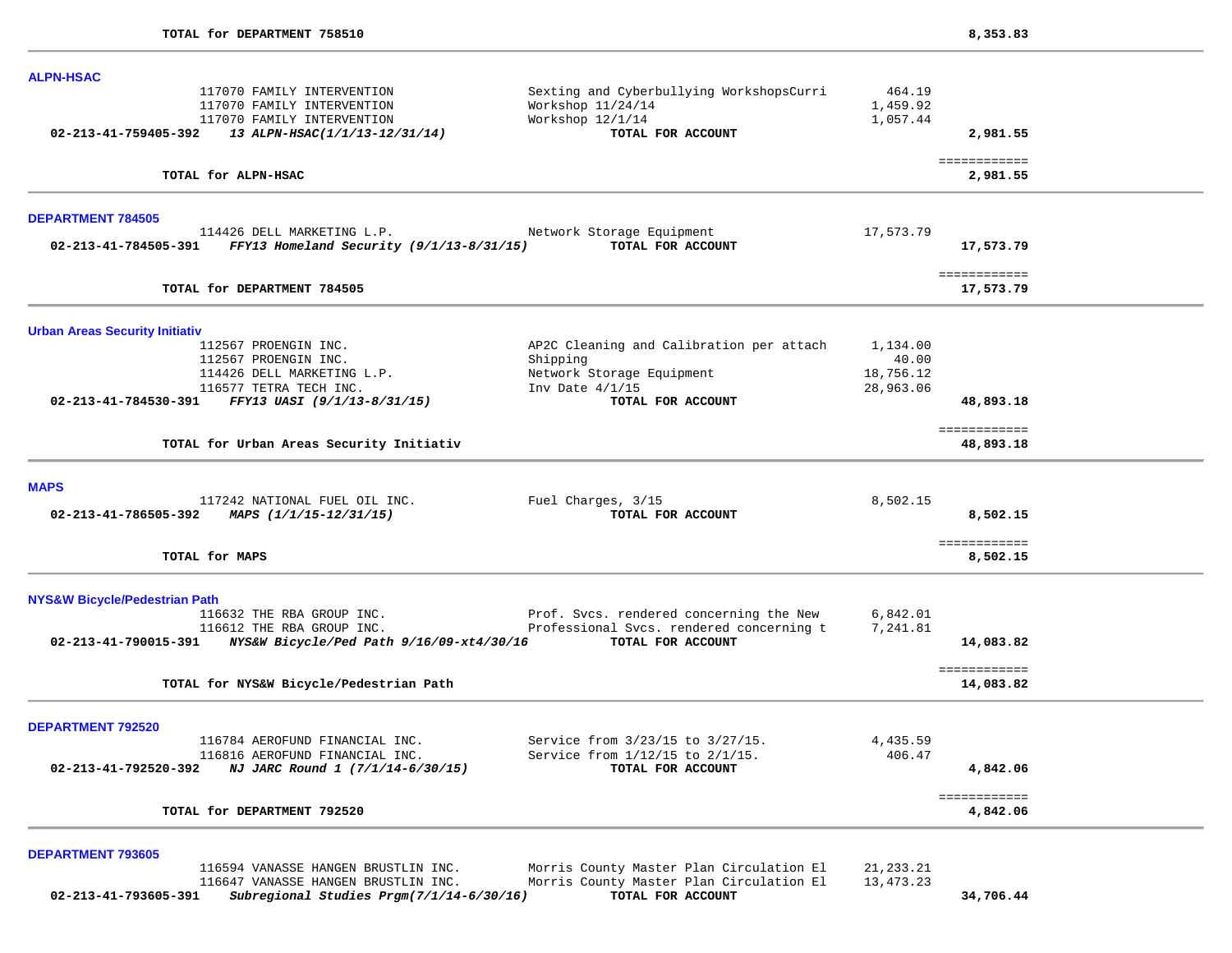**TOTAL for DEPARTMENT 758510** — **8,353.83**

---

## ALPN-HSAC

| Account | Vendor | Description | Amount | Total |
|---|---|---|---|---|
| | 117070 FAMILY INTERVENTION | Sexting and Cyberbullying WorkshopsCurri | 464.19 | |
| | 117070 FAMILY INTERVENTION | Workshop 11/24/14 | 1,459.92 | |
| | 117070 FAMILY INTERVENTION | Workshop 12/1/14 | 1,057.44 | |
| **02-213-41-759405-392** | ***13 ALPN-HSAC(1/1/13-12/31/14)*** | **TOTAL FOR ACCOUNT** | | **2,981.55** |

**TOTAL for ALPN-HSAC** — **2,981.55**

---

## DEPARTMENT 784505

| Account | Vendor | Description | Amount | Total |
|---|---|---|---|---|
| | 114426 DELL MARKETING L.P. | Network Storage Equipment | 17,573.79 | |
| **02-213-41-784505-391** | ***FFY13 Homeland Security (9/1/13-8/31/15)*** | **TOTAL FOR ACCOUNT** | | **17,573.79** |

**TOTAL for DEPARTMENT 784505** — **17,573.79**

---

## Urban Areas Security Initiativ

| Account | Vendor | Description | Amount | Total |
|---|---|---|---|---|
| | 112567 PROENGIN INC. | AP2C Cleaning and Calibration per attach | 1,134.00 | |
| | 112567 PROENGIN INC. | Shipping | 40.00 | |
| | 114426 DELL MARKETING L.P. | Network Storage Equipment | 18,756.12 | |
| | 116577 TETRA TECH INC. | Inv Date 4/1/15 | 28,963.06 | |
| **02-213-41-784530-391** | ***FFY13 UASI (9/1/13-8/31/15)*** | **TOTAL FOR ACCOUNT** | | **48,893.18** |

**TOTAL for Urban Areas Security Initiativ** — **48,893.18**

---

## MAPS

| Account | Vendor | Description | Amount | Total |
|---|---|---|---|---|
| | 117242 NATIONAL FUEL OIL INC. | Fuel Charges, 3/15 | 8,502.15 | |
| **02-213-41-786505-392** | ***MAPS (1/1/15-12/31/15)*** | **TOTAL FOR ACCOUNT** | | **8,502.15** |

**TOTAL for MAPS** — **8,502.15**

---

## NYS&W Bicycle/Pedestrian Path

| Account | Vendor | Description | Amount | Total |
|---|---|---|---|---|
| | 116632 THE RBA GROUP INC. | Prof. Svcs. rendered concerning the New | 6,842.01 | |
| | 116612 THE RBA GROUP INC. | Professional Svcs. rendered concerning t | 7,241.81 | |
| **02-213-41-790015-391** | ***NYS&W Bicycle/Ped Path 9/16/09-xt4/30/16*** | **TOTAL FOR ACCOUNT** | | **14,083.82** |

**TOTAL for NYS&W Bicycle/Pedestrian Path** — **14,083.82**

---

## DEPARTMENT 792520

| Account | Vendor | Description | Amount | Total |
|---|---|---|---|---|
| | 116784 AEROFUND FINANCIAL INC. | Service from 3/23/15 to 3/27/15. | 4,435.59 | |
| | 116816 AEROFUND FINANCIAL INC. | Service from 1/12/15 to 2/1/15. | 406.47 | |
| **02-213-41-792520-392** | ***NJ JARC Round 1 (7/1/14-6/30/15)*** | **TOTAL FOR ACCOUNT** | | **4,842.06** |

**TOTAL for DEPARTMENT 792520** — **4,842.06**

---

## DEPARTMENT 793605

| Account | Vendor | Description | Amount | Total |
|---|---|---|---|---|
| | 116594 VANASSE HANGEN BRUSTLIN INC. | Morris County Master Plan Circulation El | 21,233.21 | |
| | 116647 VANASSE HANGEN BRUSTLIN INC. | Morris County Master Plan Circulation El | 13,473.23 | |
| **02-213-41-793605-391** | ***Subregional Studies Prgm(7/1/14-6/30/16)*** | **TOTAL FOR ACCOUNT** | | **34,706.44** |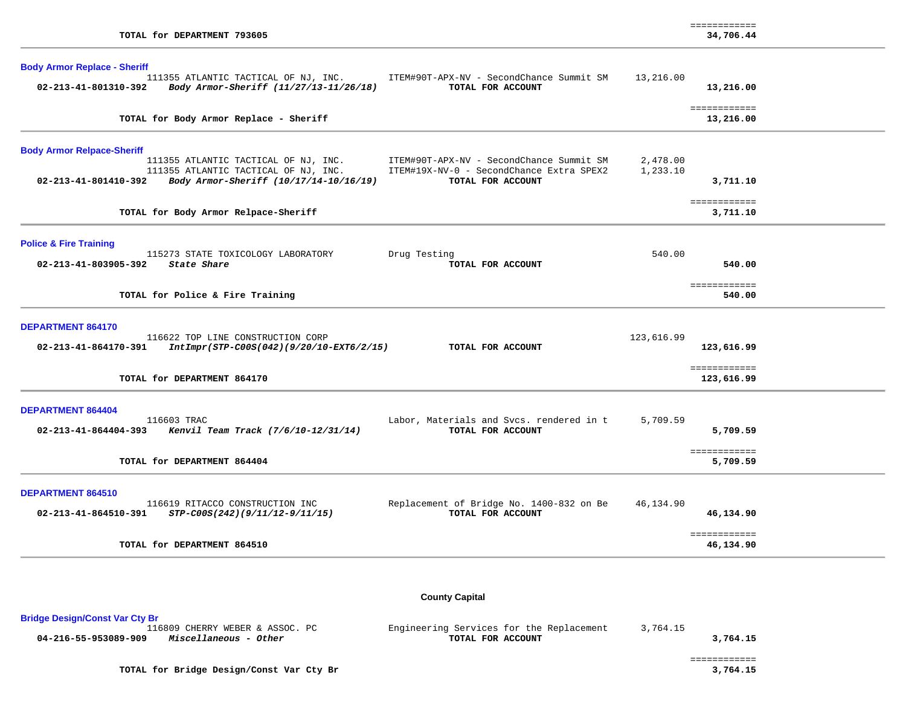| | | | | |
|---|---|---|---|---|
| **TOTAL for DEPARTMENT 793605** | | | | ============ **34,706.44** |

**Body Armor Replace - Sheriff**

| Account | Vendor / Description | Item | Amount | Total |
|---|---|---|---|---|
| | 111355 ATLANTIC TACTICAL OF NJ, INC. | ITEM#90T-APX-NV - SecondChance Summit SM | 13,216.00 | |
| **02-213-41-801310-392** | ***Body Armor-Sheriff (11/27/13-11/26/18)*** | **TOTAL FOR ACCOUNT** | | **13,216.00** |
| | **TOTAL for Body Armor Replace - Sheriff** | | | ============ **13,216.00** |

**Body Armor Relpace-Sheriff**

| Account | Vendor / Description | Item | Amount | Total |
|---|---|---|---|---|
| | 111355 ATLANTIC TACTICAL OF NJ, INC. | ITEM#90T-APX-NV - SecondChance Summit SM | 2,478.00 | |
| | 111355 ATLANTIC TACTICAL OF NJ, INC. | ITEM#19X-NV-0 - SecondChance Extra SPEX2 | 1,233.10 | |
| **02-213-41-801410-392** | ***Body Armor-Sheriff (10/17/14-10/16/19)*** | **TOTAL FOR ACCOUNT** | | **3,711.10** |
| | **TOTAL for Body Armor Relpace-Sheriff** | | | ============ **3,711.10** |

**Police & Fire Training**

| Account | Vendor / Description | Item | Amount | Total |
|---|---|---|---|---|
| | 115273 STATE TOXICOLOGY LABORATORY | Drug Testing | 540.00 | |
| **02-213-41-803905-392** | ***State Share*** | **TOTAL FOR ACCOUNT** | | **540.00** |
| | **TOTAL for Police & Fire Training** | | | ============ **540.00** |

**DEPARTMENT 864170**

| Account | Vendor / Description | Item | Amount | Total |
|---|---|---|---|---|
| | 116622 TOP LINE CONSTRUCTION CORP | | 123,616.99 | |
| **02-213-41-864170-391** | ***IntImpr(STP-C00S(042)(9/20/10-EXT6/2/15)*** | **TOTAL FOR ACCOUNT** | | **123,616.99** |
| | **TOTAL for DEPARTMENT 864170** | | | ============ **123,616.99** |

**DEPARTMENT 864404**

| Account | Vendor / Description | Item | Amount | Total |
|---|---|---|---|---|
| | 116603 TRAC | Labor, Materials and Svcs. rendered in t | 5,709.59 | |
| **02-213-41-864404-393** | ***Kenvil Team Track (7/6/10-12/31/14)*** | **TOTAL FOR ACCOUNT** | | **5,709.59** |
| | **TOTAL for DEPARTMENT 864404** | | | ============ **5,709.59** |

**DEPARTMENT 864510**

| Account | Vendor / Description | Item | Amount | Total |
|---|---|---|---|---|
| | 116619 RITACCO CONSTRUCTION INC | Replacement of Bridge No. 1400-832 on Be | 46,134.90 | |
| **02-213-41-864510-391** | ***STP-C00S(242)(9/11/12-9/11/15)*** | **TOTAL FOR ACCOUNT** | | **46,134.90** |
| | **TOTAL for DEPARTMENT 864510** | | | ============ **46,134.90** |

## County Capital

**Bridge Design/Const Var Cty Br**

| Account | Vendor / Description | Item | Amount | Total |
|---|---|---|---|---|
| | 116809 CHERRY WEBER & ASSOC. PC | Engineering Services for the Replacement | 3,764.15 | |
| **04-216-55-953089-909** | ***Miscellaneous - Other*** | **TOTAL FOR ACCOUNT** | | **3,764.15** |
| | **TOTAL for Bridge Design/Const Var Cty Br** | | | ============ **3,764.15** |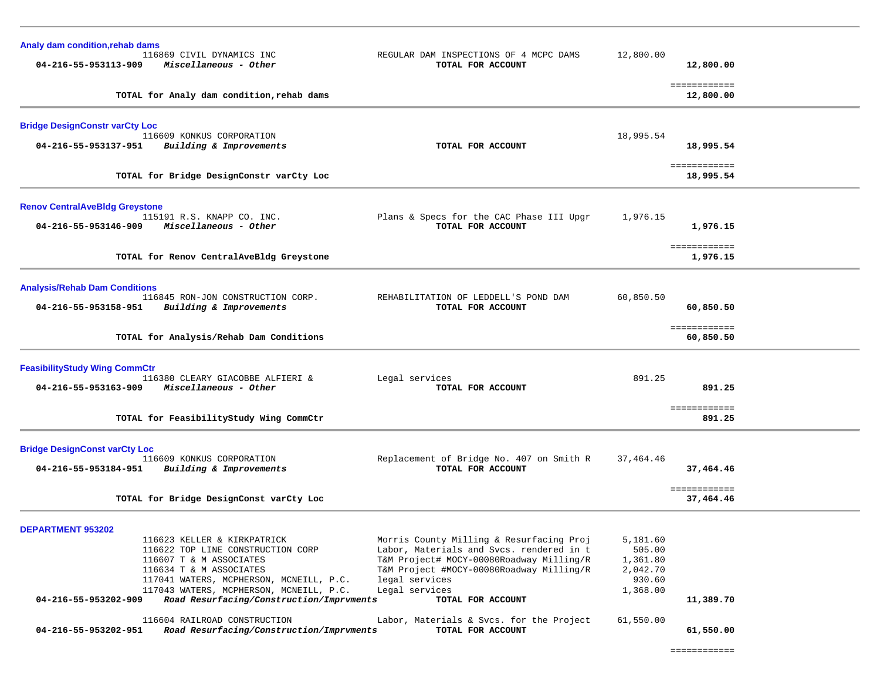**Analy dam condition,rehab dams**

| Account | Vendor / Description | Item Description | Amount | Total |
|---|---|---|---|---|
| | 116869 CIVIL DYNAMICS INC | REGULAR DAM INSPECTIONS OF 4 MCPC DAMS | 12,800.00 | |
| **04-216-55-953113-909** | ***Miscellaneous - Other*** | **TOTAL FOR ACCOUNT** | | **12,800.00** |
| | | | | ============ |
| | **TOTAL for Analy dam condition,rehab dams** | | | **12,800.00** |

**Bridge DesignConstr varCty Loc**

| Account | Vendor / Description | Item Description | Amount | Total |
|---|---|---|---|---|
| | 116609 KONKUS CORPORATION | | 18,995.54 | |
| **04-216-55-953137-951** | ***Building & Improvements*** | **TOTAL FOR ACCOUNT** | | **18,995.54** |
| | | | | ============ |
| | **TOTAL for Bridge DesignConstr varCty Loc** | | | **18,995.54** |

**Renov CentralAveBldg Greystone**

| Account | Vendor / Description | Item Description | Amount | Total |
|---|---|---|---|---|
| | 115191 R.S. KNAPP CO. INC. | Plans & Specs for the CAC Phase III Upgr | 1,976.15 | |
| **04-216-55-953146-909** | ***Miscellaneous - Other*** | **TOTAL FOR ACCOUNT** | | **1,976.15** |
| | | | | ============ |
| | **TOTAL for Renov CentralAveBldg Greystone** | | | **1,976.15** |

**Analysis/Rehab Dam Conditions**

| Account | Vendor / Description | Item Description | Amount | Total |
|---|---|---|---|---|
| | 116845 RON-JON CONSTRUCTION CORP. | REHABILITATION OF LEDDELL'S POND DAM | 60,850.50 | |
| **04-216-55-953158-951** | ***Building & Improvements*** | **TOTAL FOR ACCOUNT** | | **60,850.50** |
| | | | | ============ |
| | **TOTAL for Analysis/Rehab Dam Conditions** | | | **60,850.50** |

**FeasibilityStudy Wing CommCtr**

| Account | Vendor / Description | Item Description | Amount | Total |
|---|---|---|---|---|
| | 116380 CLEARY GIACOBBE ALFIERI & | Legal services | 891.25 | |
| **04-216-55-953163-909** | ***Miscellaneous - Other*** | **TOTAL FOR ACCOUNT** | | **891.25** |
| | | | | ============ |
| | **TOTAL for FeasibilityStudy Wing CommCtr** | | | **891.25** |

**Bridge DesignConst varCty Loc**

| Account | Vendor / Description | Item Description | Amount | Total |
|---|---|---|---|---|
| | 116609 KONKUS CORPORATION | Replacement of Bridge No. 407 on Smith R | 37,464.46 | |
| **04-216-55-953184-951** | ***Building & Improvements*** | **TOTAL FOR ACCOUNT** | | **37,464.46** |
| | | | | ============ |
| | **TOTAL for Bridge DesignConst varCty Loc** | | | **37,464.46** |

**DEPARTMENT 953202**

| Account | Vendor / Description | Item Description | Amount | Total |
|---|---|---|---|---|
| | 116623 KELLER & KIRKPATRICK | Morris County Milling & Resurfacing Proj | 5,181.60 | |
| | 116622 TOP LINE CONSTRUCTION CORP | Labor, Materials and Svcs. rendered in t | 505.00 | |
| | 116607 T & M ASSOCIATES | T&M Project# MOCY-00080Roadway Milling/R | 1,361.80 | |
| | 116634 T & M ASSOCIATES | T&M Project #MOCY-00080Roadway Milling/R | 2,042.70 | |
| | 117041 WATERS, MCPHERSON, MCNEILL, P.C. | legal services | 930.60 | |
| | 117043 WATERS, MCPHERSON, MCNEILL, P.C. | Legal services | 1,368.00 | |
| **04-216-55-953202-909** | ***Road Resurfacing/Construction/Imprvments*** | **TOTAL FOR ACCOUNT** | | **11,389.70** |
| | 116604 RAILROAD CONSTRUCTION | Labor, Materials & Svcs. for the Project | 61,550.00 | |
| **04-216-55-953202-951** | ***Road Resurfacing/Construction/Imprvments*** | **TOTAL FOR ACCOUNT** | | **61,550.00** |
| | | | | ============ |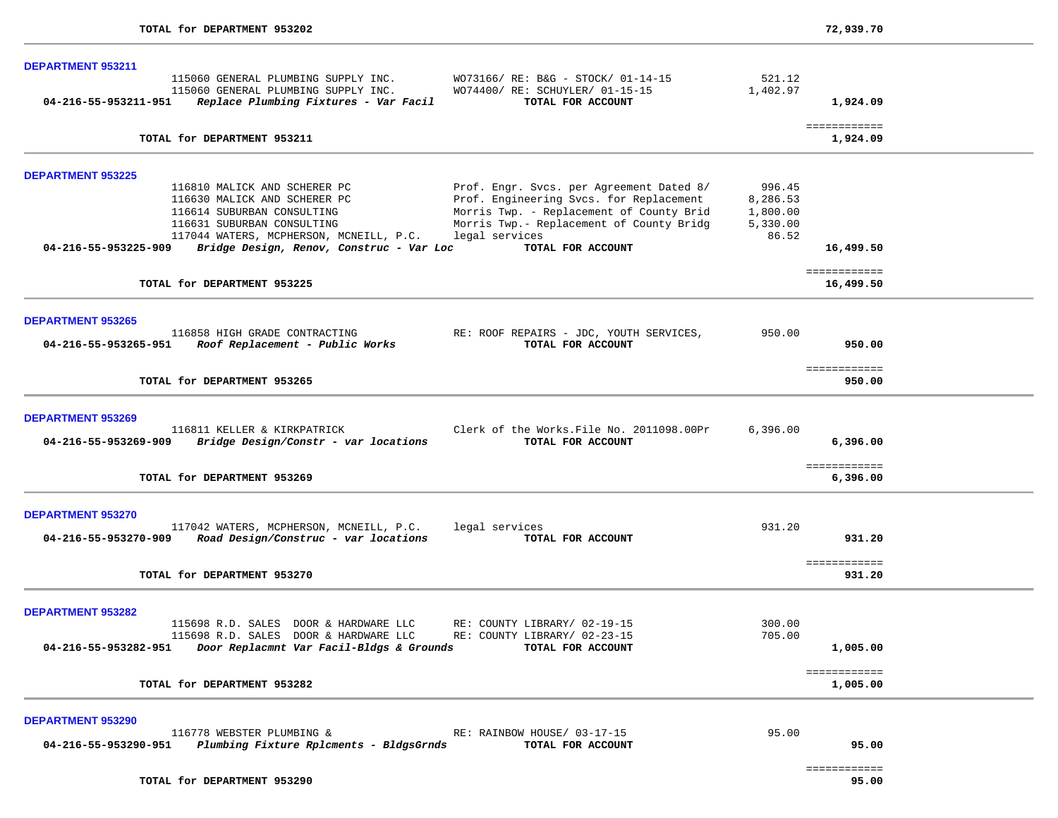**TOTAL for DEPARTMENT 953202** **72,939.70**

---

**DEPARTMENT 953211**

| | | | | |
|---|---|---|---|---|
| | 115060 GENERAL PLUMBING SUPPLY INC. | WO73166/ RE: B&G - STOCK/ 01-14-15 | 521.12 | |
| | 115060 GENERAL PLUMBING SUPPLY INC. | WO74400/ RE: SCHUYLER/ 01-15-15 | 1,402.97 | |
| **04-216-55-953211-951** | ***Replace Plumbing Fixtures - Var Facil*** | **TOTAL FOR ACCOUNT** | | **1,924.09** |

============

**TOTAL for DEPARTMENT 953211** **1,924.09**

---

**DEPARTMENT 953225**

| | | | | |
|---|---|---|---|---|
| | 116810 MALICK AND SCHERER PC | Prof. Engr. Svcs. per Agreement Dated 8/ | 996.45 | |
| | 116630 MALICK AND SCHERER PC | Prof. Engineering Svcs. for Replacement | 8,286.53 | |
| | 116614 SUBURBAN CONSULTING | Morris Twp. - Replacement of County Brid | 1,800.00 | |
| | 116631 SUBURBAN CONSULTING | Morris Twp.- Replacement of County Bridg | 5,330.00 | |
| | 117044 WATERS, MCPHERSON, MCNEILL, P.C. | legal services | 86.52 | |
| **04-216-55-953225-909** | ***Bridge Design, Renov, Construc - Var Loc*** | **TOTAL FOR ACCOUNT** | | **16,499.50** |

============

**TOTAL for DEPARTMENT 953225** **16,499.50**

---

**DEPARTMENT 953265**

| | | | | |
|---|---|---|---|---|
| | 116858 HIGH GRADE CONTRACTING | RE: ROOF REPAIRS - JDC, YOUTH SERVICES, | 950.00 | |
| **04-216-55-953265-951** | ***Roof Replacement - Public Works*** | **TOTAL FOR ACCOUNT** | | **950.00** |

============

**TOTAL for DEPARTMENT 953265** **950.00**

---

**DEPARTMENT 953269**

| | | | | |
|---|---|---|---|---|
| | 116811 KELLER & KIRKPATRICK | Clerk of the Works.File No. 2011098.00Pr | 6,396.00 | |
| **04-216-55-953269-909** | ***Bridge Design/Constr - var locations*** | **TOTAL FOR ACCOUNT** | | **6,396.00** |

============

**TOTAL for DEPARTMENT 953269** **6,396.00**

---

**DEPARTMENT 953270**

| | | | | |
|---|---|---|---|---|
| | 117042 WATERS, MCPHERSON, MCNEILL, P.C. | legal services | 931.20 | |
| **04-216-55-953270-909** | ***Road Design/Construc - var locations*** | **TOTAL FOR ACCOUNT** | | **931.20** |

============

**TOTAL for DEPARTMENT 953270** **931.20**

---

**DEPARTMENT 953282**

| | | | | |
|---|---|---|---|---|
| | 115698 R.D. SALES DOOR & HARDWARE LLC | RE: COUNTY LIBRARY/ 02-19-15 | 300.00 | |
| | 115698 R.D. SALES DOOR & HARDWARE LLC | RE: COUNTY LIBRARY/ 02-23-15 | 705.00 | |
| **04-216-55-953282-951** | ***Door Replacmnt Var Facil-Bldgs & Grounds*** | **TOTAL FOR ACCOUNT** | | **1,005.00** |

============

**TOTAL for DEPARTMENT 953282** **1,005.00**

---

**DEPARTMENT 953290**

| | | | | |
|---|---|---|---|---|
| | 116778 WEBSTER PLUMBING & | RE: RAINBOW HOUSE/ 03-17-15 | 95.00 | |
| **04-216-55-953290-951** | ***Plumbing Fixture Rplcments - BldgsGrnds*** | **TOTAL FOR ACCOUNT** | | **95.00** |

============

**TOTAL for DEPARTMENT 953290** **95.00**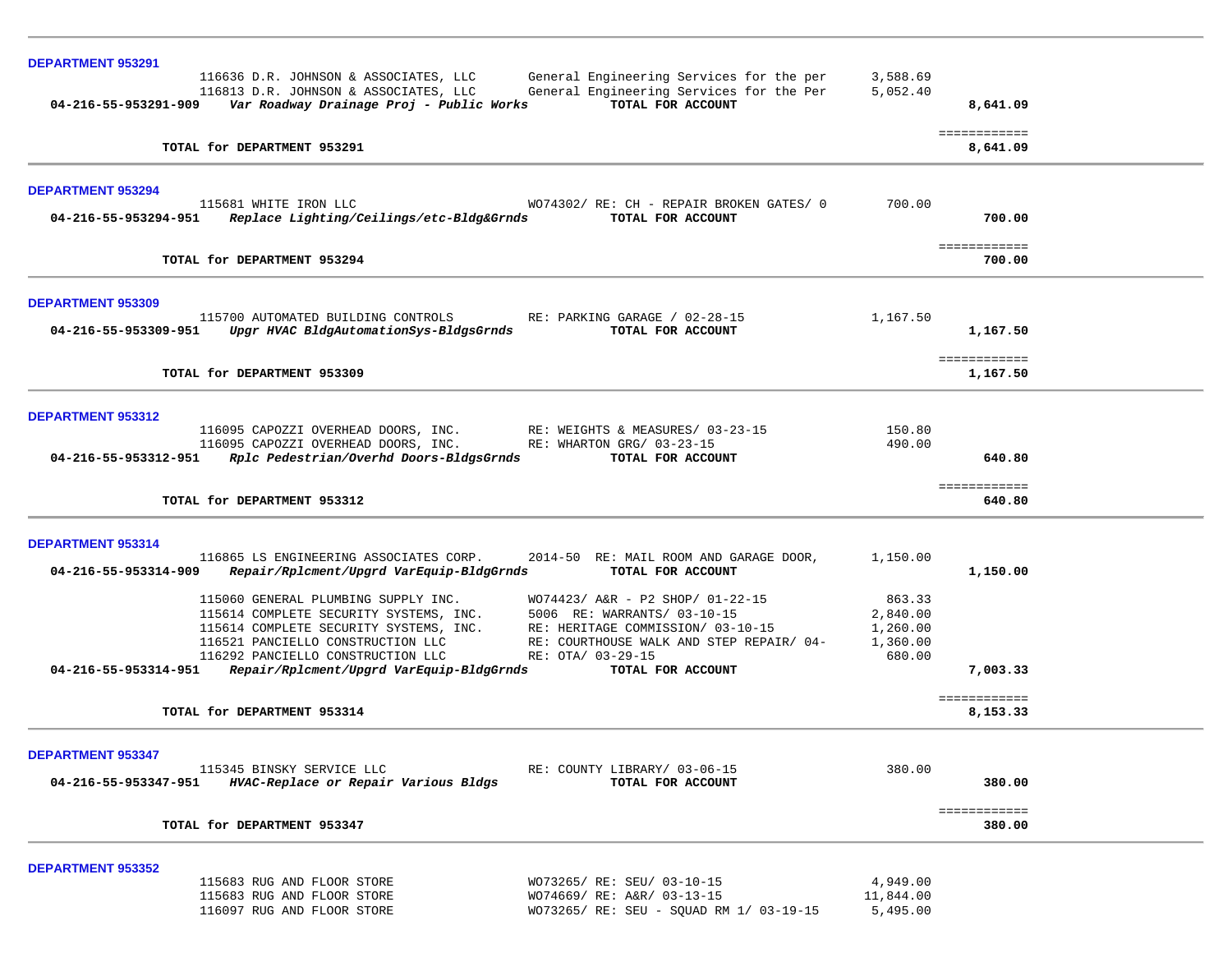**DEPARTMENT 953291**

| | | | |
|---|---|---|---|
| 116636 D.R. JOHNSON & ASSOCIATES, LLC | General Engineering Services for the per | 3,588.69 | |
| 116813 D.R. JOHNSON & ASSOCIATES, LLC | General Engineering Services for the Per | 5,052.40 | |
| **04-216-55-953291-909** *Var Roadway Drainage Proj - Public Works* | **TOTAL FOR ACCOUNT** | | **8,641.09** |
| **TOTAL for DEPARTMENT 953291** | | | **8,641.09** |

**DEPARTMENT 953294**

| | | | |
|---|---|---|---|
| 115681 WHITE IRON LLC | WO74302/ RE: CH - REPAIR BROKEN GATES/ 0 | 700.00 | |
| **04-216-55-953294-951** *Replace Lighting/Ceilings/etc-Bldg&Grnds* | **TOTAL FOR ACCOUNT** | | **700.00** |
| **TOTAL for DEPARTMENT 953294** | | | **700.00** |

**DEPARTMENT 953309**

| | | | |
|---|---|---|---|
| 115700 AUTOMATED BUILDING CONTROLS | RE: PARKING GARAGE / 02-28-15 | 1,167.50 | |
| **04-216-55-953309-951** *Upgr HVAC BldgAutomationSys-BldgsGrnds* | **TOTAL FOR ACCOUNT** | | **1,167.50** |
| **TOTAL for DEPARTMENT 953309** | | | **1,167.50** |

**DEPARTMENT 953312**

| | | | |
|---|---|---|---|
| 116095 CAPOZZI OVERHEAD DOORS, INC. | RE: WEIGHTS & MEASURES/ 03-23-15 | 150.80 | |
| 116095 CAPOZZI OVERHEAD DOORS, INC. | RE: WHARTON GRG/ 03-23-15 | 490.00 | |
| **04-216-55-953312-951** *Rplc Pedestrian/Overhd Doors-BldgsGrnds* | **TOTAL FOR ACCOUNT** | | **640.80** |
| **TOTAL for DEPARTMENT 953312** | | | **640.80** |

**DEPARTMENT 953314**

| | | | |
|---|---|---|---|
| 116865 LS ENGINEERING ASSOCIATES CORP. | 2014-50 RE: MAIL ROOM AND GARAGE DOOR, | 1,150.00 | |
| **04-216-55-953314-909** *Repair/Rplcment/Upgrd VarEquip-BldgGrnds* | **TOTAL FOR ACCOUNT** | | **1,150.00** |
| 115060 GENERAL PLUMBING SUPPLY INC. | WO74423/ A&R - P2 SHOP/ 01-22-15 | 863.33 | |
| 115614 COMPLETE SECURITY SYSTEMS, INC. | 5006 RE: WARRANTS/ 03-10-15 | 2,840.00 | |
| 115614 COMPLETE SECURITY SYSTEMS, INC. | RE: HERITAGE COMMISSION/ 03-10-15 | 1,260.00 | |
| 116521 PANCIELLO CONSTRUCTION LLC | RE: COURTHOUSE WALK AND STEP REPAIR/ 04- | 1,360.00 | |
| 116292 PANCIELLO CONSTRUCTION LLC | RE: OTA/ 03-29-15 | 680.00 | |
| **04-216-55-953314-951** *Repair/Rplcment/Upgrd VarEquip-BldgGrnds* | **TOTAL FOR ACCOUNT** | | **7,003.33** |
| **TOTAL for DEPARTMENT 953314** | | | **8,153.33** |

**DEPARTMENT 953347**

| | | | |
|---|---|---|---|
| 115345 BINSKY SERVICE LLC | RE: COUNTY LIBRARY/ 03-06-15 | 380.00 | |
| **04-216-55-953347-951** *HVAC-Replace or Repair Various Bldgs* | **TOTAL FOR ACCOUNT** | | **380.00** |
| **TOTAL for DEPARTMENT 953347** | | | **380.00** |

**DEPARTMENT 953352**

| | | | |
|---|---|---|---|
| 115683 RUG AND FLOOR STORE | WO73265/ RE: SEU/ 03-10-15 | 4,949.00 | |
| 115683 RUG AND FLOOR STORE | WO74669/ RE: A&R/ 03-13-15 | 11,844.00 | |
| 116097 RUG AND FLOOR STORE | WO73265/ RE: SEU - SQUAD RM 1/ 03-19-15 | 5,495.00 | |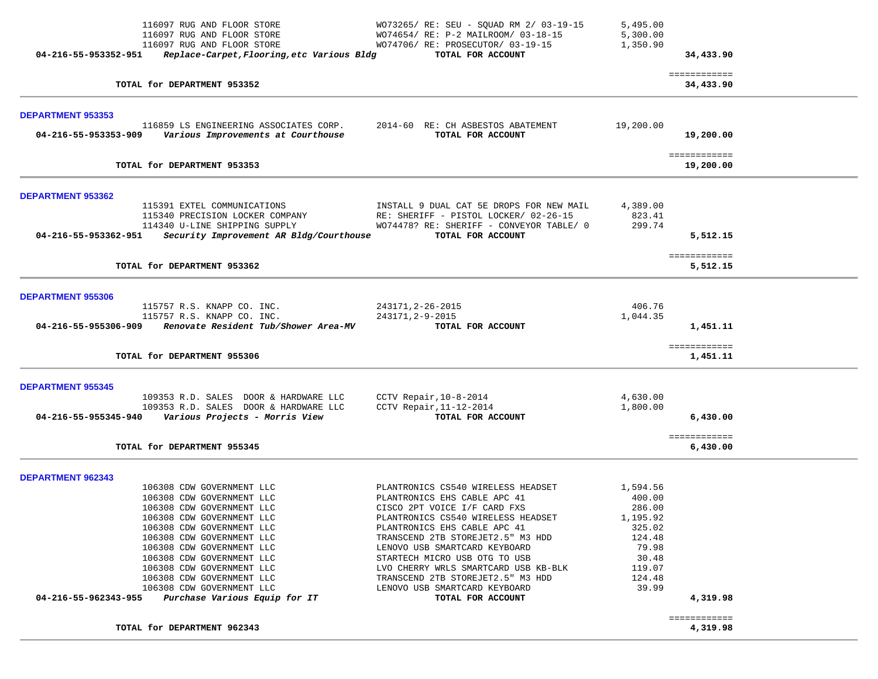| | | | |
|---|---|---|---|
| 116097 RUG AND FLOOR STORE | WO73265/ RE: SEU - SQUAD RM 2/ 03-19-15 | 5,495.00 | |
| 116097 RUG AND FLOOR STORE | WO74654/ RE: P-2 MAILROOM/ 03-18-15 | 5,300.00 | |
| 116097 RUG AND FLOOR STORE | WO74706/ RE: PROSECUTOR/ 03-19-15 | 1,350.90 | |
| **04-216-55-953352-951** *Replace-Carpet,Flooring,etc Various Bldg* | **TOTAL FOR ACCOUNT** | | **34,433.90** |
| **TOTAL for DEPARTMENT 953352** | | | **34,433.90** |

**DEPARTMENT 953353**

| | | | |
|---|---|---|---|
| 116859 LS ENGINEERING ASSOCIATES CORP. | 2014-60 RE: CH ASBESTOS ABATEMENT | 19,200.00 | |
| **04-216-55-953353-909** *Various Improvements at Courthouse* | **TOTAL FOR ACCOUNT** | | **19,200.00** |
| **TOTAL for DEPARTMENT 953353** | | | **19,200.00** |

**DEPARTMENT 953362**

| | | | |
|---|---|---|---|
| 115391 EXTEL COMMUNICATIONS | INSTALL 9 DUAL CAT 5E DROPS FOR NEW MAIL | 4,389.00 | |
| 115340 PRECISION LOCKER COMPANY | RE: SHERIFF - PISTOL LOCKER/ 02-26-15 | 823.41 | |
| 114340 U-LINE SHIPPING SUPPLY | WO74478? RE: SHERIFF - CONVEYOR TABLE/ 0 | 299.74 | |
| **04-216-55-953362-951** *Security Improvement AR Bldg/Courthouse* | **TOTAL FOR ACCOUNT** | | **5,512.15** |
| **TOTAL for DEPARTMENT 953362** | | | **5,512.15** |

**DEPARTMENT 955306**

| | | | |
|---|---|---|---|
| 115757 R.S. KNAPP CO. INC. | 243171,2-26-2015 | 406.76 | |
| 115757 R.S. KNAPP CO. INC. | 243171,2-9-2015 | 1,044.35 | |
| **04-216-55-955306-909** *Renovate Resident Tub/Shower Area-MV* | **TOTAL FOR ACCOUNT** | | **1,451.11** |
| **TOTAL for DEPARTMENT 955306** | | | **1,451.11** |

**DEPARTMENT 955345**

| | | | |
|---|---|---|---|
| 109353 R.D. SALES DOOR & HARDWARE LLC | CCTV Repair,10-8-2014 | 4,630.00 | |
| 109353 R.D. SALES DOOR & HARDWARE LLC | CCTV Repair,11-12-2014 | 1,800.00 | |
| **04-216-55-955345-940** *Various Projects - Morris View* | **TOTAL FOR ACCOUNT** | | **6,430.00** |
| **TOTAL for DEPARTMENT 955345** | | | **6,430.00** |

**DEPARTMENT 962343**

| | | | |
|---|---|---|---|
| 106308 CDW GOVERNMENT LLC | PLANTRONICS CS540 WIRELESS HEADSET | 1,594.56 | |
| 106308 CDW GOVERNMENT LLC | PLANTRONICS EHS CABLE APC 41 | 400.00 | |
| 106308 CDW GOVERNMENT LLC | CISCO 2PT VOICE I/F CARD FXS | 286.00 | |
| 106308 CDW GOVERNMENT LLC | PLANTRONICS CS540 WIRELESS HEADSET | 1,195.92 | |
| 106308 CDW GOVERNMENT LLC | PLANTRONICS EHS CABLE APC 41 | 325.02 | |
| 106308 CDW GOVERNMENT LLC | TRANSCEND 2TB STOREJET2.5" M3 HDD | 124.48 | |
| 106308 CDW GOVERNMENT LLC | LENOVO USB SMARTCARD KEYBOARD | 79.98 | |
| 106308 CDW GOVERNMENT LLC | STARTECH MICRO USB OTG TO USB | 30.48 | |
| 106308 CDW GOVERNMENT LLC | LVO CHERRY WRLS SMARTCARD USB KB-BLK | 119.07 | |
| 106308 CDW GOVERNMENT LLC | TRANSCEND 2TB STOREJET2.5" M3 HDD | 124.48 | |
| 106308 CDW GOVERNMENT LLC | LENOVO USB SMARTCARD KEYBOARD | 39.99 | |
| **04-216-55-962343-955** *Purchase Various Equip for IT* | **TOTAL FOR ACCOUNT** | | **4,319.98** |
| **TOTAL for DEPARTMENT 962343** | | | **4,319.98** |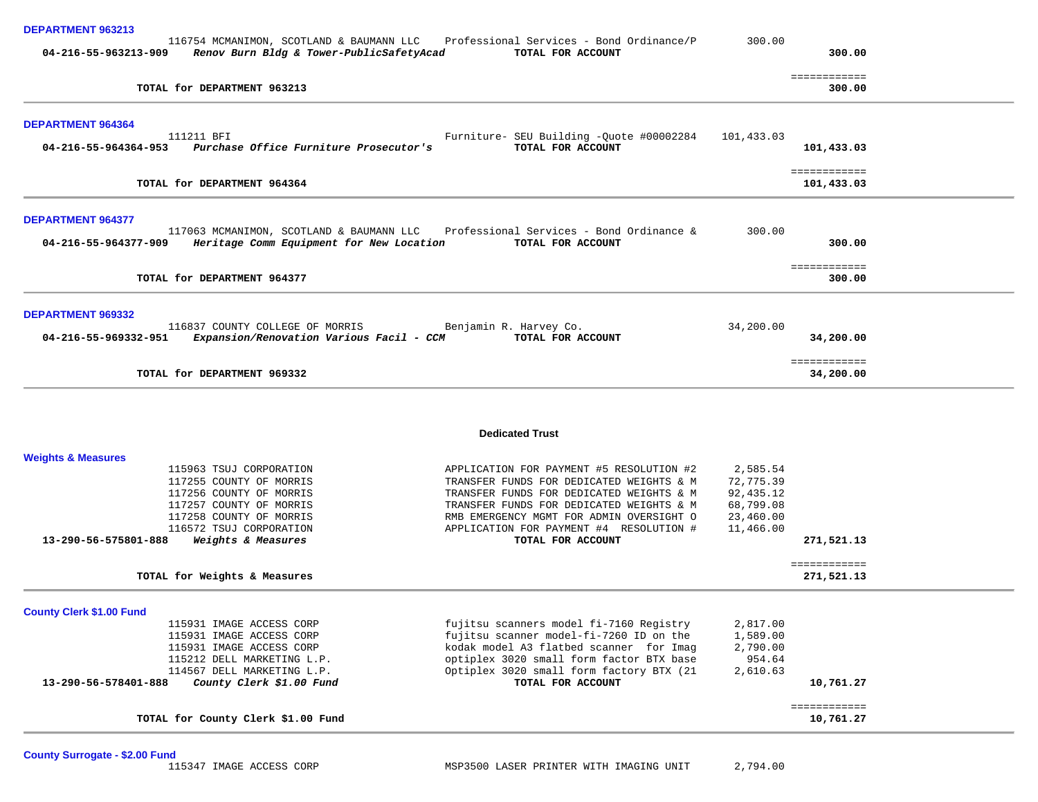### DEPARTMENT 963213

| Account | PO / Vendor | Description | Amount | Total |
|---|---|---|---|---|
| | 116754 MCMANIMON, SCOTLAND & BAUMANN LLC | Professional Services - Bond Ordinance/P | 300.00 | |
| 04-216-55-963213-909 | *Renov Burn Bldg & Tower-PublicSafetyAcad* | **TOTAL FOR ACCOUNT** | | **300.00** |
| | **TOTAL for DEPARTMENT 963213** | | | **300.00** |

### DEPARTMENT 964364

| Account | PO / Vendor | Description | Amount | Total |
|---|---|---|---|---|
| | 111211 BFI | Furniture- SEU Building -Quote #00002284 | 101,433.03 | |
| 04-216-55-964364-953 | *Purchase Office Furniture Prosecutor's* | **TOTAL FOR ACCOUNT** | | **101,433.03** |
| | **TOTAL for DEPARTMENT 964364** | | | **101,433.03** |

### DEPARTMENT 964377

| Account | PO / Vendor | Description | Amount | Total |
|---|---|---|---|---|
| | 117063 MCMANIMON, SCOTLAND & BAUMANN LLC | Professional Services - Bond Ordinance & | 300.00 | |
| 04-216-55-964377-909 | *Heritage Comm Equipment for New Location* | **TOTAL FOR ACCOUNT** | | **300.00** |
| | **TOTAL for DEPARTMENT 964377** | | | **300.00** |

### DEPARTMENT 969332

| Account | PO / Vendor | Description | Amount | Total |
|---|---|---|---|---|
| | 116837 COUNTY COLLEGE OF MORRIS | Benjamin R. Harvey Co. | 34,200.00 | |
| 04-216-55-969332-951 | *Expansion/Renovation Various Facil - CCM* | **TOTAL FOR ACCOUNT** | | **34,200.00** |
| | **TOTAL for DEPARTMENT 969332** | | | **34,200.00** |

## Dedicated Trust

### Weights & Measures

| Account | PO / Vendor | Description | Amount | Total |
|---|---|---|---|---|
| | 115963 TSUJ CORPORATION | APPLICATION FOR PAYMENT #5 RESOLUTION #2 | 2,585.54 | |
| | 117255 COUNTY OF MORRIS | TRANSFER FUNDS FOR DEDICATED WEIGHTS & M | 72,775.39 | |
| | 117256 COUNTY OF MORRIS | TRANSFER FUNDS FOR DEDICATED WEIGHTS & M | 92,435.12 | |
| | 117257 COUNTY OF MORRIS | TRANSFER FUNDS FOR DEDICATED WEIGHTS & M | 68,799.08 | |
| | 117258 COUNTY OF MORRIS | RMB EMERGENCY MGMT FOR ADMIN OVERSIGHT O | 23,460.00 | |
| | 116572 TSUJ CORPORATION | APPLICATION FOR PAYMENT #4 RESOLUTION # | 11,466.00 | |
| 13-290-56-575801-888 | *Weights & Measures* | **TOTAL FOR ACCOUNT** | | **271,521.13** |
| | **TOTAL for Weights & Measures** | | | **271,521.13** |

### County Clerk $1.00 Fund

| Account | PO / Vendor | Description | Amount | Total |
|---|---|---|---|---|
| | 115931 IMAGE ACCESS CORP | fujitsu scanners model fi-7160 Registry | 2,817.00 | |
| | 115931 IMAGE ACCESS CORP | fujitsu scanner model-fi-7260 ID on the | 1,589.00 | |
| | 115931 IMAGE ACCESS CORP | kodak model A3 flatbed scanner for Imag | 2,790.00 | |
| | 115212 DELL MARKETING L.P. | optiplex 3020 small form factor BTX base | 954.64 | |
| | 114567 DELL MARKETING L.P. | Optiplex 3020 small form factory BTX (21 | 2,610.63 | |
| 13-290-56-578401-888 | *County Clerk $1.00 Fund* | **TOTAL FOR ACCOUNT** | | **10,761.27** |
| | **TOTAL for County Clerk $1.00 Fund** | | | **10,761.27** |

### County Surrogate - $2.00 Fund

| Account | PO / Vendor | Description | Amount | Total |
|---|---|---|---|---|
| | 115347 IMAGE ACCESS CORP | MSP3500 LASER PRINTER WITH IMAGING UNIT | 2,794.00 | |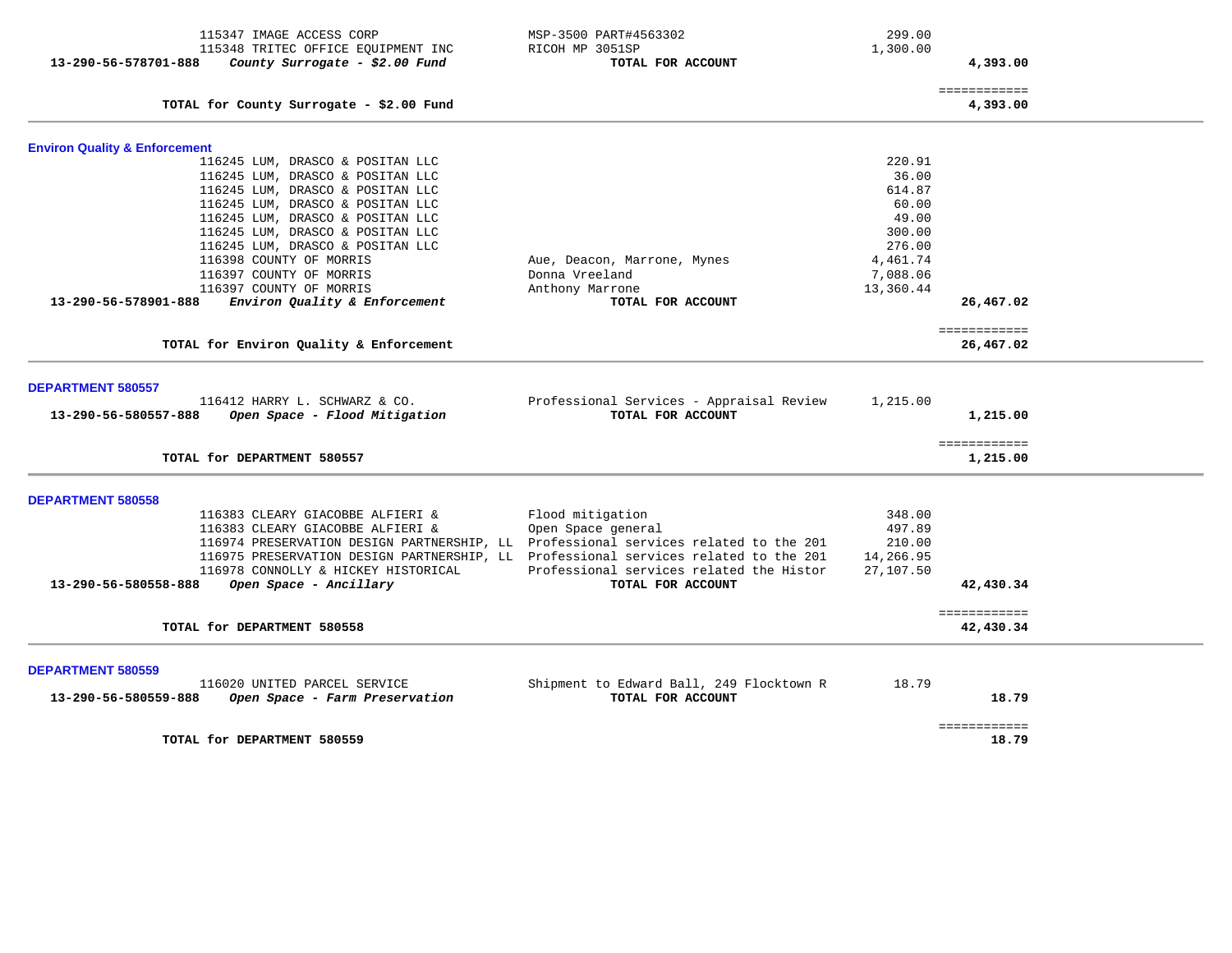| | | | | |
|---|---|---|---|---|
| | 115347 IMAGE ACCESS CORP | MSP-3500 PART#4563302 | 299.00 | |
| | 115348 TRITEC OFFICE EQUIPMENT INC | RICOH MP 3051SP | 1,300.00 | |
| **13-290-56-578701-888** | ***County Surrogate - $2.00 Fund*** | **TOTAL FOR ACCOUNT** | | **4,393.00** |
| | | | | ============ |
| | **TOTAL for County Surrogate - $2.00 Fund** | | | **4,393.00** |

**Environ Quality & Enforcement**

| | | | | |
|---|---|---|---|---|
| | 116245 LUM, DRASCO & POSITAN LLC | | 220.91 | |
| | 116245 LUM, DRASCO & POSITAN LLC | | 36.00 | |
| | 116245 LUM, DRASCO & POSITAN LLC | | 614.87 | |
| | 116245 LUM, DRASCO & POSITAN LLC | | 60.00 | |
| | 116245 LUM, DRASCO & POSITAN LLC | | 49.00 | |
| | 116245 LUM, DRASCO & POSITAN LLC | | 300.00 | |
| | 116245 LUM, DRASCO & POSITAN LLC | | 276.00 | |
| | 116398 COUNTY OF MORRIS | Aue, Deacon, Marrone, Mynes | 4,461.74 | |
| | 116397 COUNTY OF MORRIS | Donna Vreeland | 7,088.06 | |
| | 116397 COUNTY OF MORRIS | Anthony Marrone | 13,360.44 | |
| **13-290-56-578901-888** | ***Environ Quality & Enforcement*** | **TOTAL FOR ACCOUNT** | | **26,467.02** |
| | | | | ============ |
| | **TOTAL for Environ Quality & Enforcement** | | | **26,467.02** |

**DEPARTMENT 580557**

| | | | | |
|---|---|---|---|---|
| | 116412 HARRY L. SCHWARZ & CO. | Professional Services - Appraisal Review | 1,215.00 | |
| **13-290-56-580557-888** | ***Open Space - Flood Mitigation*** | **TOTAL FOR ACCOUNT** | | **1,215.00** |
| | | | | ============ |
| | **TOTAL for DEPARTMENT 580557** | | | **1,215.00** |

**DEPARTMENT 580558**

| | | | | |
|---|---|---|---|---|
| | 116383 CLEARY GIACOBBE ALFIERI & | Flood mitigation | 348.00 | |
| | 116383 CLEARY GIACOBBE ALFIERI & | Open Space general | 497.89 | |
| | 116974 PRESERVATION DESIGN PARTNERSHIP, LL | Professional services related to the 201 | 210.00 | |
| | 116975 PRESERVATION DESIGN PARTNERSHIP, LL | Professional services related to the 201 | 14,266.95 | |
| | 116978 CONNOLLY & HICKEY HISTORICAL | Professional services related the Histor | 27,107.50 | |
| **13-290-56-580558-888** | ***Open Space - Ancillary*** | **TOTAL FOR ACCOUNT** | | **42,430.34** |
| | | | | ============ |
| | **TOTAL for DEPARTMENT 580558** | | | **42,430.34** |

**DEPARTMENT 580559**

| | | | | |
|---|---|---|---|---|
| | 116020 UNITED PARCEL SERVICE | Shipment to Edward Ball, 249 Flocktown R | 18.79 | |
| **13-290-56-580559-888** | ***Open Space - Farm Preservation*** | **TOTAL FOR ACCOUNT** | | **18.79** |
| | | | | ============ |
| | **TOTAL for DEPARTMENT 580559** | | | **18.79** |